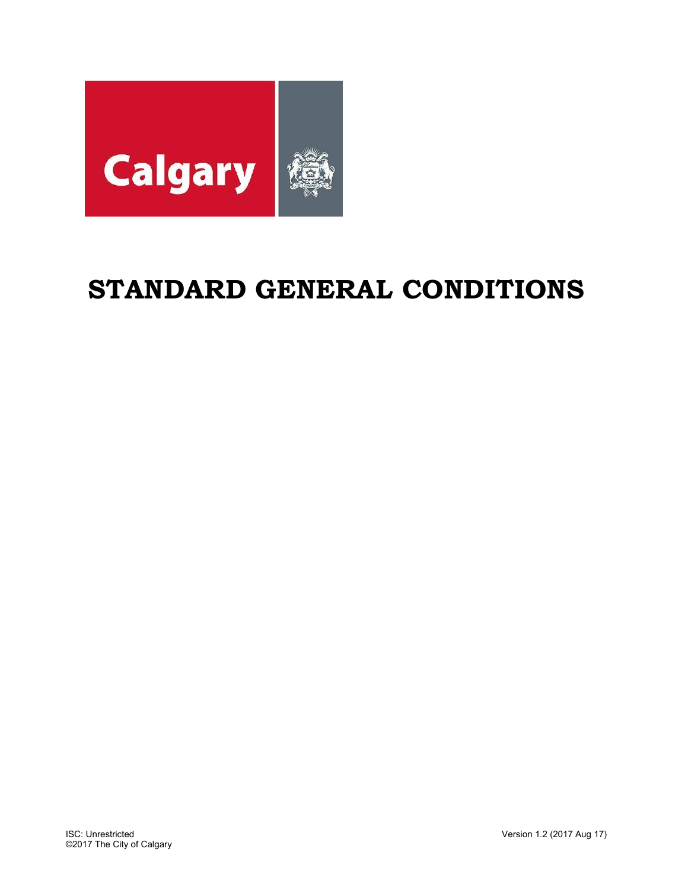Calgary

# STANDARD GENERAL CONDITIONS

ISC: Unrestricted
©2017 The City of Calgary

Version 1.2 (2017 Aug 17)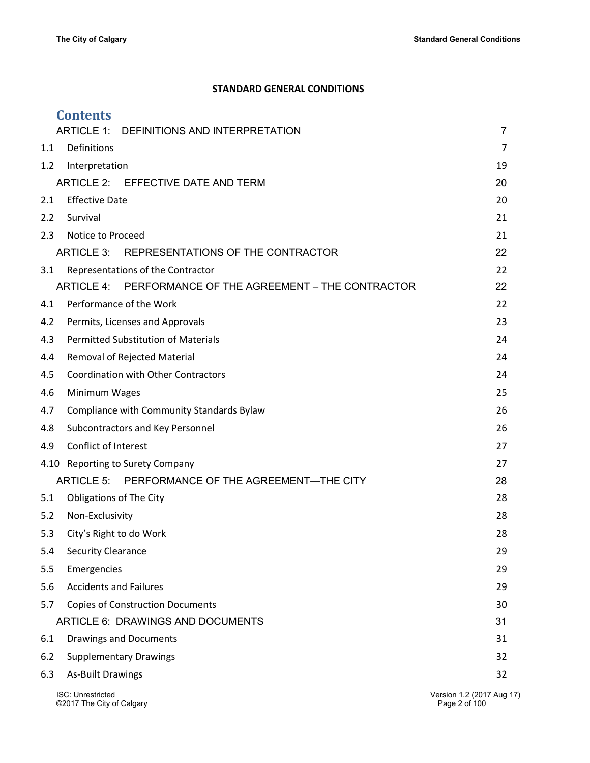**STANDARD GENERAL CONDITIONS**

## Contents

| | | |
|---|---|---|
| | ARTICLE 1: DEFINITIONS AND INTERPRETATION | 7 |
| 1.1 | Definitions | 7 |
| 1.2 | Interpretation | 19 |
| | ARTICLE 2: EFFECTIVE DATE AND TERM | 20 |
| 2.1 | Effective Date | 20 |
| 2.2 | Survival | 21 |
| 2.3 | Notice to Proceed | 21 |
| | ARTICLE 3: REPRESENTATIONS OF THE CONTRACTOR | 22 |
| 3.1 | Representations of the Contractor | 22 |
| | ARTICLE 4: PERFORMANCE OF THE AGREEMENT – THE CONTRACTOR | 22 |
| 4.1 | Performance of the Work | 22 |
| 4.2 | Permits, Licenses and Approvals | 23 |
| 4.3 | Permitted Substitution of Materials | 24 |
| 4.4 | Removal of Rejected Material | 24 |
| 4.5 | Coordination with Other Contractors | 24 |
| 4.6 | Minimum Wages | 25 |
| 4.7 | Compliance with Community Standards Bylaw | 26 |
| 4.8 | Subcontractors and Key Personnel | 26 |
| 4.9 | Conflict of Interest | 27 |
| 4.10 | Reporting to Surety Company | 27 |
| | ARTICLE 5: PERFORMANCE OF THE AGREEMENT—THE CITY | 28 |
| 5.1 | Obligations of The City | 28 |
| 5.2 | Non-Exclusivity | 28 |
| 5.3 | City's Right to do Work | 28 |
| 5.4 | Security Clearance | 29 |
| 5.5 | Emergencies | 29 |
| 5.6 | Accidents and Failures | 29 |
| 5.7 | Copies of Construction Documents | 30 |
| | ARTICLE 6: DRAWINGS AND DOCUMENTS | 31 |
| 6.1 | Drawings and Documents | 31 |
| 6.2 | Supplementary Drawings | 32 |
| 6.3 | As-Built Drawings | 32 |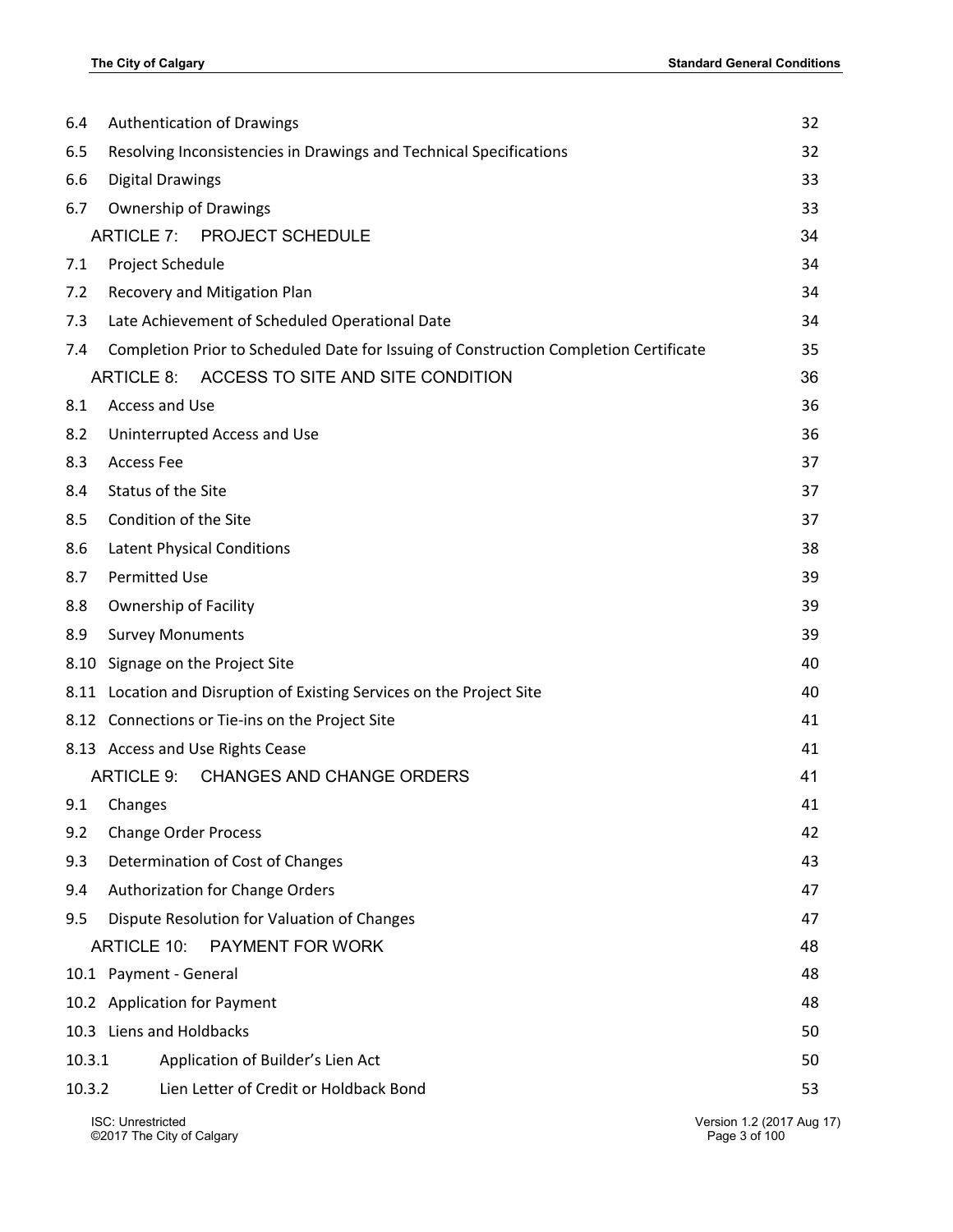| | | |
|---|---|---|
| 6.4 | Authentication of Drawings | 32 |
| 6.5 | Resolving Inconsistencies in Drawings and Technical Specifications | 32 |
| 6.6 | Digital Drawings | 33 |
| 6.7 | Ownership of Drawings | 33 |
| | ARTICLE 7: PROJECT SCHEDULE | 34 |
| 7.1 | Project Schedule | 34 |
| 7.2 | Recovery and Mitigation Plan | 34 |
| 7.3 | Late Achievement of Scheduled Operational Date | 34 |
| 7.4 | Completion Prior to Scheduled Date for Issuing of Construction Completion Certificate | 35 |
| | ARTICLE 8: ACCESS TO SITE AND SITE CONDITION | 36 |
| 8.1 | Access and Use | 36 |
| 8.2 | Uninterrupted Access and Use | 36 |
| 8.3 | Access Fee | 37 |
| 8.4 | Status of the Site | 37 |
| 8.5 | Condition of the Site | 37 |
| 8.6 | Latent Physical Conditions | 38 |
| 8.7 | Permitted Use | 39 |
| 8.8 | Ownership of Facility | 39 |
| 8.9 | Survey Monuments | 39 |
| 8.10 | Signage on the Project Site | 40 |
| 8.11 | Location and Disruption of Existing Services on the Project Site | 40 |
| 8.12 | Connections or Tie-ins on the Project Site | 41 |
| 8.13 | Access and Use Rights Cease | 41 |
| | ARTICLE 9: CHANGES AND CHANGE ORDERS | 41 |
| 9.1 | Changes | 41 |
| 9.2 | Change Order Process | 42 |
| 9.3 | Determination of Cost of Changes | 43 |
| 9.4 | Authorization for Change Orders | 47 |
| 9.5 | Dispute Resolution for Valuation of Changes | 47 |
| | ARTICLE 10: PAYMENT FOR WORK | 48 |
| 10.1 | Payment - General | 48 |
| 10.2 | Application for Payment | 48 |
| 10.3 | Liens and Holdbacks | 50 |
| 10.3.1 | Application of Builder's Lien Act | 50 |
| 10.3.2 | Lien Letter of Credit or Holdback Bond | 53 |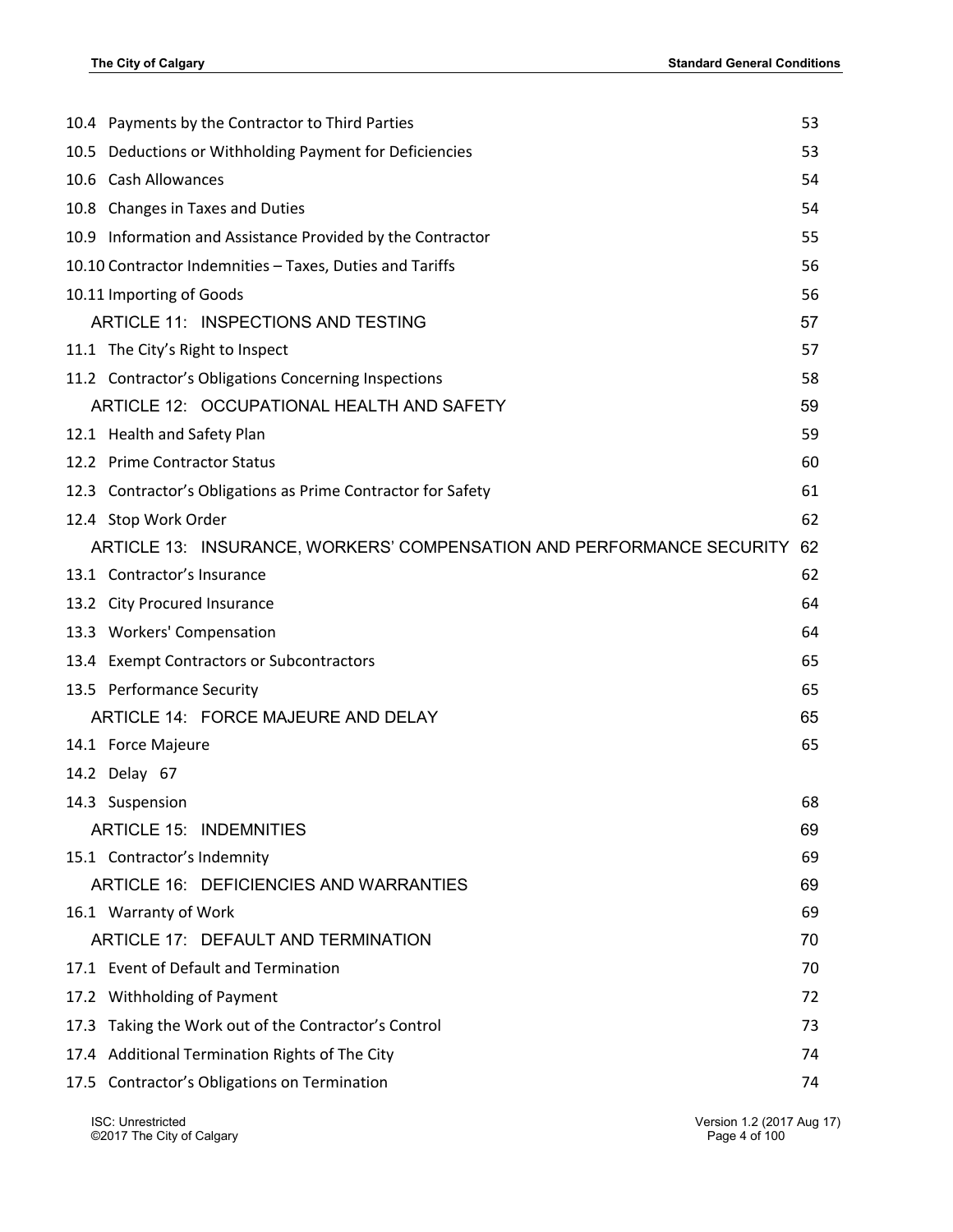| | |
|---|---|
| 10.4 Payments by the Contractor to Third Parties | 53 |
| 10.5 Deductions or Withholding Payment for Deficiencies | 53 |
| 10.6 Cash Allowances | 54 |
| 10.8 Changes in Taxes and Duties | 54 |
| 10.9 Information and Assistance Provided by the Contractor | 55 |
| 10.10 Contractor Indemnities – Taxes, Duties and Tariffs | 56 |
| 10.11 Importing of Goods | 56 |
| ARTICLE 11: INSPECTIONS AND TESTING | 57 |
| 11.1 The City's Right to Inspect | 57 |
| 11.2 Contractor's Obligations Concerning Inspections | 58 |
| ARTICLE 12: OCCUPATIONAL HEALTH AND SAFETY | 59 |
| 12.1 Health and Safety Plan | 59 |
| 12.2 Prime Contractor Status | 60 |
| 12.3 Contractor's Obligations as Prime Contractor for Safety | 61 |
| 12.4 Stop Work Order | 62 |
| ARTICLE 13: INSURANCE, WORKERS' COMPENSATION AND PERFORMANCE SECURITY | 62 |
| 13.1 Contractor's Insurance | 62 |
| 13.2 City Procured Insurance | 64 |
| 13.3 Workers' Compensation | 64 |
| 13.4 Exempt Contractors or Subcontractors | 65 |
| 13.5 Performance Security | 65 |
| ARTICLE 14: FORCE MAJEURE AND DELAY | 65 |
| 14.1 Force Majeure | 65 |
| 14.2 Delay 67 | |
| 14.3 Suspension | 68 |
| ARTICLE 15: INDEMNITIES | 69 |
| 15.1 Contractor's Indemnity | 69 |
| ARTICLE 16: DEFICIENCIES AND WARRANTIES | 69 |
| 16.1 Warranty of Work | 69 |
| ARTICLE 17: DEFAULT AND TERMINATION | 70 |
| 17.1 Event of Default and Termination | 70 |
| 17.2 Withholding of Payment | 72 |
| 17.3 Taking the Work out of the Contractor's Control | 73 |
| 17.4 Additional Termination Rights of The City | 74 |
| 17.5 Contractor's Obligations on Termination | 74 |

ISC: Unrestricted
©2017 The City of Calgary

Version 1.2 (2017 Aug 17)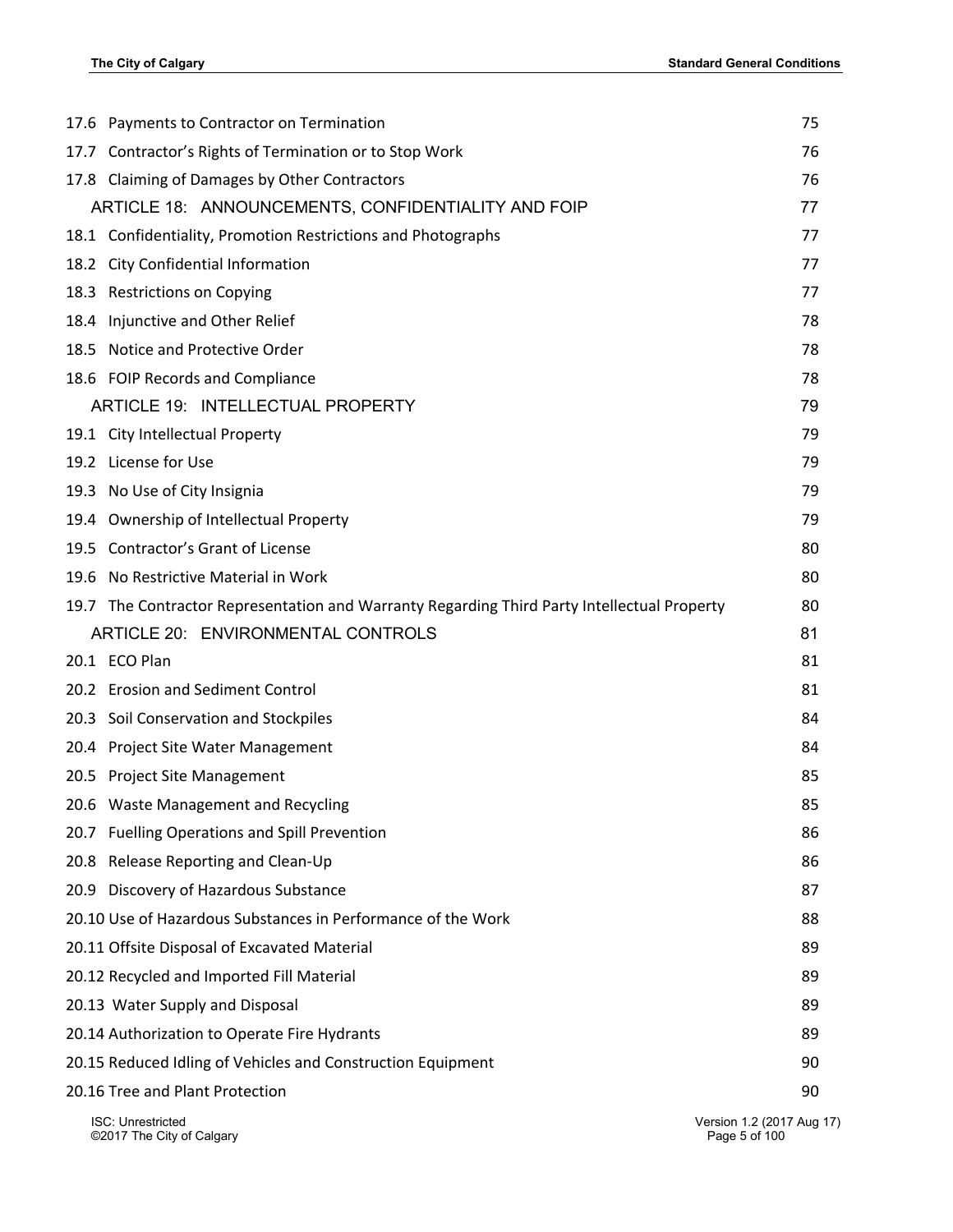17.6 Payments to Contractor on Termination 75

17.7 Contractor's Rights of Termination or to Stop Work 76

17.8 Claiming of Damages by Other Contractors 76

ARTICLE 18: ANNOUNCEMENTS, CONFIDENTIALITY AND FOIP 77

18.1 Confidentiality, Promotion Restrictions and Photographs 77

18.2 City Confidential Information 77

18.3 Restrictions on Copying 77

18.4 Injunctive and Other Relief 78

18.5 Notice and Protective Order 78

18.6 FOIP Records and Compliance 78

ARTICLE 19: INTELLECTUAL PROPERTY 79

19.1 City Intellectual Property 79

19.2 License for Use 79

19.3 No Use of City Insignia 79

19.4 Ownership of Intellectual Property 79

19.5 Contractor's Grant of License 80

19.6 No Restrictive Material in Work 80

19.7 The Contractor Representation and Warranty Regarding Third Party Intellectual Property 80

ARTICLE 20: ENVIRONMENTAL CONTROLS 81

20.1 ECO Plan 81

20.2 Erosion and Sediment Control 81

20.3 Soil Conservation and Stockpiles 84

20.4 Project Site Water Management 84

20.5 Project Site Management 85

20.6 Waste Management and Recycling 85

20.7 Fuelling Operations and Spill Prevention 86

20.8 Release Reporting and Clean-Up 86

20.9 Discovery of Hazardous Substance 87

20.10 Use of Hazardous Substances in Performance of the Work 88

20.11 Offsite Disposal of Excavated Material 89

20.12 Recycled and Imported Fill Material 89

20.13 Water Supply and Disposal 89

20.14 Authorization to Operate Fire Hydrants 89

20.15 Reduced Idling of Vehicles and Construction Equipment 90

20.16 Tree and Plant Protection 90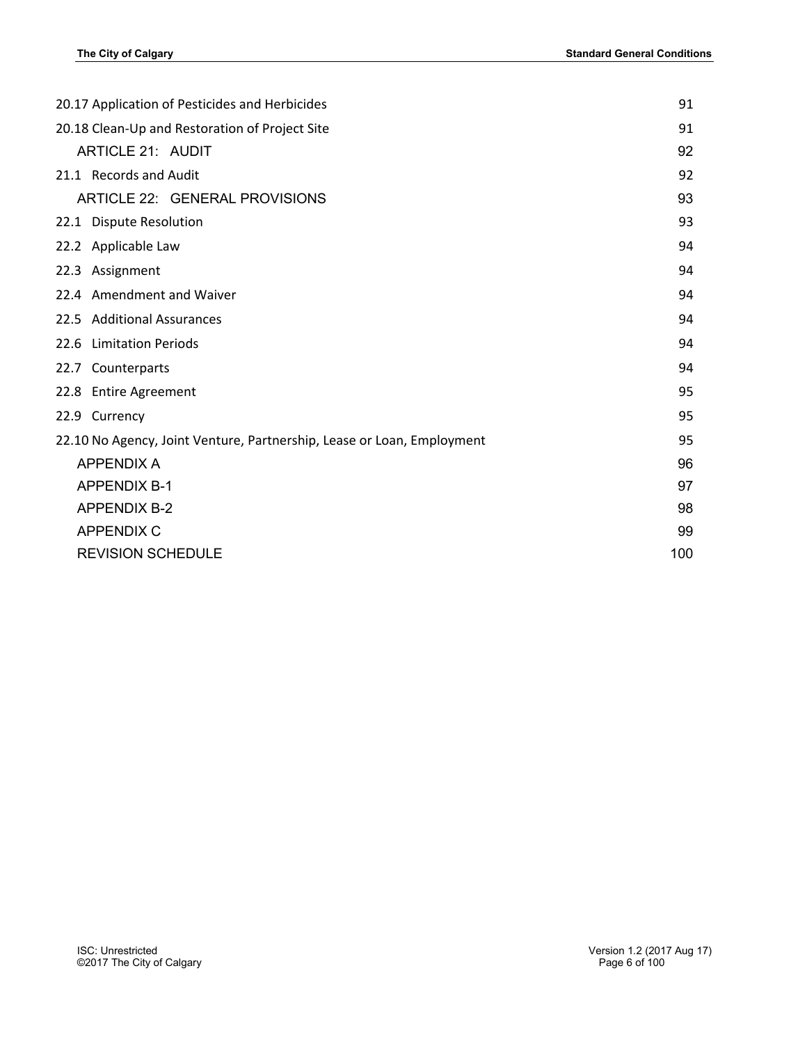20.17 Application of Pesticides and Herbicides 91

20.18 Clean-Up and Restoration of Project Site 91

ARTICLE 21: AUDIT 92

21.1 Records and Audit 92

ARTICLE 22: GENERAL PROVISIONS 93

22.1 Dispute Resolution 93

22.2 Applicable Law 94

22.3 Assignment 94

22.4 Amendment and Waiver 94

22.5 Additional Assurances 94

22.6 Limitation Periods 94

22.7 Counterparts 94

22.8 Entire Agreement 95

22.9 Currency 95

22.10 No Agency, Joint Venture, Partnership, Lease or Loan, Employment 95

APPENDIX A 96

APPENDIX B-1 97

APPENDIX B-2 98

APPENDIX C 99

REVISION SCHEDULE 100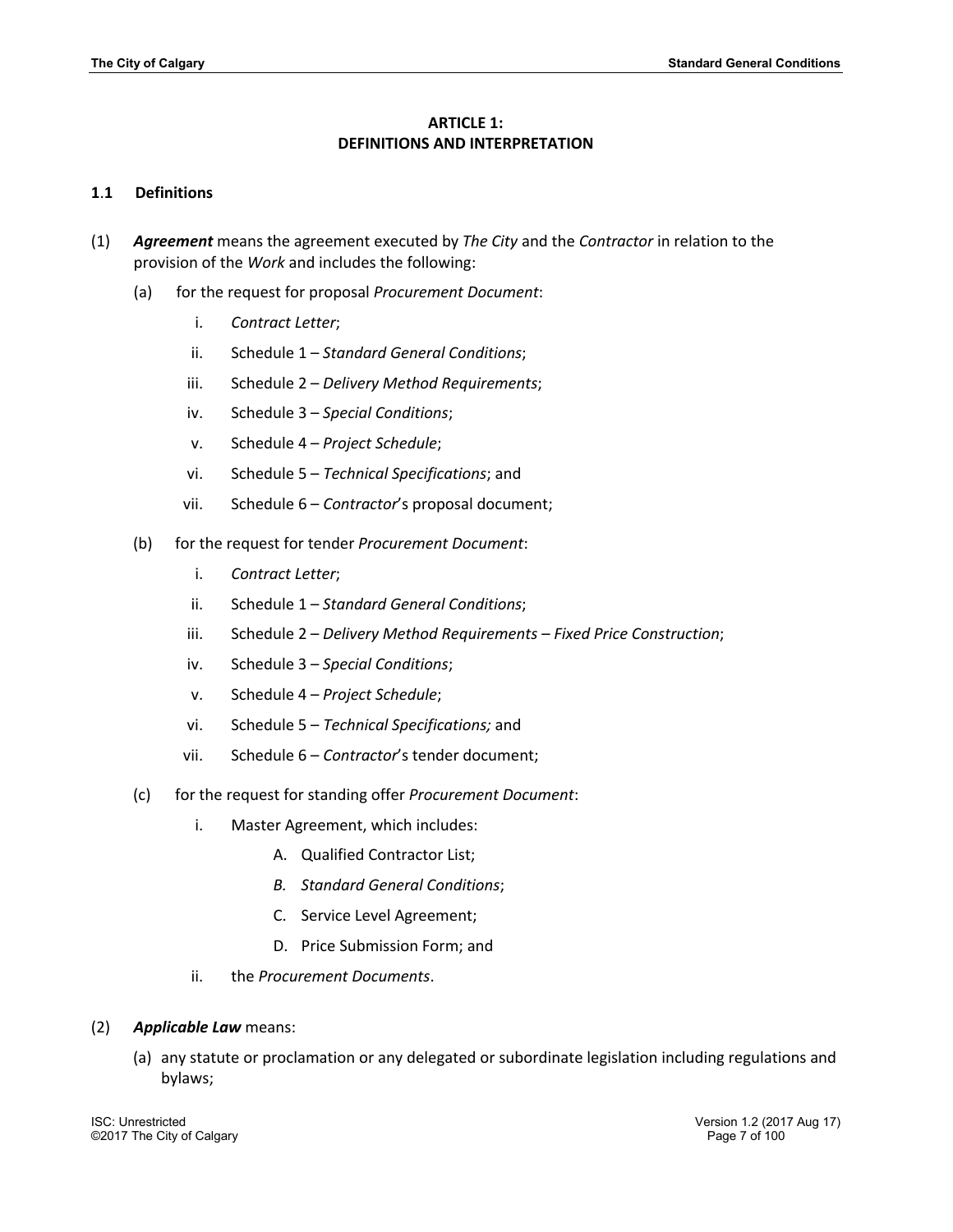## ARTICLE 1:
## DEFINITIONS AND INTERPRETATION

### 1.1 Definitions

(1) ***Agreement*** means the agreement executed by *The City* and the *Contractor* in relation to the provision of the *Work* and includes the following:

   (a) for the request for proposal *Procurement Document*:

      i. *Contract Letter*;

      ii. Schedule 1 – *Standard General Conditions*;

      iii. Schedule 2 – *Delivery Method Requirements*;

      iv. Schedule 3 – *Special Conditions*;

      v. Schedule 4 – *Project Schedule*;

      vi. Schedule 5 – *Technical Specifications*; and

      vii. Schedule 6 – *Contractor*'s proposal document;

   (b) for the request for tender *Procurement Document*:

      i. *Contract Letter*;

      ii. Schedule 1 – *Standard General Conditions*;

      iii. Schedule 2 – *Delivery Method Requirements – Fixed Price Construction*;

      iv. Schedule 3 – *Special Conditions*;

      v. Schedule 4 – *Project Schedule*;

      vi. Schedule 5 – *Technical Specifications;* and

      vii. Schedule 6 – *Contractor*'s tender document;

   (c) for the request for standing offer *Procurement Document*:

      i. Master Agreement, which includes:

         A. Qualified Contractor List;

         *B. Standard General Conditions*;

         C. Service Level Agreement;

         D. Price Submission Form; and

      ii. the *Procurement Documents*.

(2) ***Applicable Law*** means:

   (a) any statute or proclamation or any delegated or subordinate legislation including regulations and bylaws;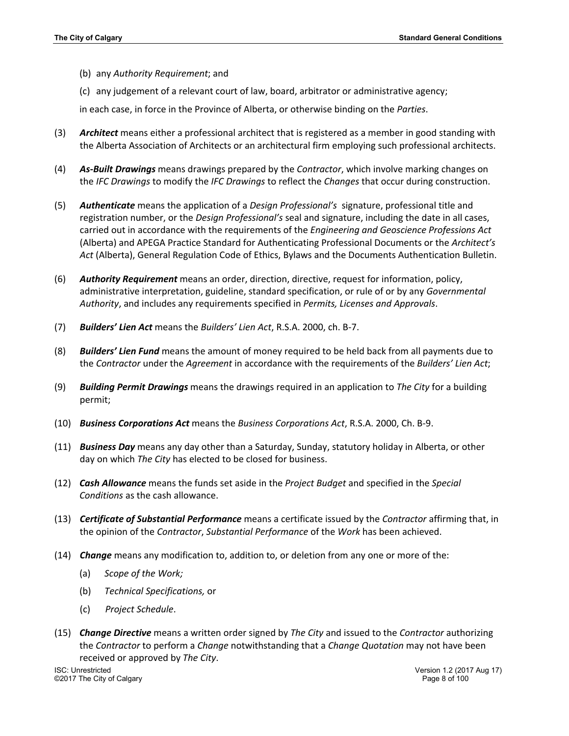(b) any *Authority Requirement*; and

(c) any judgement of a relevant court of law, board, arbitrator or administrative agency;

in each case, in force in the Province of Alberta, or otherwise binding on the *Parties*.

(3) ***Architect*** means either a professional architect that is registered as a member in good standing with the Alberta Association of Architects or an architectural firm employing such professional architects.

(4) ***As-Built Drawings*** means drawings prepared by the *Contractor*, which involve marking changes on the *IFC Drawings* to modify the *IFC Drawings* to reflect the *Changes* that occur during construction.

(5) ***Authenticate*** means the application of a *Design Professional's* signature, professional title and registration number, or the *Design Professional's* seal and signature, including the date in all cases, carried out in accordance with the requirements of the *Engineering and Geoscience Professions Act* (Alberta) and APEGA Practice Standard for Authenticating Professional Documents or the *Architect's Act* (Alberta), General Regulation Code of Ethics, Bylaws and the Documents Authentication Bulletin.

(6) ***Authority Requirement*** means an order, direction, directive, request for information, policy, administrative interpretation, guideline, standard specification, or rule of or by any *Governmental Authority*, and includes any requirements specified in *Permits, Licenses and Approvals*.

(7) ***Builders' Lien Act*** means the *Builders' Lien Act*, R.S.A. 2000, ch. B-7.

(8) ***Builders' Lien Fund*** means the amount of money required to be held back from all payments due to the *Contractor* under the *Agreement* in accordance with the requirements of the *Builders' Lien Act*;

(9) ***Building Permit Drawings*** means the drawings required in an application to *The City* for a building permit;

(10) ***Business Corporations Act*** means the *Business Corporations Act*, R.S.A. 2000, Ch. B-9.

(11) ***Business Day*** means any day other than a Saturday, Sunday, statutory holiday in Alberta, or other day on which *The City* has elected to be closed for business.

(12) ***Cash Allowance*** means the funds set aside in the *Project Budget* and specified in the *Special Conditions* as the cash allowance.

(13) ***Certificate of Substantial Performance*** means a certificate issued by the *Contractor* affirming that, in the opinion of the *Contractor*, *Substantial Performance* of the *Work* has been achieved.

(14) ***Change*** means any modification to, addition to, or deletion from any one or more of the:

(a) *Scope of the Work;*

(b) *Technical Specifications,* or

(c) *Project Schedule*.

(15) ***Change Directive*** means a written order signed by *The City* and issued to the *Contractor* authorizing the *Contractor* to perform a *Change* notwithstanding that a *Change Quotation* may not have been received or approved by *The City*.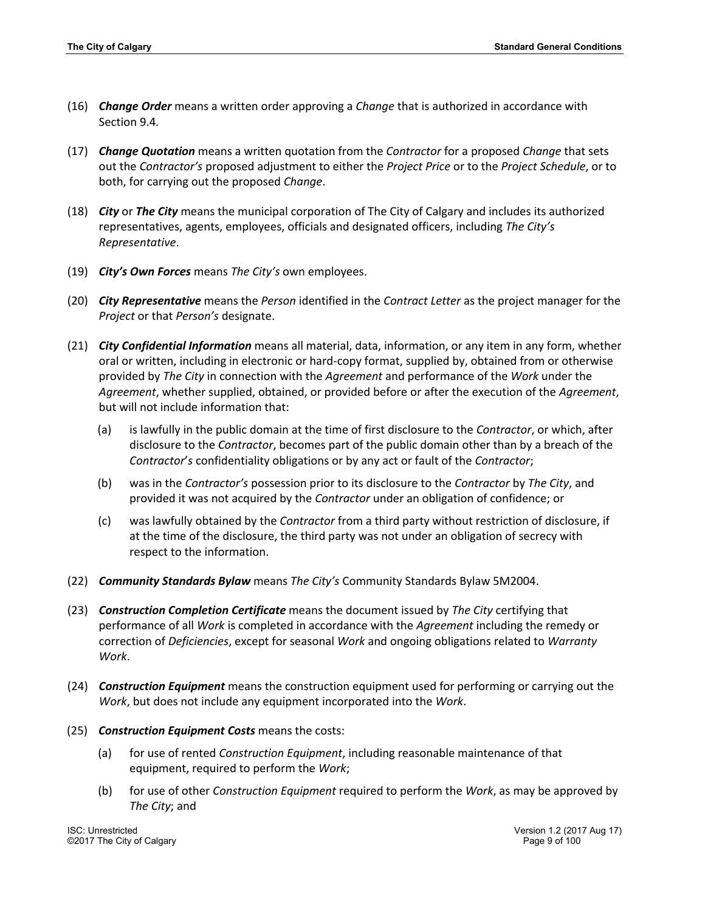(16) ***Change Order*** means a written order approving a *Change* that is authorized in accordance with Section 9.4.

(17) ***Change Quotation*** means a written quotation from the *Contractor* for a proposed *Change* that sets out the *Contractor's* proposed adjustment to either the *Project Price* or to the *Project Schedule*, or to both, for carrying out the proposed *Change*.

(18) ***City*** or ***The City*** means the municipal corporation of The City of Calgary and includes its authorized representatives, agents, employees, officials and designated officers, including *The City's Representative*.

(19) ***City's Own Forces*** means *The City's* own employees.

(20) ***City Representative*** means the *Person* identified in the *Contract Letter* as the project manager for the *Project* or that *Person's* designate.

(21) ***City Confidential Information*** means all material, data, information, or any item in any form, whether oral or written, including in electronic or hard-copy format, supplied by, obtained from or otherwise provided by *The City* in connection with the *Agreement* and performance of the *Work* under the *Agreement*, whether supplied, obtained, or provided before or after the execution of the *Agreement*, but will not include information that:

   (a) is lawfully in the public domain at the time of first disclosure to the *Contractor*, or which, after disclosure to the *Contractor*, becomes part of the public domain other than by a breach of the *Contractor*'s confidentiality obligations or by any act or fault of the *Contractor*;

   (b) was in the *Contractor's* possession prior to its disclosure to the *Contractor* by *The City*, and provided it was not acquired by the *Contractor* under an obligation of confidence; or

   (c) was lawfully obtained by the *Contractor* from a third party without restriction of disclosure, if at the time of the disclosure, the third party was not under an obligation of secrecy with respect to the information.

(22) ***Community Standards Bylaw*** means *The City's* Community Standards Bylaw 5M2004.

(23) ***Construction Completion Certificate*** means the document issued by *The City* certifying that performance of all *Work* is completed in accordance with the *Agreement* including the remedy or correction of *Deficiencies*, except for seasonal *Work* and ongoing obligations related to *Warranty Work*.

(24) ***Construction Equipment*** means the construction equipment used for performing or carrying out the *Work*, but does not include any equipment incorporated into the *Work*.

(25) ***Construction Equipment Costs*** means the costs:

   (a) for use of rented *Construction Equipment*, including reasonable maintenance of that equipment, required to perform the *Work*;

   (b) for use of other *Construction Equipment* required to perform the *Work*, as may be approved by *The City*; and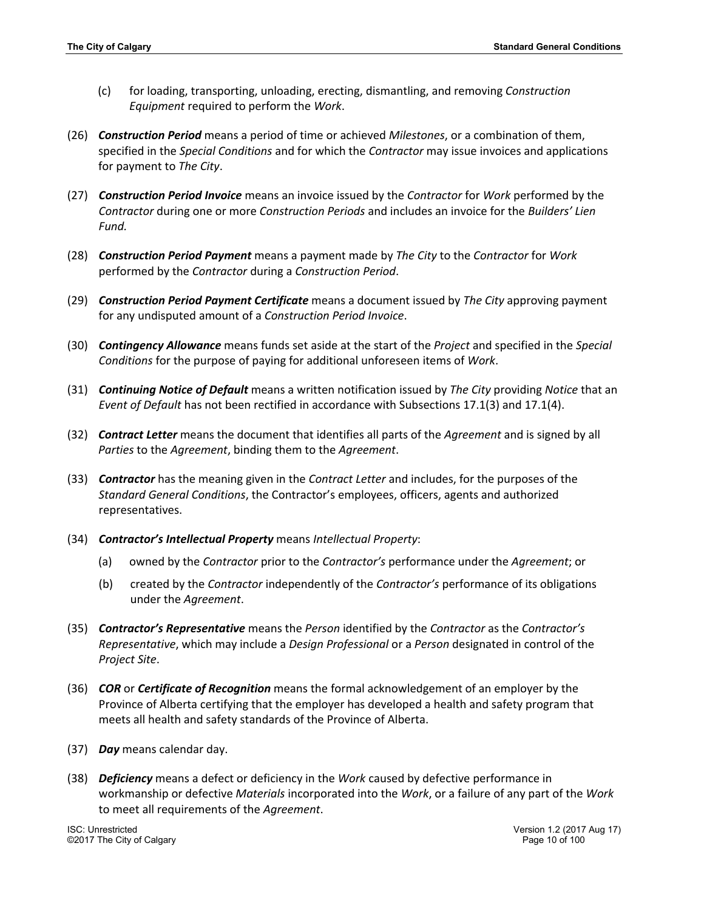(c) for loading, transporting, unloading, erecting, dismantling, and removing *Construction Equipment* required to perform the *Work*.

(26) ***Construction Period*** means a period of time or achieved *Milestones*, or a combination of them, specified in the *Special Conditions* and for which the *Contractor* may issue invoices and applications for payment to *The City*.

(27) ***Construction Period Invoice*** means an invoice issued by the *Contractor* for *Work* performed by the *Contractor* during one or more *Construction Periods* and includes an invoice for the *Builders' Lien Fund.*

(28) ***Construction Period Payment*** means a payment made by *The City* to the *Contractor* for *Work* performed by the *Contractor* during a *Construction Period*.

(29) ***Construction Period Payment Certificate*** means a document issued by *The City* approving payment for any undisputed amount of a *Construction Period Invoice*.

(30) ***Contingency Allowance*** means funds set aside at the start of the *Project* and specified in the *Special Conditions* for the purpose of paying for additional unforeseen items of *Work*.

(31) ***Continuing Notice of Default*** means a written notification issued by *The City* providing *Notice* that an *Event of Default* has not been rectified in accordance with Subsections 17.1(3) and 17.1(4).

(32) ***Contract Letter*** means the document that identifies all parts of the *Agreement* and is signed by all *Parties* to the *Agreement*, binding them to the *Agreement*.

(33) ***Contractor*** has the meaning given in the *Contract Letter* and includes, for the purposes of the *Standard General Conditions*, the Contractor's employees, officers, agents and authorized representatives.

(34) ***Contractor's Intellectual Property*** means *Intellectual Property*:

(a) owned by the *Contractor* prior to the *Contractor's* performance under the *Agreement*; or

(b) created by the *Contractor* independently of the *Contractor's* performance of its obligations under the *Agreement*.

(35) ***Contractor's Representative*** means the *Person* identified by the *Contractor* as the *Contractor's Representative*, which may include a *Design Professional* or a *Person* designated in control of the *Project Site*.

(36) ***COR*** or ***Certificate of Recognition*** means the formal acknowledgement of an employer by the Province of Alberta certifying that the employer has developed a health and safety program that meets all health and safety standards of the Province of Alberta.

(37) ***Day*** means calendar day.

(38) ***Deficiency*** means a defect or deficiency in the *Work* caused by defective performance in workmanship or defective *Materials* incorporated into the *Work*, or a failure of any part of the *Work* to meet all requirements of the *Agreement*.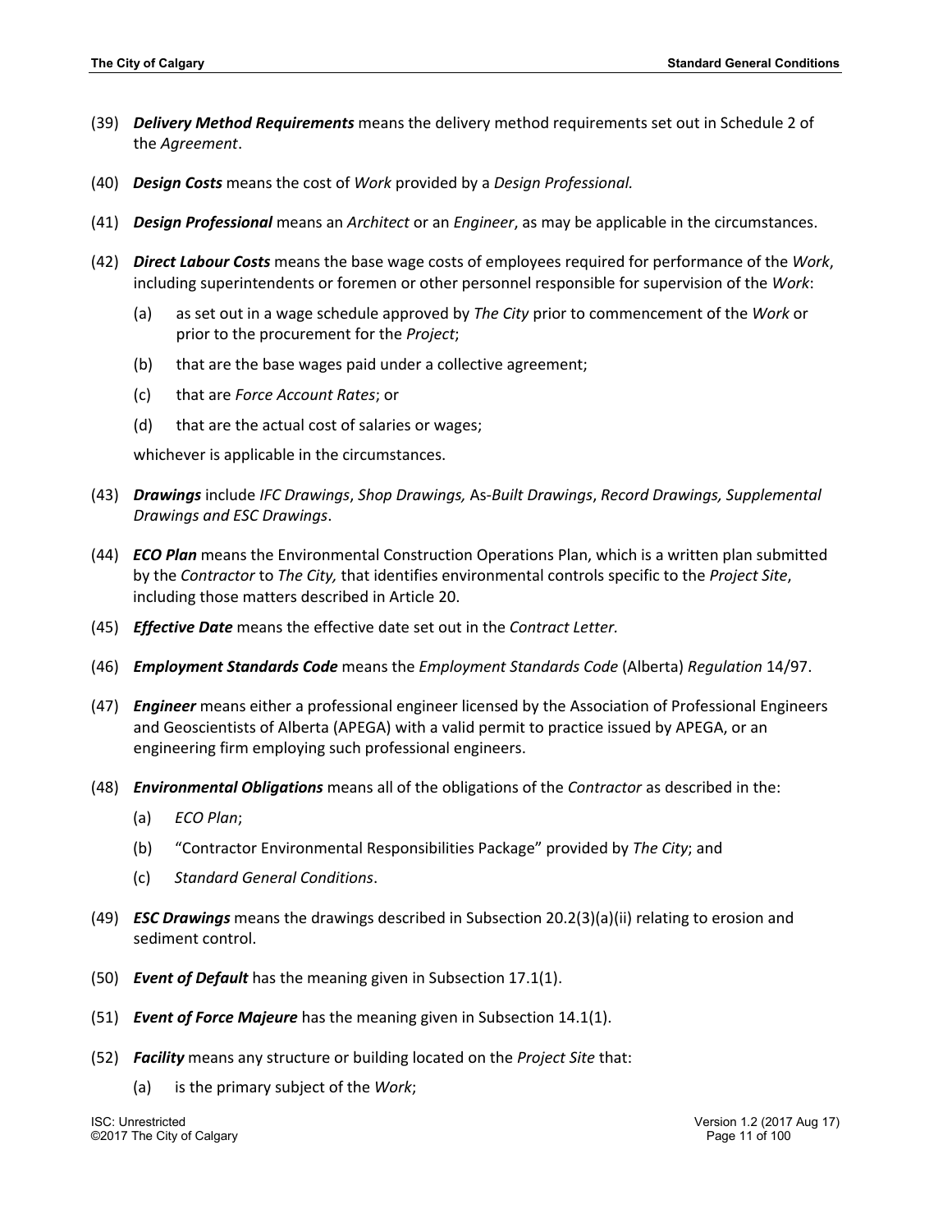(39) ***Delivery Method Requirements*** means the delivery method requirements set out in Schedule 2 of the *Agreement*.

(40) ***Design Costs*** means the cost of *Work* provided by a *Design Professional.*

(41) ***Design Professional*** means an *Architect* or an *Engineer*, as may be applicable in the circumstances.

(42) ***Direct Labour Costs*** means the base wage costs of employees required for performance of the *Work*, including superintendents or foremen or other personnel responsible for supervision of the *Work*:

   (a) as set out in a wage schedule approved by *The City* prior to commencement of the *Work* or prior to the procurement for the *Project*;

   (b) that are the base wages paid under a collective agreement;

   (c) that are *Force Account Rates*; or

   (d) that are the actual cost of salaries or wages;

   whichever is applicable in the circumstances.

(43) ***Drawings*** include *IFC Drawings*, *Shop Drawings,* As-*Built Drawings*, *Record Drawings, Supplemental Drawings and ESC Drawings*.

(44) ***ECO Plan*** means the Environmental Construction Operations Plan, which is a written plan submitted by the *Contractor* to *The City,* that identifies environmental controls specific to the *Project Site*, including those matters described in Article 20.

(45) ***Effective Date*** means the effective date set out in the *Contract Letter.*

(46) ***Employment Standards Code*** means the *Employment Standards Code* (Alberta) *Regulation* 14/97.

(47) ***Engineer*** means either a professional engineer licensed by the Association of Professional Engineers and Geoscientists of Alberta (APEGA) with a valid permit to practice issued by APEGA, or an engineering firm employing such professional engineers.

(48) ***Environmental Obligations*** means all of the obligations of the *Contractor* as described in the:

   (a) *ECO Plan*;

   (b) "Contractor Environmental Responsibilities Package" provided by *The City*; and

   (c) *Standard General Conditions*.

(49) ***ESC Drawings*** means the drawings described in Subsection 20.2(3)(a)(ii) relating to erosion and sediment control.

(50) ***Event of Default*** has the meaning given in Subsection 17.1(1).

(51) ***Event of Force Majeure*** has the meaning given in Subsection 14.1(1).

(52) ***Facility*** means any structure or building located on the *Project Site* that:

   (a) is the primary subject of the *Work*;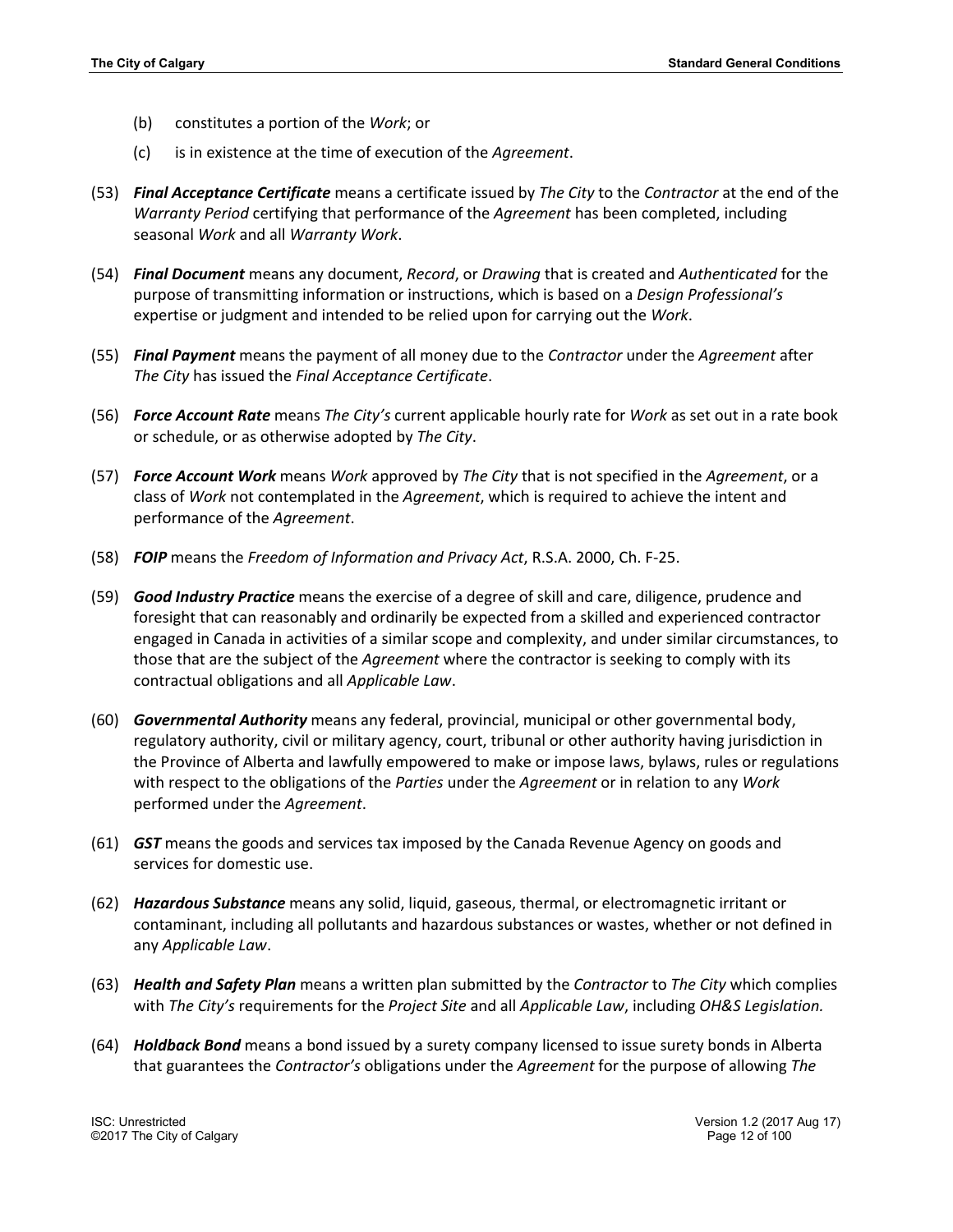(b) constitutes a portion of the *Work*; or

(c) is in existence at the time of execution of the *Agreement*.

(53) ***Final Acceptance Certificate*** means a certificate issued by *The City* to the *Contractor* at the end of the *Warranty Period* certifying that performance of the *Agreement* has been completed, including seasonal *Work* and all *Warranty Work*.

(54) ***Final Document*** means any document, *Record*, or *Drawing* that is created and *Authenticated* for the purpose of transmitting information or instructions, which is based on a *Design Professional's* expertise or judgment and intended to be relied upon for carrying out the *Work*.

(55) ***Final Payment*** means the payment of all money due to the *Contractor* under the *Agreement* after *The City* has issued the *Final Acceptance Certificate*.

(56) ***Force Account Rate*** means *The City's* current applicable hourly rate for *Work* as set out in a rate book or schedule, or as otherwise adopted by *The City*.

(57) ***Force Account Work*** means *Work* approved by *The City* that is not specified in the *Agreement*, or a class of *Work* not contemplated in the *Agreement*, which is required to achieve the intent and performance of the *Agreement*.

(58) ***FOIP*** means the *Freedom of Information and Privacy Act*, R.S.A. 2000, Ch. F-25.

(59) ***Good Industry Practice*** means the exercise of a degree of skill and care, diligence, prudence and foresight that can reasonably and ordinarily be expected from a skilled and experienced contractor engaged in Canada in activities of a similar scope and complexity, and under similar circumstances, to those that are the subject of the *Agreement* where the contractor is seeking to comply with its contractual obligations and all *Applicable Law*.

(60) ***Governmental Authority*** means any federal, provincial, municipal or other governmental body, regulatory authority, civil or military agency, court, tribunal or other authority having jurisdiction in the Province of Alberta and lawfully empowered to make or impose laws, bylaws, rules or regulations with respect to the obligations of the *Parties* under the *Agreement* or in relation to any *Work* performed under the *Agreement*.

(61) ***GST*** means the goods and services tax imposed by the Canada Revenue Agency on goods and services for domestic use.

(62) ***Hazardous Substance*** means any solid, liquid, gaseous, thermal, or electromagnetic irritant or contaminant, including all pollutants and hazardous substances or wastes, whether or not defined in any *Applicable Law*.

(63) ***Health and Safety Plan*** means a written plan submitted by the *Contractor* to *The City* which complies with *The City's* requirements for the *Project Site* and all *Applicable Law*, including *OH&S Legislation.*

(64) ***Holdback Bond*** means a bond issued by a surety company licensed to issue surety bonds in Alberta that guarantees the *Contractor's* obligations under the *Agreement* for the purpose of allowing *The*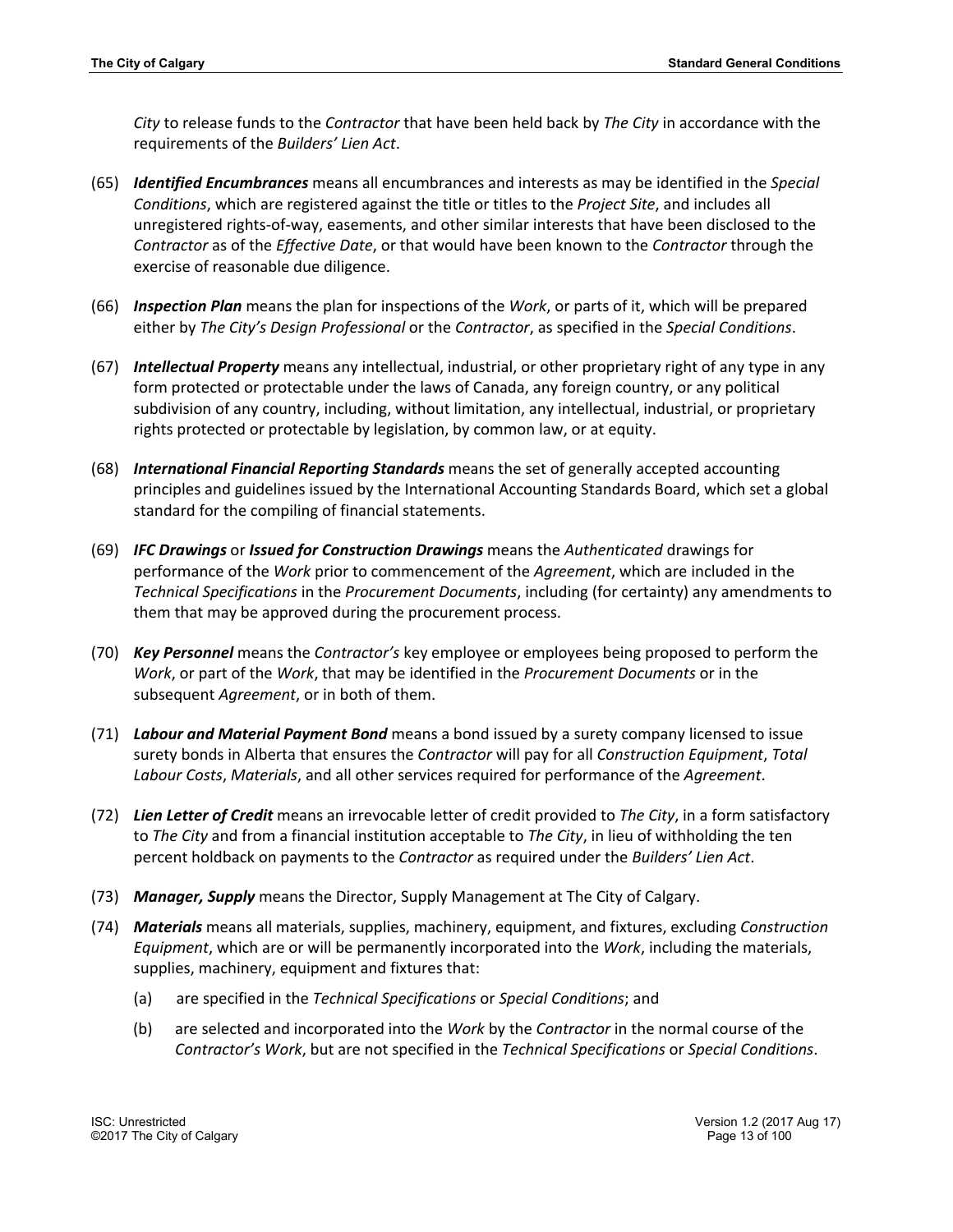*City* to release funds to the *Contractor* that have been held back by *The City* in accordance with the requirements of the *Builders' Lien Act*.

(65) ***Identified Encumbrances*** means all encumbrances and interests as may be identified in the *Special Conditions*, which are registered against the title or titles to the *Project Site*, and includes all unregistered rights-of-way, easements, and other similar interests that have been disclosed to the *Contractor* as of the *Effective Date*, or that would have been known to the *Contractor* through the exercise of reasonable due diligence.

(66) ***Inspection Plan*** means the plan for inspections of the *Work*, or parts of it, which will be prepared either by *The City's Design Professional* or the *Contractor*, as specified in the *Special Conditions*.

(67) ***Intellectual Property*** means any intellectual, industrial, or other proprietary right of any type in any form protected or protectable under the laws of Canada, any foreign country, or any political subdivision of any country, including, without limitation, any intellectual, industrial, or proprietary rights protected or protectable by legislation, by common law, or at equity.

(68) ***International Financial Reporting Standards*** means the set of generally accepted accounting principles and guidelines issued by the International Accounting Standards Board, which set a global standard for the compiling of financial statements.

(69) ***IFC Drawings*** or ***Issued for Construction Drawings*** means the *Authenticated* drawings for performance of the *Work* prior to commencement of the *Agreement*, which are included in the *Technical Specifications* in the *Procurement Documents*, including (for certainty) any amendments to them that may be approved during the procurement process.

(70) ***Key Personnel*** means the *Contractor's* key employee or employees being proposed to perform the *Work*, or part of the *Work*, that may be identified in the *Procurement Documents* or in the subsequent *Agreement*, or in both of them.

(71) ***Labour and Material Payment Bond*** means a bond issued by a surety company licensed to issue surety bonds in Alberta that ensures the *Contractor* will pay for all *Construction Equipment*, *Total Labour Costs*, *Materials*, and all other services required for performance of the *Agreement*.

(72) ***Lien Letter of Credit*** means an irrevocable letter of credit provided to *The City*, in a form satisfactory to *The City* and from a financial institution acceptable to *The City*, in lieu of withholding the ten percent holdback on payments to the *Contractor* as required under the *Builders' Lien Act*.

(73) ***Manager, Supply*** means the Director, Supply Management at The City of Calgary.

(74) ***Materials*** means all materials, supplies, machinery, equipment, and fixtures, excluding *Construction Equipment*, which are or will be permanently incorporated into the *Work*, including the materials, supplies, machinery, equipment and fixtures that:

   (a) are specified in the *Technical Specifications* or *Special Conditions*; and

   (b) are selected and incorporated into the *Work* by the *Contractor* in the normal course of the *Contractor's Work*, but are not specified in the *Technical Specifications* or *Special Conditions*.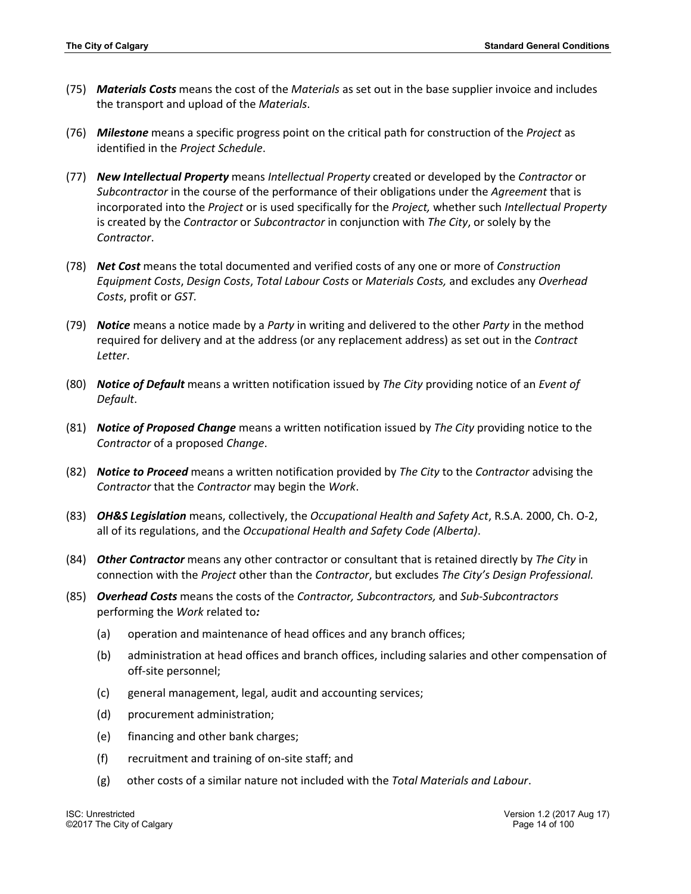(75) ***Materials Costs*** means the cost of the *Materials* as set out in the base supplier invoice and includes the transport and upload of the *Materials*.

(76) ***Milestone*** means a specific progress point on the critical path for construction of the *Project* as identified in the *Project Schedule*.

(77) ***New Intellectual Property*** means *Intellectual Property* created or developed by the *Contractor* or *Subcontractor* in the course of the performance of their obligations under the *Agreement* that is incorporated into the *Project* or is used specifically for the *Project,* whether such *Intellectual Property* is created by the *Contractor* or *Subcontractor* in conjunction with *The City*, or solely by the *Contractor*.

(78) ***Net Cost*** means the total documented and verified costs of any one or more of *Construction Equipment Costs*, *Design Costs*, *Total Labour Costs* or *Materials Costs,* and excludes any *Overhead Costs*, profit or *GST.*

(79) ***Notice*** means a notice made by a *Party* in writing and delivered to the other *Party* in the method required for delivery and at the address (or any replacement address) as set out in the *Contract Letter*.

(80) ***Notice of Default*** means a written notification issued by *The City* providing notice of an *Event of Default*.

(81) ***Notice of Proposed Change*** means a written notification issued by *The City* providing notice to the *Contractor* of a proposed *Change*.

(82) ***Notice to Proceed*** means a written notification provided by *The City* to the *Contractor* advising the *Contractor* that the *Contractor* may begin the *Work*.

(83) ***OH&S Legislation*** means, collectively, the *Occupational Health and Safety Act*, R.S.A. 2000, Ch. O-2, all of its regulations, and the *Occupational Health and Safety Code (Alberta)*.

(84) ***Other Contractor*** means any other contractor or consultant that is retained directly by *The City* in connection with the *Project* other than the *Contractor*, but excludes *The City's Design Professional.*

(85) ***Overhead Costs*** means the costs of the *Contractor, Subcontractors,* and *Sub-Subcontractors* performing the *Work* related to***:***

   (a) operation and maintenance of head offices and any branch offices;

   (b) administration at head offices and branch offices, including salaries and other compensation of off-site personnel;

   (c) general management, legal, audit and accounting services;

   (d) procurement administration;

   (e) financing and other bank charges;

   (f) recruitment and training of on-site staff; and

   (g) other costs of a similar nature not included with the *Total Materials and Labour*.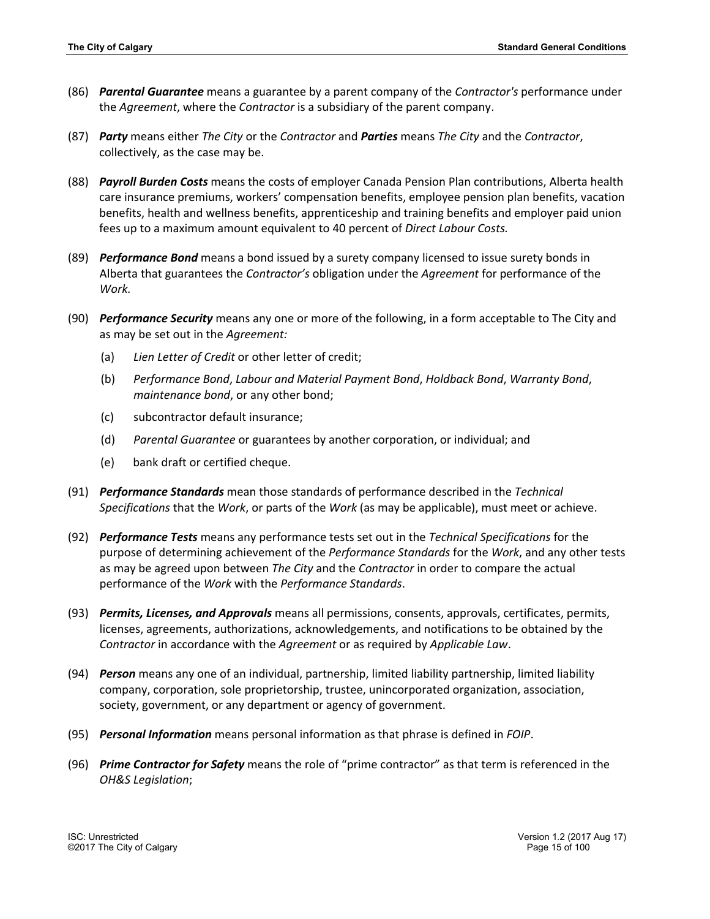(86) ***Parental Guarantee*** means a guarantee by a parent company of the *Contractor's* performance under the *Agreement*, where the *Contractor* is a subsidiary of the parent company.

(87) ***Party*** means either *The City* or the *Contractor* and ***Parties*** means *The City* and the *Contractor*, collectively, as the case may be.

(88) ***Payroll Burden Costs*** means the costs of employer Canada Pension Plan contributions, Alberta health care insurance premiums, workers' compensation benefits, employee pension plan benefits, vacation benefits, health and wellness benefits, apprenticeship and training benefits and employer paid union fees up to a maximum amount equivalent to 40 percent of *Direct Labour Costs.*

(89) ***Performance Bond*** means a bond issued by a surety company licensed to issue surety bonds in Alberta that guarantees the *Contractor's* obligation under the *Agreement* for performance of the *Work.*

(90) ***Performance Security*** means any one or more of the following, in a form acceptable to The City and as may be set out in the *Agreement:*

- (a) *Lien Letter of Credit* or other letter of credit;
- (b) *Performance Bond*, *Labour and Material Payment Bond*, *Holdback Bond*, *Warranty Bond*, *maintenance bond*, or any other bond;
- (c) subcontractor default insurance;
- (d) *Parental Guarantee* or guarantees by another corporation, or individual; and
- (e) bank draft or certified cheque.

(91) ***Performance Standards*** mean those standards of performance described in the *Technical Specifications* that the *Work*, or parts of the *Work* (as may be applicable), must meet or achieve.

(92) ***Performance Tests*** means any performance tests set out in the *Technical Specifications* for the purpose of determining achievement of the *Performance Standards* for the *Work*, and any other tests as may be agreed upon between *The City* and the *Contractor* in order to compare the actual performance of the *Work* with the *Performance Standards*.

(93) ***Permits, Licenses, and Approvals*** means all permissions, consents, approvals, certificates, permits, licenses, agreements, authorizations, acknowledgements, and notifications to be obtained by the *Contractor* in accordance with the *Agreement* or as required by *Applicable Law*.

(94) ***Person*** means any one of an individual, partnership, limited liability partnership, limited liability company, corporation, sole proprietorship, trustee, unincorporated organization, association, society, government, or any department or agency of government.

(95) ***Personal Information*** means personal information as that phrase is defined in *FOIP*.

(96) ***Prime Contractor for Safety*** means the role of "prime contractor" as that term is referenced in the *OH&S Legislation*;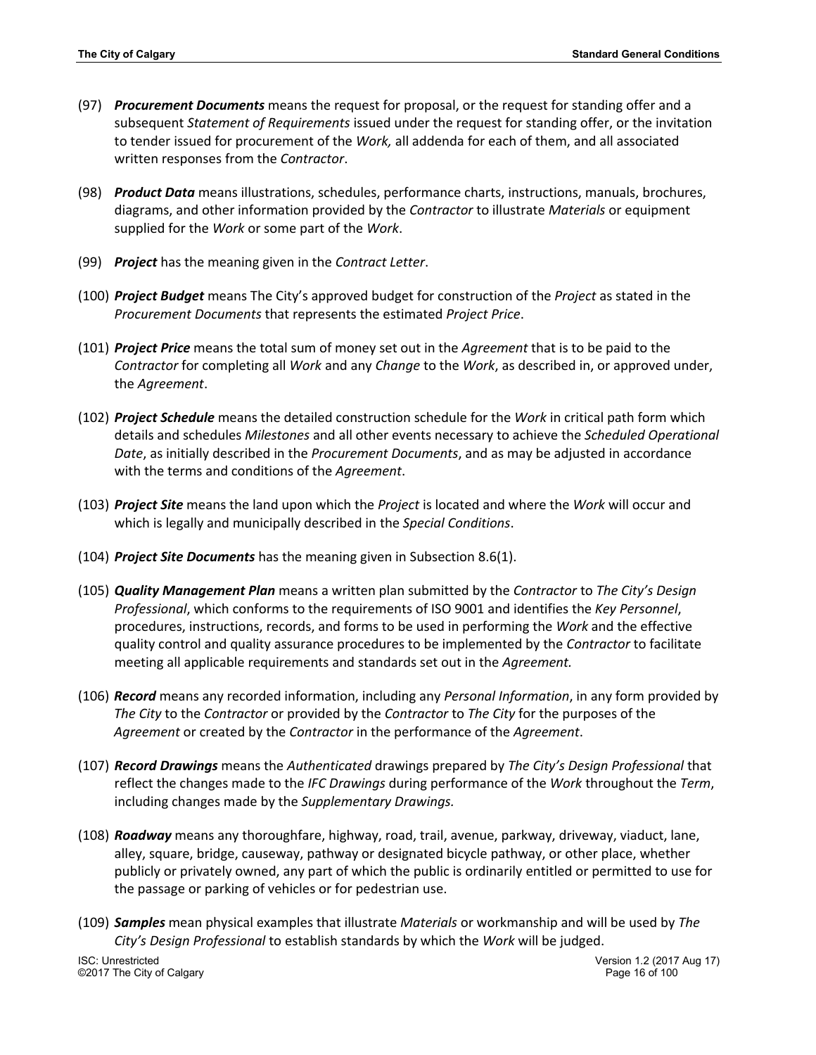(97) ***Procurement Documents*** means the request for proposal, or the request for standing offer and a subsequent *Statement of Requirements* issued under the request for standing offer, or the invitation to tender issued for procurement of the *Work,* all addenda for each of them, and all associated written responses from the *Contractor*.

(98) ***Product Data*** means illustrations, schedules, performance charts, instructions, manuals, brochures, diagrams, and other information provided by the *Contractor* to illustrate *Materials* or equipment supplied for the *Work* or some part of the *Work*.

(99) ***Project*** has the meaning given in the *Contract Letter*.

(100) ***Project Budget*** means The City's approved budget for construction of the *Project* as stated in the *Procurement Documents* that represents the estimated *Project Price*.

(101) ***Project Price*** means the total sum of money set out in the *Agreement* that is to be paid to the *Contractor* for completing all *Work* and any *Change* to the *Work*, as described in, or approved under, the *Agreement*.

(102) ***Project Schedule*** means the detailed construction schedule for the *Work* in critical path form which details and schedules *Milestones* and all other events necessary to achieve the *Scheduled Operational Date*, as initially described in the *Procurement Documents*, and as may be adjusted in accordance with the terms and conditions of the *Agreement*.

(103) ***Project Site*** means the land upon which the *Project* is located and where the *Work* will occur and which is legally and municipally described in the *Special Conditions*.

(104) ***Project Site Documents*** has the meaning given in Subsection 8.6(1).

(105) ***Quality Management Plan*** means a written plan submitted by the *Contractor* to *The City's Design Professional*, which conforms to the requirements of ISO 9001 and identifies the *Key Personnel*, procedures, instructions, records, and forms to be used in performing the *Work* and the effective quality control and quality assurance procedures to be implemented by the *Contractor* to facilitate meeting all applicable requirements and standards set out in the *Agreement.*

(106) ***Record*** means any recorded information, including any *Personal Information*, in any form provided by *The City* to the *Contractor* or provided by the *Contractor* to *The City* for the purposes of the *Agreement* or created by the *Contractor* in the performance of the *Agreement*.

(107) ***Record Drawings*** means the *Authenticated* drawings prepared by *The City's Design Professional* that reflect the changes made to the *IFC Drawings* during performance of the *Work* throughout the *Term*, including changes made by the *Supplementary Drawings.*

(108) ***Roadway*** means any thoroughfare, highway, road, trail, avenue, parkway, driveway, viaduct, lane, alley, square, bridge, causeway, pathway or designated bicycle pathway, or other place, whether publicly or privately owned, any part of which the public is ordinarily entitled or permitted to use for the passage or parking of vehicles or for pedestrian use.

(109) ***Samples*** mean physical examples that illustrate *Materials* or workmanship and will be used by *The City's Design Professional* to establish standards by which the *Work* will be judged.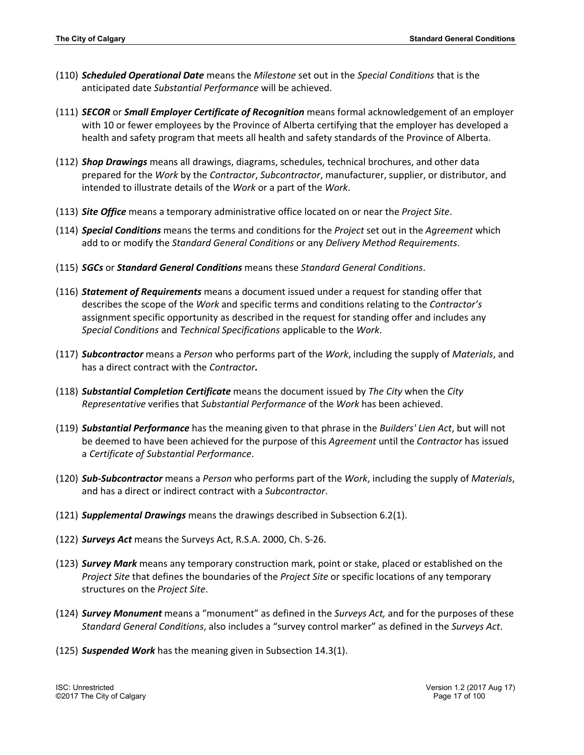(110) ***Scheduled Operational Date*** means the *Milestone* set out in the *Special Conditions* that is the anticipated date *Substantial Performance* will be achieved.

(111) ***SECOR*** or ***Small Employer Certificate of Recognition*** means formal acknowledgement of an employer with 10 or fewer employees by the Province of Alberta certifying that the employer has developed a health and safety program that meets all health and safety standards of the Province of Alberta.

(112) ***Shop Drawings*** means all drawings, diagrams, schedules, technical brochures, and other data prepared for the *Work* by the *Contractor*, *Subcontractor*, manufacturer, supplier, or distributor, and intended to illustrate details of the *Work* or a part of the *Work*.

(113) ***Site Office*** means a temporary administrative office located on or near the *Project Site*.

(114) ***Special Conditions*** means the terms and conditions for the *Project* set out in the *Agreement* which add to or modify the *Standard General Conditions* or any *Delivery Method Requirements*.

(115) ***SGCs*** or ***Standard General Conditions*** means these *Standard General Conditions*.

(116) ***Statement of Requirements*** means a document issued under a request for standing offer that describes the scope of the *Work* and specific terms and conditions relating to the *Contractor's* assignment specific opportunity as described in the request for standing offer and includes any *Special Conditions* and *Technical Specifications* applicable to the *Work*.

(117) ***Subcontractor*** means a *Person* who performs part of the *Work*, including the supply of *Materials*, and has a direct contract with the ***Contractor.***

(118) ***Substantial Completion Certificate*** means the document issued by *The City* when the *City Representative* verifies that *Substantial Performance* of the *Work* has been achieved.

(119) ***Substantial Performance*** has the meaning given to that phrase in the *Builders' Lien Act*, but will not be deemed to have been achieved for the purpose of this *Agreement* until the *Contractor* has issued a *Certificate of Substantial Performance*.

(120) ***Sub-Subcontractor*** means a *Person* who performs part of the *Work*, including the supply of *Materials*, and has a direct or indirect contract with a *Subcontractor*.

(121) ***Supplemental Drawings*** means the drawings described in Subsection 6.2(1).

(122) ***Surveys Act*** means the Surveys Act, R.S.A. 2000, Ch. S-26.

(123) ***Survey Mark*** means any temporary construction mark, point or stake, placed or established on the *Project Site* that defines the boundaries of the *Project Site* or specific locations of any temporary structures on the *Project Site*.

(124) ***Survey Monument*** means a "monument" as defined in the *Surveys Act,* and for the purposes of these *Standard General Conditions*, also includes a "survey control marker" as defined in the *Surveys Act*.

(125) ***Suspended Work*** has the meaning given in Subsection 14.3(1).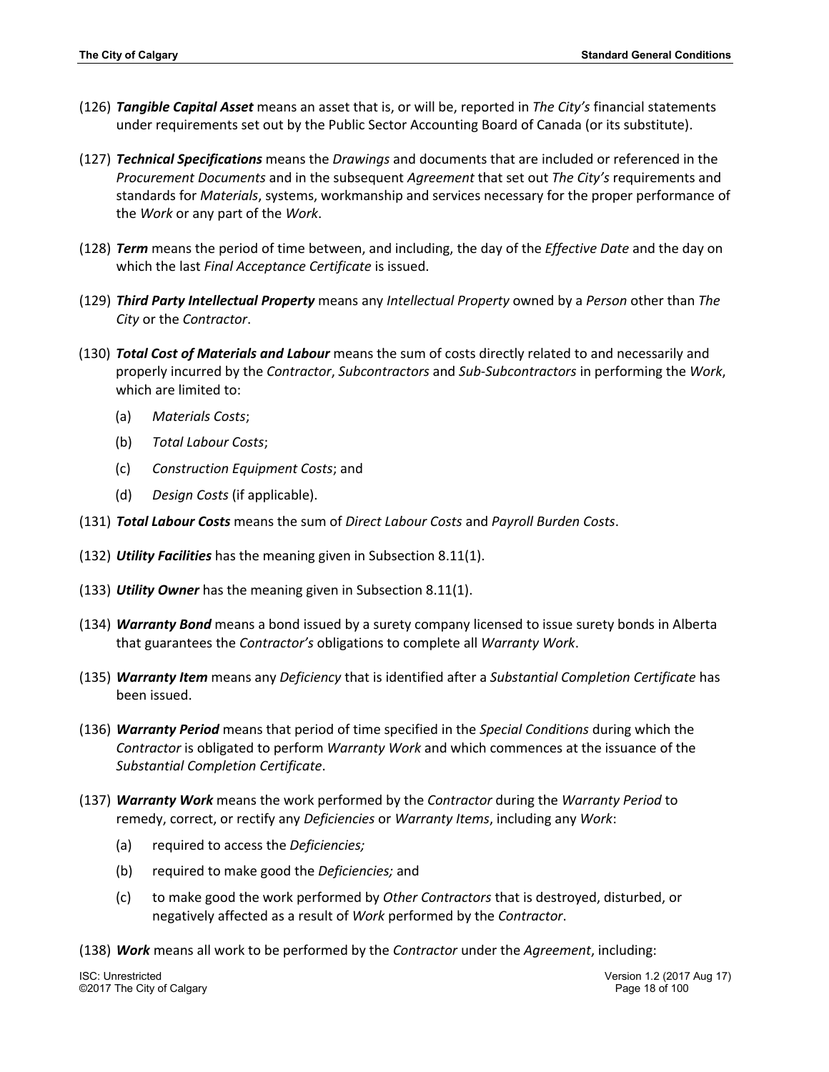(126) ***Tangible Capital Asset*** means an asset that is, or will be, reported in *The City's* financial statements under requirements set out by the Public Sector Accounting Board of Canada (or its substitute).

(127) ***Technical Specifications*** means the *Drawings* and documents that are included or referenced in the *Procurement Documents* and in the subsequent *Agreement* that set out *The City's* requirements and standards for *Materials*, systems, workmanship and services necessary for the proper performance of the *Work* or any part of the *Work*.

(128) ***Term*** means the period of time between, and including, the day of the *Effective Date* and the day on which the last *Final Acceptance Certificate* is issued.

(129) ***Third Party Intellectual Property*** means any *Intellectual Property* owned by a *Person* other than *The City* or the *Contractor*.

(130) ***Total Cost of Materials and Labour*** means the sum of costs directly related to and necessarily and properly incurred by the *Contractor*, *Subcontractors* and *Sub-Subcontractors* in performing the *Work*, which are limited to:

- (a) *Materials Costs*;
- (b) *Total Labour Costs*;
- (c) *Construction Equipment Costs*; and
- (d) *Design Costs* (if applicable).

(131) ***Total Labour Costs*** means the sum of *Direct Labour Costs* and *Payroll Burden Costs*.

(132) ***Utility Facilities*** has the meaning given in Subsection 8.11(1).

(133) ***Utility Owner*** has the meaning given in Subsection 8.11(1).

(134) ***Warranty Bond*** means a bond issued by a surety company licensed to issue surety bonds in Alberta that guarantees the *Contractor's* obligations to complete all *Warranty Work*.

(135) ***Warranty Item*** means any *Deficiency* that is identified after a *Substantial Completion Certificate* has been issued.

(136) ***Warranty Period*** means that period of time specified in the *Special Conditions* during which the *Contractor* is obligated to perform *Warranty Work* and which commences at the issuance of the *Substantial Completion Certificate*.

(137) ***Warranty Work*** means the work performed by the *Contractor* during the *Warranty Period* to remedy, correct, or rectify any *Deficiencies* or *Warranty Items*, including any *Work*:

- (a) required to access the *Deficiencies;*
- (b) required to make good the *Deficiencies;* and
- (c) to make good the work performed by *Other Contractors* that is destroyed, disturbed, or negatively affected as a result of *Work* performed by the *Contractor*.

(138) ***Work*** means all work to be performed by the *Contractor* under the *Agreement*, including: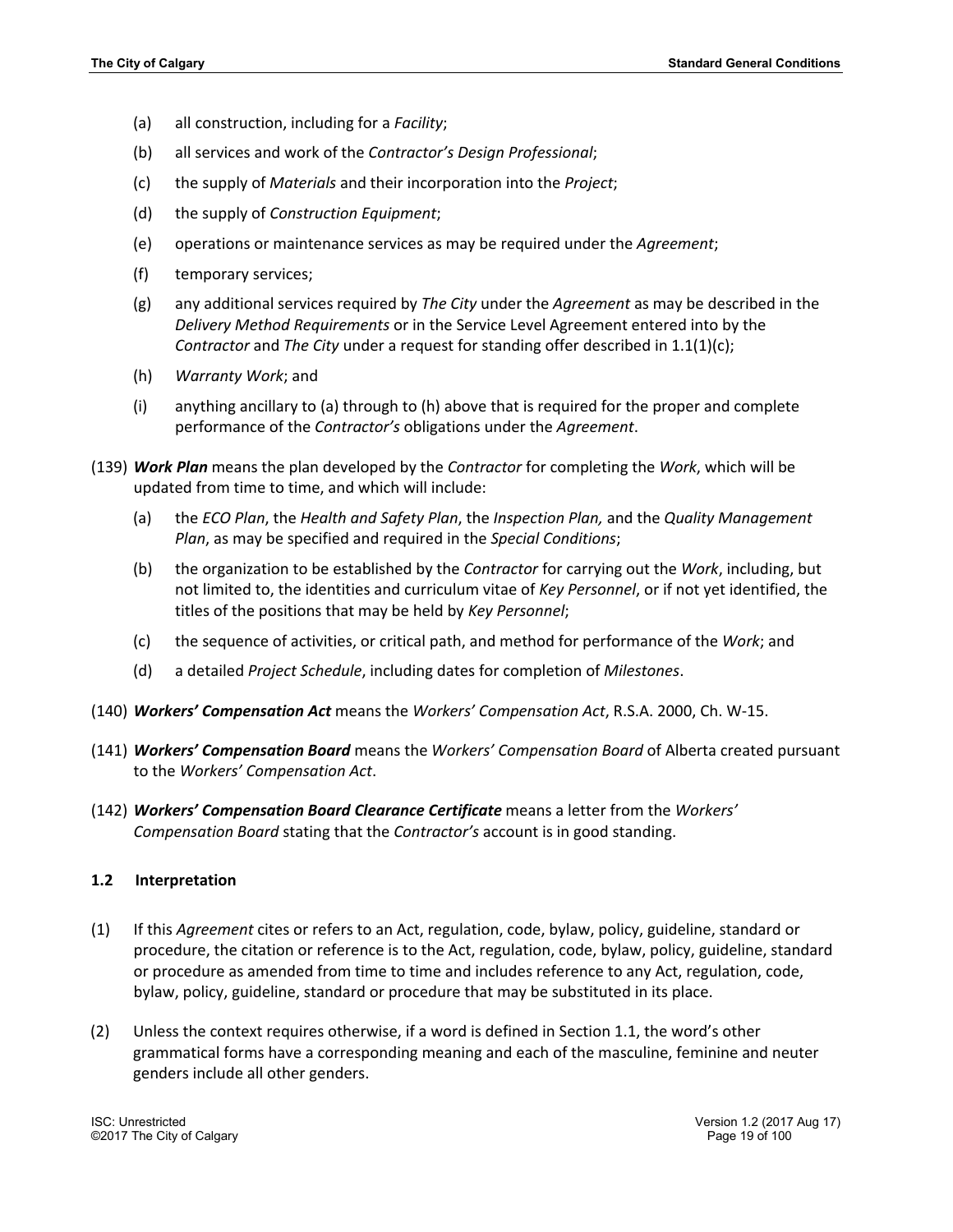(a) all construction, including for a *Facility*;

(b) all services and work of the *Contractor's Design Professional*;

(c) the supply of *Materials* and their incorporation into the *Project*;

(d) the supply of *Construction Equipment*;

(e) operations or maintenance services as may be required under the *Agreement*;

(f) temporary services;

(g) any additional services required by *The City* under the *Agreement* as may be described in the *Delivery Method Requirements* or in the Service Level Agreement entered into by the *Contractor* and *The City* under a request for standing offer described in 1.1(1)(c);

(h) *Warranty Work*; and

(i) anything ancillary to (a) through to (h) above that is required for the proper and complete performance of the *Contractor's* obligations under the *Agreement*.

(139) ***Work Plan*** means the plan developed by the *Contractor* for completing the *Work*, which will be updated from time to time, and which will include:

(a) the *ECO Plan*, the *Health and Safety Plan*, the *Inspection Plan,* and the *Quality Management Plan*, as may be specified and required in the *Special Conditions*;

(b) the organization to be established by the *Contractor* for carrying out the *Work*, including, but not limited to, the identities and curriculum vitae of *Key Personnel*, or if not yet identified, the titles of the positions that may be held by *Key Personnel*;

(c) the sequence of activities, or critical path, and method for performance of the *Work*; and

(d) a detailed *Project Schedule*, including dates for completion of *Milestones*.

(140) ***Workers' Compensation Act*** means the *Workers' Compensation Act*, R.S.A. 2000, Ch. W-15.

(141) ***Workers' Compensation Board*** means the *Workers' Compensation Board* of Alberta created pursuant to the *Workers' Compensation Act*.

(142) ***Workers' Compensation Board Clearance Certificate*** means a letter from the *Workers' Compensation Board* stating that the *Contractor's* account is in good standing.

### 1.2 Interpretation

(1) If this *Agreement* cites or refers to an Act, regulation, code, bylaw, policy, guideline, standard or procedure, the citation or reference is to the Act, regulation, code, bylaw, policy, guideline, standard or procedure as amended from time to time and includes reference to any Act, regulation, code, bylaw, policy, guideline, standard or procedure that may be substituted in its place.

(2) Unless the context requires otherwise, if a word is defined in Section 1.1, the word's other grammatical forms have a corresponding meaning and each of the masculine, feminine and neuter genders include all other genders.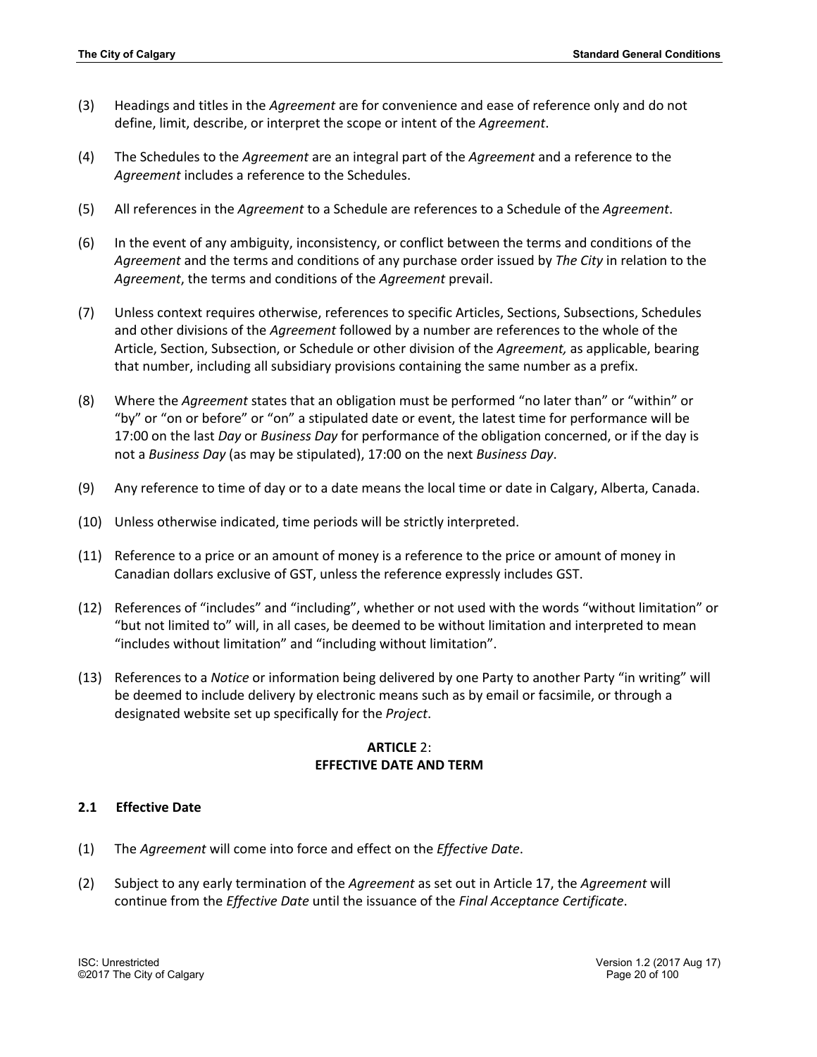(3) Headings and titles in the *Agreement* are for convenience and ease of reference only and do not define, limit, describe, or interpret the scope or intent of the *Agreement*.

(4) The Schedules to the *Agreement* are an integral part of the *Agreement* and a reference to the *Agreement* includes a reference to the Schedules.

(5) All references in the *Agreement* to a Schedule are references to a Schedule of the *Agreement*.

(6) In the event of any ambiguity, inconsistency, or conflict between the terms and conditions of the *Agreement* and the terms and conditions of any purchase order issued by *The City* in relation to the *Agreement*, the terms and conditions of the *Agreement* prevail.

(7) Unless context requires otherwise, references to specific Articles, Sections, Subsections, Schedules and other divisions of the *Agreement* followed by a number are references to the whole of the Article, Section, Subsection, or Schedule or other division of the *Agreement,* as applicable, bearing that number, including all subsidiary provisions containing the same number as a prefix.

(8) Where the *Agreement* states that an obligation must be performed "no later than" or "within" or "by" or "on or before" or "on" a stipulated date or event, the latest time for performance will be 17:00 on the last *Day* or *Business Day* for performance of the obligation concerned, or if the day is not a *Business Day* (as may be stipulated), 17:00 on the next *Business Day*.

(9) Any reference to time of day or to a date means the local time or date in Calgary, Alberta, Canada.

(10) Unless otherwise indicated, time periods will be strictly interpreted.

(11) Reference to a price or an amount of money is a reference to the price or amount of money in Canadian dollars exclusive of GST, unless the reference expressly includes GST.

(12) References of "includes" and "including", whether or not used with the words "without limitation" or "but not limited to" will, in all cases, be deemed to be without limitation and interpreted to mean "includes without limitation" and "including without limitation".

(13) References to a *Notice* or information being delivered by one Party to another Party "in writing" will be deemed to include delivery by electronic means such as by email or facsimile, or through a designated website set up specifically for the *Project*.

## ARTICLE 2: EFFECTIVE DATE AND TERM

### 2.1 Effective Date

(1) The *Agreement* will come into force and effect on the *Effective Date*.

(2) Subject to any early termination of the *Agreement* as set out in Article 17, the *Agreement* will continue from the *Effective Date* until the issuance of the *Final Acceptance Certificate*.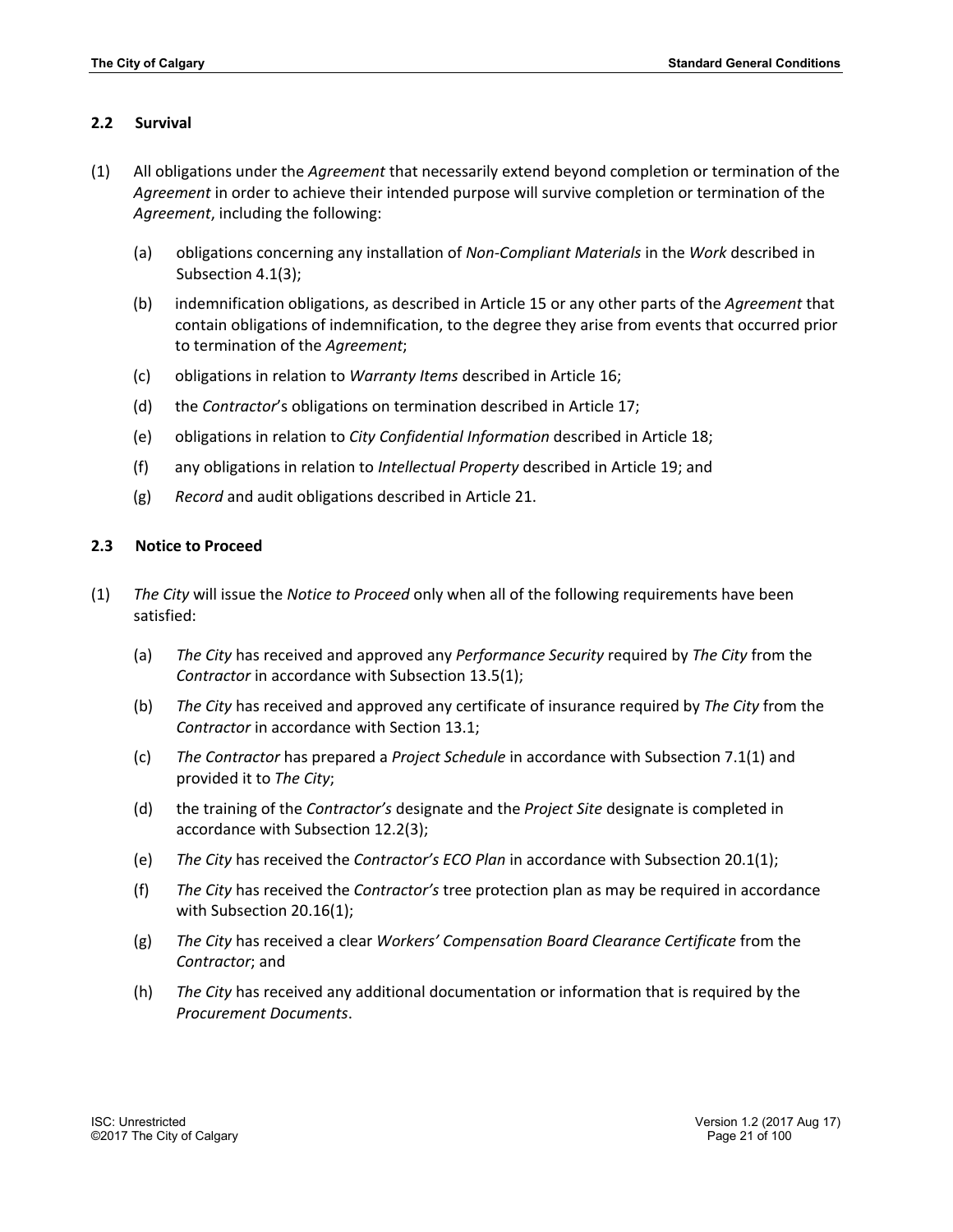### 2.2 Survival

(1) All obligations under the *Agreement* that necessarily extend beyond completion or termination of the *Agreement* in order to achieve their intended purpose will survive completion or termination of the *Agreement*, including the following:

  (a) obligations concerning any installation of *Non-Compliant Materials* in the *Work* described in Subsection 4.1(3);

  (b) indemnification obligations, as described in Article 15 or any other parts of the *Agreement* that contain obligations of indemnification, to the degree they arise from events that occurred prior to termination of the *Agreement*;

  (c) obligations in relation to *Warranty Items* described in Article 16;

  (d) the *Contractor*'s obligations on termination described in Article 17;

  (e) obligations in relation to *City Confidential Information* described in Article 18;

  (f) any obligations in relation to *Intellectual Property* described in Article 19; and

  (g) *Record* and audit obligations described in Article 21.

### 2.3 Notice to Proceed

(1) *The City* will issue the *Notice to Proceed* only when all of the following requirements have been satisfied:

  (a) *The City* has received and approved any *Performance Security* required by *The City* from the *Contractor* in accordance with Subsection 13.5(1);

  (b) *The City* has received and approved any certificate of insurance required by *The City* from the *Contractor* in accordance with Section 13.1;

  (c) *The Contractor* has prepared a *Project Schedule* in accordance with Subsection 7.1(1) and provided it to *The City*;

  (d) the training of the *Contractor's* designate and the *Project Site* designate is completed in accordance with Subsection 12.2(3);

  (e) *The City* has received the *Contractor's ECO Plan* in accordance with Subsection 20.1(1);

  (f) *The City* has received the *Contractor's* tree protection plan as may be required in accordance with Subsection 20.16(1);

  (g) *The City* has received a clear *Workers' Compensation Board Clearance Certificate* from the *Contractor*; and

  (h) *The City* has received any additional documentation or information that is required by the *Procurement Documents*.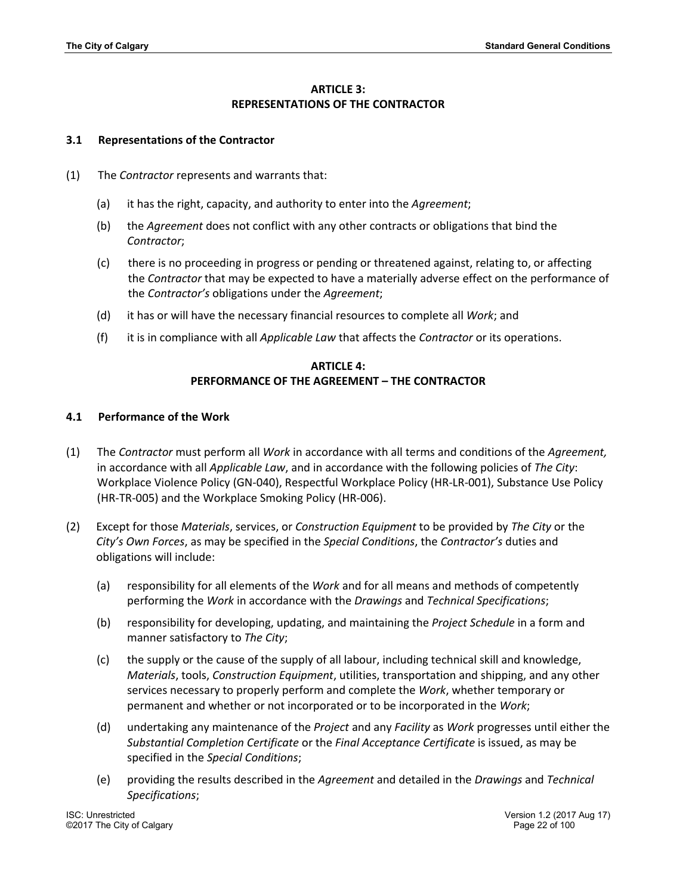## ARTICLE 3:
## REPRESENTATIONS OF THE CONTRACTOR

### 3.1 Representations of the Contractor

(1) The *Contractor* represents and warrants that:

- (a) it has the right, capacity, and authority to enter into the *Agreement*;
- (b) the *Agreement* does not conflict with any other contracts or obligations that bind the *Contractor*;
- (c) there is no proceeding in progress or pending or threatened against, relating to, or affecting the *Contractor* that may be expected to have a materially adverse effect on the performance of the *Contractor's* obligations under the *Agreement*;
- (d) it has or will have the necessary financial resources to complete all *Work*; and
- (f) it is in compliance with all *Applicable Law* that affects the *Contractor* or its operations.

## ARTICLE 4:
## PERFORMANCE OF THE AGREEMENT – THE CONTRACTOR

### 4.1 Performance of the Work

(1) The *Contractor* must perform all *Work* in accordance with all terms and conditions of the *Agreement,* in accordance with all *Applicable Law*, and in accordance with the following policies of *The City*: Workplace Violence Policy (GN-040), Respectful Workplace Policy (HR-LR-001), Substance Use Policy (HR-TR-005) and the Workplace Smoking Policy (HR-006).

(2) Except for those *Materials*, services, or *Construction Equipment* to be provided by *The City* or the *City's Own Forces*, as may be specified in the *Special Conditions*, the *Contractor's* duties and obligations will include:

- (a) responsibility for all elements of the *Work* and for all means and methods of competently performing the *Work* in accordance with the *Drawings* and *Technical Specifications*;
- (b) responsibility for developing, updating, and maintaining the *Project Schedule* in a form and manner satisfactory to *The City*;
- (c) the supply or the cause of the supply of all labour, including technical skill and knowledge, *Materials*, tools, *Construction Equipment*, utilities, transportation and shipping, and any other services necessary to properly perform and complete the *Work*, whether temporary or permanent and whether or not incorporated or to be incorporated in the *Work*;
- (d) undertaking any maintenance of the *Project* and any *Facility* as *Work* progresses until either the *Substantial Completion Certificate* or the *Final Acceptance Certificate* is issued, as may be specified in the *Special Conditions*;
- (e) providing the results described in the *Agreement* and detailed in the *Drawings* and *Technical Specifications*;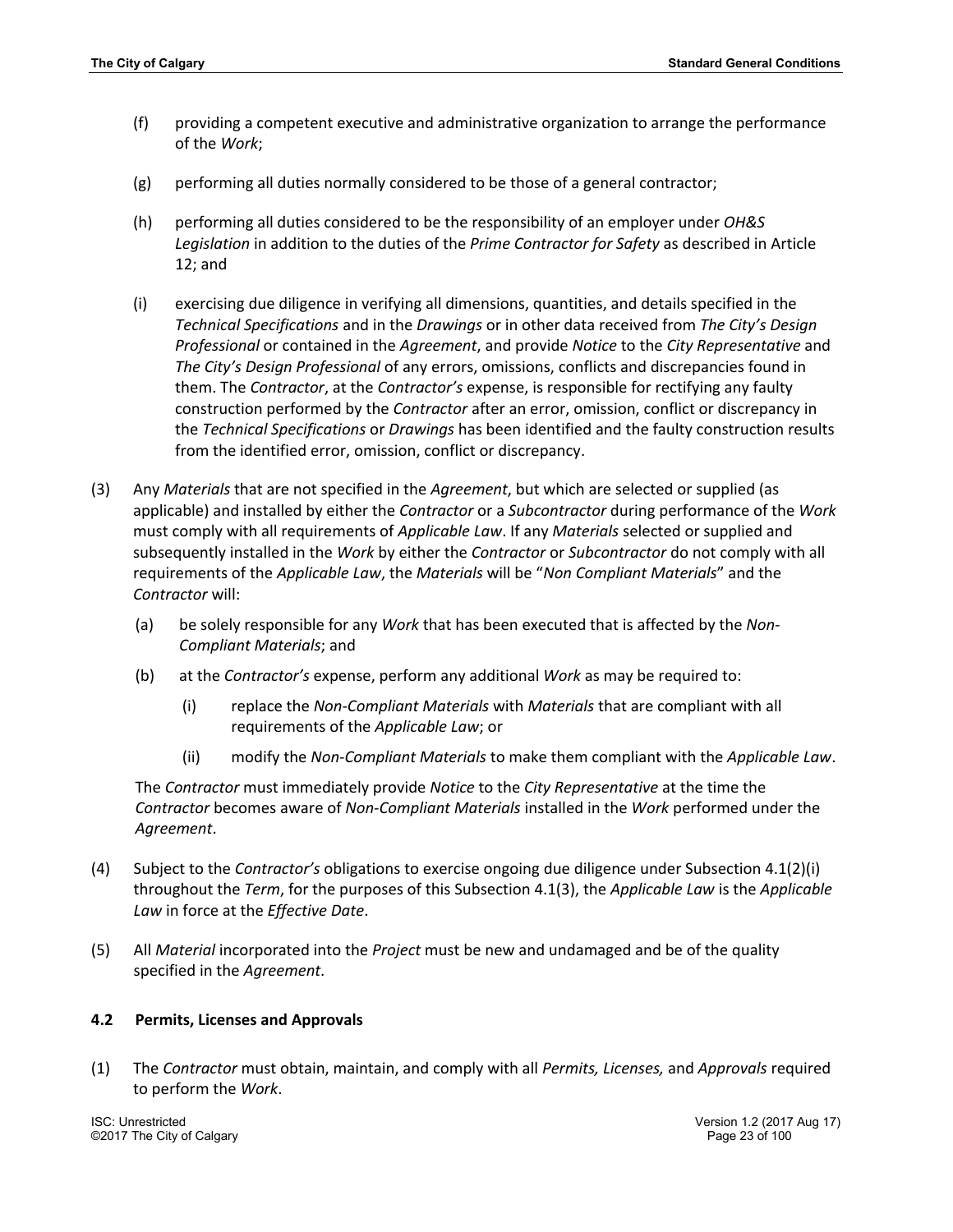(f) providing a competent executive and administrative organization to arrange the performance of the *Work*;

(g) performing all duties normally considered to be those of a general contractor;

(h) performing all duties considered to be the responsibility of an employer under *OH&S Legislation* in addition to the duties of the *Prime Contractor for Safety* as described in Article 12; and

(i) exercising due diligence in verifying all dimensions, quantities, and details specified in the *Technical Specifications* and in the *Drawings* or in other data received from *The City's Design Professional* or contained in the *Agreement*, and provide *Notice* to the *City Representative* and *The City's Design Professional* of any errors, omissions, conflicts and discrepancies found in them. The *Contractor*, at the *Contractor's* expense, is responsible for rectifying any faulty construction performed by the *Contractor* after an error, omission, conflict or discrepancy in the *Technical Specifications* or *Drawings* has been identified and the faulty construction results from the identified error, omission, conflict or discrepancy.

(3) Any *Materials* that are not specified in the *Agreement*, but which are selected or supplied (as applicable) and installed by either the *Contractor* or a *Subcontractor* during performance of the *Work* must comply with all requirements of *Applicable Law*. If any *Materials* selected or supplied and subsequently installed in the *Work* by either the *Contractor* or *Subcontractor* do not comply with all requirements of the *Applicable Law*, the *Materials* will be "*Non Compliant Materials*" and the *Contractor* will:

(a) be solely responsible for any *Work* that has been executed that is affected by the *Non-Compliant Materials*; and

(b) at the *Contractor's* expense, perform any additional *Work* as may be required to:

(i) replace the *Non-Compliant Materials* with *Materials* that are compliant with all requirements of the *Applicable Law*; or

(ii) modify the *Non-Compliant Materials* to make them compliant with the *Applicable Law*.

The *Contractor* must immediately provide *Notice* to the *City Representative* at the time the *Contractor* becomes aware of *Non-Compliant Materials* installed in the *Work* performed under the *Agreement*.

(4) Subject to the *Contractor's* obligations to exercise ongoing due diligence under Subsection 4.1(2)(i) throughout the *Term*, for the purposes of this Subsection 4.1(3), the *Applicable Law* is the *Applicable Law* in force at the *Effective Date*.

(5) All *Material* incorporated into the *Project* must be new and undamaged and be of the quality specified in the *Agreement*.

### 4.2 Permits, Licenses and Approvals

(1) The *Contractor* must obtain, maintain, and comply with all *Permits, Licenses,* and *Approvals* required to perform the *Work*.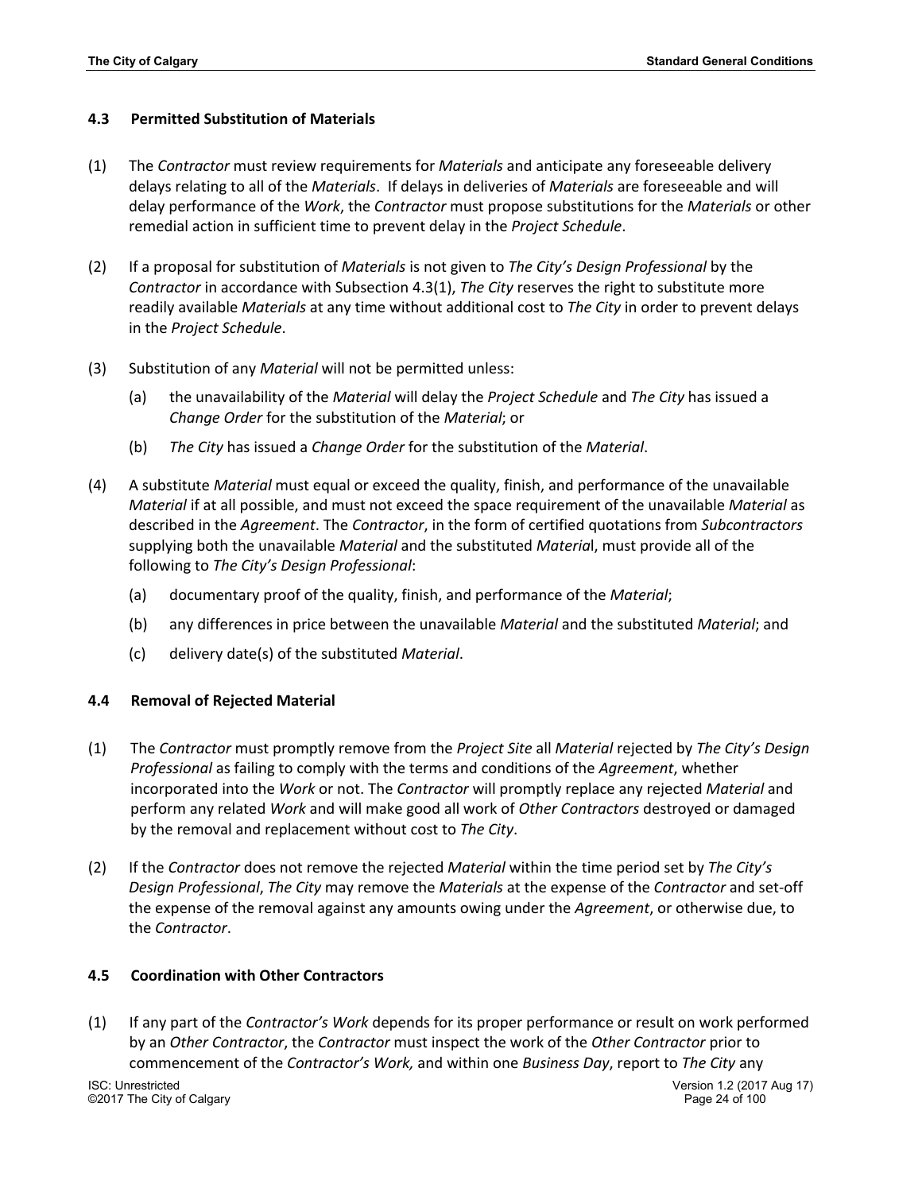### 4.3 Permitted Substitution of Materials

(1) The *Contractor* must review requirements for *Materials* and anticipate any foreseeable delivery delays relating to all of the *Materials*. If delays in deliveries of *Materials* are foreseeable and will delay performance of the *Work*, the *Contractor* must propose substitutions for the *Materials* or other remedial action in sufficient time to prevent delay in the *Project Schedule*.

(2) If a proposal for substitution of *Materials* is not given to *The City's Design Professional* by the *Contractor* in accordance with Subsection 4.3(1), *The City* reserves the right to substitute more readily available *Materials* at any time without additional cost to *The City* in order to prevent delays in the *Project Schedule*.

(3) Substitution of any *Material* will not be permitted unless:

   (a) the unavailability of the *Material* will delay the *Project Schedule* and *The City* has issued a *Change Order* for the substitution of the *Material*; or

   (b) *The City* has issued a *Change Order* for the substitution of the *Material*.

(4) A substitute *Material* must equal or exceed the quality, finish, and performance of the unavailable *Material* if at all possible, and must not exceed the space requirement of the unavailable *Material* as described in the *Agreement*. The *Contractor*, in the form of certified quotations from *Subcontractors* supplying both the unavailable *Material* and the substituted *Material*, must provide all of the following to *The City's Design Professional*:

   (a) documentary proof of the quality, finish, and performance of the *Material*;

   (b) any differences in price between the unavailable *Material* and the substituted *Material*; and

   (c) delivery date(s) of the substituted *Material*.

### 4.4 Removal of Rejected Material

(1) The *Contractor* must promptly remove from the *Project Site* all *Material* rejected by *The City's Design Professional* as failing to comply with the terms and conditions of the *Agreement*, whether incorporated into the *Work* or not. The *Contractor* will promptly replace any rejected *Material* and perform any related *Work* and will make good all work of *Other Contractors* destroyed or damaged by the removal and replacement without cost to *The City*.

(2) If the *Contractor* does not remove the rejected *Material* within the time period set by *The City's Design Professional*, *The City* may remove the *Materials* at the expense of the *Contractor* and set-off the expense of the removal against any amounts owing under the *Agreement*, or otherwise due, to the *Contractor*.

### 4.5 Coordination with Other Contractors

(1) If any part of the *Contractor's Work* depends for its proper performance or result on work performed by an *Other Contractor*, the *Contractor* must inspect the work of the *Other Contractor* prior to commencement of the *Contractor's Work,* and within one *Business Day*, report to *The City* any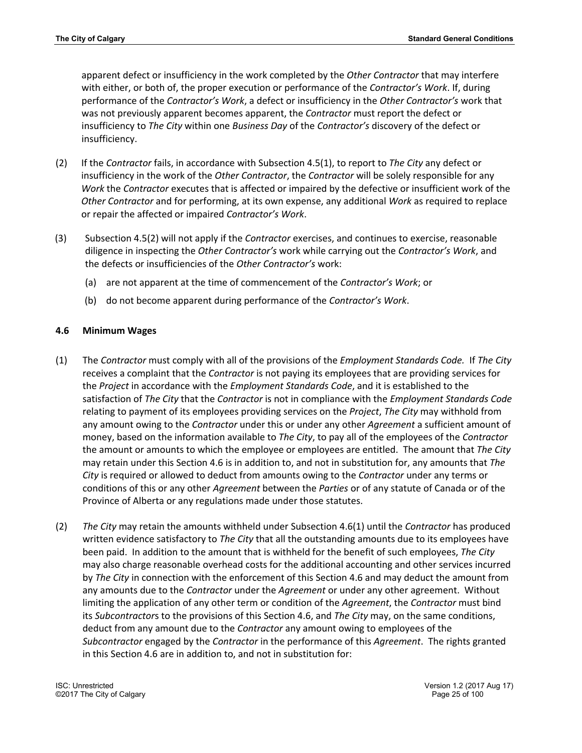apparent defect or insufficiency in the work completed by the *Other Contractor* that may interfere with either, or both of, the proper execution or performance of the *Contractor's Work*. If, during performance of the *Contractor's Work*, a defect or insufficiency in the *Other Contractor's* work that was not previously apparent becomes apparent, the *Contractor* must report the defect or insufficiency to *The City* within one *Business Day* of the *Contractor's* discovery of the defect or insufficiency.

(2) If the *Contractor* fails, in accordance with Subsection 4.5(1), to report to *The City* any defect or insufficiency in the work of the *Other Contractor*, the *Contractor* will be solely responsible for any *Work* the *Contractor* executes that is affected or impaired by the defective or insufficient work of the *Other Contractor* and for performing, at its own expense, any additional *Work* as required to replace or repair the affected or impaired *Contractor's Work*.

(3) Subsection 4.5(2) will not apply if the *Contractor* exercises, and continues to exercise, reasonable diligence in inspecting the *Other Contractor's* work while carrying out the *Contractor's Work*, and the defects or insufficiencies of the *Other Contractor's* work:

(a) are not apparent at the time of commencement of the *Contractor's Work*; or

(b) do not become apparent during performance of the *Contractor's Work*.

### 4.6 Minimum Wages

(1) The *Contractor* must comply with all of the provisions of the *Employment Standards Code*. If *The City* receives a complaint that the *Contractor* is not paying its employees that are providing services for the *Project* in accordance with the *Employment Standards Code*, and it is established to the satisfaction of *The City* that the *Contractor* is not in compliance with the *Employment Standards Code* relating to payment of its employees providing services on the *Project*, *The City* may withhold from any amount owing to the *Contractor* under this or under any other *Agreement* a sufficient amount of money, based on the information available to *The City*, to pay all of the employees of the *Contractor* the amount or amounts to which the employee or employees are entitled. The amount that *The City* may retain under this Section 4.6 is in addition to, and not in substitution for, any amounts that *The City* is required or allowed to deduct from amounts owing to the *Contractor* under any terms or conditions of this or any other *Agreement* between the *Parties* or of any statute of Canada or of the Province of Alberta or any regulations made under those statutes.

(2) *The City* may retain the amounts withheld under Subsection 4.6(1) until the *Contractor* has produced written evidence satisfactory to *The City* that all the outstanding amounts due to its employees have been paid. In addition to the amount that is withheld for the benefit of such employees, *The City* may also charge reasonable overhead costs for the additional accounting and other services incurred by *The City* in connection with the enforcement of this Section 4.6 and may deduct the amount from any amounts due to the *Contractor* under the *Agreement* or under any other agreement. Without limiting the application of any other term or condition of the *Agreement*, the *Contractor* must bind its *Subcontractor*s to the provisions of this Section 4.6, and *The City* may, on the same conditions, deduct from any amount due to the *Contractor* any amount owing to employees of the *Subcontractor* engaged by the *Contractor* in the performance of this *Agreement*. The rights granted in this Section 4.6 are in addition to, and not in substitution for: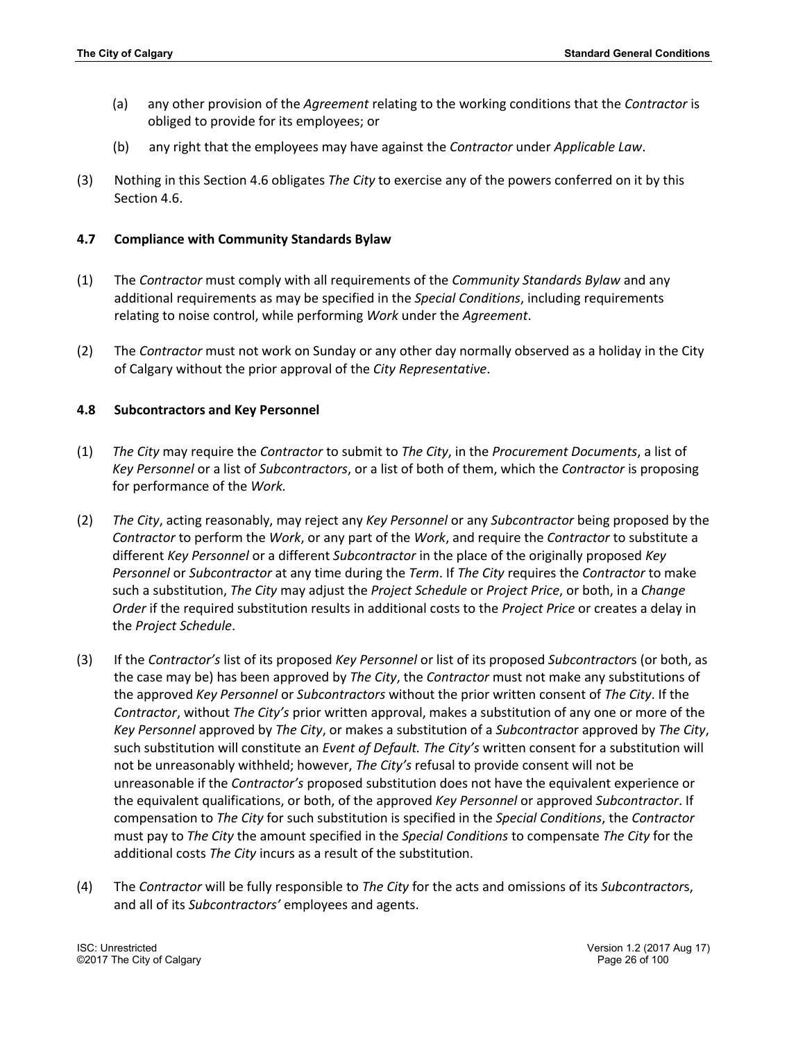(a) any other provision of the *Agreement* relating to the working conditions that the *Contractor* is obliged to provide for its employees; or

(b) any right that the employees may have against the *Contractor* under *Applicable Law*.

(3) Nothing in this Section 4.6 obligates *The City* to exercise any of the powers conferred on it by this Section 4.6.

### 4.7 Compliance with Community Standards Bylaw

(1) The *Contractor* must comply with all requirements of the *Community Standards Bylaw* and any additional requirements as may be specified in the *Special Conditions*, including requirements relating to noise control, while performing *Work* under the *Agreement*.

(2) The *Contractor* must not work on Sunday or any other day normally observed as a holiday in the City of Calgary without the prior approval of the *City Representative*.

### 4.8 Subcontractors and Key Personnel

(1) *The City* may require the *Contractor* to submit to *The City*, in the *Procurement Documents*, a list of *Key Personnel* or a list of *Subcontractors*, or a list of both of them, which the *Contractor* is proposing for performance of the *Work.*

(2) *The City*, acting reasonably, may reject any *Key Personnel* or any *Subcontractor* being proposed by the *Contractor* to perform the *Work*, or any part of the *Work*, and require the *Contractor* to substitute a different *Key Personnel* or a different *Subcontractor* in the place of the originally proposed *Key Personnel* or *Subcontractor* at any time during the *Term*. If *The City* requires the *Contractor* to make such a substitution, *The City* may adjust the *Project Schedule* or *Project Price*, or both, in a *Change Order* if the required substitution results in additional costs to the *Project Price* or creates a delay in the *Project Schedule*.

(3) If the *Contractor's* list of its proposed *Key Personnel* or list of its proposed *Subcontractor*s (or both, as the case may be) has been approved by *The City*, the *Contractor* must not make any substitutions of the approved *Key Personnel* or *Subcontractors* without the prior written consent of *The City*. If the *Contractor*, without *The City's* prior written approval, makes a substitution of any one or more of the *Key Personnel* approved by *The City*, or makes a substitution of a *Subcontracto*r approved by *The City*, such substitution will constitute an *Event of Default. The City's* written consent for a substitution will not be unreasonably withheld; however, *The City's* refusal to provide consent will not be unreasonable if the *Contractor's* proposed substitution does not have the equivalent experience or the equivalent qualifications, or both, of the approved *Key Personnel* or approved *Subcontractor*. If compensation to *The City* for such substitution is specified in the *Special Conditions*, the *Contractor* must pay to *The City* the amount specified in the *Special Conditions* to compensate *The City* for the additional costs *The City* incurs as a result of the substitution.

(4) The *Contractor* will be fully responsible to *The City* for the acts and omissions of its *Subcontractor*s, and all of its *Subcontractors'* employees and agents.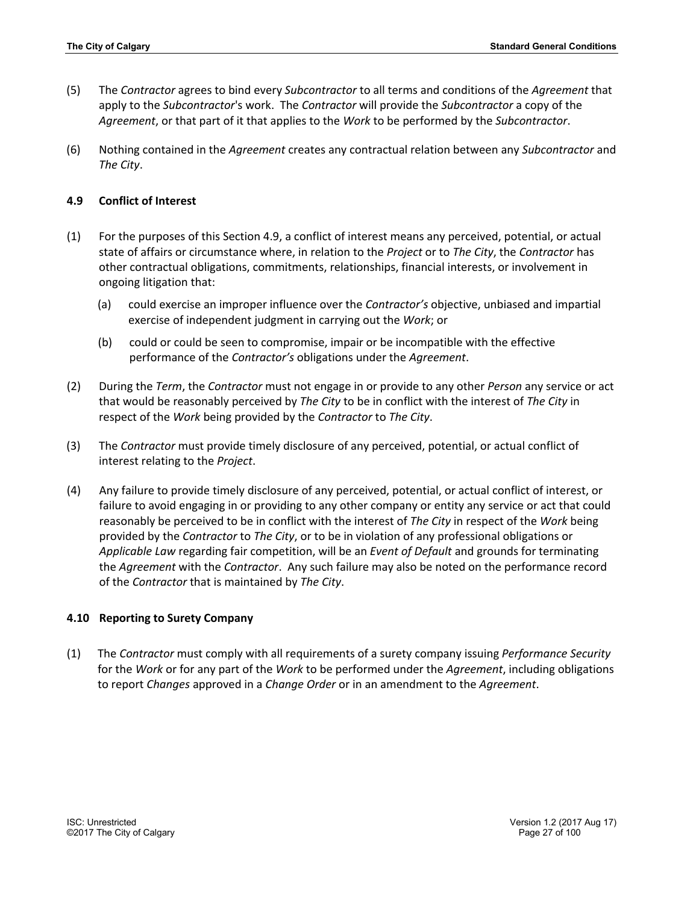(5) The *Contractor* agrees to bind every *Subcontractor* to all terms and conditions of the *Agreement* that apply to the *Subcontractor*'s work. The *Contractor* will provide the *Subcontractor* a copy of the *Agreement*, or that part of it that applies to the *Work* to be performed by the *Subcontractor*.

(6) Nothing contained in the *Agreement* creates any contractual relation between any *Subcontractor* and *The City*.

### 4.9 Conflict of Interest

(1) For the purposes of this Section 4.9, a conflict of interest means any perceived, potential, or actual state of affairs or circumstance where, in relation to the *Project* or to *The City*, the *Contractor* has other contractual obligations, commitments, relationships, financial interests, or involvement in ongoing litigation that:

- (a) could exercise an improper influence over the *Contractor's* objective, unbiased and impartial exercise of independent judgment in carrying out the *Work*; or
- (b) could or could be seen to compromise, impair or be incompatible with the effective performance of the *Contractor's* obligations under the *Agreement*.

(2) During the *Term*, the *Contractor* must not engage in or provide to any other *Person* any service or act that would be reasonably perceived by *The City* to be in conflict with the interest of *The City* in respect of the *Work* being provided by the *Contractor* to *The City*.

(3) The *Contractor* must provide timely disclosure of any perceived, potential, or actual conflict of interest relating to the *Project*.

(4) Any failure to provide timely disclosure of any perceived, potential, or actual conflict of interest, or failure to avoid engaging in or providing to any other company or entity any service or act that could reasonably be perceived to be in conflict with the interest of *The City* in respect of the *Work* being provided by the *Contractor* to *The City*, or to be in violation of any professional obligations or *Applicable Law* regarding fair competition, will be an *Event of Default* and grounds for terminating the *Agreement* with the *Contractor*. Any such failure may also be noted on the performance record of the *Contractor* that is maintained by *The City*.

### 4.10 Reporting to Surety Company

(1) The *Contractor* must comply with all requirements of a surety company issuing *Performance Security* for the *Work* or for any part of the *Work* to be performed under the *Agreement*, including obligations to report *Changes* approved in a *Change Order* or in an amendment to the *Agreement*.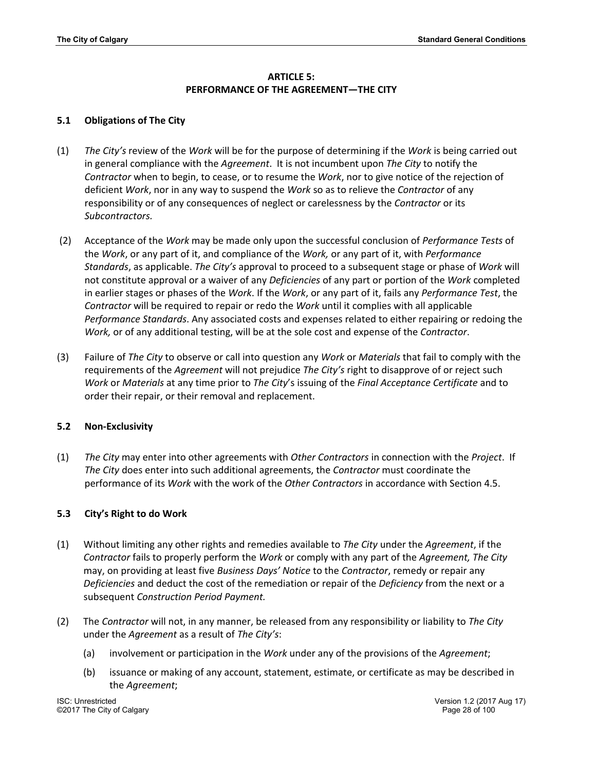## ARTICLE 5:
## PERFORMANCE OF THE AGREEMENT—THE CITY

### 5.1 Obligations of The City

(1) *The City's* review of the *Work* will be for the purpose of determining if the *Work* is being carried out in general compliance with the *Agreement*. It is not incumbent upon *The City* to notify the *Contractor* when to begin, to cease, or to resume the *Work*, nor to give notice of the rejection of deficient *Work*, nor in any way to suspend the *Work* so as to relieve the *Contractor* of any responsibility or of any consequences of neglect or carelessness by the *Contractor* or its *Subcontractors.*

(2) Acceptance of the *Work* may be made only upon the successful conclusion of *Performance Tests* of the *Work*, or any part of it, and compliance of the *Work,* or any part of it, with *Performance Standards*, as applicable. *The City's* approval to proceed to a subsequent stage or phase of *Work* will not constitute approval or a waiver of any *Deficiencies* of any part or portion of the *Work* completed in earlier stages or phases of the *Work*. If the *Work*, or any part of it, fails any *Performance Test*, the *Contractor* will be required to repair or redo the *Work* until it complies with all applicable *Performance Standards*. Any associated costs and expenses related to either repairing or redoing the *Work,* or of any additional testing, will be at the sole cost and expense of the *Contractor*.

(3) Failure of *The City* to observe or call into question any *Work* or *Materials* that fail to comply with the requirements of the *Agreement* will not prejudice *The City's* right to disapprove of or reject such *Work* or *Materials* at any time prior to *The City*'s issuing of the *Final Acceptance Certificate* and to order their repair, or their removal and replacement.

### 5.2 Non-Exclusivity

(1) *The City* may enter into other agreements with *Other Contractors* in connection with the *Project*. If *The City* does enter into such additional agreements, the *Contractor* must coordinate the performance of its *Work* with the work of the *Other Contractors* in accordance with Section 4.5.

### 5.3 City's Right to do Work

(1) Without limiting any other rights and remedies available to *The City* under the *Agreement*, if the *Contractor* fails to properly perform the *Work* or comply with any part of the *Agreement, The City* may, on providing at least five *Business Days' Notice* to the *Contractor*, remedy or repair any *Deficiencies* and deduct the cost of the remediation or repair of the *Deficiency* from the next or a subsequent *Construction Period Payment.*

(2) The *Contractor* will not, in any manner, be released from any responsibility or liability to *The City* under the *Agreement* as a result of *The City's*:

  (a) involvement or participation in the *Work* under any of the provisions of the *Agreement*;

  (b) issuance or making of any account, statement, estimate, or certificate as may be described in the *Agreement*;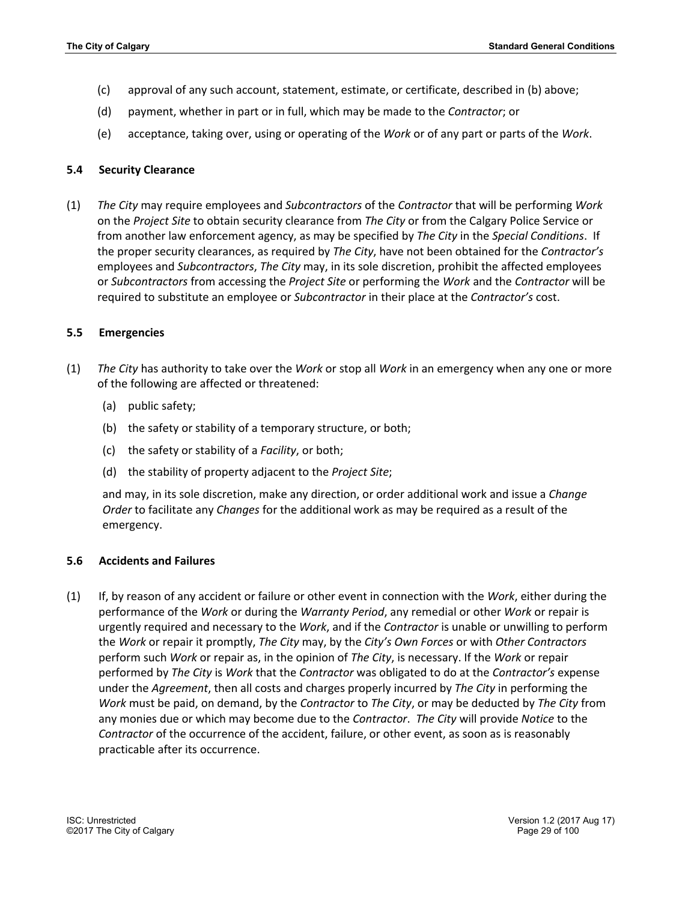(c) approval of any such account, statement, estimate, or certificate, described in (b) above;

(d) payment, whether in part or in full, which may be made to the *Contractor*; or

(e) acceptance, taking over, using or operating of the *Work* or of any part or parts of the *Work*.

### 5.4 Security Clearance

(1) *The City* may require employees and *Subcontractors* of the *Contractor* that will be performing *Work* on the *Project Site* to obtain security clearance from *The City* or from the Calgary Police Service or from another law enforcement agency, as may be specified by *The City* in the *Special Conditions*. If the proper security clearances, as required by *The City*, have not been obtained for the *Contractor's* employees and *Subcontractors*, *The City* may, in its sole discretion, prohibit the affected employees or *Subcontractors* from accessing the *Project Site* or performing the *Work* and the *Contractor* will be required to substitute an employee or *Subcontractor* in their place at the *Contractor's* cost.

### 5.5 Emergencies

(1) *The City* has authority to take over the *Work* or stop all *Work* in an emergency when any one or more of the following are affected or threatened:

(a) public safety;

(b) the safety or stability of a temporary structure, or both;

(c) the safety or stability of a *Facility*, or both;

(d) the stability of property adjacent to the *Project Site*;

and may, in its sole discretion, make any direction, or order additional work and issue a *Change Order* to facilitate any *Changes* for the additional work as may be required as a result of the emergency.

### 5.6 Accidents and Failures

(1) If, by reason of any accident or failure or other event in connection with the *Work*, either during the performance of the *Work* or during the *Warranty Period*, any remedial or other *Work* or repair is urgently required and necessary to the *Work*, and if the *Contractor* is unable or unwilling to perform the *Work* or repair it promptly, *The City* may, by the *City's Own Forces* or with *Other Contractors* perform such *Work* or repair as, in the opinion of *The City*, is necessary. If the *Work* or repair performed by *The City* is *Work* that the *Contractor* was obligated to do at the *Contractor's* expense under the *Agreement*, then all costs and charges properly incurred by *The City* in performing the *Work* must be paid, on demand, by the *Contractor* to *The City*, or may be deducted by *The City* from any monies due or which may become due to the *Contractor*. *The City* will provide *Notice* to the *Contractor* of the occurrence of the accident, failure, or other event, as soon as is reasonably practicable after its occurrence.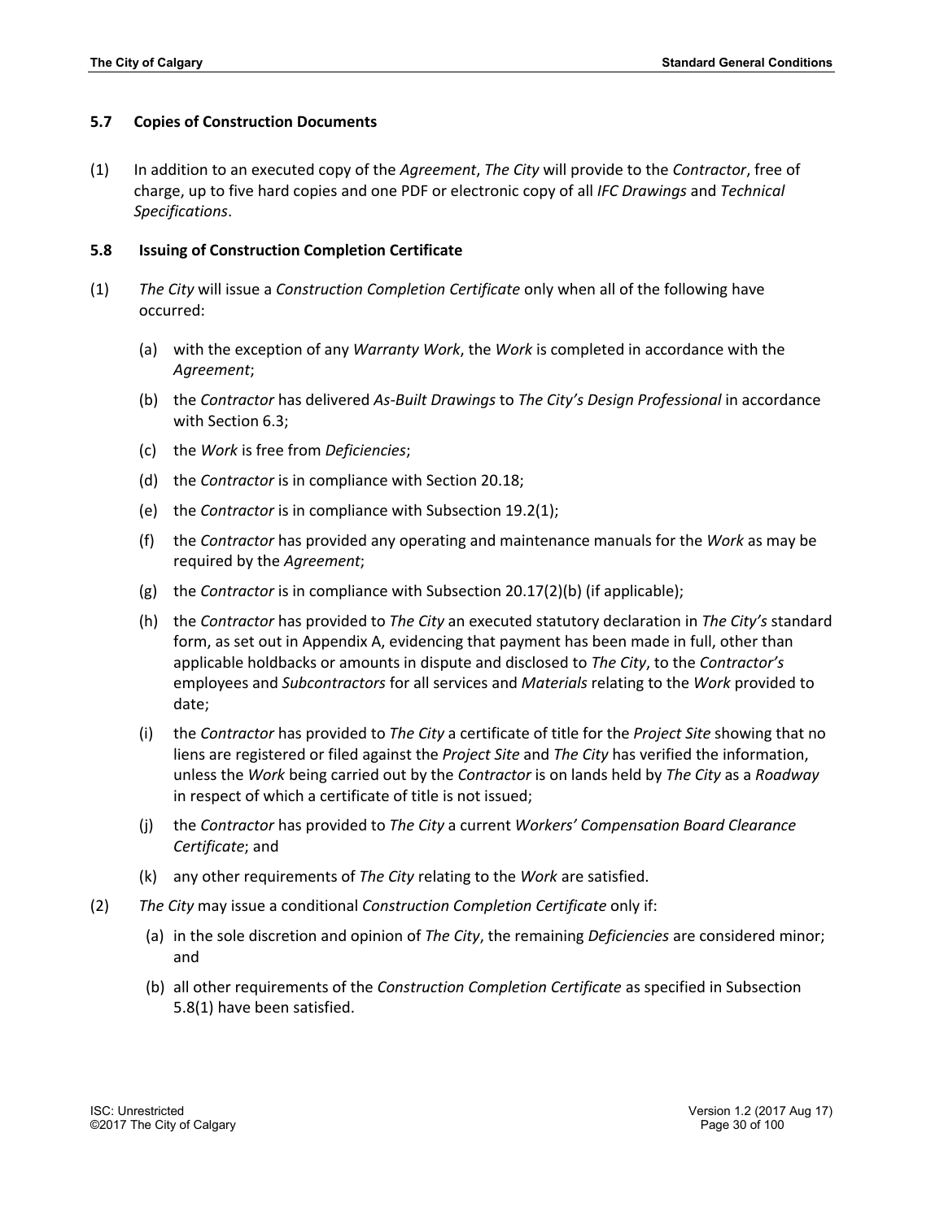### 5.7 Copies of Construction Documents

(1) In addition to an executed copy of the *Agreement*, *The City* will provide to the *Contractor*, free of charge, up to five hard copies and one PDF or electronic copy of all *IFC Drawings* and *Technical Specifications*.

### 5.8 Issuing of Construction Completion Certificate

(1) *The City* will issue a *Construction Completion Certificate* only when all of the following have occurred:

   (a) with the exception of any *Warranty Work*, the *Work* is completed in accordance with the *Agreement*;

   (b) the *Contractor* has delivered *As-Built Drawings* to *The City's Design Professional* in accordance with Section 6.3;

   (c) the *Work* is free from *Deficiencies*;

   (d) the *Contractor* is in compliance with Section 20.18;

   (e) the *Contractor* is in compliance with Subsection 19.2(1);

   (f) the *Contractor* has provided any operating and maintenance manuals for the *Work* as may be required by the *Agreement*;

   (g) the *Contractor* is in compliance with Subsection 20.17(2)(b) (if applicable);

   (h) the *Contractor* has provided to *The City* an executed statutory declaration in *The City's* standard form, as set out in Appendix A, evidencing that payment has been made in full, other than applicable holdbacks or amounts in dispute and disclosed to *The City*, to the *Contractor's* employees and *Subcontractors* for all services and *Materials* relating to the *Work* provided to date;

   (i) the *Contractor* has provided to *The City* a certificate of title for the *Project Site* showing that no liens are registered or filed against the *Project Site* and *The City* has verified the information, unless the *Work* being carried out by the *Contractor* is on lands held by *The City* as a *Roadway* in respect of which a certificate of title is not issued;

   (j) the *Contractor* has provided to *The City* a current *Workers' Compensation Board Clearance Certificate*; and

   (k) any other requirements of *The City* relating to the *Work* are satisfied.

(2) *The City* may issue a conditional *Construction Completion Certificate* only if:

   (a) in the sole discretion and opinion of *The City*, the remaining *Deficiencies* are considered minor; and

   (b) all other requirements of the *Construction Completion Certificate* as specified in Subsection 5.8(1) have been satisfied.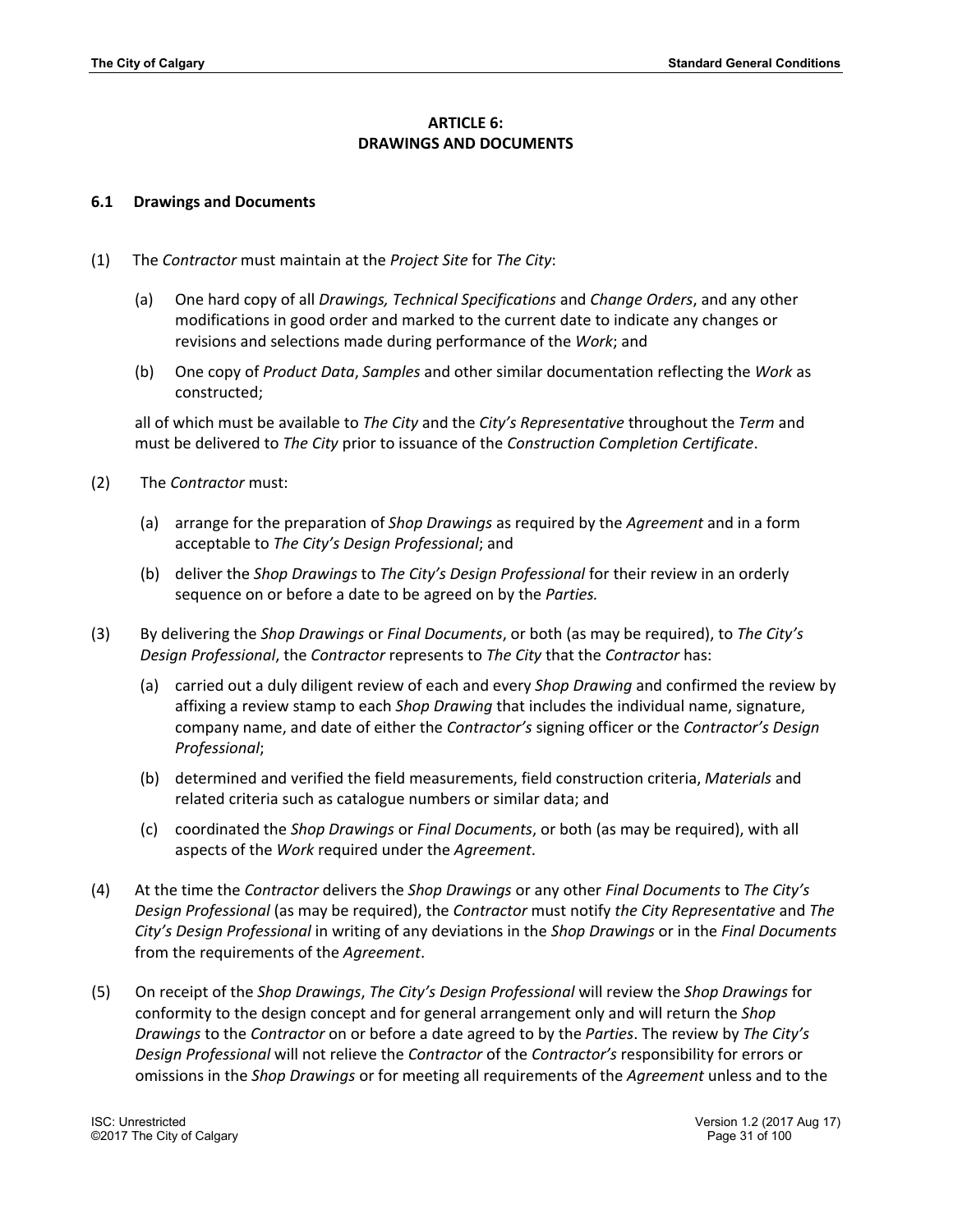# ARTICLE 6:
# DRAWINGS AND DOCUMENTS

## 6.1 Drawings and Documents

(1) The *Contractor* must maintain at the *Project Site* for *The City*:

   (a) One hard copy of all *Drawings, Technical Specifications* and *Change Orders*, and any other modifications in good order and marked to the current date to indicate any changes or revisions and selections made during performance of the *Work*; and

   (b) One copy of *Product Data*, *Samples* and other similar documentation reflecting the *Work* as constructed;

   all of which must be available to *The City* and the *City's Representative* throughout the *Term* and must be delivered to *The City* prior to issuance of the *Construction Completion Certificate*.

(2) The *Contractor* must:

   (a) arrange for the preparation of *Shop Drawings* as required by the *Agreement* and in a form acceptable to *The City's Design Professional*; and

   (b) deliver the *Shop Drawings* to *The City's Design Professional* for their review in an orderly sequence on or before a date to be agreed on by the *Parties.*

(3) By delivering the *Shop Drawings* or *Final Documents*, or both (as may be required), to *The City's Design Professional*, the *Contractor* represents to *The City* that the *Contractor* has:

   (a) carried out a duly diligent review of each and every *Shop Drawing* and confirmed the review by affixing a review stamp to each *Shop Drawing* that includes the individual name, signature, company name, and date of either the *Contractor's* signing officer or the *Contractor's Design Professional*;

   (b) determined and verified the field measurements, field construction criteria, *Materials* and related criteria such as catalogue numbers or similar data; and

   (c) coordinated the *Shop Drawings* or *Final Documents*, or both (as may be required), with all aspects of the *Work* required under the *Agreement*.

(4) At the time the *Contractor* delivers the *Shop Drawings* or any other *Final Documents* to *The City's Design Professional* (as may be required), the *Contractor* must notify *the City Representative* and *The City's Design Professional* in writing of any deviations in the *Shop Drawings* or in the *Final Documents* from the requirements of the *Agreement*.

(5) On receipt of the *Shop Drawings*, *The City's Design Professional* will review the *Shop Drawings* for conformity to the design concept and for general arrangement only and will return the *Shop Drawings* to the *Contractor* on or before a date agreed to by the *Parties*. The review by *The City's Design Professional* will not relieve the *Contractor* of the *Contractor's* responsibility for errors or omissions in the *Shop Drawings* or for meeting all requirements of the *Agreement* unless and to the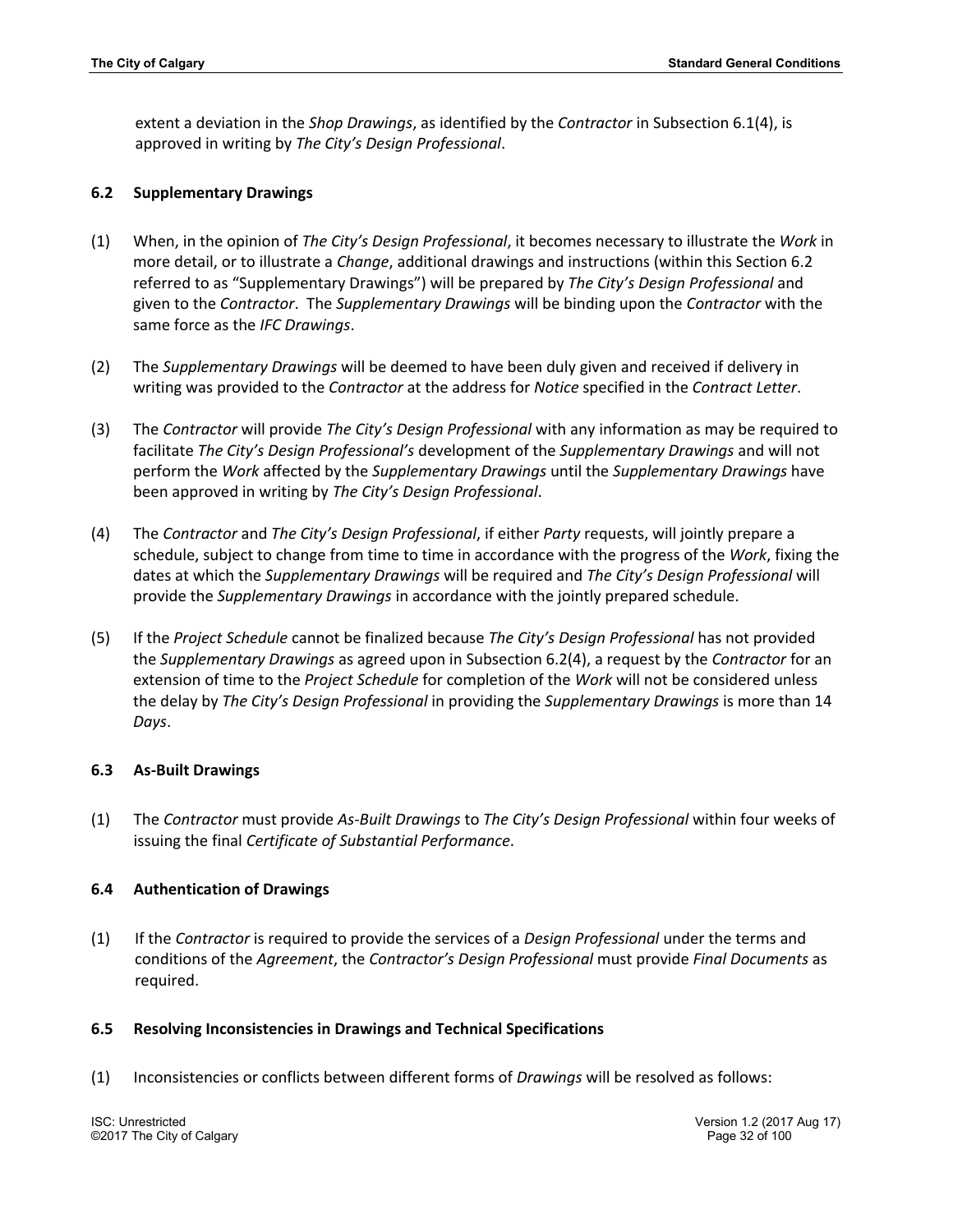extent a deviation in the *Shop Drawings*, as identified by the *Contractor* in Subsection 6.1(4), is approved in writing by *The City's Design Professional*.

### 6.2 Supplementary Drawings

(1) When, in the opinion of *The City's Design Professional*, it becomes necessary to illustrate the *Work* in more detail, or to illustrate a *Change*, additional drawings and instructions (within this Section 6.2 referred to as "Supplementary Drawings") will be prepared by *The City's Design Professional* and given to the *Contractor*. The *Supplementary Drawings* will be binding upon the *Contractor* with the same force as the *IFC Drawings*.

(2) The *Supplementary Drawings* will be deemed to have been duly given and received if delivery in writing was provided to the *Contractor* at the address for *Notice* specified in the *Contract Letter*.

(3) The *Contractor* will provide *The City's Design Professional* with any information as may be required to facilitate *The City's Design Professional's* development of the *Supplementary Drawings* and will not perform the *Work* affected by the *Supplementary Drawings* until the *Supplementary Drawings* have been approved in writing by *The City's Design Professional*.

(4) The *Contractor* and *The City's Design Professional*, if either *Party* requests, will jointly prepare a schedule, subject to change from time to time in accordance with the progress of the *Work*, fixing the dates at which the *Supplementary Drawings* will be required and *The City's Design Professional* will provide the *Supplementary Drawings* in accordance with the jointly prepared schedule.

(5) If the *Project Schedule* cannot be finalized because *The City's Design Professional* has not provided the *Supplementary Drawings* as agreed upon in Subsection 6.2(4), a request by the *Contractor* for an extension of time to the *Project Schedule* for completion of the *Work* will not be considered unless the delay by *The City's Design Professional* in providing the *Supplementary Drawings* is more than 14 *Days*.

### 6.3 As-Built Drawings

(1) The *Contractor* must provide *As-Built Drawings* to *The City's Design Professional* within four weeks of issuing the final *Certificate of Substantial Performance*.

### 6.4 Authentication of Drawings

(1) If the *Contractor* is required to provide the services of a *Design Professional* under the terms and conditions of the *Agreement*, the *Contractor's Design Professional* must provide *Final Documents* as required.

### 6.5 Resolving Inconsistencies in Drawings and Technical Specifications

(1) Inconsistencies or conflicts between different forms of *Drawings* will be resolved as follows: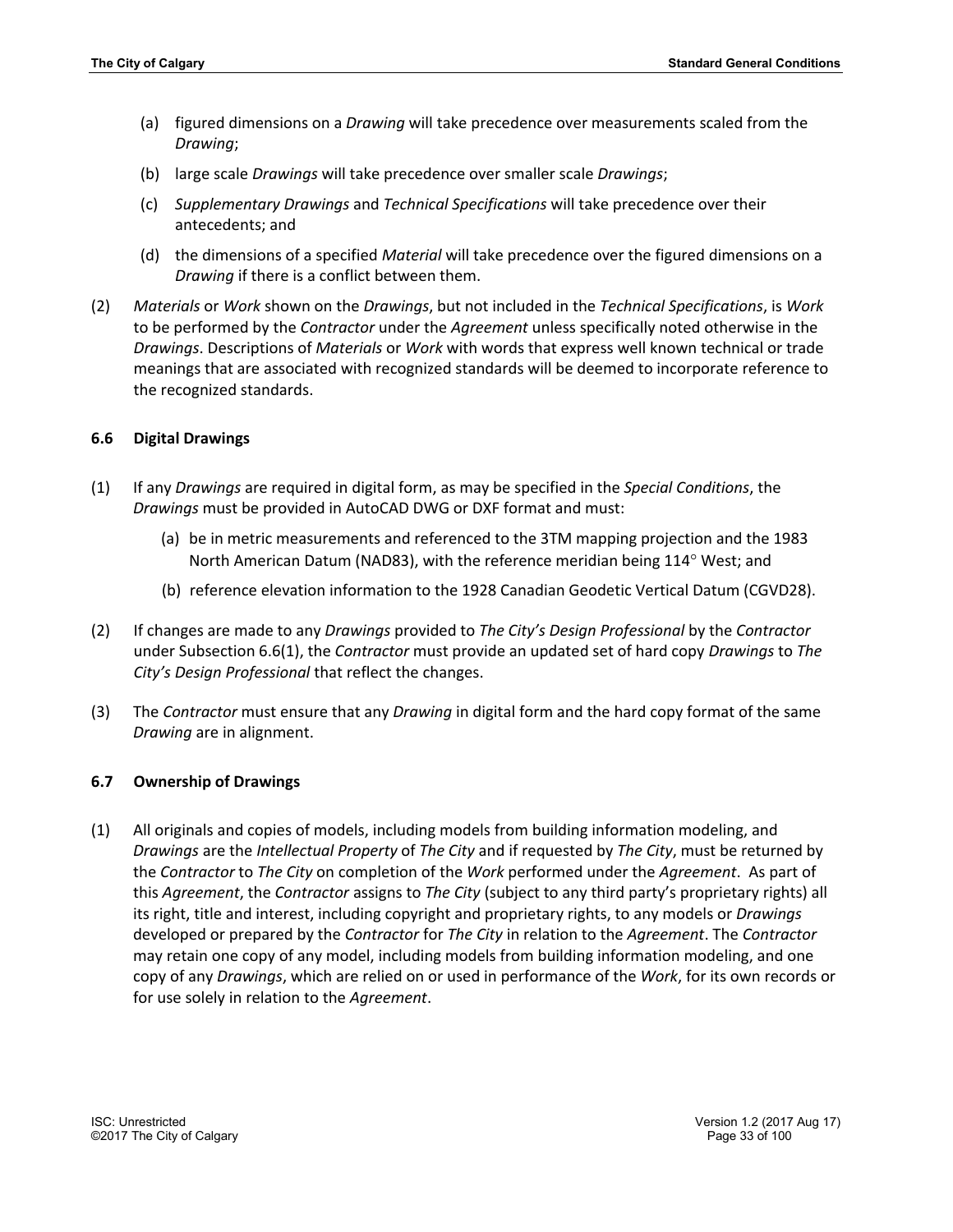(a) figured dimensions on a *Drawing* will take precedence over measurements scaled from the *Drawing*;

(b) large scale *Drawings* will take precedence over smaller scale *Drawings*;

(c) *Supplementary Drawings* and *Technical Specifications* will take precedence over their antecedents; and

(d) the dimensions of a specified *Material* will take precedence over the figured dimensions on a *Drawing* if there is a conflict between them.

(2) *Materials* or *Work* shown on the *Drawings*, but not included in the *Technical Specifications*, is *Work* to be performed by the *Contractor* under the *Agreement* unless specifically noted otherwise in the *Drawings*. Descriptions of *Materials* or *Work* with words that express well known technical or trade meanings that are associated with recognized standards will be deemed to incorporate reference to the recognized standards.

### 6.6 Digital Drawings

(1) If any *Drawings* are required in digital form, as may be specified in the *Special Conditions*, the *Drawings* must be provided in AutoCAD DWG or DXF format and must:

(a) be in metric measurements and referenced to the 3TM mapping projection and the 1983 North American Datum (NAD83), with the reference meridian being 114° West; and

(b) reference elevation information to the 1928 Canadian Geodetic Vertical Datum (CGVD28).

(2) If changes are made to any *Drawings* provided to *The City's Design Professional* by the *Contractor* under Subsection 6.6(1), the *Contractor* must provide an updated set of hard copy *Drawings* to *The City's Design Professional* that reflect the changes.

(3) The *Contractor* must ensure that any *Drawing* in digital form and the hard copy format of the same *Drawing* are in alignment.

### 6.7 Ownership of Drawings

(1) All originals and copies of models, including models from building information modeling, and *Drawings* are the *Intellectual Property* of *The City* and if requested by *The City*, must be returned by the *Contractor* to *The City* on completion of the *Work* performed under the *Agreement*. As part of this *Agreement*, the *Contractor* assigns to *The City* (subject to any third party's proprietary rights) all its right, title and interest, including copyright and proprietary rights, to any models or *Drawings* developed or prepared by the *Contractor* for *The City* in relation to the *Agreement*. The *Contractor* may retain one copy of any model, including models from building information modeling, and one copy of any *Drawings*, which are relied on or used in performance of the *Work*, for its own records or for use solely in relation to the *Agreement*.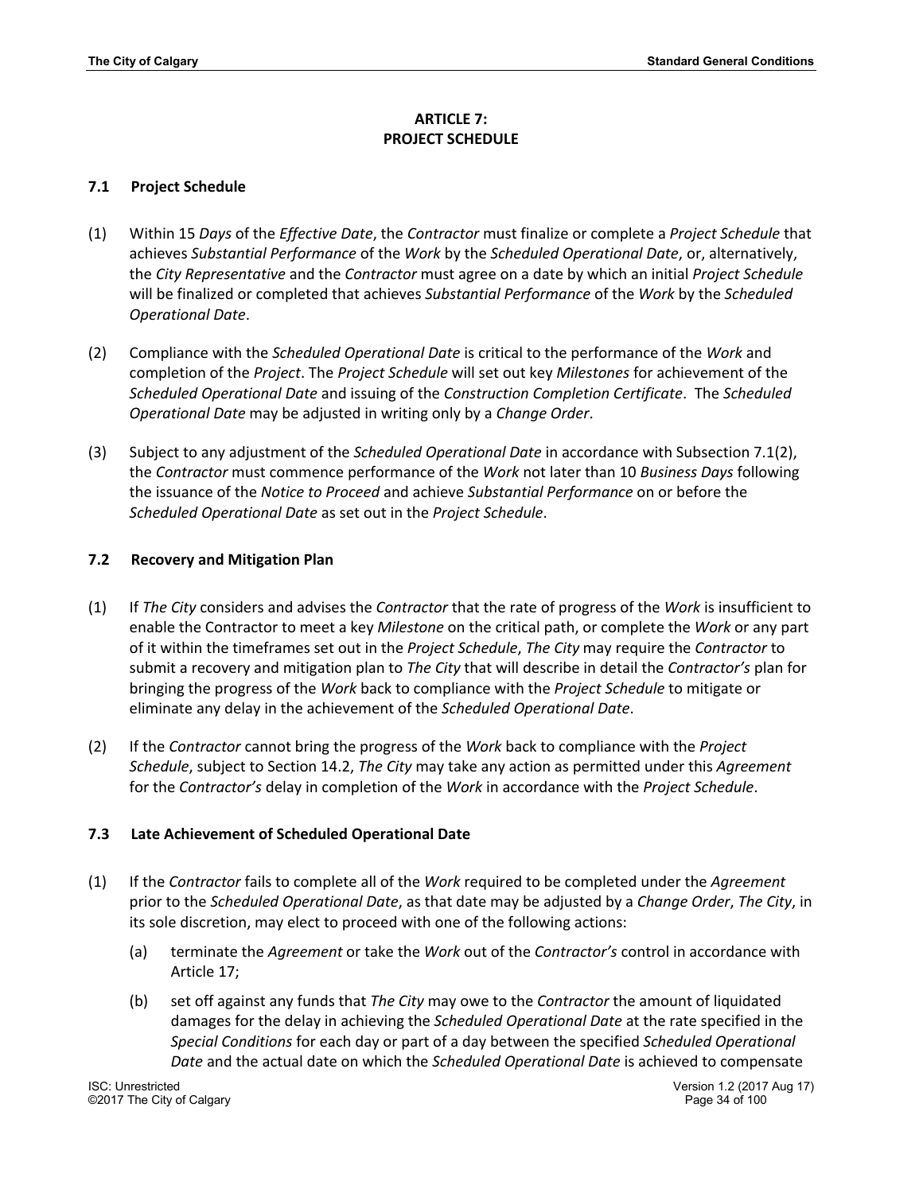# ARTICLE 7:
# PROJECT SCHEDULE

## 7.1 Project Schedule

(1) Within 15 *Days* of the *Effective Date*, the *Contractor* must finalize or complete a *Project Schedule* that achieves *Substantial Performance* of the *Work* by the *Scheduled Operational Date*, or, alternatively, the *City Representative* and the *Contractor* must agree on a date by which an initial *Project Schedule* will be finalized or completed that achieves *Substantial Performance* of the *Work* by the *Scheduled Operational Date*.

(2) Compliance with the *Scheduled Operational Date* is critical to the performance of the *Work* and completion of the *Project*. The *Project Schedule* will set out key *Milestones* for achievement of the *Scheduled Operational Date* and issuing of the *Construction Completion Certificate*. The *Scheduled Operational Date* may be adjusted in writing only by a *Change Order*.

(3) Subject to any adjustment of the *Scheduled Operational Date* in accordance with Subsection 7.1(2), the *Contractor* must commence performance of the *Work* not later than 10 *Business Days* following the issuance of the *Notice to Proceed* and achieve *Substantial Performance* on or before the *Scheduled Operational Date* as set out in the *Project Schedule*.

## 7.2 Recovery and Mitigation Plan

(1) If *The City* considers and advises the *Contractor* that the rate of progress of the *Work* is insufficient to enable the Contractor to meet a key *Milestone* on the critical path, or complete the *Work* or any part of it within the timeframes set out in the *Project Schedule*, *The City* may require the *Contractor* to submit a recovery and mitigation plan to *The City* that will describe in detail the *Contractor's* plan for bringing the progress of the *Work* back to compliance with the *Project Schedule* to mitigate or eliminate any delay in the achievement of the *Scheduled Operational Date*.

(2) If the *Contractor* cannot bring the progress of the *Work* back to compliance with the *Project Schedule*, subject to Section 14.2, *The City* may take any action as permitted under this *Agreement* for the *Contractor's* delay in completion of the *Work* in accordance with the *Project Schedule*.

## 7.3 Late Achievement of Scheduled Operational Date

(1) If the *Contractor* fails to complete all of the *Work* required to be completed under the *Agreement* prior to the *Scheduled Operational Date*, as that date may be adjusted by a *Change Order*, *The City*, in its sole discretion, may elect to proceed with one of the following actions:

   (a) terminate the *Agreement* or take the *Work* out of the *Contractor's* control in accordance with Article 17;

   (b) set off against any funds that *The City* may owe to the *Contractor* the amount of liquidated damages for the delay in achieving the *Scheduled Operational Date* at the rate specified in the *Special Conditions* for each day or part of a day between the specified *Scheduled Operational Date* and the actual date on which the *Scheduled Operational Date* is achieved to compensate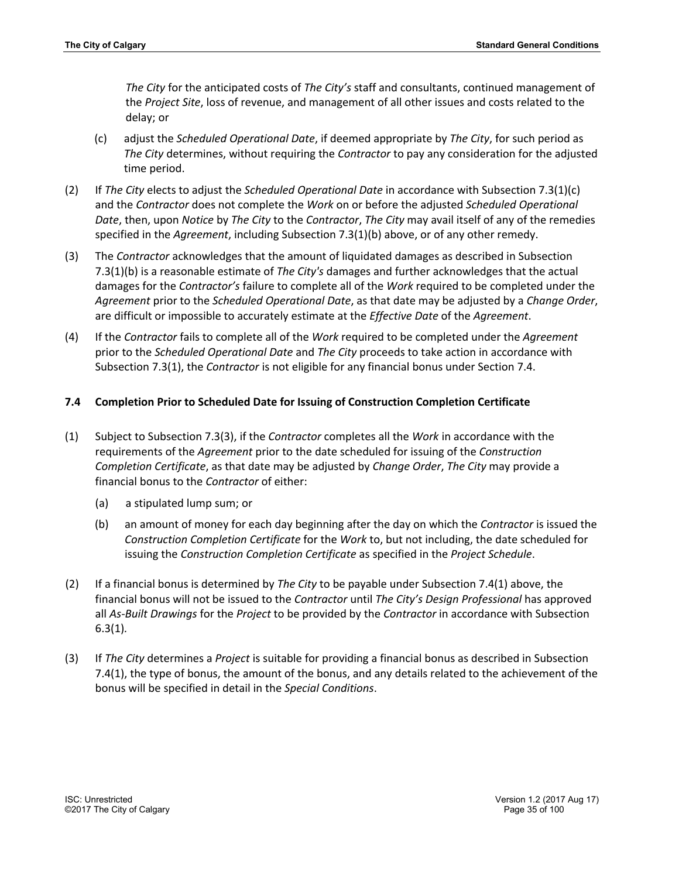*The City* for the anticipated costs of *The City's* staff and consultants, continued management of the *Project Site*, loss of revenue, and management of all other issues and costs related to the delay; or

(c) adjust the *Scheduled Operational Date*, if deemed appropriate by *The City*, for such period as *The City* determines, without requiring the *Contractor* to pay any consideration for the adjusted time period.

(2) If *The City* elects to adjust the *Scheduled Operational Date* in accordance with Subsection 7.3(1)(c) and the *Contractor* does not complete the *Work* on or before the adjusted *Scheduled Operational Date*, then, upon *Notice* by *The City* to the *Contractor*, *The City* may avail itself of any of the remedies specified in the *Agreement*, including Subsection 7.3(1)(b) above, or of any other remedy.

(3) The *Contractor* acknowledges that the amount of liquidated damages as described in Subsection 7.3(1)(b) is a reasonable estimate of *The City's* damages and further acknowledges that the actual damages for the *Contractor's* failure to complete all of the *Work* required to be completed under the *Agreement* prior to the *Scheduled Operational Date*, as that date may be adjusted by a *Change Order*, are difficult or impossible to accurately estimate at the *Effective Date* of the *Agreement*.

(4) If the *Contractor* fails to complete all of the *Work* required to be completed under the *Agreement* prior to the *Scheduled Operational Date* and *The City* proceeds to take action in accordance with Subsection 7.3(1), the *Contractor* is not eligible for any financial bonus under Section 7.4.

### 7.4 Completion Prior to Scheduled Date for Issuing of Construction Completion Certificate

(1) Subject to Subsection 7.3(3), if the *Contractor* completes all the *Work* in accordance with the requirements of the *Agreement* prior to the date scheduled for issuing of the *Construction Completion Certificate*, as that date may be adjusted by *Change Order*, *The City* may provide a financial bonus to the *Contractor* of either:

(a) a stipulated lump sum; or

(b) an amount of money for each day beginning after the day on which the *Contractor* is issued the *Construction Completion Certificate* for the *Work* to, but not including, the date scheduled for issuing the *Construction Completion Certificate* as specified in the *Project Schedule*.

(2) If a financial bonus is determined by *The City* to be payable under Subsection 7.4(1) above, the financial bonus will not be issued to the *Contractor* until *The City's Design Professional* has approved all *As-Built Drawings* for the *Project* to be provided by the *Contractor* in accordance with Subsection 6.3(1).

(3) If *The City* determines a *Project* is suitable for providing a financial bonus as described in Subsection 7.4(1), the type of bonus, the amount of the bonus, and any details related to the achievement of the bonus will be specified in detail in the *Special Conditions*.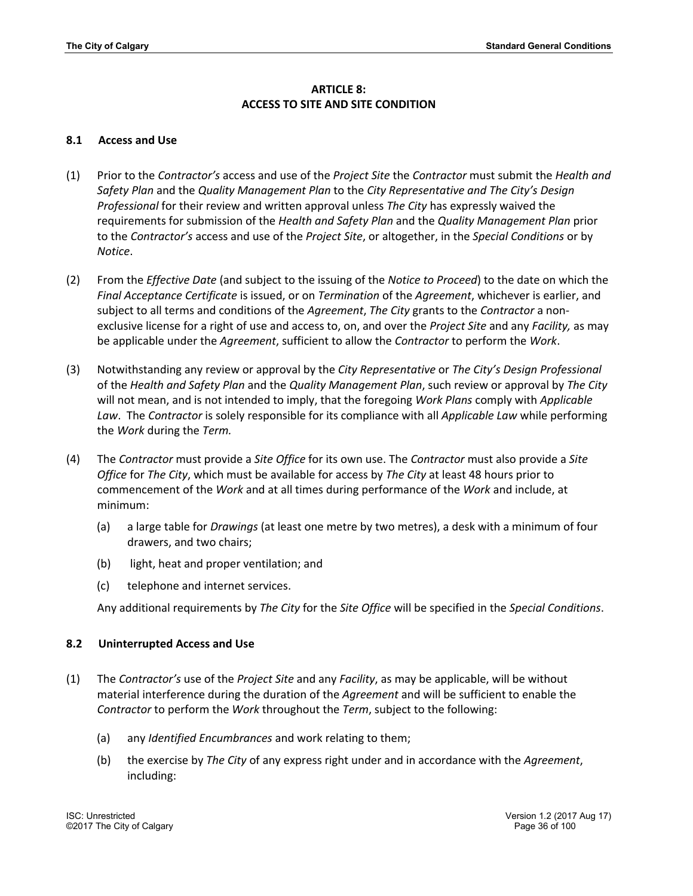## ARTICLE 8: ACCESS TO SITE AND SITE CONDITION

### 8.1 Access and Use

(1) Prior to the *Contractor's* access and use of the *Project Site* the *Contractor* must submit the *Health and Safety Plan* and the *Quality Management Plan* to the *City Representative and The City's Design Professional* for their review and written approval unless *The City* has expressly waived the requirements for submission of the *Health and Safety Plan* and the *Quality Management Plan* prior to the *Contractor's* access and use of the *Project Site*, or altogether, in the *Special Conditions* or by *Notice*.

(2) From the *Effective Date* (and subject to the issuing of the *Notice to Proceed*) to the date on which the *Final Acceptance Certificate* is issued, or on *Termination* of the *Agreement*, whichever is earlier, and subject to all terms and conditions of the *Agreement*, *The City* grants to the *Contractor* a non-exclusive license for a right of use and access to, on, and over the *Project Site* and any *Facility,* as may be applicable under the *Agreement*, sufficient to allow the *Contractor* to perform the *Work*.

(3) Notwithstanding any review or approval by the *City Representative* or *The City's Design Professional* of the *Health and Safety Plan* and the *Quality Management Plan*, such review or approval by *The City* will not mean, and is not intended to imply, that the foregoing *Work Plans* comply with *Applicable Law*. The *Contractor* is solely responsible for its compliance with all *Applicable Law* while performing the *Work* during the *Term.*

(4) The *Contractor* must provide a *Site Office* for its own use. The *Contractor* must also provide a *Site Office* for *The City*, which must be available for access by *The City* at least 48 hours prior to commencement of the *Work* and at all times during performance of the *Work* and include, at minimum:

   (a) a large table for *Drawings* (at least one metre by two metres), a desk with a minimum of four drawers, and two chairs;

   (b) light, heat and proper ventilation; and

   (c) telephone and internet services.

   Any additional requirements by *The City* for the *Site Office* will be specified in the *Special Conditions*.

### 8.2 Uninterrupted Access and Use

(1) The *Contractor's* use of the *Project Site* and any *Facility*, as may be applicable, will be without material interference during the duration of the *Agreement* and will be sufficient to enable the *Contractor* to perform the *Work* throughout the *Term*, subject to the following:

   (a) any *Identified Encumbrances* and work relating to them;

   (b) the exercise by *The City* of any express right under and in accordance with the *Agreement*, including: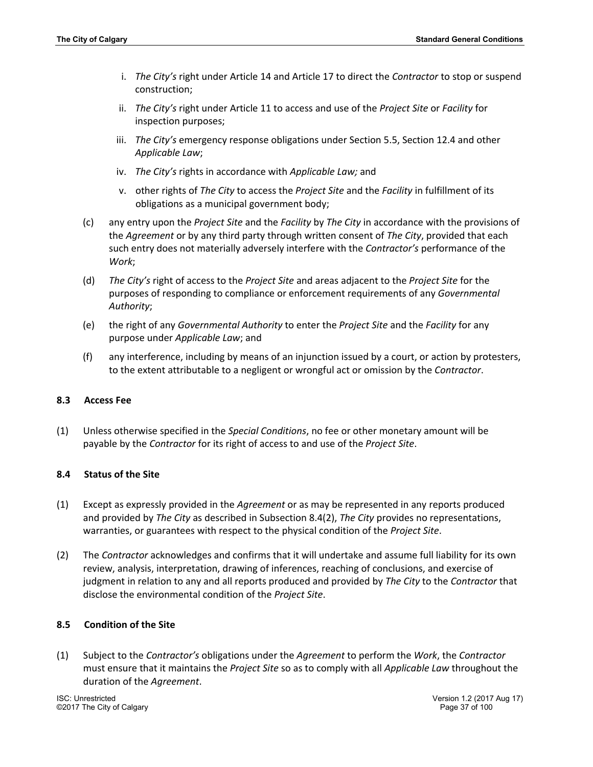i. *The City's* right under Article 14 and Article 17 to direct the *Contractor* to stop or suspend construction;

ii. *The City's* right under Article 11 to access and use of the *Project Site* or *Facility* for inspection purposes;

iii. *The City's* emergency response obligations under Section 5.5, Section 12.4 and other *Applicable Law*;

iv. *The City's* rights in accordance with *Applicable Law;* and

v. other rights of *The City* to access the *Project Site* and the *Facility* in fulfillment of its obligations as a municipal government body;

(c) any entry upon the *Project Site* and the *Facility* by *The City* in accordance with the provisions of the *Agreement* or by any third party through written consent of *The City*, provided that each such entry does not materially adversely interfere with the *Contractor's* performance of the *Work*;

(d) *The City's* right of access to the *Project Site* and areas adjacent to the *Project Site* for the purposes of responding to compliance or enforcement requirements of any *Governmental Authority*;

(e) the right of any *Governmental Authority* to enter the *Project Site* and the *Facility* for any purpose under *Applicable Law*; and

(f) any interference, including by means of an injunction issued by a court, or action by protesters, to the extent attributable to a negligent or wrongful act or omission by the *Contractor*.

### 8.3 Access Fee

(1) Unless otherwise specified in the *Special Conditions*, no fee or other monetary amount will be payable by the *Contractor* for its right of access to and use of the *Project Site*.

### 8.4 Status of the Site

(1) Except as expressly provided in the *Agreement* or as may be represented in any reports produced and provided by *The City* as described in Subsection 8.4(2), *The City* provides no representations, warranties, or guarantees with respect to the physical condition of the *Project Site*.

(2) The *Contractor* acknowledges and confirms that it will undertake and assume full liability for its own review, analysis, interpretation, drawing of inferences, reaching of conclusions, and exercise of judgment in relation to any and all reports produced and provided by *The City* to the *Contractor* that disclose the environmental condition of the *Project Site*.

### 8.5 Condition of the Site

(1) Subject to the *Contractor's* obligations under the *Agreement* to perform the *Work*, the *Contractor* must ensure that it maintains the *Project Site* so as to comply with all *Applicable Law* throughout the duration of the *Agreement*.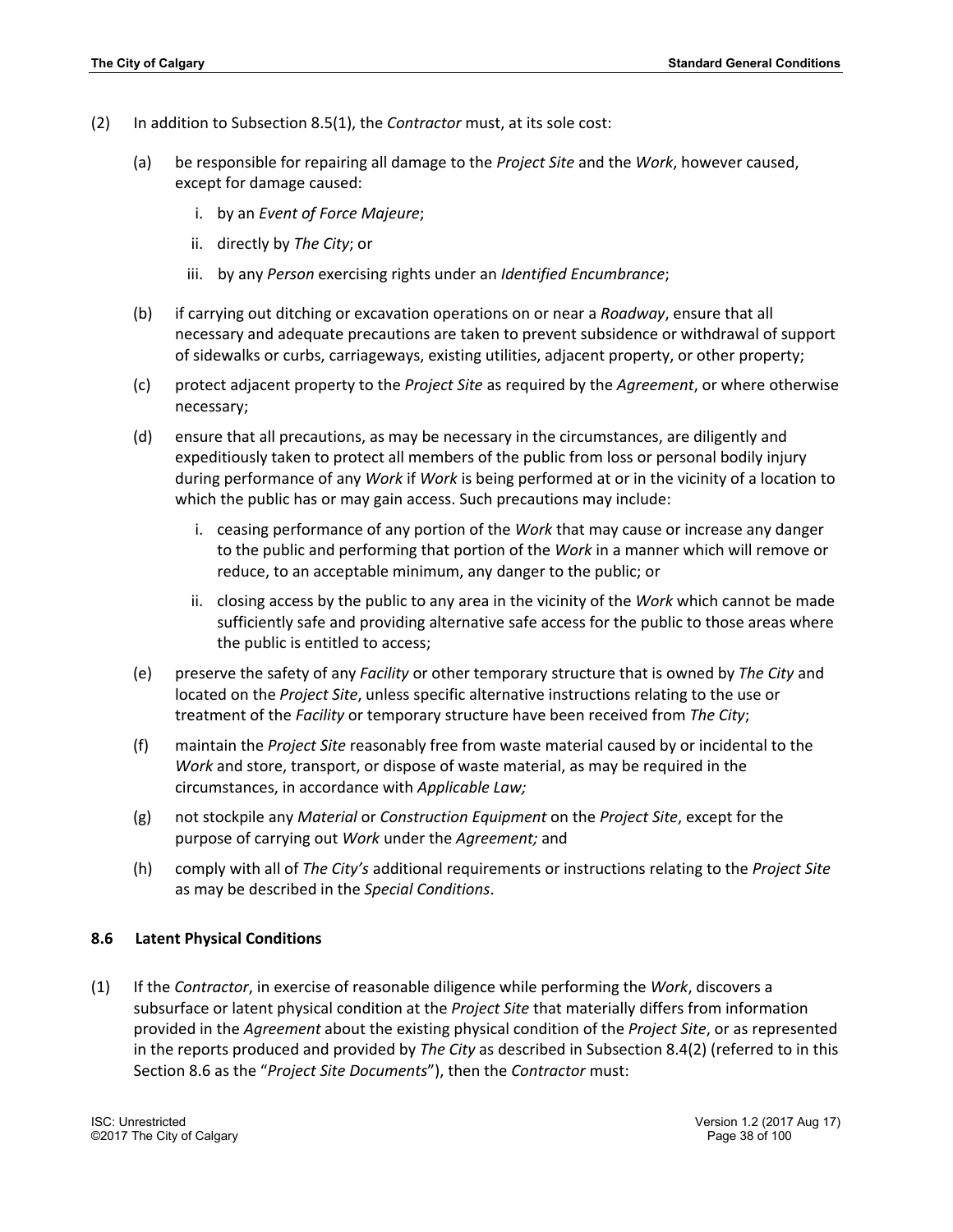(2) In addition to Subsection 8.5(1), the *Contractor* must, at its sole cost:

(a) be responsible for repairing all damage to the *Project Site* and the *Work*, however caused, except for damage caused:

i. by an *Event of Force Majeure*;

ii. directly by *The City*; or

iii. by any *Person* exercising rights under an *Identified Encumbrance*;

(b) if carrying out ditching or excavation operations on or near a *Roadway*, ensure that all necessary and adequate precautions are taken to prevent subsidence or withdrawal of support of sidewalks or curbs, carriageways, existing utilities, adjacent property, or other property;

(c) protect adjacent property to the *Project Site* as required by the *Agreement*, or where otherwise necessary;

(d) ensure that all precautions, as may be necessary in the circumstances, are diligently and expeditiously taken to protect all members of the public from loss or personal bodily injury during performance of any *Work* if *Work* is being performed at or in the vicinity of a location to which the public has or may gain access. Such precautions may include:

i. ceasing performance of any portion of the *Work* that may cause or increase any danger to the public and performing that portion of the *Work* in a manner which will remove or reduce, to an acceptable minimum, any danger to the public; or

ii. closing access by the public to any area in the vicinity of the *Work* which cannot be made sufficiently safe and providing alternative safe access for the public to those areas where the public is entitled to access;

(e) preserve the safety of any *Facility* or other temporary structure that is owned by *The City* and located on the *Project Site*, unless specific alternative instructions relating to the use or treatment of the *Facility* or temporary structure have been received from *The City*;

(f) maintain the *Project Site* reasonably free from waste material caused by or incidental to the *Work* and store, transport, or dispose of waste material, as may be required in the circumstances, in accordance with *Applicable Law;*

(g) not stockpile any *Material* or *Construction Equipment* on the *Project Site*, except for the purpose of carrying out *Work* under the *Agreement;* and

(h) comply with all of *The City's* additional requirements or instructions relating to the *Project Site* as may be described in the *Special Conditions*.

### 8.6 Latent Physical Conditions

(1) If the *Contractor*, in exercise of reasonable diligence while performing the *Work*, discovers a subsurface or latent physical condition at the *Project Site* that materially differs from information provided in the *Agreement* about the existing physical condition of the *Project Site*, or as represented in the reports produced and provided by *The City* as described in Subsection 8.4(2) (referred to in this Section 8.6 as the "*Project Site Documents*"), then the *Contractor* must: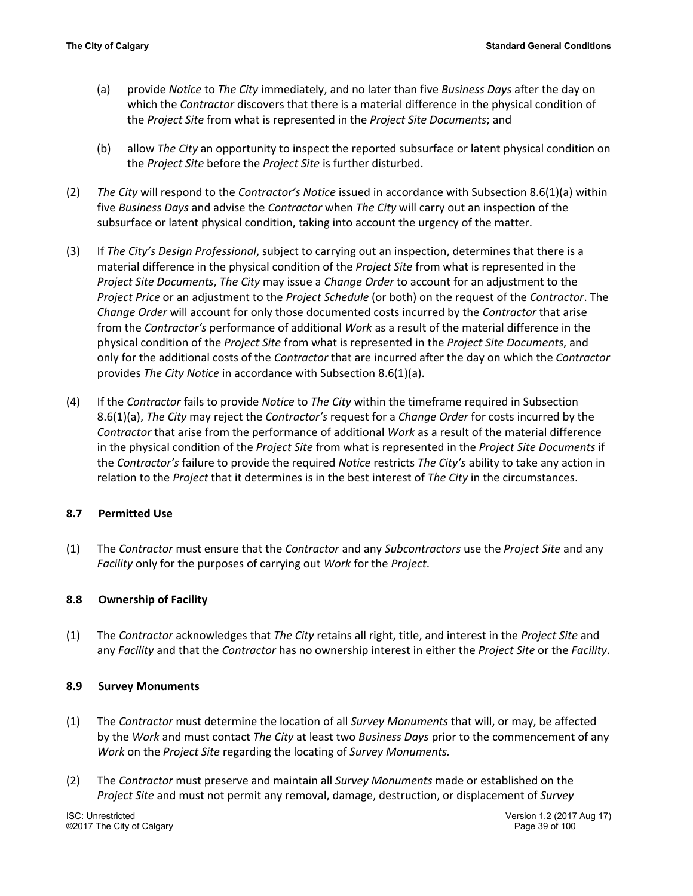(a) provide *Notice* to *The City* immediately, and no later than five *Business Days* after the day on which the *Contractor* discovers that there is a material difference in the physical condition of the *Project Site* from what is represented in the *Project Site Documents*; and

(b) allow *The City* an opportunity to inspect the reported subsurface or latent physical condition on the *Project Site* before the *Project Site* is further disturbed.

(2) *The City* will respond to the *Contractor's Notice* issued in accordance with Subsection 8.6(1)(a) within five *Business Days* and advise the *Contractor* when *The City* will carry out an inspection of the subsurface or latent physical condition, taking into account the urgency of the matter.

(3) If *The City's Design Professional*, subject to carrying out an inspection, determines that there is a material difference in the physical condition of the *Project Site* from what is represented in the *Project Site Documents*, *The City* may issue a *Change Order* to account for an adjustment to the *Project Price* or an adjustment to the *Project Schedule* (or both) on the request of the *Contractor*. The *Change Order* will account for only those documented costs incurred by the *Contractor* that arise from the *Contractor's* performance of additional *Work* as a result of the material difference in the physical condition of the *Project Site* from what is represented in the *Project Site Documents*, and only for the additional costs of the *Contractor* that are incurred after the day on which the *Contractor* provides *The City Notice* in accordance with Subsection 8.6(1)(a).

(4) If the *Contractor* fails to provide *Notice* to *The City* within the timeframe required in Subsection 8.6(1)(a), *The City* may reject the *Contractor's* request for a *Change Order* for costs incurred by the *Contractor* that arise from the performance of additional *Work* as a result of the material difference in the physical condition of the *Project Site* from what is represented in the *Project Site Documents* if the *Contractor's* failure to provide the required *Notice* restricts *The City's* ability to take any action in relation to the *Project* that it determines is in the best interest of *The City* in the circumstances.

### 8.7 Permitted Use

(1) The *Contractor* must ensure that the *Contractor* and any *Subcontractors* use the *Project Site* and any *Facility* only for the purposes of carrying out *Work* for the *Project*.

### 8.8 Ownership of Facility

(1) The *Contractor* acknowledges that *The City* retains all right, title, and interest in the *Project Site* and any *Facility* and that the *Contractor* has no ownership interest in either the *Project Site* or the *Facility*.

### 8.9 Survey Monuments

(1) The *Contractor* must determine the location of all *Survey Monuments* that will, or may, be affected by the *Work* and must contact *The City* at least two *Business Days* prior to the commencement of any *Work* on the *Project Site* regarding the locating of *Survey Monuments.*

(2) The *Contractor* must preserve and maintain all *Survey Monuments* made or established on the *Project Site* and must not permit any removal, damage, destruction, or displacement of *Survey*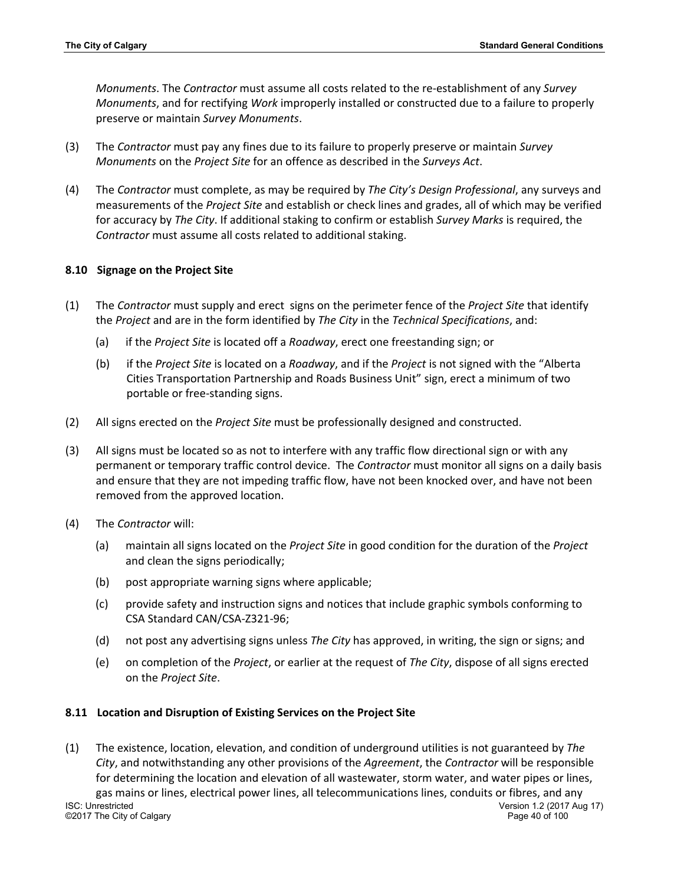*Monuments*. The *Contractor* must assume all costs related to the re-establishment of any *Survey Monuments*, and for rectifying *Work* improperly installed or constructed due to a failure to properly preserve or maintain *Survey Monuments*.

(3) The *Contractor* must pay any fines due to its failure to properly preserve or maintain *Survey Monuments* on the *Project Site* for an offence as described in the *Surveys Act*.

(4) The *Contractor* must complete, as may be required by *The City's Design Professional*, any surveys and measurements of the *Project Site* and establish or check lines and grades, all of which may be verified for accuracy by *The City*. If additional staking to confirm or establish *Survey Marks* is required, the *Contractor* must assume all costs related to additional staking.

### 8.10 Signage on the Project Site

(1) The *Contractor* must supply and erect signs on the perimeter fence of the *Project Site* that identify the *Project* and are in the form identified by *The City* in the *Technical Specifications*, and:

   (a) if the *Project Site* is located off a *Roadway*, erect one freestanding sign; or

   (b) if the *Project Site* is located on a *Roadway*, and if the *Project* is not signed with the "Alberta Cities Transportation Partnership and Roads Business Unit" sign, erect a minimum of two portable or free-standing signs.

(2) All signs erected on the *Project Site* must be professionally designed and constructed.

(3) All signs must be located so as not to interfere with any traffic flow directional sign or with any permanent or temporary traffic control device. The *Contractor* must monitor all signs on a daily basis and ensure that they are not impeding traffic flow, have not been knocked over, and have not been removed from the approved location.

(4) The *Contractor* will:

   (a) maintain all signs located on the *Project Site* in good condition for the duration of the *Project* and clean the signs periodically;

   (b) post appropriate warning signs where applicable;

   (c) provide safety and instruction signs and notices that include graphic symbols conforming to CSA Standard CAN/CSA-Z321-96;

   (d) not post any advertising signs unless *The City* has approved, in writing, the sign or signs; and

   (e) on completion of the *Project*, or earlier at the request of *The City*, dispose of all signs erected on the *Project Site*.

### 8.11 Location and Disruption of Existing Services on the Project Site

(1) The existence, location, elevation, and condition of underground utilities is not guaranteed by *The City*, and notwithstanding any other provisions of the *Agreement*, the *Contractor* will be responsible for determining the location and elevation of all wastewater, storm water, and water pipes or lines, gas mains or lines, electrical power lines, all telecommunications lines, conduits or fibres, and any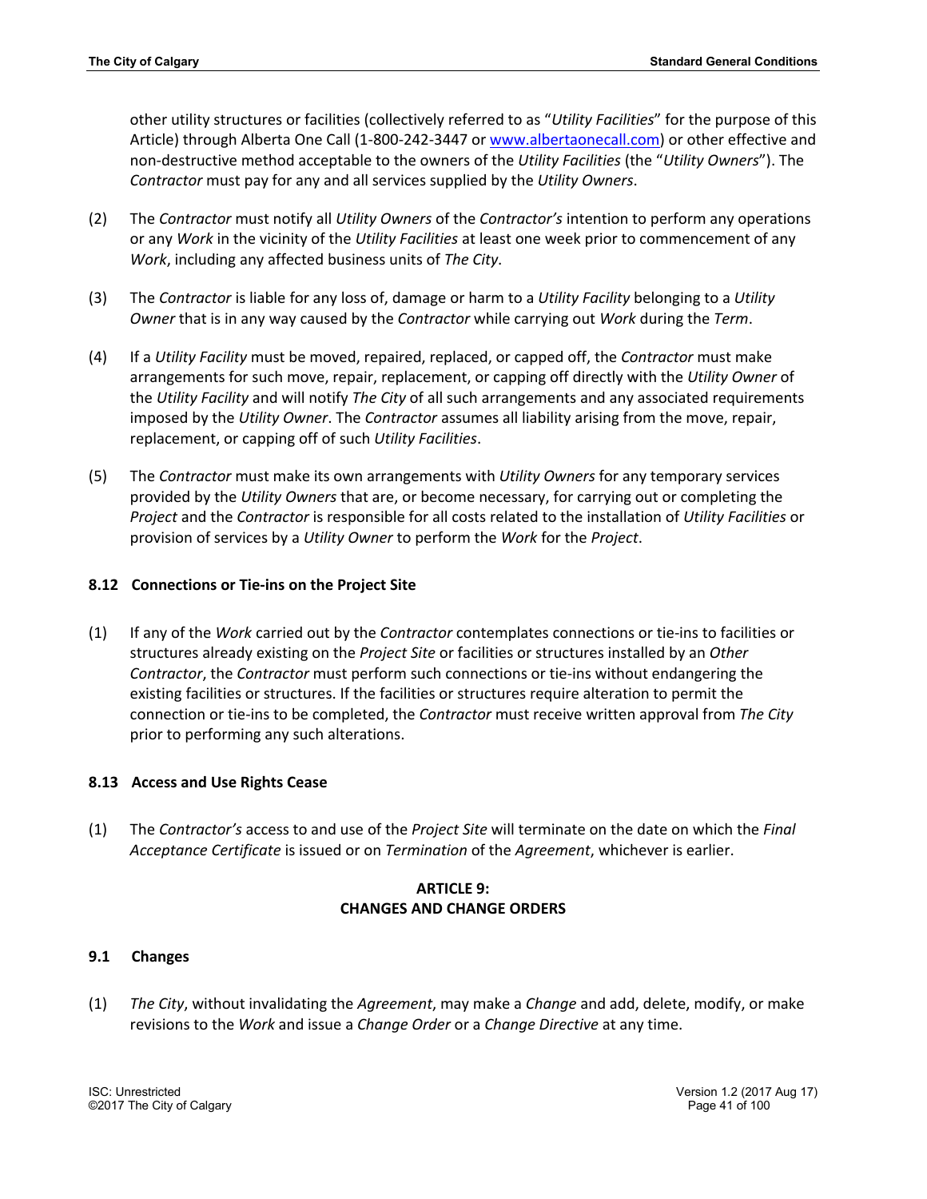other utility structures or facilities (collectively referred to as "*Utility Facilities*" for the purpose of this Article) through Alberta One Call (1-800-242-3447 or [www.albertaonecall.com](http://www.albertaonecall.com)) or other effective and non-destructive method acceptable to the owners of the *Utility Facilities* (the "*Utility Owners*"). The *Contractor* must pay for any and all services supplied by the *Utility Owners*.

(2) The *Contractor* must notify all *Utility Owners* of the *Contractor's* intention to perform any operations or any *Work* in the vicinity of the *Utility Facilities* at least one week prior to commencement of any *Work*, including any affected business units of *The City*.

(3) The *Contractor* is liable for any loss of, damage or harm to a *Utility Facility* belonging to a *Utility Owner* that is in any way caused by the *Contractor* while carrying out *Work* during the *Term*.

(4) If a *Utility Facility* must be moved, repaired, replaced, or capped off, the *Contractor* must make arrangements for such move, repair, replacement, or capping off directly with the *Utility Owner* of the *Utility Facility* and will notify *The City* of all such arrangements and any associated requirements imposed by the *Utility Owner*. The *Contractor* assumes all liability arising from the move, repair, replacement, or capping off of such *Utility Facilities*.

(5) The *Contractor* must make its own arrangements with *Utility Owners* for any temporary services provided by the *Utility Owners* that are, or become necessary, for carrying out or completing the *Project* and the *Contractor* is responsible for all costs related to the installation of *Utility Facilities* or provision of services by a *Utility Owner* to perform the *Work* for the *Project*.

### 8.12 Connections or Tie-ins on the Project Site

(1) If any of the *Work* carried out by the *Contractor* contemplates connections or tie-ins to facilities or structures already existing on the *Project Site* or facilities or structures installed by an *Other Contractor*, the *Contractor* must perform such connections or tie-ins without endangering the existing facilities or structures. If the facilities or structures require alteration to permit the connection or tie-ins to be completed, the *Contractor* must receive written approval from *The City* prior to performing any such alterations.

### 8.13 Access and Use Rights Cease

(1) The *Contractor's* access to and use of the *Project Site* will terminate on the date on which the *Final Acceptance Certificate* is issued or on *Termination* of the *Agreement*, whichever is earlier.

## ARTICLE 9: CHANGES AND CHANGE ORDERS

### 9.1 Changes

(1) *The City*, without invalidating the *Agreement*, may make a *Change* and add, delete, modify, or make revisions to the *Work* and issue a *Change Order* or a *Change Directive* at any time.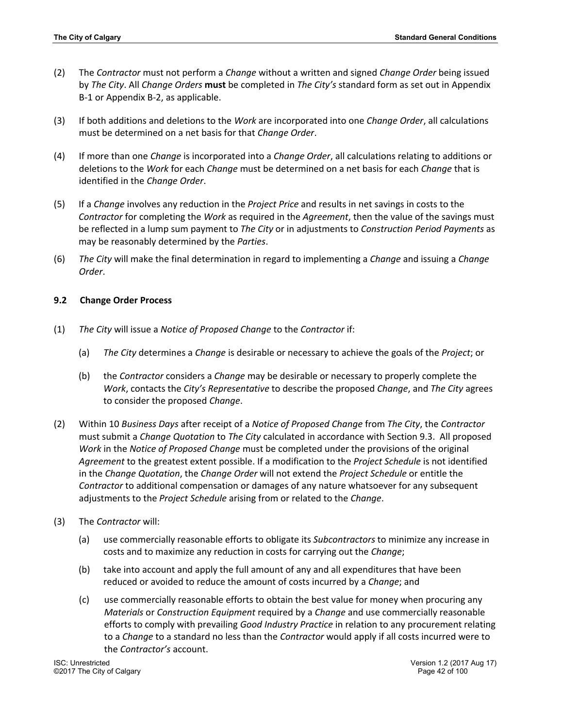(2) The *Contractor* must not perform a *Change* without a written and signed *Change Order* being issued by *The City*. All *Change Orders* **must** be completed in *The City's* standard form as set out in Appendix B-1 or Appendix B-2, as applicable.

(3) If both additions and deletions to the *Work* are incorporated into one *Change Order*, all calculations must be determined on a net basis for that *Change Order*.

(4) If more than one *Change* is incorporated into a *Change Order*, all calculations relating to additions or deletions to the *Work* for each *Change* must be determined on a net basis for each *Change* that is identified in the *Change Order*.

(5) If a *Change* involves any reduction in the *Project Price* and results in net savings in costs to the *Contractor* for completing the *Work* as required in the *Agreement*, then the value of the savings must be reflected in a lump sum payment to *The City* or in adjustments to *Construction Period Payments* as may be reasonably determined by the *Parties*.

(6) *The City* will make the final determination in regard to implementing a *Change* and issuing a *Change Order*.

### 9.2 Change Order Process

(1) *The City* will issue a *Notice of Proposed Change* to the *Contractor* if:

   (a) *The City* determines a *Change* is desirable or necessary to achieve the goals of the *Project*; or

   (b) the *Contractor* considers a *Change* may be desirable or necessary to properly complete the *Work*, contacts the *City's Representative* to describe the proposed *Change*, and *The City* agrees to consider the proposed *Change*.

(2) Within 10 *Business Days* after receipt of a *Notice of Proposed Change* from *The City*, the *Contractor* must submit a *Change Quotation* to *The City* calculated in accordance with Section 9.3. All proposed *Work* in the *Notice of Proposed Change* must be completed under the provisions of the original *Agreement* to the greatest extent possible. If a modification to the *Project Schedule* is not identified in the *Change Quotation*, the *Change Order* will not extend the *Project Schedule* or entitle the *Contractor* to additional compensation or damages of any nature whatsoever for any subsequent adjustments to the *Project Schedule* arising from or related to the *Change*.

(3) The *Contractor* will:

   (a) use commercially reasonable efforts to obligate its *Subcontractors* to minimize any increase in costs and to maximize any reduction in costs for carrying out the *Change*;

   (b) take into account and apply the full amount of any and all expenditures that have been reduced or avoided to reduce the amount of costs incurred by a *Change*; and

   (c) use commercially reasonable efforts to obtain the best value for money when procuring any *Materials* or *Construction Equipment* required by a *Change* and use commercially reasonable efforts to comply with prevailing *Good Industry Practice* in relation to any procurement relating to a *Change* to a standard no less than the *Contractor* would apply if all costs incurred were to the *Contractor's* account.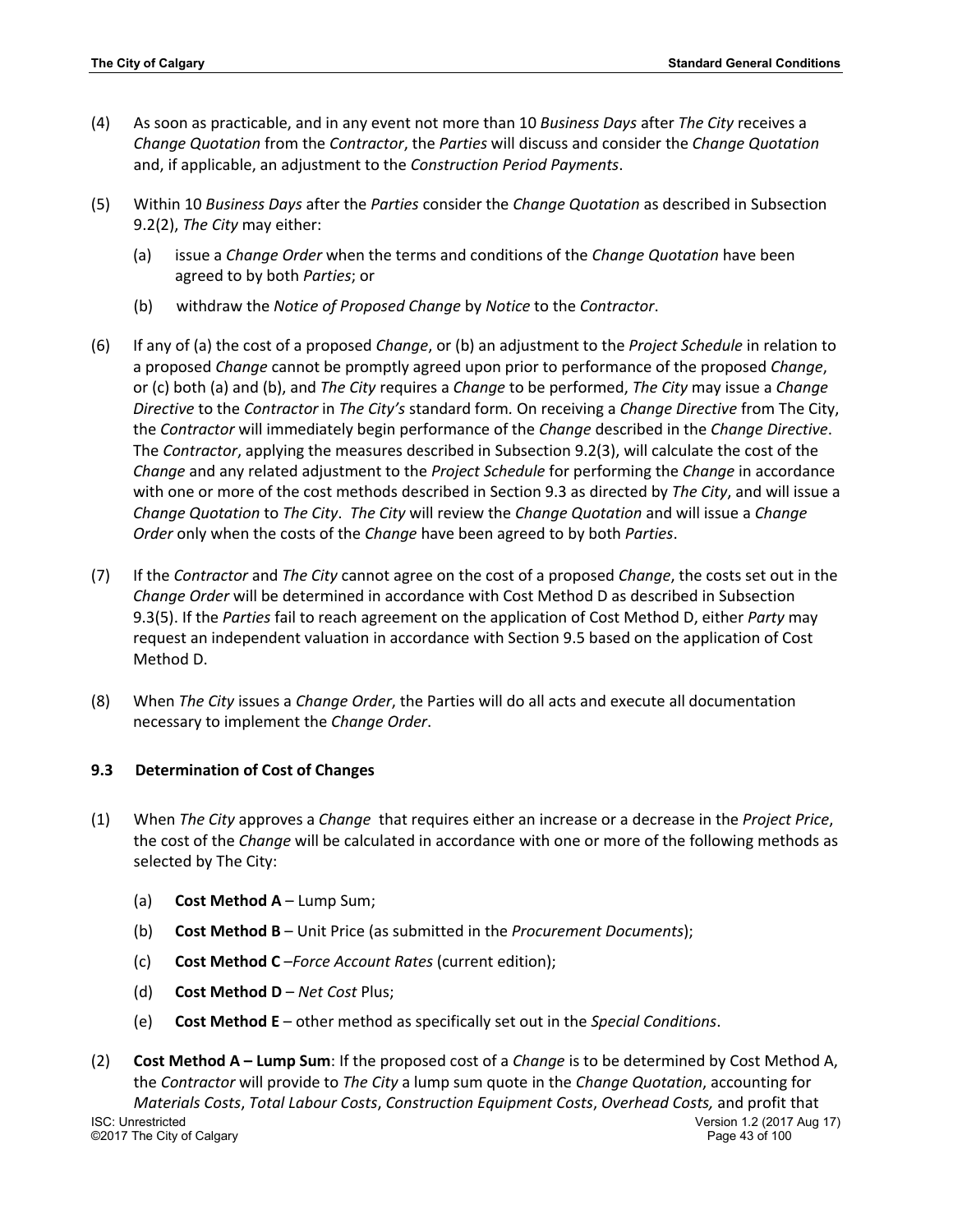(4) As soon as practicable, and in any event not more than 10 *Business Days* after *The City* receives a *Change Quotation* from the *Contractor*, the *Parties* will discuss and consider the *Change Quotation* and, if applicable, an adjustment to the *Construction Period Payments*.

(5) Within 10 *Business Days* after the *Parties* consider the *Change Quotation* as described in Subsection 9.2(2), *The City* may either:

(a) issue a *Change Order* when the terms and conditions of the *Change Quotation* have been agreed to by both *Parties*; or

(b) withdraw the *Notice of Proposed Change* by *Notice* to the *Contractor*.

(6) If any of (a) the cost of a proposed *Change*, or (b) an adjustment to the *Project Schedule* in relation to a proposed *Change* cannot be promptly agreed upon prior to performance of the proposed *Change*, or (c) both (a) and (b), and *The City* requires a *Change* to be performed, *The City* may issue a *Change Directive* to the *Contractor* in *The City's* standard form. On receiving a *Change Directive* from The City, the *Contractor* will immediately begin performance of the *Change* described in the *Change Directive*. The *Contractor*, applying the measures described in Subsection 9.2(3), will calculate the cost of the *Change* and any related adjustment to the *Project Schedule* for performing the *Change* in accordance with one or more of the cost methods described in Section 9.3 as directed by *The City*, and will issue a *Change Quotation* to *The City*. *The City* will review the *Change Quotation* and will issue a *Change Order* only when the costs of the *Change* have been agreed to by both *Parties*.

(7) If the *Contractor* and *The City* cannot agree on the cost of a proposed *Change*, the costs set out in the *Change Order* will be determined in accordance with Cost Method D as described in Subsection 9.3(5). If the *Parties* fail to reach agreement on the application of Cost Method D, either *Party* may request an independent valuation in accordance with Section 9.5 based on the application of Cost Method D.

(8) When *The City* issues a *Change Order*, the Parties will do all acts and execute all documentation necessary to implement the *Change Order*.

### 9.3 Determination of Cost of Changes

(1) When *The City* approves a *Change* that requires either an increase or a decrease in the *Project Price*, the cost of the *Change* will be calculated in accordance with one or more of the following methods as selected by The City:

(a) **Cost Method A** – Lump Sum;

(b) **Cost Method B** – Unit Price (as submitted in the *Procurement Documents*);

(c) **Cost Method C** –*Force Account Rates* (current edition);

(d) **Cost Method D** – *Net Cost* Plus;

(e) **Cost Method E** – other method as specifically set out in the *Special Conditions*.

(2) **Cost Method A – Lump Sum**: If the proposed cost of a *Change* is to be determined by Cost Method A, the *Contractor* will provide to *The City* a lump sum quote in the *Change Quotation*, accounting for *Materials Costs*, *Total Labour Costs*, *Construction Equipment Costs*, *Overhead Costs,* and profit that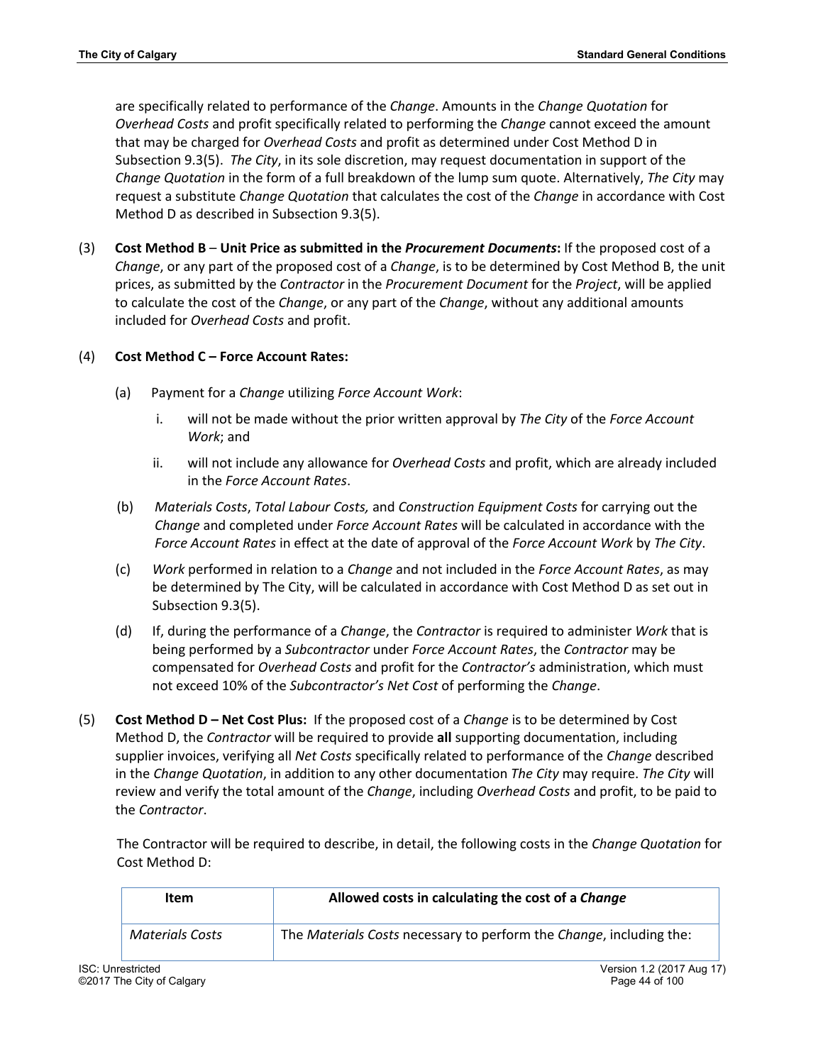are specifically related to performance of the *Change*. Amounts in the *Change Quotation* for *Overhead Costs* and profit specifically related to performing the *Change* cannot exceed the amount that may be charged for *Overhead Costs* and profit as determined under Cost Method D in Subsection 9.3(5). *The City*, in its sole discretion, may request documentation in support of the *Change Quotation* in the form of a full breakdown of the lump sum quote. Alternatively, *The City* may request a substitute *Change Quotation* that calculates the cost of the *Change* in accordance with Cost Method D as described in Subsection 9.3(5).

(3) **Cost Method B** – **Unit Price as submitted in the *Procurement Documents*:** If the proposed cost of a *Change*, or any part of the proposed cost of a *Change*, is to be determined by Cost Method B, the unit prices, as submitted by the *Contractor* in the *Procurement Document* for the *Project*, will be applied to calculate the cost of the *Change*, or any part of the *Change*, without any additional amounts included for *Overhead Costs* and profit.

(4) **Cost Method C – Force Account Rates:**

(a) Payment for a *Change* utilizing *Force Account Work*:

i. will not be made without the prior written approval by *The City* of the *Force Account Work*; and

ii. will not include any allowance for *Overhead Costs* and profit, which are already included in the *Force Account Rates*.

(b) *Materials Costs*, *Total Labour Costs,* and *Construction Equipment Costs* for carrying out the *Change* and completed under *Force Account Rates* will be calculated in accordance with the *Force Account Rates* in effect at the date of approval of the *Force Account Work* by *The City*.

(c) *Work* performed in relation to a *Change* and not included in the *Force Account Rates*, as may be determined by The City, will be calculated in accordance with Cost Method D as set out in Subsection 9.3(5).

(d) If, during the performance of a *Change*, the *Contractor* is required to administer *Work* that is being performed by a *Subcontractor* under *Force Account Rates*, the *Contractor* may be compensated for *Overhead Costs* and profit for the *Contractor's* administration, which must not exceed 10% of the *Subcontractor's Net Cost* of performing the *Change*.

(5) **Cost Method D – Net Cost Plus:** If the proposed cost of a *Change* is to be determined by Cost Method D, the *Contractor* will be required to provide **all** supporting documentation, including supplier invoices, verifying all *Net Costs* specifically related to performance of the *Change* described in the *Change Quotation*, in addition to any other documentation *The City* may require. *The City* will review and verify the total amount of the *Change*, including *Overhead Costs* and profit, to be paid to the *Contractor*.

The Contractor will be required to describe, in detail, the following costs in the *Change Quotation* for Cost Method D:

| Item | Allowed costs in calculating the cost of a *Change* |
|---|---|
| *Materials Costs* | The *Materials Costs* necessary to perform the *Change*, including the: |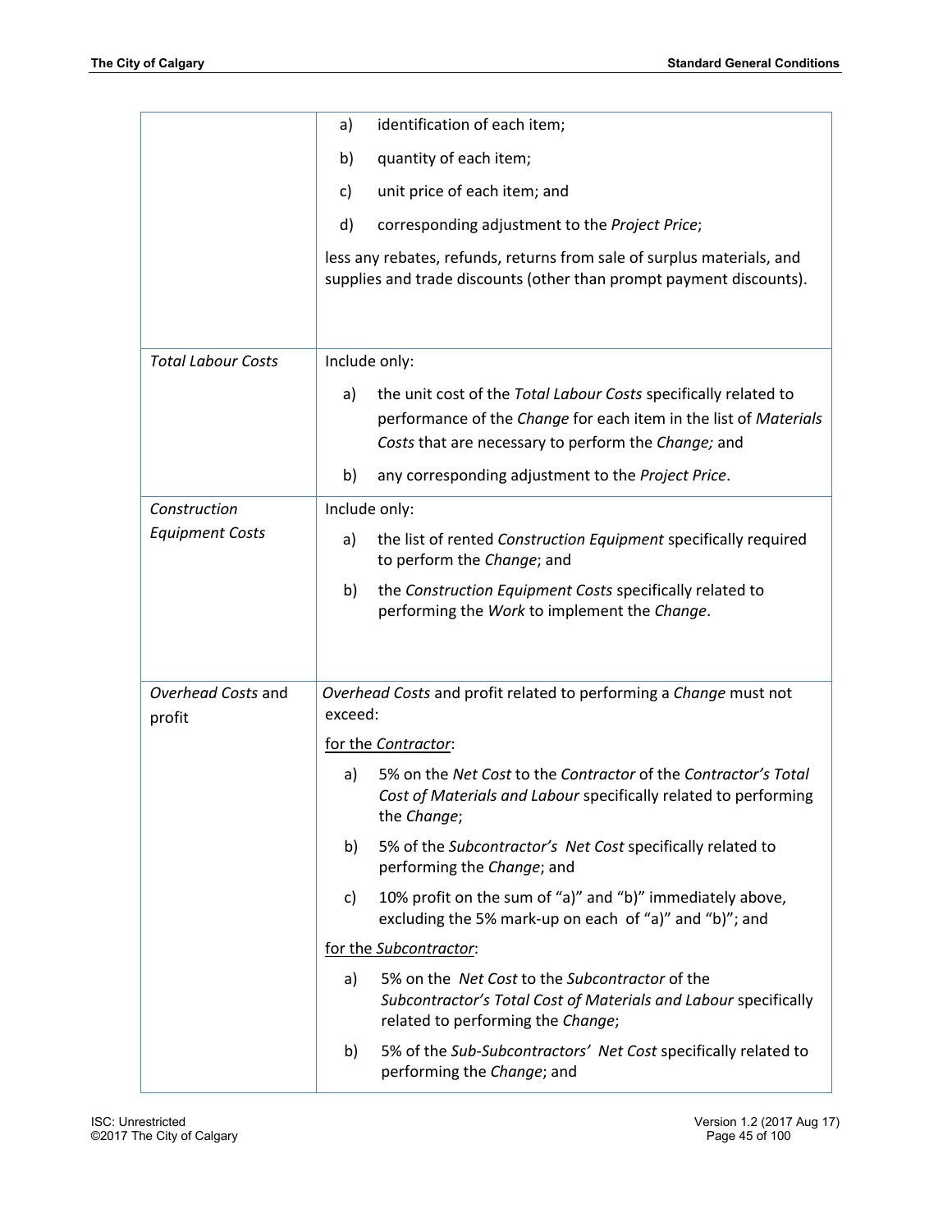| | |
|---|---|
| | a) identification of each item;<br>b) quantity of each item;<br>c) unit price of each item; and<br>d) corresponding adjustment to the *Project Price*;<br><br>less any rebates, refunds, returns from sale of surplus materials, and supplies and trade discounts (other than prompt payment discounts). |
| *Total Labour Costs* | Include only:<br>a) the unit cost of the *Total Labour Costs* specifically related to performance of the *Change* for each item in the list of *Materials Costs* that are necessary to perform the *Change;* and<br>b) any corresponding adjustment to the *Project Price*. |
| *Construction Equipment Costs* | Include only:<br>a) the list of rented *Construction Equipment* specifically required to perform the *Change*; and<br>b) the *Construction Equipment Costs* specifically related to performing the *Work* to implement the *Change*. |
| *Overhead Costs* and profit | *Overhead Costs* and profit related to performing a *Change* must not exceed:<br><br>for the *Contractor*:<br>a) 5% on the *Net Cost* to the *Contractor* of the *Contractor's Total Cost of Materials and Labour* specifically related to performing the *Change*;<br>b) 5% of the *Subcontractor's Net Cost* specifically related to performing the *Change*; and<br>c) 10% profit on the sum of "a)" and "b)" immediately above, excluding the 5% mark-up on each of "a)" and "b)"; and<br><br>for the *Subcontractor*:<br>a) 5% on the *Net Cost* to the *Subcontractor* of the *Subcontractor's Total Cost of Materials and Labour* specifically related to performing the *Change*;<br>b) 5% of the *Sub-Subcontractors' Net Cost* specifically related to performing the *Change*; and |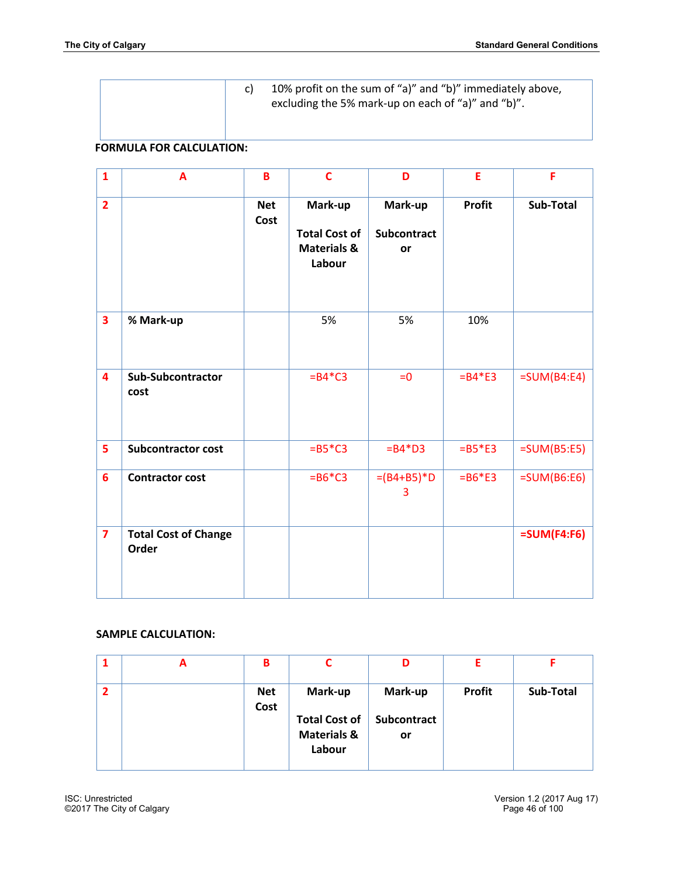| | c) 10% profit on the sum of "a)" and "b)" immediately above, excluding the 5% mark-up on each of "a)" and "b)". |
|---|---|

**FORMULA FOR CALCULATION:**

| 1 | A | B | C | D | E | F |
|---|---|---|---|---|---|---|
| 2 | | Net Cost | Mark-up<br><br>Total Cost of Materials & Labour | Mark-up<br><br>Subcontract or | Profit | Sub-Total |
| 3 | % Mark-up | | 5% | 5% | 10% | |
| 4 | Sub-Subcontractor cost | | =B4*C3 | =0 | =B4*E3 | =SUM(B4:E4) |
| 5 | Subcontractor cost | | =B5*C3 | =B4*D3 | =B5*E3 | =SUM(B5:E5) |
| 6 | Contractor cost | | =B6*C3 | =(B4+B5)*D3 | =B6*E3 | =SUM(B6:E6) |
| 7 | Total Cost of Change Order | | | | | **=SUM(F4:F6)** |

**SAMPLE CALCULATION:**

| 1 | A | B | C | D | E | F |
|---|---|---|---|---|---|---|
| 2 | | Net Cost | Mark-up<br><br>Total Cost of Materials & Labour | Mark-up<br><br>Subcontract or | Profit | Sub-Total |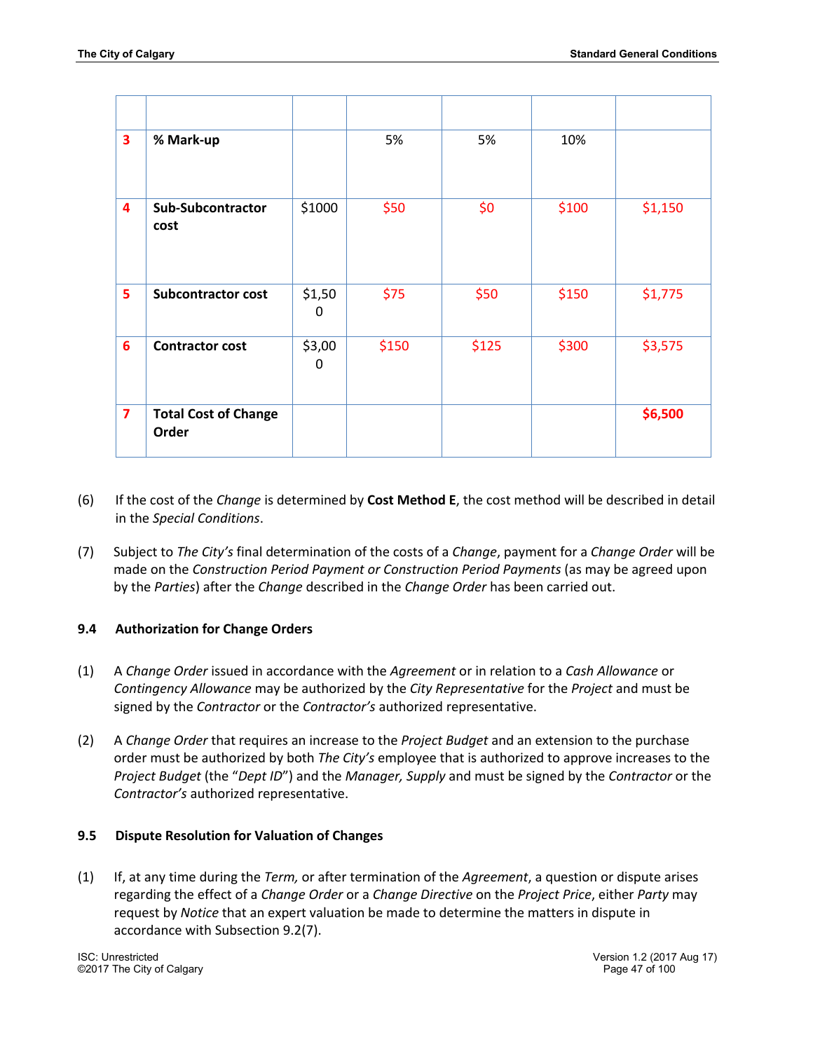| | | | | | | |
|---|---|---|---|---|---|---|
| 3 | **% Mark-up** | | 5% | 5% | 10% | |
| 4 | **Sub-Subcontractor cost** | $1000 | $50 | $0 | $100 | $1,150 |
| 5 | **Subcontractor cost** | $1,500 | $75 | $50 | $150 | $1,775 |
| 6 | **Contractor cost** | $3,000 | $150 | $125 | $300 | $3,575 |
| 7 | **Total Cost of Change Order** | | | | | **$6,500** |

(6) If the cost of the *Change* is determined by **Cost Method E**, the cost method will be described in detail in the *Special Conditions*.

(7) Subject to *The City's* final determination of the costs of a *Change*, payment for a *Change Order* will be made on the *Construction Period Payment or Construction Period Payments* (as may be agreed upon by the *Parties*) after the *Change* described in the *Change Order* has been carried out.

### 9.4 Authorization for Change Orders

(1) A *Change Order* issued in accordance with the *Agreement* or in relation to a *Cash Allowance* or *Contingency Allowance* may be authorized by the *City Representative* for the *Project* and must be signed by the *Contractor* or the *Contractor's* authorized representative.

(2) A *Change Order* that requires an increase to the *Project Budget* and an extension to the purchase order must be authorized by both *The City's* employee that is authorized to approve increases to the *Project Budget* (the "*Dept ID*") and the *Manager, Supply* and must be signed by the *Contractor* or the *Contractor's* authorized representative.

### 9.5 Dispute Resolution for Valuation of Changes

(1) If, at any time during the *Term,* or after termination of the *Agreement*, a question or dispute arises regarding the effect of a *Change Order* or a *Change Directive* on the *Project Price*, either *Party* may request by *Notice* that an expert valuation be made to determine the matters in dispute in accordance with Subsection 9.2(7).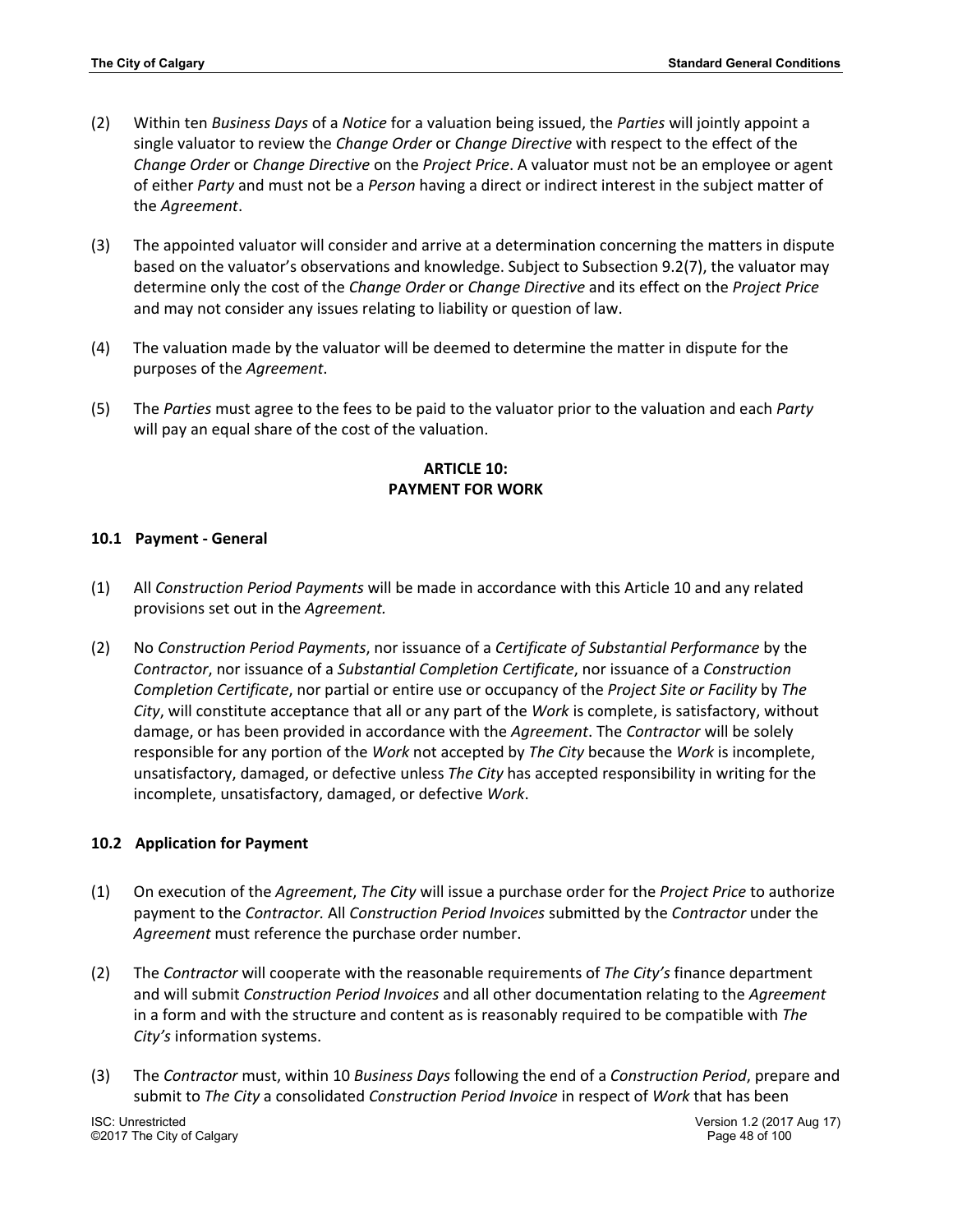(2) Within ten *Business Days* of a *Notice* for a valuation being issued, the *Parties* will jointly appoint a single valuator to review the *Change Order* or *Change Directive* with respect to the effect of the *Change Order* or *Change Directive* on the *Project Price*. A valuator must not be an employee or agent of either *Party* and must not be a *Person* having a direct or indirect interest in the subject matter of the *Agreement*.

(3) The appointed valuator will consider and arrive at a determination concerning the matters in dispute based on the valuator's observations and knowledge. Subject to Subsection 9.2(7), the valuator may determine only the cost of the *Change Order* or *Change Directive* and its effect on the *Project Price* and may not consider any issues relating to liability or question of law.

(4) The valuation made by the valuator will be deemed to determine the matter in dispute for the purposes of the *Agreement*.

(5) The *Parties* must agree to the fees to be paid to the valuator prior to the valuation and each *Party* will pay an equal share of the cost of the valuation.

## ARTICLE 10: PAYMENT FOR WORK

### 10.1 Payment - General

(1) All *Construction Period Payments* will be made in accordance with this Article 10 and any related provisions set out in the *Agreement.*

(2) No *Construction Period Payments*, nor issuance of a *Certificate of Substantial Performance* by the *Contractor*, nor issuance of a *Substantial Completion Certificate*, nor issuance of a *Construction Completion Certificate*, nor partial or entire use or occupancy of the *Project Site or Facility* by *The City*, will constitute acceptance that all or any part of the *Work* is complete, is satisfactory, without damage, or has been provided in accordance with the *Agreement*. The *Contractor* will be solely responsible for any portion of the *Work* not accepted by *The City* because the *Work* is incomplete, unsatisfactory, damaged, or defective unless *The City* has accepted responsibility in writing for the incomplete, unsatisfactory, damaged, or defective *Work*.

### 10.2 Application for Payment

(1) On execution of the *Agreement*, *The City* will issue a purchase order for the *Project Price* to authorize payment to the *Contractor.* All *Construction Period Invoices* submitted by the *Contractor* under the *Agreement* must reference the purchase order number.

(2) The *Contractor* will cooperate with the reasonable requirements of *The City's* finance department and will submit *Construction Period Invoices* and all other documentation relating to the *Agreement* in a form and with the structure and content as is reasonably required to be compatible with *The City's* information systems.

(3) The *Contractor* must, within 10 *Business Days* following the end of a *Construction Period*, prepare and submit to *The City* a consolidated *Construction Period Invoice* in respect of *Work* that has been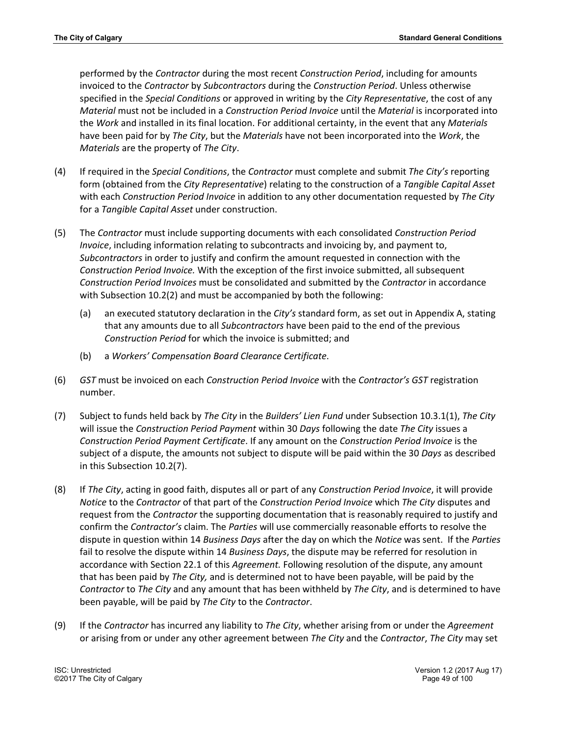performed by the *Contractor* during the most recent *Construction Period*, including for amounts invoiced to the *Contractor* by *Subcontractors* during the *Construction Period*. Unless otherwise specified in the *Special Conditions* or approved in writing by the *City Representative*, the cost of any *Material* must not be included in a *Construction Period Invoice* until the *Material* is incorporated into the *Work* and installed in its final location. For additional certainty, in the event that any *Materials* have been paid for by *The City*, but the *Materials* have not been incorporated into the *Work*, the *Materials* are the property of *The City*.

(4) If required in the *Special Conditions*, the *Contractor* must complete and submit *The City's* reporting form (obtained from the *City Representative*) relating to the construction of a *Tangible Capital Asset* with each *Construction Period Invoice* in addition to any other documentation requested by *The City* for a *Tangible Capital Asset* under construction.

(5) The *Contractor* must include supporting documents with each consolidated *Construction Period Invoice*, including information relating to subcontracts and invoicing by, and payment to, *Subcontractors* in order to justify and confirm the amount requested in connection with the *Construction Period Invoice.* With the exception of the first invoice submitted, all subsequent *Construction Period Invoices* must be consolidated and submitted by the *Contractor* in accordance with Subsection 10.2(2) and must be accompanied by both the following:

   (a) an executed statutory declaration in the *City's* standard form, as set out in Appendix A, stating that any amounts due to all *Subcontractors* have been paid to the end of the previous *Construction Period* for which the invoice is submitted; and

   (b) a *Workers' Compensation Board Clearance Certificate*.

(6) *GST* must be invoiced on each *Construction Period Invoice* with the *Contractor's GST* registration number.

(7) Subject to funds held back by *The City* in the *Builders' Lien Fund* under Subsection 10.3.1(1), *The City* will issue the *Construction Period Payment* within 30 *Days* following the date *The City* issues a *Construction Period Payment Certificate*. If any amount on the *Construction Period Invoice* is the subject of a dispute, the amounts not subject to dispute will be paid within the 30 *Days* as described in this Subsection 10.2(7).

(8) If *The City*, acting in good faith, disputes all or part of any *Construction Period Invoice*, it will provide *Notice* to the *Contractor* of that part of the *Construction Period Invoice* which *The City* disputes and request from the *Contractor* the supporting documentation that is reasonably required to justify and confirm the *Contractor's* claim. The *Parties* will use commercially reasonable efforts to resolve the dispute in question within 14 *Business Days* after the day on which the *Notice* was sent. If the *Parties* fail to resolve the dispute within 14 *Business Days*, the dispute may be referred for resolution in accordance with Section 22.1 of this *Agreement.* Following resolution of the dispute, any amount that has been paid by *The City,* and is determined not to have been payable, will be paid by the *Contractor* to *The City* and any amount that has been withheld by *The City*, and is determined to have been payable, will be paid by *The City* to the *Contractor*.

(9) If the *Contractor* has incurred any liability to *The City*, whether arising from or under the *Agreement* or arising from or under any other agreement between *The City* and the *Contractor*, *The City* may set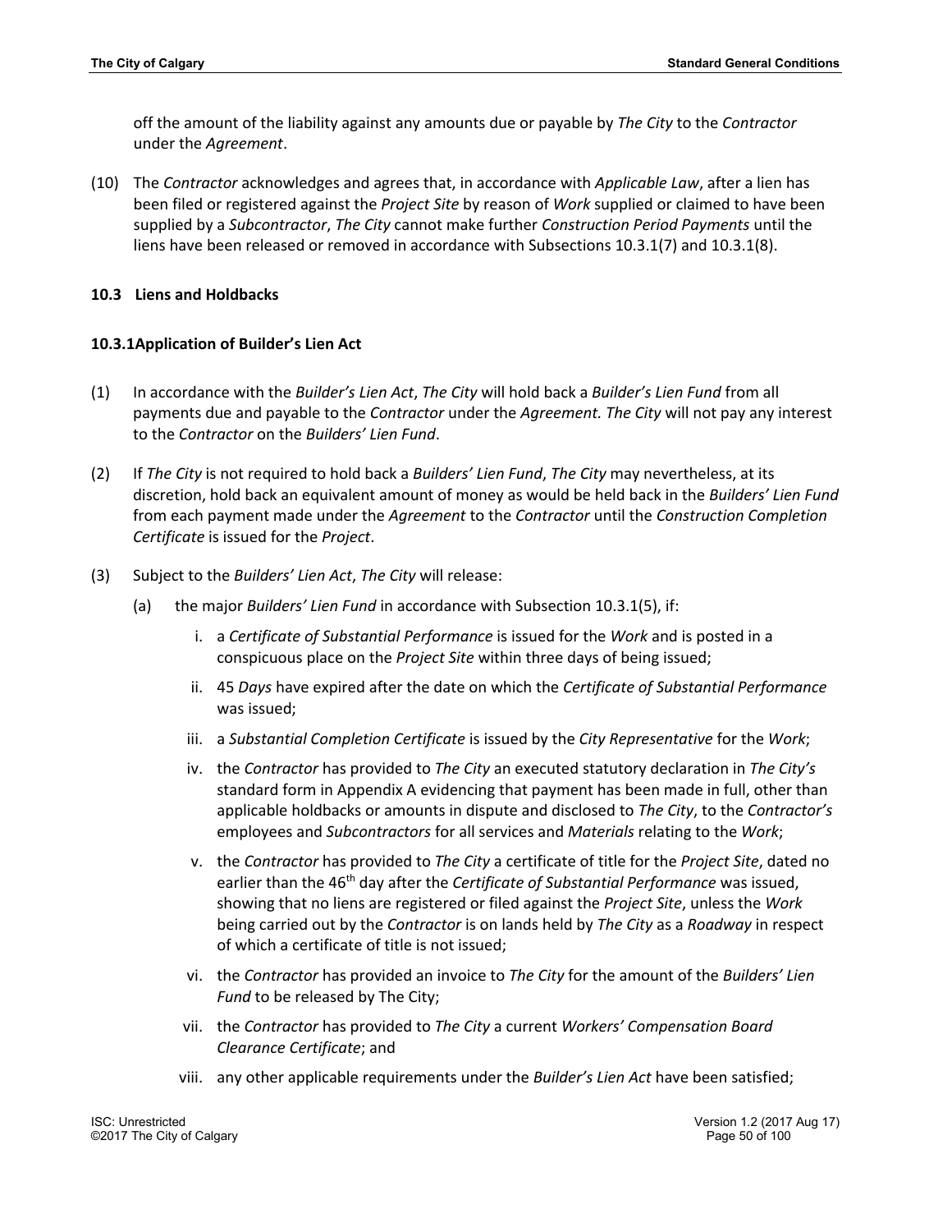off the amount of the liability against any amounts due or payable by *The City* to the *Contractor* under the *Agreement*.

(10) The *Contractor* acknowledges and agrees that, in accordance with *Applicable Law*, after a lien has been filed or registered against the *Project Site* by reason of *Work* supplied or claimed to have been supplied by a *Subcontractor*, *The City* cannot make further *Construction Period Payments* until the liens have been released or removed in accordance with Subsections 10.3.1(7) and 10.3.1(8).

### 10.3 Liens and Holdbacks

#### 10.3.1Application of Builder's Lien Act

(1) In accordance with the *Builder's Lien Act*, *The City* will hold back a *Builder's Lien Fund* from all payments due and payable to the *Contractor* under the *Agreement. The City* will not pay any interest to the *Contractor* on the *Builders' Lien Fund*.

(2) If *The City* is not required to hold back a *Builders' Lien Fund*, *The City* may nevertheless, at its discretion, hold back an equivalent amount of money as would be held back in the *Builders' Lien Fund* from each payment made under the *Agreement* to the *Contractor* until the *Construction Completion Certificate* is issued for the *Project*.

(3) Subject to the *Builders' Lien Act*, *The City* will release:

   (a) the major *Builders' Lien Fund* in accordance with Subsection 10.3.1(5), if:

      i. a *Certificate of Substantial Performance* is issued for the *Work* and is posted in a conspicuous place on the *Project Site* within three days of being issued;

      ii. 45 *Days* have expired after the date on which the *Certificate of Substantial Performance* was issued;

      iii. a *Substantial Completion Certificate* is issued by the *City Representative* for the *Work*;

      iv. the *Contractor* has provided to *The City* an executed statutory declaration in *The City's* standard form in Appendix A evidencing that payment has been made in full, other than applicable holdbacks or amounts in dispute and disclosed to *The City*, to the *Contractor's* employees and *Subcontractors* for all services and *Materials* relating to the *Work*;

      v. the *Contractor* has provided to *The City* a certificate of title for the *Project Site*, dated no earlier than the 46th day after the *Certificate of Substantial Performance* was issued, showing that no liens are registered or filed against the *Project Site*, unless the *Work* being carried out by the *Contractor* is on lands held by *The City* as a *Roadway* in respect of which a certificate of title is not issued;

      vi. the *Contractor* has provided an invoice to *The City* for the amount of the *Builders' Lien Fund* to be released by The City;

      vii. the *Contractor* has provided to *The City* a current *Workers' Compensation Board Clearance Certificate*; and

      viii. any other applicable requirements under the *Builder's Lien Act* have been satisfied;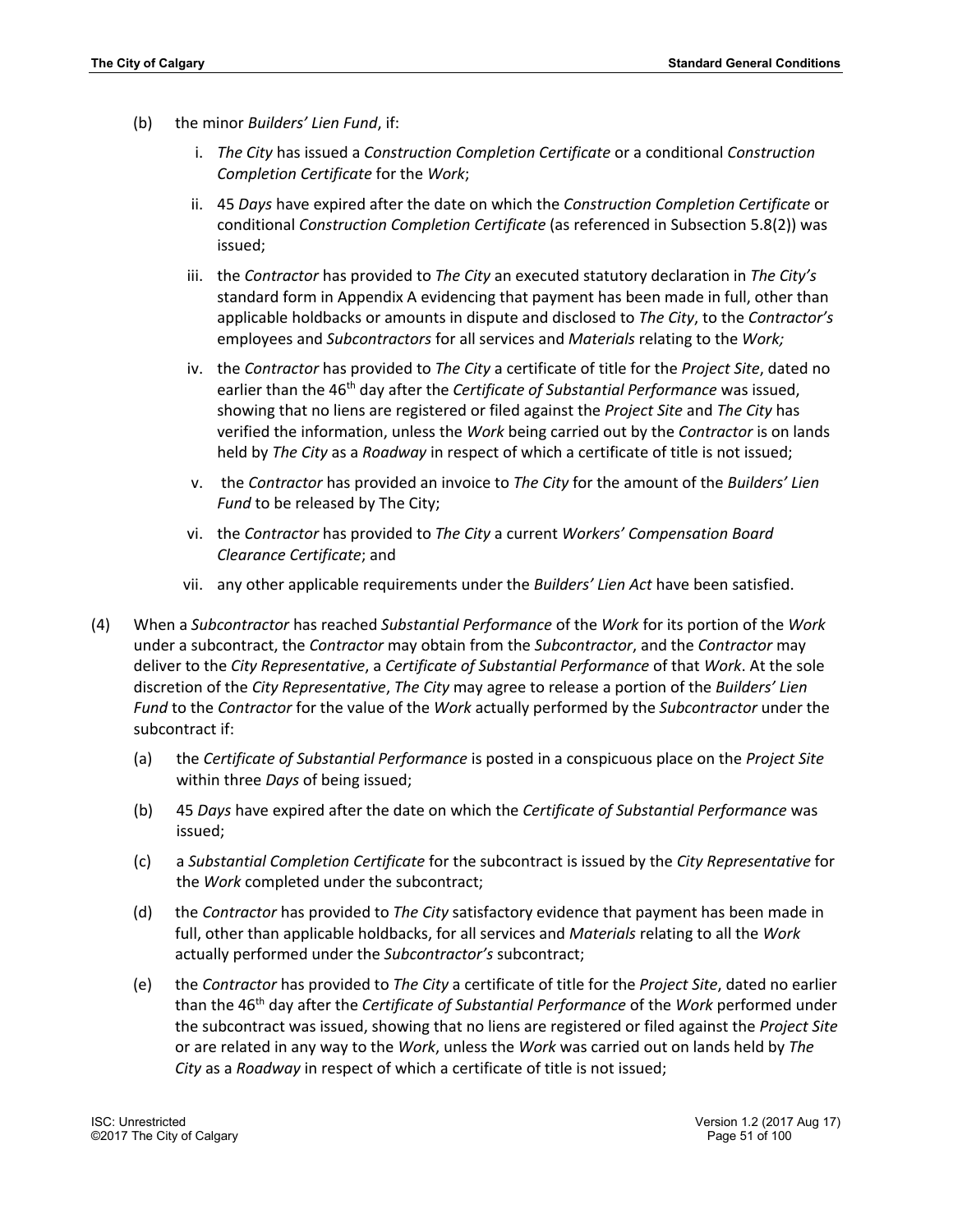(b) the minor *Builders' Lien Fund*, if:

   i. *The City* has issued a *Construction Completion Certificate* or a conditional *Construction Completion Certificate* for the *Work*;

   ii. 45 *Days* have expired after the date on which the *Construction Completion Certificate* or conditional *Construction Completion Certificate* (as referenced in Subsection 5.8(2)) was issued;

   iii. the *Contractor* has provided to *The City* an executed statutory declaration in *The City's* standard form in Appendix A evidencing that payment has been made in full, other than applicable holdbacks or amounts in dispute and disclosed to *The City*, to the *Contractor's* employees and *Subcontractors* for all services and *Materials* relating to the *Work;*

   iv. the *Contractor* has provided to *The City* a certificate of title for the *Project Site*, dated no earlier than the 46th day after the *Certificate of Substantial Performance* was issued, showing that no liens are registered or filed against the *Project Site* and *The City* has verified the information, unless the *Work* being carried out by the *Contractor* is on lands held by *The City* as a *Roadway* in respect of which a certificate of title is not issued;

   v. the *Contractor* has provided an invoice to *The City* for the amount of the *Builders' Lien Fund* to be released by The City;

   vi. the *Contractor* has provided to *The City* a current *Workers' Compensation Board Clearance Certificate*; and

   vii. any other applicable requirements under the *Builders' Lien Act* have been satisfied.

(4) When a *Subcontractor* has reached *Substantial Performance* of the *Work* for its portion of the *Work* under a subcontract, the *Contractor* may obtain from the *Subcontractor*, and the *Contractor* may deliver to the *City Representative*, a *Certificate of Substantial Performance* of that *Work*. At the sole discretion of the *City Representative*, *The City* may agree to release a portion of the *Builders' Lien Fund* to the *Contractor* for the value of the *Work* actually performed by the *Subcontractor* under the subcontract if:

   (a) the *Certificate of Substantial Performance* is posted in a conspicuous place on the *Project Site* within three *Days* of being issued;

   (b) 45 *Days* have expired after the date on which the *Certificate of Substantial Performance* was issued;

   (c) a *Substantial Completion Certificate* for the subcontract is issued by the *City Representative* for the *Work* completed under the subcontract;

   (d) the *Contractor* has provided to *The City* satisfactory evidence that payment has been made in full, other than applicable holdbacks, for all services and *Materials* relating to all the *Work* actually performed under the *Subcontractor's* subcontract;

   (e) the *Contractor* has provided to *The City* a certificate of title for the *Project Site*, dated no earlier than the 46th day after the *Certificate of Substantial Performance* of the *Work* performed under the subcontract was issued, showing that no liens are registered or filed against the *Project Site* or are related in any way to the *Work*, unless the *Work* was carried out on lands held by *The City* as a *Roadway* in respect of which a certificate of title is not issued;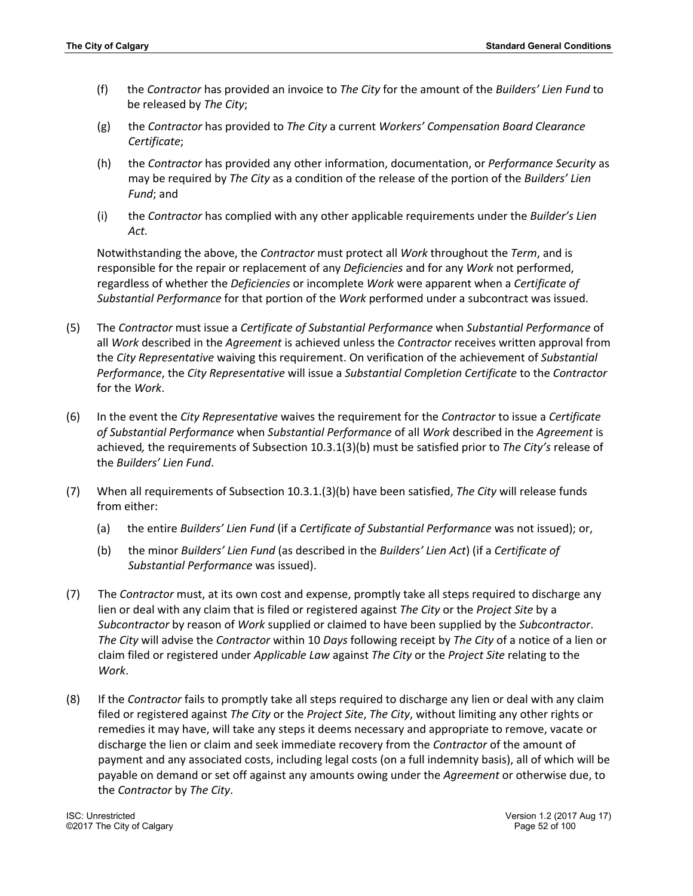(f) the *Contractor* has provided an invoice to *The City* for the amount of the *Builders' Lien Fund* to be released by *The City*;

(g) the *Contractor* has provided to *The City* a current *Workers' Compensation Board Clearance Certificate*;

(h) the *Contractor* has provided any other information, documentation, or *Performance Security* as may be required by *The City* as a condition of the release of the portion of the *Builders' Lien Fund*; and

(i) the *Contractor* has complied with any other applicable requirements under the *Builder's Lien Act.*

Notwithstanding the above, the *Contractor* must protect all *Work* throughout the *Term*, and is responsible for the repair or replacement of any *Deficiencies* and for any *Work* not performed, regardless of whether the *Deficiencies* or incomplete *Work* were apparent when a *Certificate of Substantial Performance* for that portion of the *Work* performed under a subcontract was issued.

(5) The *Contractor* must issue a *Certificate of Substantial Performance* when *Substantial Performance* of all *Work* described in the *Agreement* is achieved unless the *Contractor* receives written approval from the *City Representative* waiving this requirement. On verification of the achievement of *Substantial Performance*, the *City Representative* will issue a *Substantial Completion Certificate* to the *Contractor* for the *Work*.

(6) In the event the *City Representative* waives the requirement for the *Contractor* to issue a *Certificate of Substantial Performance* when *Substantial Performance* of all *Work* described in the *Agreement* is achieved*,* the requirements of Subsection 10.3.1(3)(b) must be satisfied prior to *The City's* release of the *Builders' Lien Fund*.

(7) When all requirements of Subsection 10.3.1.(3)(b) have been satisfied, *The City* will release funds from either:

(a) the entire *Builders' Lien Fund* (if a *Certificate of Substantial Performance* was not issued); or,

(b) the minor *Builders' Lien Fund* (as described in the *Builders' Lien Act*) (if a *Certificate of Substantial Performance* was issued).

(7) The *Contractor* must, at its own cost and expense, promptly take all steps required to discharge any lien or deal with any claim that is filed or registered against *The City* or the *Project Site* by a *Subcontractor* by reason of *Work* supplied or claimed to have been supplied by the *Subcontractor*. *The City* will advise the *Contractor* within 10 *Days* following receipt by *The City* of a notice of a lien or claim filed or registered under *Applicable Law* against *The City* or the *Project Site* relating to the *Work*.

(8) If the *Contractor* fails to promptly take all steps required to discharge any lien or deal with any claim filed or registered against *The City* or the *Project Site*, *The City*, without limiting any other rights or remedies it may have, will take any steps it deems necessary and appropriate to remove, vacate or discharge the lien or claim and seek immediate recovery from the *Contractor* of the amount of payment and any associated costs, including legal costs (on a full indemnity basis), all of which will be payable on demand or set off against any amounts owing under the *Agreement* or otherwise due, to the *Contractor* by *The City*.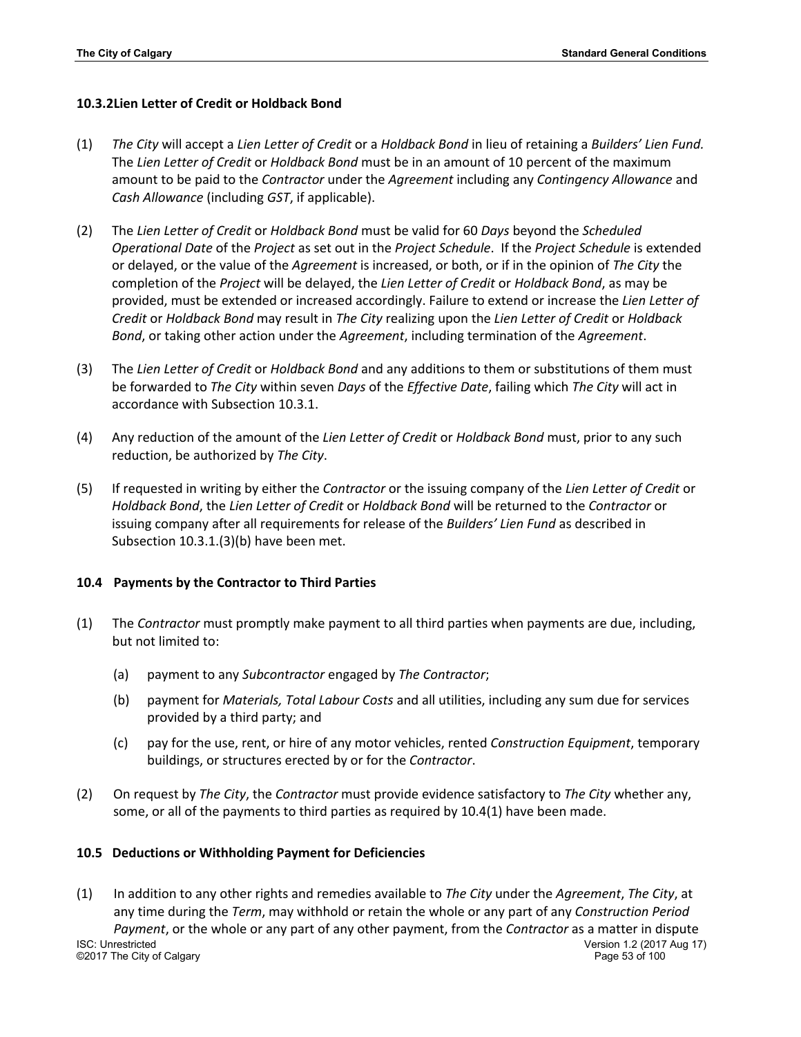### 10.3.2Lien Letter of Credit or Holdback Bond

(1) *The City* will accept a *Lien Letter of Credit* or a *Holdback Bond* in lieu of retaining a *Builders' Lien Fund.* The *Lien Letter of Credit* or *Holdback Bond* must be in an amount of 10 percent of the maximum amount to be paid to the *Contractor* under the *Agreement* including any *Contingency Allowance* and *Cash Allowance* (including *GST*, if applicable).

(2) The *Lien Letter of Credit* or *Holdback Bond* must be valid for 60 *Days* beyond the *Scheduled Operational Date* of the *Project* as set out in the *Project Schedule*. If the *Project Schedule* is extended or delayed, or the value of the *Agreement* is increased, or both, or if in the opinion of *The City* the completion of the *Project* will be delayed, the *Lien Letter of Credit* or *Holdback Bond*, as may be provided, must be extended or increased accordingly. Failure to extend or increase the *Lien Letter of Credit* or *Holdback Bond* may result in *The City* realizing upon the *Lien Letter of Credit* or *Holdback Bond*, or taking other action under the *Agreement*, including termination of the *Agreement*.

(3) The *Lien Letter of Credit* or *Holdback Bond* and any additions to them or substitutions of them must be forwarded to *The City* within seven *Days* of the *Effective Date*, failing which *The City* will act in accordance with Subsection 10.3.1.

(4) Any reduction of the amount of the *Lien Letter of Credit* or *Holdback Bond* must, prior to any such reduction, be authorized by *The City*.

(5) If requested in writing by either the *Contractor* or the issuing company of the *Lien Letter of Credit* or *Holdback Bond*, the *Lien Letter of Credit* or *Holdback Bond* will be returned to the *Contractor* or issuing company after all requirements for release of the *Builders' Lien Fund* as described in Subsection 10.3.1.(3)(b) have been met.

### 10.4 Payments by the Contractor to Third Parties

(1) The *Contractor* must promptly make payment to all third parties when payments are due, including, but not limited to:

   (a) payment to any *Subcontractor* engaged by *The Contractor*;

   (b) payment for *Materials, Total Labour Costs* and all utilities, including any sum due for services provided by a third party; and

   (c) pay for the use, rent, or hire of any motor vehicles, rented *Construction Equipment*, temporary buildings, or structures erected by or for the *Contractor*.

(2) On request by *The City*, the *Contractor* must provide evidence satisfactory to *The City* whether any, some, or all of the payments to third parties as required by 10.4(1) have been made.

### 10.5 Deductions or Withholding Payment for Deficiencies

(1) In addition to any other rights and remedies available to *The City* under the *Agreement*, *The City*, at any time during the *Term*, may withhold or retain the whole or any part of any *Construction Period Payment*, or the whole or any part of any other payment, from the *Contractor* as a matter in dispute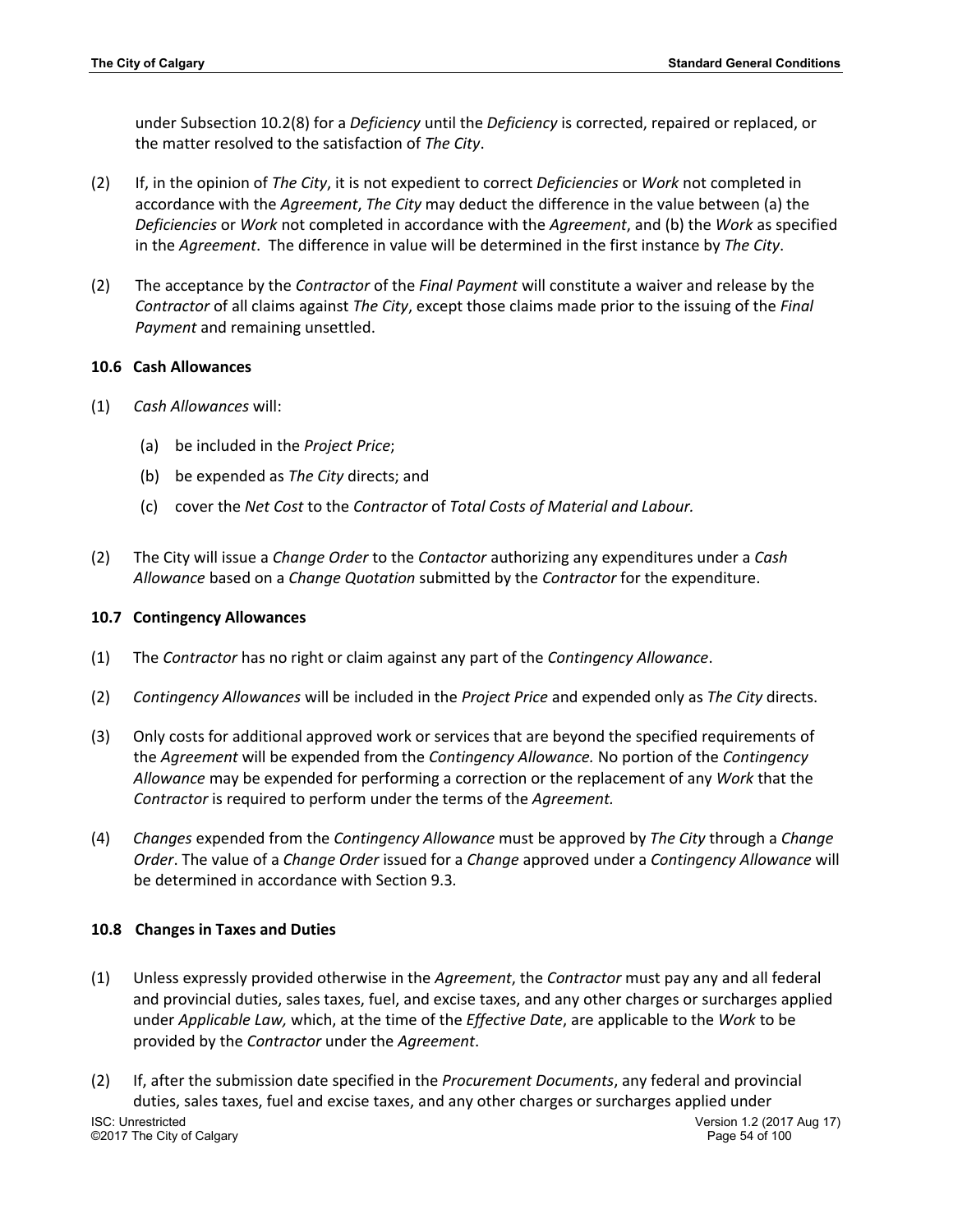under Subsection 10.2(8) for a *Deficiency* until the *Deficiency* is corrected, repaired or replaced, or the matter resolved to the satisfaction of *The City*.

(2) If, in the opinion of *The City*, it is not expedient to correct *Deficiencies* or *Work* not completed in accordance with the *Agreement*, *The City* may deduct the difference in the value between (a) the *Deficiencies* or *Work* not completed in accordance with the *Agreement*, and (b) the *Work* as specified in the *Agreement*. The difference in value will be determined in the first instance by *The City*.

(2) The acceptance by the *Contractor* of the *Final Payment* will constitute a waiver and release by the *Contractor* of all claims against *The City*, except those claims made prior to the issuing of the *Final Payment* and remaining unsettled.

**10.6 Cash Allowances**

(1) *Cash Allowances* will:

  (a) be included in the *Project Price*;

  (b) be expended as *The City* directs; and

  (c) cover the *Net Cost* to the *Contractor* of *Total Costs of Material and Labour.*

(2) The City will issue a *Change Order* to the *Contactor* authorizing any expenditures under a *Cash Allowance* based on a *Change Quotation* submitted by the *Contractor* for the expenditure.

**10.7 Contingency Allowances**

(1) The *Contractor* has no right or claim against any part of the *Contingency Allowance*.

(2) *Contingency Allowances* will be included in the *Project Price* and expended only as *The City* directs.

(3) Only costs for additional approved work or services that are beyond the specified requirements of the *Agreement* will be expended from the *Contingency Allowance.* No portion of the *Contingency Allowance* may be expended for performing a correction or the replacement of any *Work* that the *Contractor* is required to perform under the terms of the *Agreement.*

(4) *Changes* expended from the *Contingency Allowance* must be approved by *The City* through a *Change Order*. The value of a *Change Order* issued for a *Change* approved under a *Contingency Allowance* will be determined in accordance with Section 9.3.

**10.8 Changes in Taxes and Duties**

(1) Unless expressly provided otherwise in the *Agreement*, the *Contractor* must pay any and all federal and provincial duties, sales taxes, fuel, and excise taxes, and any other charges or surcharges applied under *Applicable Law,* which, at the time of the *Effective Date*, are applicable to the *Work* to be provided by the *Contractor* under the *Agreement*.

(2) If, after the submission date specified in the *Procurement Documents*, any federal and provincial duties, sales taxes, fuel and excise taxes, and any other charges or surcharges applied under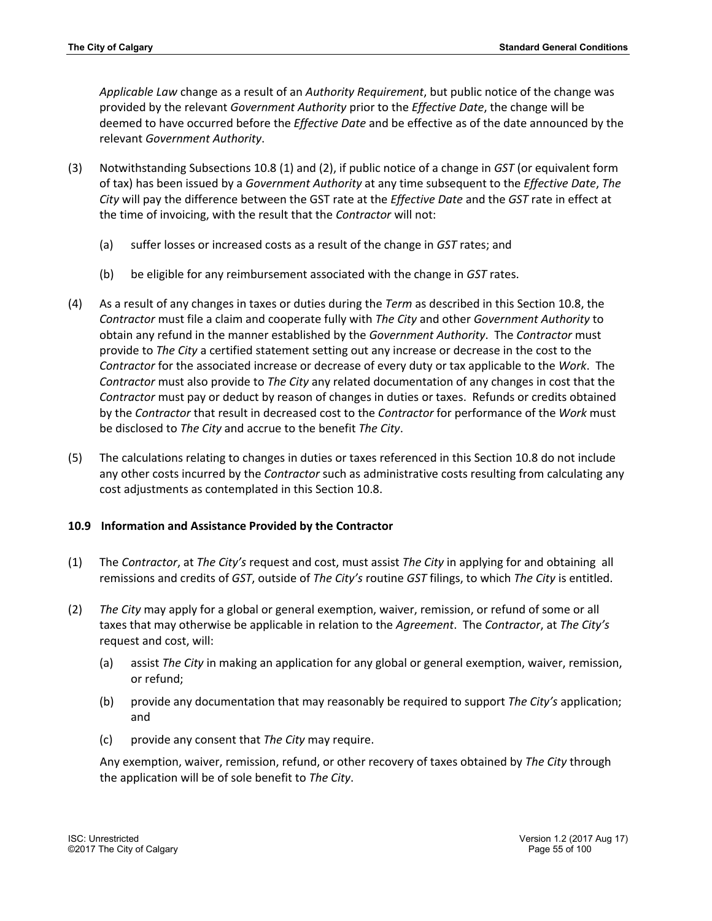*Applicable Law* change as a result of an *Authority Requirement*, but public notice of the change was provided by the relevant *Government Authority* prior to the *Effective Date*, the change will be deemed to have occurred before the *Effective Date* and be effective as of the date announced by the relevant *Government Authority*.

(3) Notwithstanding Subsections 10.8 (1) and (2), if public notice of a change in *GST* (or equivalent form of tax) has been issued by a *Government Authority* at any time subsequent to the *Effective Date*, *The City* will pay the difference between the GST rate at the *Effective Date* and the *GST* rate in effect at the time of invoicing, with the result that the *Contractor* will not:

(a) suffer losses or increased costs as a result of the change in *GST* rates; and

(b) be eligible for any reimbursement associated with the change in *GST* rates.

(4) As a result of any changes in taxes or duties during the *Term* as described in this Section 10.8, the *Contractor* must file a claim and cooperate fully with *The City* and other *Government Authority* to obtain any refund in the manner established by the *Government Authority*. The *Contractor* must provide to *The City* a certified statement setting out any increase or decrease in the cost to the *Contractor* for the associated increase or decrease of every duty or tax applicable to the *Work*. The *Contractor* must also provide to *The City* any related documentation of any changes in cost that the *Contractor* must pay or deduct by reason of changes in duties or taxes. Refunds or credits obtained by the *Contractor* that result in decreased cost to the *Contractor* for performance of the *Work* must be disclosed to *The City* and accrue to the benefit *The City*.

(5) The calculations relating to changes in duties or taxes referenced in this Section 10.8 do not include any other costs incurred by the *Contractor* such as administrative costs resulting from calculating any cost adjustments as contemplated in this Section 10.8.

### 10.9 Information and Assistance Provided by the Contractor

(1) The *Contractor*, at *The City's* request and cost, must assist *The City* in applying for and obtaining all remissions and credits of *GST*, outside of *The City's* routine *GST* filings, to which *The City* is entitled.

(2) *The City* may apply for a global or general exemption, waiver, remission, or refund of some or all taxes that may otherwise be applicable in relation to the *Agreement*. The *Contractor*, at *The City's* request and cost, will:

(a) assist *The City* in making an application for any global or general exemption, waiver, remission, or refund;

(b) provide any documentation that may reasonably be required to support *The City's* application; and

(c) provide any consent that *The City* may require.

Any exemption, waiver, remission, refund, or other recovery of taxes obtained by *The City* through the application will be of sole benefit to *The City*.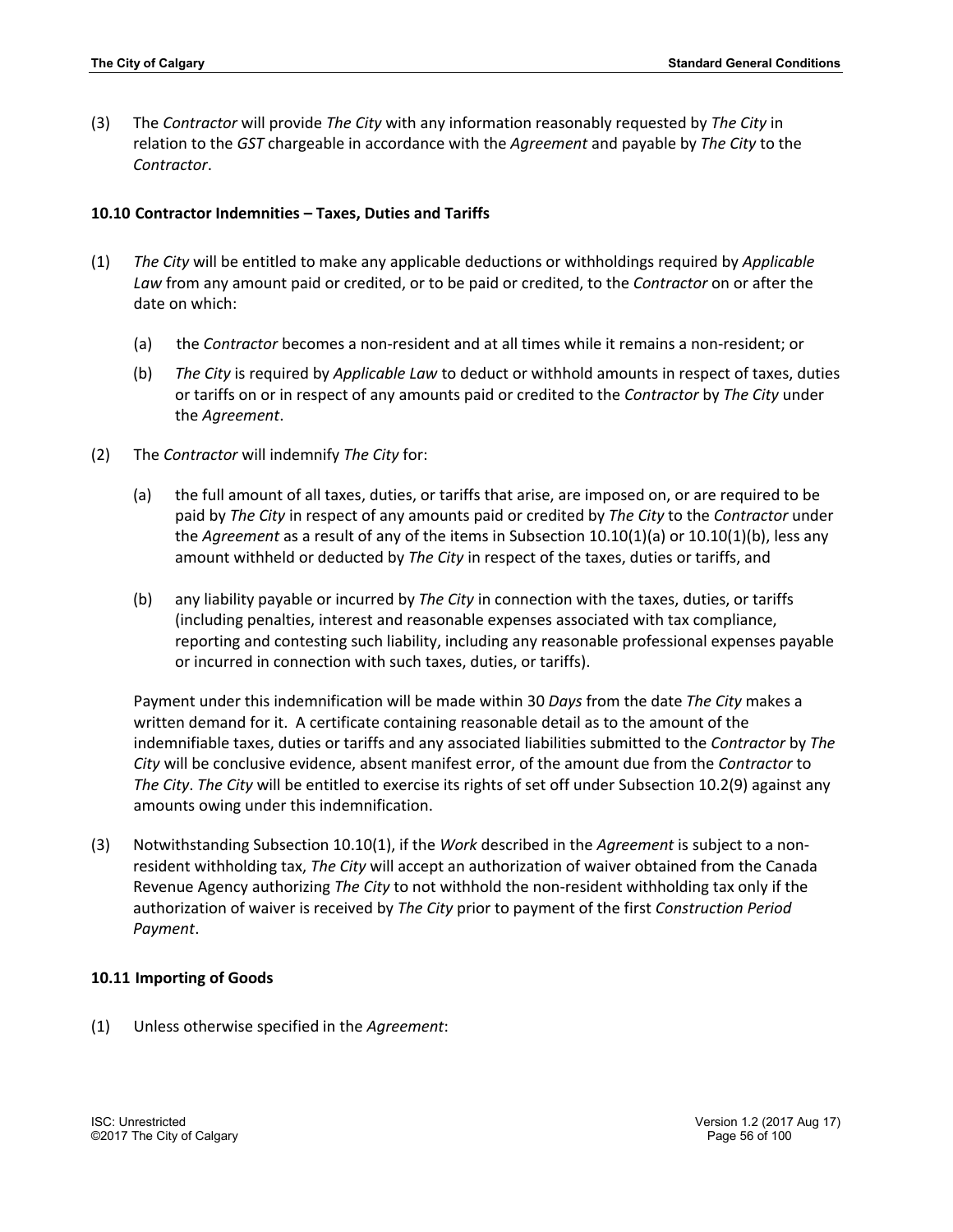(3) The *Contractor* will provide *The City* with any information reasonably requested by *The City* in relation to the *GST* chargeable in accordance with the *Agreement* and payable by *The City* to the *Contractor*.

### 10.10 Contractor Indemnities – Taxes, Duties and Tariffs

(1) *The City* will be entitled to make any applicable deductions or withholdings required by *Applicable Law* from any amount paid or credited, or to be paid or credited, to the *Contractor* on or after the date on which:

   (a) the *Contractor* becomes a non-resident and at all times while it remains a non-resident; or

   (b) *The City* is required by *Applicable Law* to deduct or withhold amounts in respect of taxes, duties or tariffs on or in respect of any amounts paid or credited to the *Contractor* by *The City* under the *Agreement*.

(2) The *Contractor* will indemnify *The City* for:

   (a) the full amount of all taxes, duties, or tariffs that arise, are imposed on, or are required to be paid by *The City* in respect of any amounts paid or credited by *The City* to the *Contractor* under the *Agreement* as a result of any of the items in Subsection 10.10(1)(a) or 10.10(1)(b), less any amount withheld or deducted by *The City* in respect of the taxes, duties or tariffs, and

   (b) any liability payable or incurred by *The City* in connection with the taxes, duties, or tariffs (including penalties, interest and reasonable expenses associated with tax compliance, reporting and contesting such liability, including any reasonable professional expenses payable or incurred in connection with such taxes, duties, or tariffs).

   Payment under this indemnification will be made within 30 *Days* from the date *The City* makes a written demand for it. A certificate containing reasonable detail as to the amount of the indemnifiable taxes, duties or tariffs and any associated liabilities submitted to the *Contractor* by *The City* will be conclusive evidence, absent manifest error, of the amount due from the *Contractor* to *The City*. *The City* will be entitled to exercise its rights of set off under Subsection 10.2(9) against any amounts owing under this indemnification.

(3) Notwithstanding Subsection 10.10(1), if the *Work* described in the *Agreement* is subject to a non-resident withholding tax, *The City* will accept an authorization of waiver obtained from the Canada Revenue Agency authorizing *The City* to not withhold the non-resident withholding tax only if the authorization of waiver is received by *The City* prior to payment of the first *Construction Period Payment*.

### 10.11 Importing of Goods

(1) Unless otherwise specified in the *Agreement*: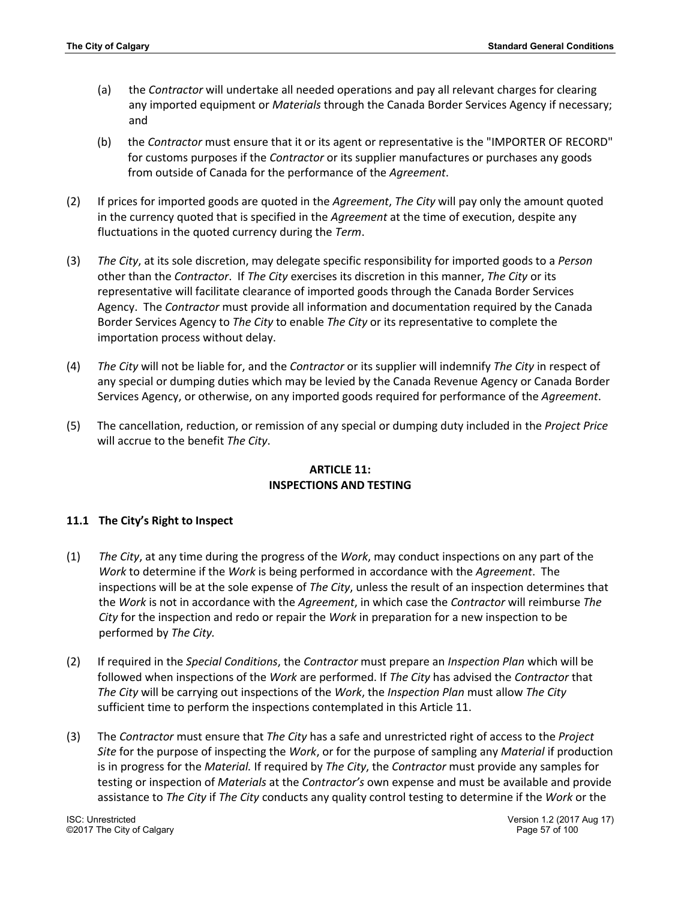(a) the *Contractor* will undertake all needed operations and pay all relevant charges for clearing any imported equipment or *Materials* through the Canada Border Services Agency if necessary; and

(b) the *Contractor* must ensure that it or its agent or representative is the "IMPORTER OF RECORD" for customs purposes if the *Contractor* or its supplier manufactures or purchases any goods from outside of Canada for the performance of the *Agreement*.

(2) If prices for imported goods are quoted in the *Agreement*, *The City* will pay only the amount quoted in the currency quoted that is specified in the *Agreement* at the time of execution, despite any fluctuations in the quoted currency during the *Term*.

(3) *The City*, at its sole discretion, may delegate specific responsibility for imported goods to a *Person* other than the *Contractor*. If *The City* exercises its discretion in this manner, *The City* or its representative will facilitate clearance of imported goods through the Canada Border Services Agency. The *Contractor* must provide all information and documentation required by the Canada Border Services Agency to *The City* to enable *The City* or its representative to complete the importation process without delay.

(4) *The City* will not be liable for, and the *Contractor* or its supplier will indemnify *The City* in respect of any special or dumping duties which may be levied by the Canada Revenue Agency or Canada Border Services Agency, or otherwise, on any imported goods required for performance of the *Agreement*.

(5) The cancellation, reduction, or remission of any special or dumping duty included in the *Project Price* will accrue to the benefit *The City*.

## ARTICLE 11: INSPECTIONS AND TESTING

### 11.1 The City's Right to Inspect

(1) *The City*, at any time during the progress of the *Work*, may conduct inspections on any part of the *Work* to determine if the *Work* is being performed in accordance with the *Agreement*. The inspections will be at the sole expense of *The City*, unless the result of an inspection determines that the *Work* is not in accordance with the *Agreement*, in which case the *Contractor* will reimburse *The City* for the inspection and redo or repair the *Work* in preparation for a new inspection to be performed by *The City*.

(2) If required in the *Special Conditions*, the *Contractor* must prepare an *Inspection Plan* which will be followed when inspections of the *Work* are performed. If *The City* has advised the *Contractor* that *The City* will be carrying out inspections of the *Work*, the *Inspection Plan* must allow *The City* sufficient time to perform the inspections contemplated in this Article 11.

(3) The *Contractor* must ensure that *The City* has a safe and unrestricted right of access to the *Project Site* for the purpose of inspecting the *Work*, or for the purpose of sampling any *Material* if production is in progress for the *Material*. If required by *The City*, the *Contractor* must provide any samples for testing or inspection of *Materials* at the *Contractor's* own expense and must be available and provide assistance to *The City* if *The City* conducts any quality control testing to determine if the *Work* or the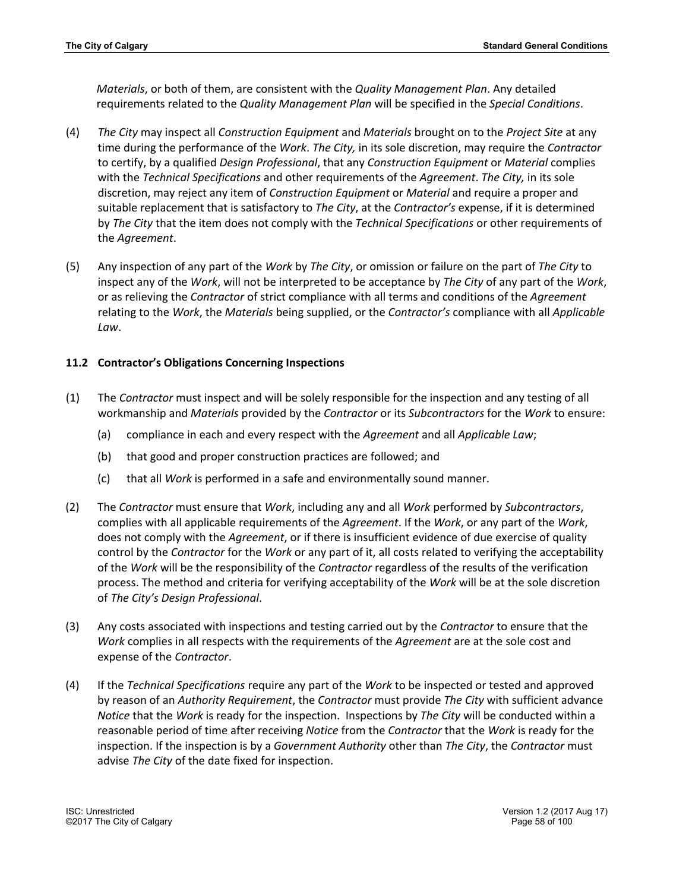*Materials*, or both of them, are consistent with the *Quality Management Plan*. Any detailed requirements related to the *Quality Management Plan* will be specified in the *Special Conditions*.

(4) *The City* may inspect all *Construction Equipment* and *Materials* brought on to the *Project Site* at any time during the performance of the *Work*. *The City,* in its sole discretion, may require the *Contractor* to certify, by a qualified *Design Professional*, that any *Construction Equipment* or *Material* complies with the *Technical Specifications* and other requirements of the *Agreement*. *The City,* in its sole discretion, may reject any item of *Construction Equipment* or *Material* and require a proper and suitable replacement that is satisfactory to *The City*, at the *Contractor's* expense, if it is determined by *The City* that the item does not comply with the *Technical Specifications* or other requirements of the *Agreement*.

(5) Any inspection of any part of the *Work* by *The City*, or omission or failure on the part of *The City* to inspect any of the *Work*, will not be interpreted to be acceptance by *The City* of any part of the *Work*, or as relieving the *Contractor* of strict compliance with all terms and conditions of the *Agreement* relating to the *Work*, the *Materials* being supplied, or the *Contractor's* compliance with all *Applicable Law*.

### 11.2 Contractor's Obligations Concerning Inspections

(1) The *Contractor* must inspect and will be solely responsible for the inspection and any testing of all workmanship and *Materials* provided by the *Contractor* or its *Subcontractors* for the *Work* to ensure:

   (a) compliance in each and every respect with the *Agreement* and all *Applicable Law*;

   (b) that good and proper construction practices are followed; and

   (c) that all *Work* is performed in a safe and environmentally sound manner.

(2) The *Contractor* must ensure that *Work*, including any and all *Work* performed by *Subcontractors*, complies with all applicable requirements of the *Agreement*. If the *Work*, or any part of the *Work*, does not comply with the *Agreement*, or if there is insufficient evidence of due exercise of quality control by the *Contractor* for the *Work* or any part of it, all costs related to verifying the acceptability of the *Work* will be the responsibility of the *Contractor* regardless of the results of the verification process. The method and criteria for verifying acceptability of the *Work* will be at the sole discretion of *The City's Design Professional*.

(3) Any costs associated with inspections and testing carried out by the *Contractor* to ensure that the *Work* complies in all respects with the requirements of the *Agreement* are at the sole cost and expense of the *Contractor*.

(4) If the *Technical Specifications* require any part of the *Work* to be inspected or tested and approved by reason of an *Authority Requirement*, the *Contractor* must provide *The City* with sufficient advance *Notice* that the *Work* is ready for the inspection. Inspections by *The City* will be conducted within a reasonable period of time after receiving *Notice* from the *Contractor* that the *Work* is ready for the inspection. If the inspection is by a *Government Authority* other than *The City*, the *Contractor* must advise *The City* of the date fixed for inspection.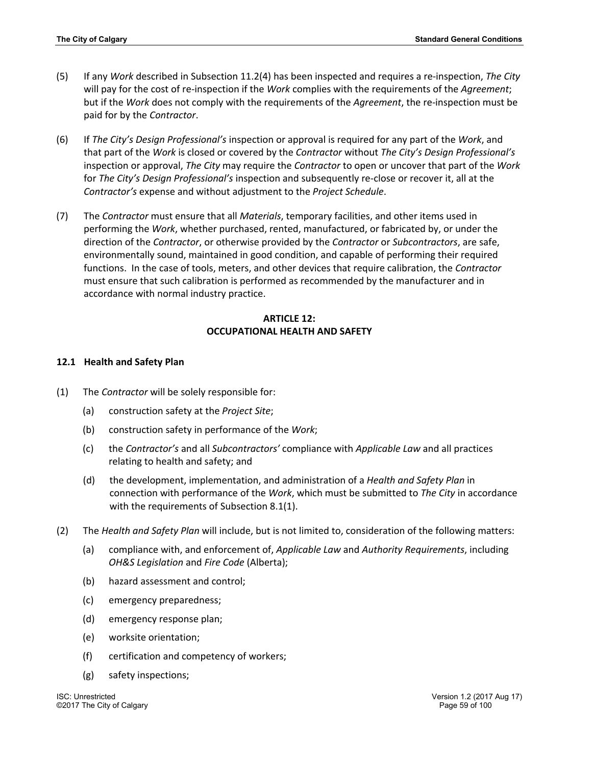(5) If any *Work* described in Subsection 11.2(4) has been inspected and requires a re-inspection, *The City* will pay for the cost of re-inspection if the *Work* complies with the requirements of the *Agreement*; but if the *Work* does not comply with the requirements of the *Agreement*, the re-inspection must be paid for by the *Contractor*.

(6) If *The City's Design Professional's* inspection or approval is required for any part of the *Work*, and that part of the *Work* is closed or covered by the *Contractor* without *The City's Design Professional's* inspection or approval, *The City* may require the *Contractor* to open or uncover that part of the *Work* for *The City's Design Professional's* inspection and subsequently re-close or recover it, all at the *Contractor's* expense and without adjustment to the *Project Schedule*.

(7) The *Contractor* must ensure that all *Materials*, temporary facilities, and other items used in performing the *Work*, whether purchased, rented, manufactured, or fabricated by, or under the direction of the *Contractor*, or otherwise provided by the *Contractor* or *Subcontractors*, are safe, environmentally sound, maintained in good condition, and capable of performing their required functions. In the case of tools, meters, and other devices that require calibration, the *Contractor* must ensure that such calibration is performed as recommended by the manufacturer and in accordance with normal industry practice.

## ARTICLE 12: OCCUPATIONAL HEALTH AND SAFETY

### 12.1 Health and Safety Plan

(1) The *Contractor* will be solely responsible for:

- (a) construction safety at the *Project Site*;
- (b) construction safety in performance of the *Work*;
- (c) the *Contractor's* and all *Subcontractors'* compliance with *Applicable Law* and all practices relating to health and safety; and
- (d) the development, implementation, and administration of a *Health and Safety Plan* in connection with performance of the *Work*, which must be submitted to *The City* in accordance with the requirements of Subsection 8.1(1).

(2) The *Health and Safety Plan* will include, but is not limited to, consideration of the following matters:

- (a) compliance with, and enforcement of, *Applicable Law* and *Authority Requirements*, including *OH&S Legislation* and *Fire Code* (Alberta);
- (b) hazard assessment and control;
- (c) emergency preparedness;
- (d) emergency response plan;
- (e) worksite orientation;
- (f) certification and competency of workers;
- (g) safety inspections;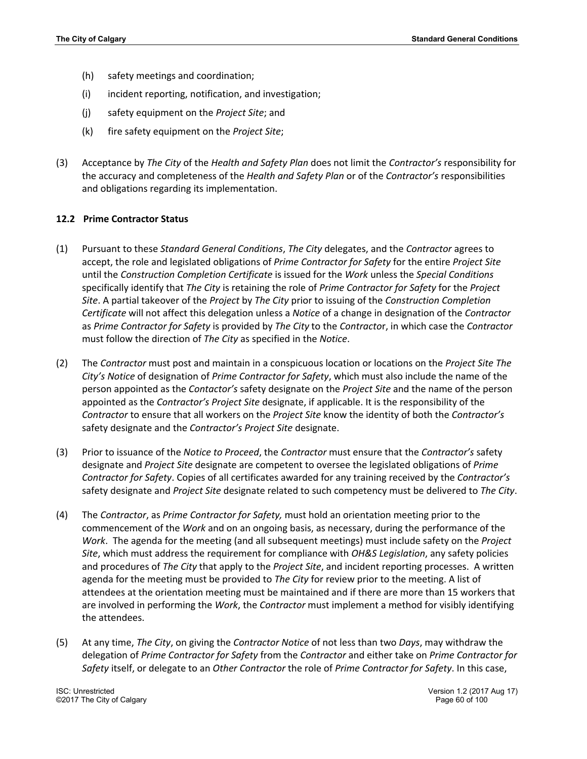(h) safety meetings and coordination;

(i) incident reporting, notification, and investigation;

(j) safety equipment on the *Project Site*; and

(k) fire safety equipment on the *Project Site*;

(3) Acceptance by *The City* of the *Health and Safety Plan* does not limit the *Contractor's* responsibility for the accuracy and completeness of the *Health and Safety Plan* or of the *Contractor's* responsibilities and obligations regarding its implementation.

### 12.2 Prime Contractor Status

(1) Pursuant to these *Standard General Conditions*, *The City* delegates, and the *Contractor* agrees to accept, the role and legislated obligations of *Prime Contractor for Safety* for the entire *Project Site* until the *Construction Completion Certificate* is issued for the *Work* unless the *Special Conditions* specifically identify that *The City* is retaining the role of *Prime Contractor for Safety* for the *Project Site*. A partial takeover of the *Project* by *The City* prior to issuing of the *Construction Completion Certificate* will not affect this delegation unless a *Notice* of a change in designation of the *Contractor* as *Prime Contractor for Safety* is provided by *The City* to the *Contractor*, in which case the *Contractor* must follow the direction of *The City* as specified in the *Notice*.

(2) The *Contractor* must post and maintain in a conspicuous location or locations on the *Project Site The City's Notice* of designation of *Prime Contractor for Safety*, which must also include the name of the person appointed as the *Contactor's* safety designate on the *Project Site* and the name of the person appointed as the *Contractor's Project Site* designate, if applicable. It is the responsibility of the *Contractor* to ensure that all workers on the *Project Site* know the identity of both the *Contractor's* safety designate and the *Contractor's Project Site* designate.

(3) Prior to issuance of the *Notice to Proceed*, the *Contractor* must ensure that the *Contractor's* safety designate and *Project Site* designate are competent to oversee the legislated obligations of *Prime Contractor for Safety*. Copies of all certificates awarded for any training received by the *Contractor's* safety designate and *Project Site* designate related to such competency must be delivered to *The City*.

(4) The *Contractor*, as *Prime Contractor for Safety,* must hold an orientation meeting prior to the commencement of the *Work* and on an ongoing basis, as necessary, during the performance of the *Work*. The agenda for the meeting (and all subsequent meetings) must include safety on the *Project Site*, which must address the requirement for compliance with *OH&S Legislation*, any safety policies and procedures of *The City* that apply to the *Project Site*, and incident reporting processes. A written agenda for the meeting must be provided to *The City* for review prior to the meeting. A list of attendees at the orientation meeting must be maintained and if there are more than 15 workers that are involved in performing the *Work*, the *Contractor* must implement a method for visibly identifying the attendees.

(5) At any time, *The City*, on giving the *Contractor Notice* of not less than two *Days*, may withdraw the delegation of *Prime Contractor for Safety* from the *Contractor* and either take on *Prime Contractor for Safety* itself, or delegate to an *Other Contractor* the role of *Prime Contractor for Safety*. In this case,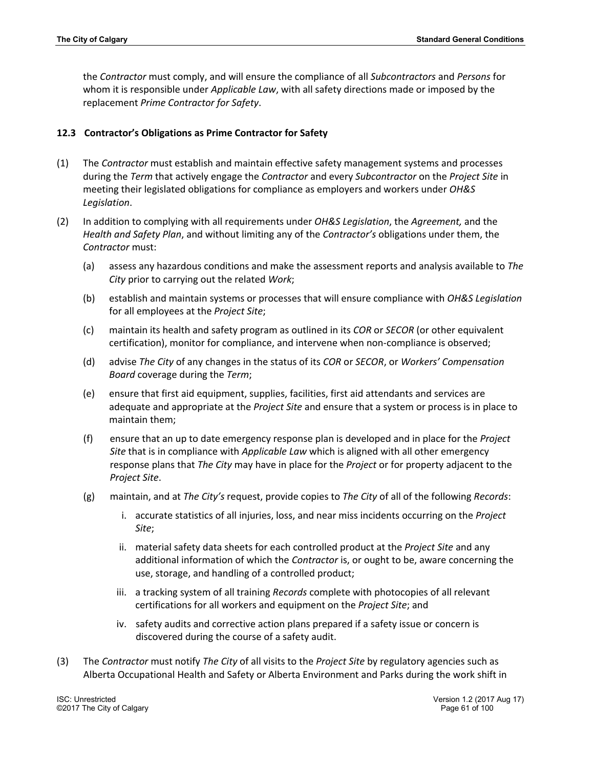the *Contractor* must comply, and will ensure the compliance of all *Subcontractors* and *Persons* for whom it is responsible under *Applicable Law*, with all safety directions made or imposed by the replacement *Prime Contractor for Safety*.

### 12.3 Contractor's Obligations as Prime Contractor for Safety

(1) The *Contractor* must establish and maintain effective safety management systems and processes during the *Term* that actively engage the *Contractor* and every *Subcontractor* on the *Project Site* in meeting their legislated obligations for compliance as employers and workers under *OH&S Legislation*.

(2) In addition to complying with all requirements under *OH&S Legislation*, the *Agreement,* and the *Health and Safety Plan*, and without limiting any of the *Contractor's* obligations under them, the *Contractor* must:

(a) assess any hazardous conditions and make the assessment reports and analysis available to *The City* prior to carrying out the related *Work*;

(b) establish and maintain systems or processes that will ensure compliance with *OH&S Legislation* for all employees at the *Project Site*;

(c) maintain its health and safety program as outlined in its *COR* or *SECOR* (or other equivalent certification), monitor for compliance, and intervene when non-compliance is observed;

(d) advise *The City* of any changes in the status of its *COR* or *SECOR*, or *Workers' Compensation Board* coverage during the *Term*;

(e) ensure that first aid equipment, supplies, facilities, first aid attendants and services are adequate and appropriate at the *Project Site* and ensure that a system or process is in place to maintain them;

(f) ensure that an up to date emergency response plan is developed and in place for the *Project Site* that is in compliance with *Applicable Law* which is aligned with all other emergency response plans that *The City* may have in place for the *Project* or for property adjacent to the *Project Site*.

(g) maintain, and at *The City's* request, provide copies to *The City* of all of the following *Records*:

i. accurate statistics of all injuries, loss, and near miss incidents occurring on the *Project Site*;

ii. material safety data sheets for each controlled product at the *Project Site* and any additional information of which the *Contractor* is, or ought to be, aware concerning the use, storage, and handling of a controlled product;

iii. a tracking system of all training *Records* complete with photocopies of all relevant certifications for all workers and equipment on the *Project Site*; and

iv. safety audits and corrective action plans prepared if a safety issue or concern is discovered during the course of a safety audit.

(3) The *Contractor* must notify *The City* of all visits to the *Project Site* by regulatory agencies such as Alberta Occupational Health and Safety or Alberta Environment and Parks during the work shift in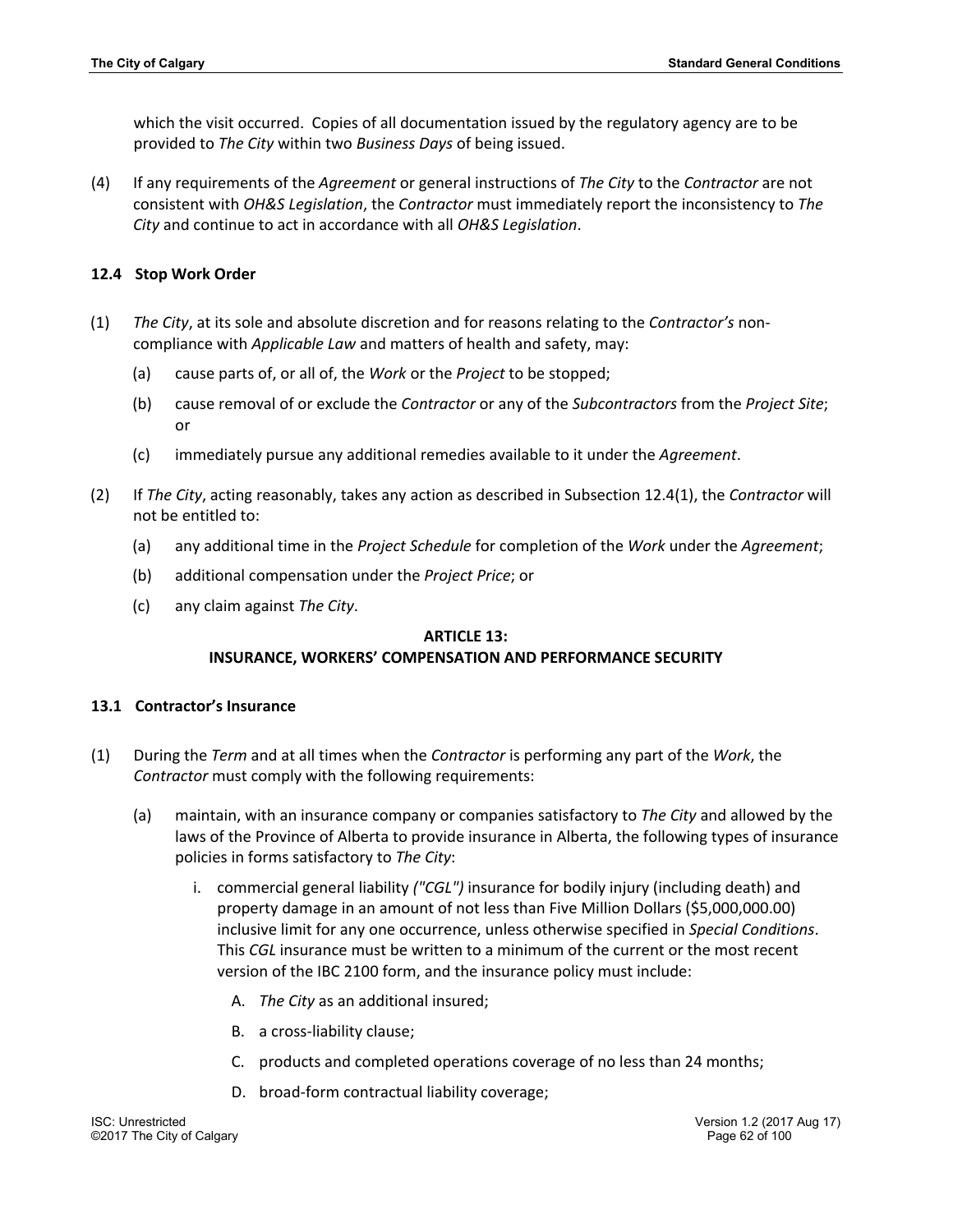which the visit occurred. Copies of all documentation issued by the regulatory agency are to be provided to *The City* within two *Business Days* of being issued.

(4) If any requirements of the *Agreement* or general instructions of *The City* to the *Contractor* are not consistent with *OH&S Legislation*, the *Contractor* must immediately report the inconsistency to *The City* and continue to act in accordance with all *OH&S Legislation*.

### 12.4 Stop Work Order

(1) *The City*, at its sole and absolute discretion and for reasons relating to the *Contractor's* non-compliance with *Applicable Law* and matters of health and safety, may:

  (a) cause parts of, or all of, the *Work* or the *Project* to be stopped;

  (b) cause removal of or exclude the *Contractor* or any of the *Subcontractors* from the *Project Site*; or

  (c) immediately pursue any additional remedies available to it under the *Agreement*.

(2) If *The City*, acting reasonably, takes any action as described in Subsection 12.4(1), the *Contractor* will not be entitled to:

  (a) any additional time in the *Project Schedule* for completion of the *Work* under the *Agreement*;

  (b) additional compensation under the *Project Price*; or

  (c) any claim against *The City*.

## ARTICLE 13: INSURANCE, WORKERS' COMPENSATION AND PERFORMANCE SECURITY

### 13.1 Contractor's Insurance

(1) During the *Term* and at all times when the *Contractor* is performing any part of the *Work*, the *Contractor* must comply with the following requirements:

  (a) maintain, with an insurance company or companies satisfactory to *The City* and allowed by the laws of the Province of Alberta to provide insurance in Alberta, the following types of insurance policies in forms satisfactory to *The City*:

    i. commercial general liability *("CGL")* insurance for bodily injury (including death) and property damage in an amount of not less than Five Million Dollars ($5,000,000.00) inclusive limit for any one occurrence, unless otherwise specified in *Special Conditions*. This *CGL* insurance must be written to a minimum of the current or the most recent version of the IBC 2100 form, and the insurance policy must include:

      A. *The City* as an additional insured;

      B. a cross-liability clause;

      C. products and completed operations coverage of no less than 24 months;

      D. broad-form contractual liability coverage;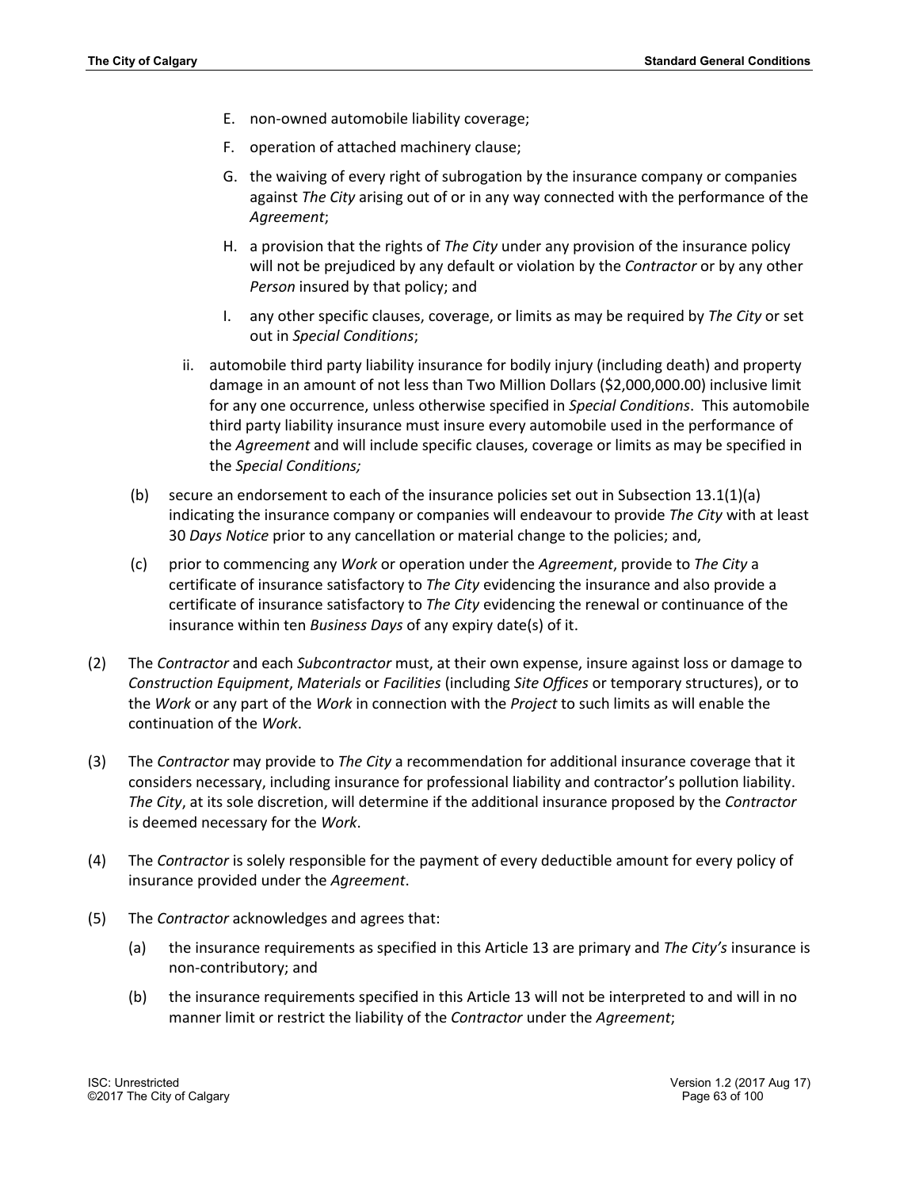E. non-owned automobile liability coverage;

F. operation of attached machinery clause;

G. the waiving of every right of subrogation by the insurance company or companies against *The City* arising out of or in any way connected with the performance of the *Agreement*;

H. a provision that the rights of *The City* under any provision of the insurance policy will not be prejudiced by any default or violation by the *Contractor* or by any other *Person* insured by that policy; and

I. any other specific clauses, coverage, or limits as may be required by *The City* or set out in *Special Conditions*;

ii. automobile third party liability insurance for bodily injury (including death) and property damage in an amount of not less than Two Million Dollars ($2,000,000.00) inclusive limit for any one occurrence, unless otherwise specified in *Special Conditions*. This automobile third party liability insurance must insure every automobile used in the performance of the *Agreement* and will include specific clauses, coverage or limits as may be specified in the *Special Conditions;*

(b) secure an endorsement to each of the insurance policies set out in Subsection 13.1(1)(a) indicating the insurance company or companies will endeavour to provide *The City* with at least 30 *Days Notice* prior to any cancellation or material change to the policies; and,

(c) prior to commencing any *Work* or operation under the *Agreement*, provide to *The City* a certificate of insurance satisfactory to *The City* evidencing the insurance and also provide a certificate of insurance satisfactory to *The City* evidencing the renewal or continuance of the insurance within ten *Business Days* of any expiry date(s) of it.

(2) The *Contractor* and each *Subcontractor* must, at their own expense, insure against loss or damage to *Construction Equipment*, *Materials* or *Facilities* (including *Site Offices* or temporary structures), or to the *Work* or any part of the *Work* in connection with the *Project* to such limits as will enable the continuation of the *Work*.

(3) The *Contractor* may provide to *The City* a recommendation for additional insurance coverage that it considers necessary, including insurance for professional liability and contractor's pollution liability. *The City*, at its sole discretion, will determine if the additional insurance proposed by the *Contractor* is deemed necessary for the *Work*.

(4) The *Contractor* is solely responsible for the payment of every deductible amount for every policy of insurance provided under the *Agreement*.

(5) The *Contractor* acknowledges and agrees that:

(a) the insurance requirements as specified in this Article 13 are primary and *The City's* insurance is non-contributory; and

(b) the insurance requirements specified in this Article 13 will not be interpreted to and will in no manner limit or restrict the liability of the *Contractor* under the *Agreement*;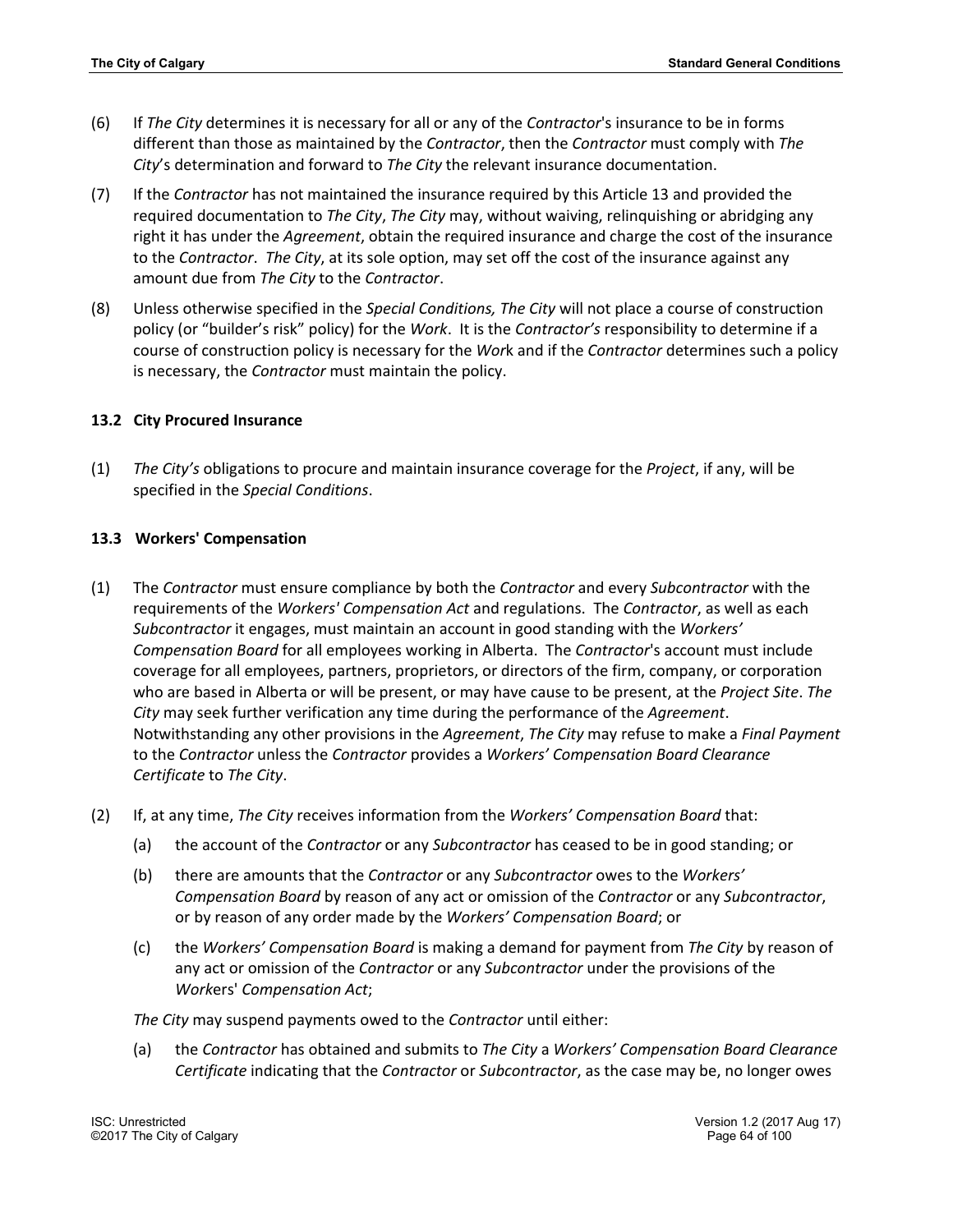(6) If *The City* determines it is necessary for all or any of the *Contractor*'s insurance to be in forms different than those as maintained by the *Contractor*, then the *Contractor* must comply with *The City*'s determination and forward to *The City* the relevant insurance documentation.

(7) If the *Contractor* has not maintained the insurance required by this Article 13 and provided the required documentation to *The City*, *The City* may, without waiving, relinquishing or abridging any right it has under the *Agreement*, obtain the required insurance and charge the cost of the insurance to the *Contractor*. *The City*, at its sole option, may set off the cost of the insurance against any amount due from *The City* to the *Contractor*.

(8) Unless otherwise specified in the *Special Conditions, The City* will not place a course of construction policy (or "builder's risk" policy) for the *Work*. It is the *Contractor's* responsibility to determine if a course of construction policy is necessary for the *Work* and if the *Contractor* determines such a policy is necessary, the *Contractor* must maintain the policy.

### 13.2 City Procured Insurance

(1) *The City's* obligations to procure and maintain insurance coverage for the *Project*, if any, will be specified in the *Special Conditions*.

### 13.3 Workers' Compensation

(1) The *Contractor* must ensure compliance by both the *Contractor* and every *Subcontractor* with the requirements of the *Workers' Compensation Act* and regulations. The *Contractor*, as well as each *Subcontractor* it engages, must maintain an account in good standing with the *Workers' Compensation Board* for all employees working in Alberta. The *Contractor*'s account must include coverage for all employees, partners, proprietors, or directors of the firm, company, or corporation who are based in Alberta or will be present, or may have cause to be present, at the *Project Site*. *The City* may seek further verification any time during the performance of the *Agreement*. Notwithstanding any other provisions in the *Agreement*, *The City* may refuse to make a *Final Payment* to the *Contractor* unless the *Contractor* provides a *Workers' Compensation Board Clearance Certificate* to *The City*.

(2) If, at any time, *The City* receives information from the *Workers' Compensation Board* that:

   (a) the account of the *Contractor* or any *Subcontractor* has ceased to be in good standing; or

   (b) there are amounts that the *Contractor* or any *Subcontractor* owes to the *Workers' Compensation Board* by reason of any act or omission of the *Contractor* or any *Subcontractor*, or by reason of any order made by the *Workers' Compensation Board*; or

   (c) the *Workers' Compensation Board* is making a demand for payment from *The City* by reason of any act or omission of the *Contractor* or any *Subcontractor* under the provisions of the *Workers' Compensation Act*;

   *The City* may suspend payments owed to the *Contractor* until either:

   (a) the *Contractor* has obtained and submits to *The City* a *Workers' Compensation Board Clearance Certificate* indicating that the *Contractor* or *Subcontractor*, as the case may be, no longer owes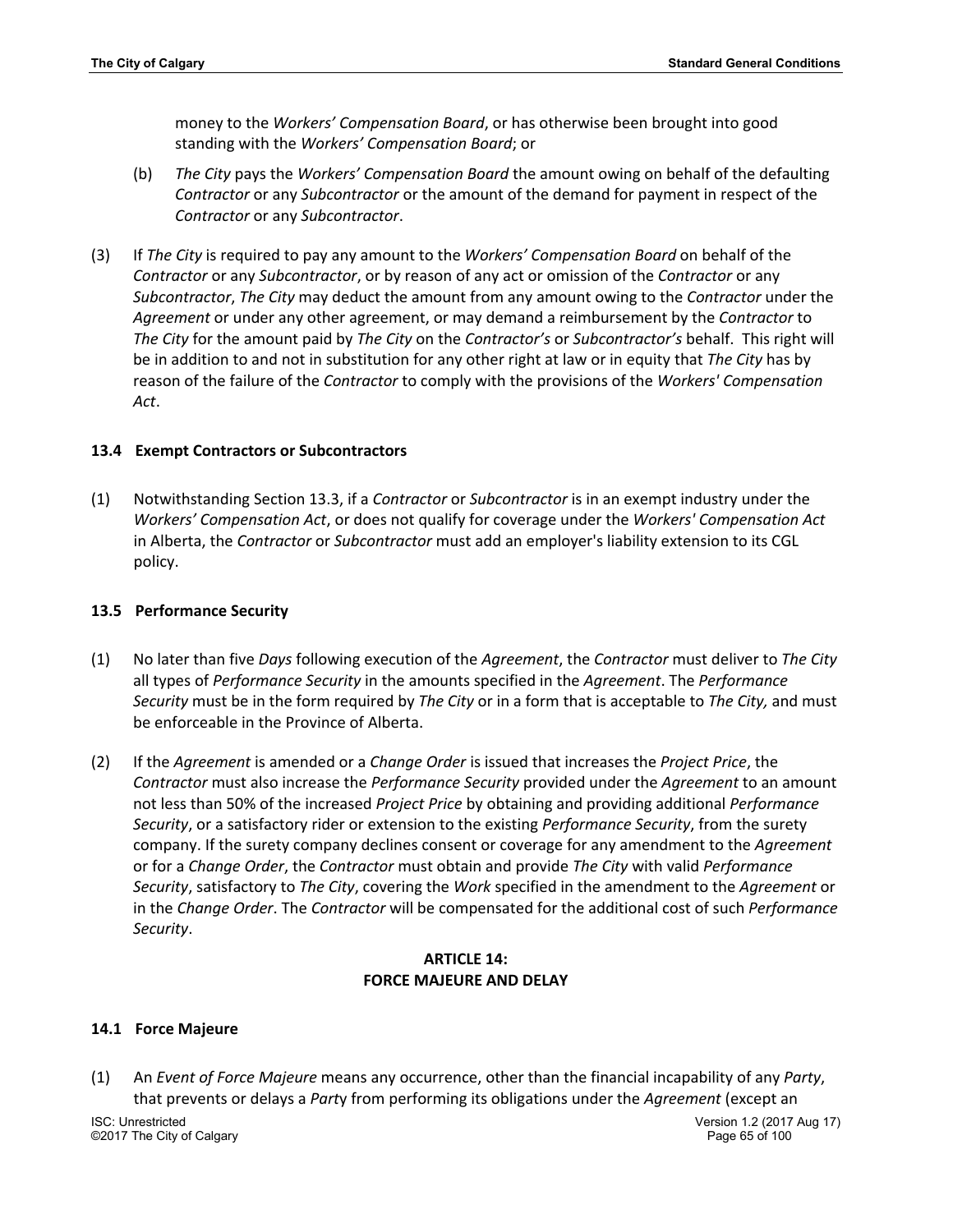money to the *Workers' Compensation Board*, or has otherwise been brought into good standing with the *Workers' Compensation Board*; or

(b) *The City* pays the *Workers' Compensation Board* the amount owing on behalf of the defaulting *Contractor* or any *Subcontractor* or the amount of the demand for payment in respect of the *Contractor* or any *Subcontractor*.

(3) If *The City* is required to pay any amount to the *Workers' Compensation Board* on behalf of the *Contractor* or any *Subcontractor*, or by reason of any act or omission of the *Contractor* or any *Subcontractor*, *The City* may deduct the amount from any amount owing to the *Contractor* under the *Agreement* or under any other agreement, or may demand a reimbursement by the *Contractor* to *The City* for the amount paid by *The City* on the *Contractor's* or *Subcontractor's* behalf. This right will be in addition to and not in substitution for any other right at law or in equity that *The City* has by reason of the failure of the *Contractor* to comply with the provisions of the *Workers' Compensation Act*.

### 13.4 Exempt Contractors or Subcontractors

(1) Notwithstanding Section 13.3, if a *Contractor* or *Subcontractor* is in an exempt industry under the *Workers' Compensation Act*, or does not qualify for coverage under the *Workers' Compensation Act* in Alberta, the *Contractor* or *Subcontractor* must add an employer's liability extension to its CGL policy.

### 13.5 Performance Security

(1) No later than five *Days* following execution of the *Agreement*, the *Contractor* must deliver to *The City* all types of *Performance Security* in the amounts specified in the *Agreement*. The *Performance Security* must be in the form required by *The City* or in a form that is acceptable to *The City,* and must be enforceable in the Province of Alberta.

(2) If the *Agreement* is amended or a *Change Order* is issued that increases the *Project Price*, the *Contractor* must also increase the *Performance Security* provided under the *Agreement* to an amount not less than 50% of the increased *Project Price* by obtaining and providing additional *Performance Security*, or a satisfactory rider or extension to the existing *Performance Security*, from the surety company. If the surety company declines consent or coverage for any amendment to the *Agreement* or for a *Change Order*, the *Contractor* must obtain and provide *The City* with valid *Performance Security*, satisfactory to *The City*, covering the *Work* specified in the amendment to the *Agreement* or in the *Change Order*. The *Contractor* will be compensated for the additional cost of such *Performance Security*.

## ARTICLE 14: FORCE MAJEURE AND DELAY

### 14.1 Force Majeure

(1) An *Event of Force Majeure* means any occurrence, other than the financial incapability of any *Party*, that prevents or delays a *Party* from performing its obligations under the *Agreement* (except an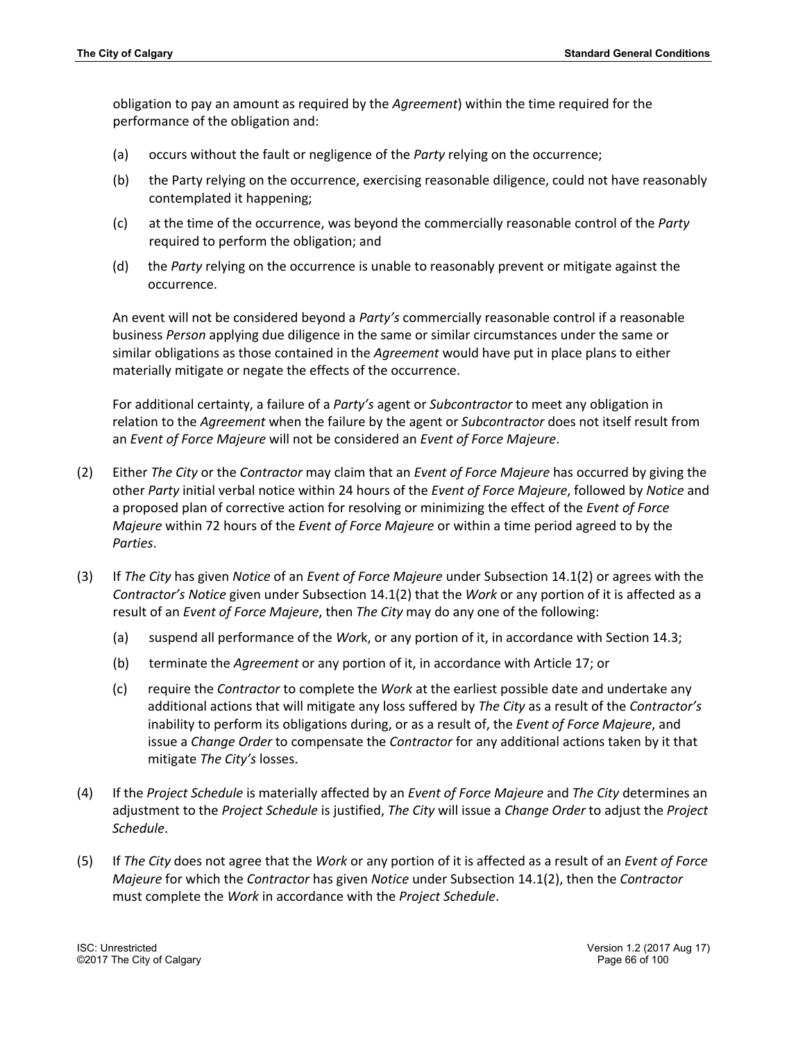obligation to pay an amount as required by the *Agreement*) within the time required for the performance of the obligation and:

(a) occurs without the fault or negligence of the *Party* relying on the occurrence;

(b) the Party relying on the occurrence, exercising reasonable diligence, could not have reasonably contemplated it happening;

(c) at the time of the occurrence, was beyond the commercially reasonable control of the *Party* required to perform the obligation; and

(d) the *Party* relying on the occurrence is unable to reasonably prevent or mitigate against the occurrence.

An event will not be considered beyond a *Party's* commercially reasonable control if a reasonable business *Person* applying due diligence in the same or similar circumstances under the same or similar obligations as those contained in the *Agreement* would have put in place plans to either materially mitigate or negate the effects of the occurrence.

For additional certainty, a failure of a *Party's* agent or *Subcontractor* to meet any obligation in relation to the *Agreement* when the failure by the agent or *Subcontractor* does not itself result from an *Event of Force Majeure* will not be considered an *Event of Force Majeure*.

(2) Either *The City* or the *Contractor* may claim that an *Event of Force Majeure* has occurred by giving the other *Party* initial verbal notice within 24 hours of the *Event of Force Majeure*, followed by *Notice* and a proposed plan of corrective action for resolving or minimizing the effect of the *Event of Force Majeure* within 72 hours of the *Event of Force Majeure* or within a time period agreed to by the *Parties*.

(3) If *The City* has given *Notice* of an *Event of Force Majeure* under Subsection 14.1(2) or agrees with the *Contractor's Notice* given under Subsection 14.1(2) that the *Work* or any portion of it is affected as a result of an *Event of Force Majeure*, then *The City* may do any one of the following:

(a) suspend all performance of the *Wor*k, or any portion of it, in accordance with Section 14.3;

(b) terminate the *Agreement* or any portion of it, in accordance with Article 17; or

(c) require the *Contractor* to complete the *Work* at the earliest possible date and undertake any additional actions that will mitigate any loss suffered by *The City* as a result of the *Contractor's* inability to perform its obligations during, or as a result of, the *Event of Force Majeure*, and issue a *Change Order* to compensate the *Contractor* for any additional actions taken by it that mitigate *The City's* losses.

(4) If the *Project Schedule* is materially affected by an *Event of Force Majeure* and *The City* determines an adjustment to the *Project Schedule* is justified, *The City* will issue a *Change Order* to adjust the *Project Schedule*.

(5) If *The City* does not agree that the *Work* or any portion of it is affected as a result of an *Event of Force Majeure* for which the *Contractor* has given *Notice* under Subsection 14.1(2), then the *Contractor* must complete the *Work* in accordance with the *Project Schedule*.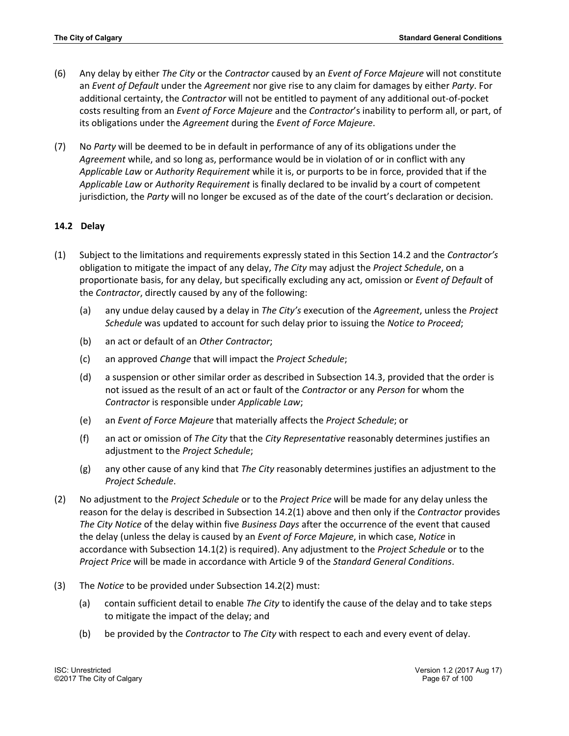(6) Any delay by either *The City* or the *Contractor* caused by an *Event of Force Majeure* will not constitute an *Event of Default* under the *Agreement* nor give rise to any claim for damages by either *Party*. For additional certainty, the *Contractor* will not be entitled to payment of any additional out-of-pocket costs resulting from an *Event of Force Majeure* and the *Contractor*'s inability to perform all, or part, of its obligations under the *Agreement* during the *Event of Force Majeure*.

(7) No *Party* will be deemed to be in default in performance of any of its obligations under the *Agreement* while, and so long as, performance would be in violation of or in conflict with any *Applicable Law* or *Authority Requirement* while it is, or purports to be in force, provided that if the *Applicable Law* or *Authority Requirement* is finally declared to be invalid by a court of competent jurisdiction, the *Party* will no longer be excused as of the date of the court's declaration or decision.

### 14.2 Delay

(1) Subject to the limitations and requirements expressly stated in this Section 14.2 and the *Contractor's* obligation to mitigate the impact of any delay, *The City* may adjust the *Project Schedule*, on a proportionate basis, for any delay, but specifically excluding any act, omission or *Event of Default* of the *Contractor*, directly caused by any of the following:

   (a) any undue delay caused by a delay in *The City's* execution of the *Agreement*, unless the *Project Schedule* was updated to account for such delay prior to issuing the *Notice to Proceed*;

   (b) an act or default of an *Other Contractor*;

   (c) an approved *Change* that will impact the *Project Schedule*;

   (d) a suspension or other similar order as described in Subsection 14.3, provided that the order is not issued as the result of an act or fault of the *Contractor* or any *Person* for whom the *Contractor* is responsible under *Applicable Law*;

   (e) an *Event of Force Majeure* that materially affects the *Project Schedule*; or

   (f) an act or omission of *The City* that the *City Representative* reasonably determines justifies an adjustment to the *Project Schedule*;

   (g) any other cause of any kind that *The City* reasonably determines justifies an adjustment to the *Project Schedule*.

(2) No adjustment to the *Project Schedule* or to the *Project Price* will be made for any delay unless the reason for the delay is described in Subsection 14.2(1) above and then only if the *Contractor* provides *The City Notice* of the delay within five *Business Days* after the occurrence of the event that caused the delay (unless the delay is caused by an *Event of Force Majeure*, in which case, *Notice* in accordance with Subsection 14.1(2) is required). Any adjustment to the *Project Schedule* or to the *Project Price* will be made in accordance with Article 9 of the *Standard General Conditions*.

(3) The *Notice* to be provided under Subsection 14.2(2) must:

   (a) contain sufficient detail to enable *The City* to identify the cause of the delay and to take steps to mitigate the impact of the delay; and

   (b) be provided by the *Contractor* to *The City* with respect to each and every event of delay.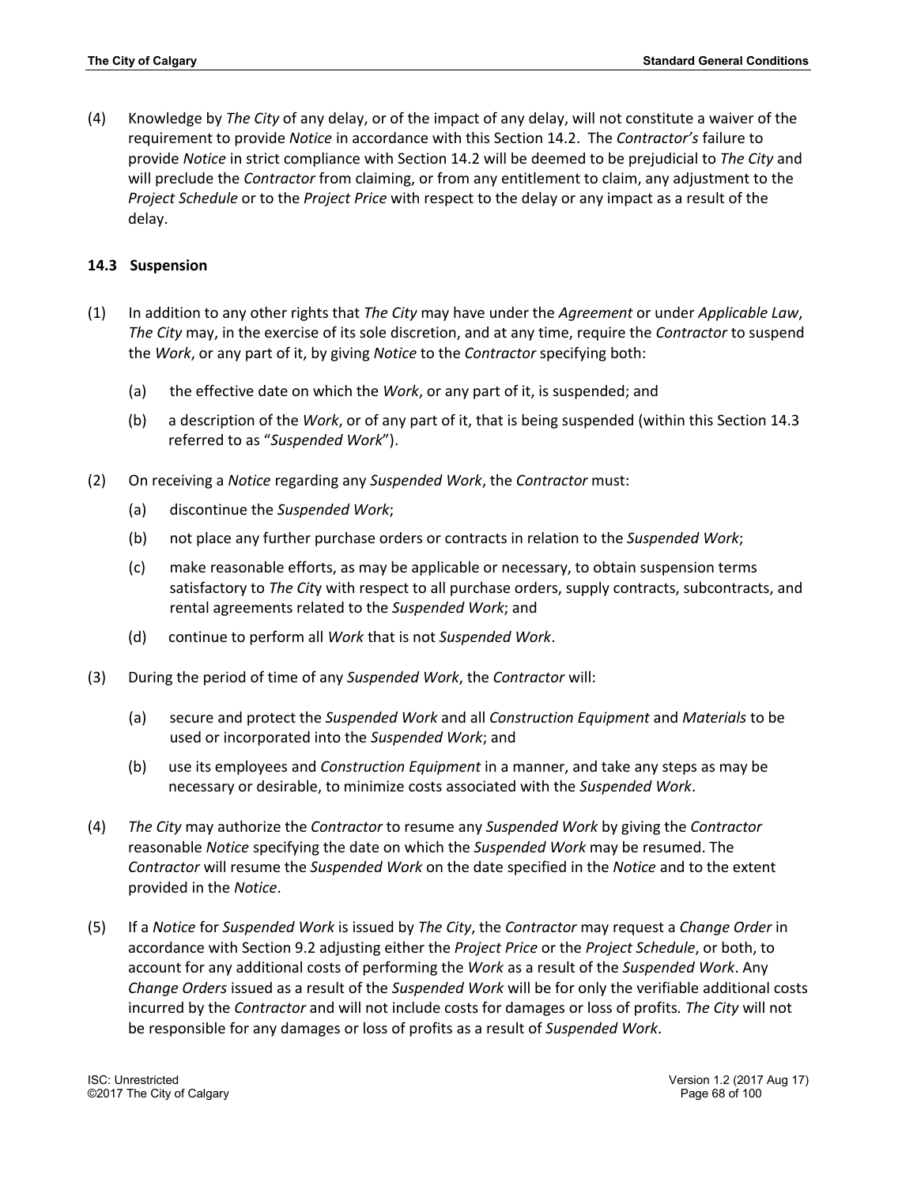(4) Knowledge by *The City* of any delay, or of the impact of any delay, will not constitute a waiver of the requirement to provide *Notice* in accordance with this Section 14.2. The *Contractor's* failure to provide *Notice* in strict compliance with Section 14.2 will be deemed to be prejudicial to *The City* and will preclude the *Contractor* from claiming, or from any entitlement to claim, any adjustment to the *Project Schedule* or to the *Project Price* with respect to the delay or any impact as a result of the delay.

### 14.3 Suspension

(1) In addition to any other rights that *The City* may have under the *Agreement* or under *Applicable Law*, *The City* may, in the exercise of its sole discretion, and at any time, require the *Contractor* to suspend the *Work*, or any part of it, by giving *Notice* to the *Contractor* specifying both:

   (a) the effective date on which the *Work*, or any part of it, is suspended; and

   (b) a description of the *Work*, or of any part of it, that is being suspended (within this Section 14.3 referred to as "*Suspended Work*").

(2) On receiving a *Notice* regarding any *Suspended Work*, the *Contractor* must:

   (a) discontinue the *Suspended Work*;

   (b) not place any further purchase orders or contracts in relation to the *Suspended Work*;

   (c) make reasonable efforts, as may be applicable or necessary, to obtain suspension terms satisfactory to *The City* with respect to all purchase orders, supply contracts, subcontracts, and rental agreements related to the *Suspended Work*; and

   (d) continue to perform all *Work* that is not *Suspended Work*.

(3) During the period of time of any *Suspended Work*, the *Contractor* will:

   (a) secure and protect the *Suspended Work* and all *Construction Equipment* and *Materials* to be used or incorporated into the *Suspended Work*; and

   (b) use its employees and *Construction Equipment* in a manner, and take any steps as may be necessary or desirable, to minimize costs associated with the *Suspended Work*.

(4) *The City* may authorize the *Contractor* to resume any *Suspended Work* by giving the *Contractor* reasonable *Notice* specifying the date on which the *Suspended Work* may be resumed. The *Contractor* will resume the *Suspended Work* on the date specified in the *Notice* and to the extent provided in the *Notice*.

(5) If a *Notice* for *Suspended Work* is issued by *The City*, the *Contractor* may request a *Change Order* in accordance with Section 9.2 adjusting either the *Project Price* or the *Project Schedule*, or both, to account for any additional costs of performing the *Work* as a result of the *Suspended Work*. Any *Change Orders* issued as a result of the *Suspended Work* will be for only the verifiable additional costs incurred by the *Contractor* and will not include costs for damages or loss of profits. *The City* will not be responsible for any damages or loss of profits as a result of *Suspended Work*.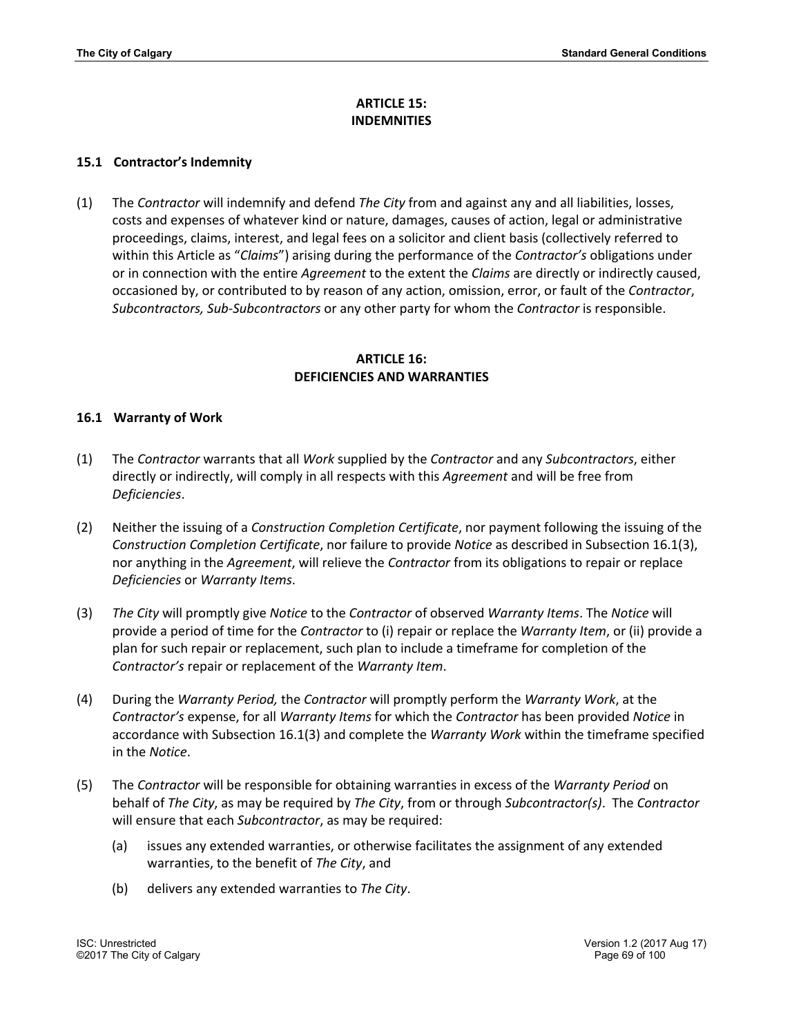## ARTICLE 15: INDEMNITIES

### 15.1 Contractor's Indemnity

(1) The *Contractor* will indemnify and defend *The City* from and against any and all liabilities, losses, costs and expenses of whatever kind or nature, damages, causes of action, legal or administrative proceedings, claims, interest, and legal fees on a solicitor and client basis (collectively referred to within this Article as "*Claims*") arising during the performance of the *Contractor's* obligations under or in connection with the entire *Agreement* to the extent the *Claims* are directly or indirectly caused, occasioned by, or contributed to by reason of any action, omission, error, or fault of the *Contractor*, *Subcontractors, Sub-Subcontractors* or any other party for whom the *Contractor* is responsible.

## ARTICLE 16: DEFICIENCIES AND WARRANTIES

### 16.1 Warranty of Work

(1) The *Contractor* warrants that all *Work* supplied by the *Contractor* and any *Subcontractors*, either directly or indirectly, will comply in all respects with this *Agreement* and will be free from *Deficiencies*.

(2) Neither the issuing of a *Construction Completion Certificate*, nor payment following the issuing of the *Construction Completion Certificate*, nor failure to provide *Notice* as described in Subsection 16.1(3), nor anything in the *Agreement*, will relieve the *Contractor* from its obligations to repair or replace *Deficiencies* or *Warranty Items*.

(3) *The City* will promptly give *Notice* to the *Contractor* of observed *Warranty Items*. The *Notice* will provide a period of time for the *Contractor* to (i) repair or replace the *Warranty Item*, or (ii) provide a plan for such repair or replacement, such plan to include a timeframe for completion of the *Contractor's* repair or replacement of the *Warranty Item*.

(4) During the *Warranty Period,* the *Contractor* will promptly perform the *Warranty Work*, at the *Contractor's* expense, for all *Warranty Items* for which the *Contractor* has been provided *Notice* in accordance with Subsection 16.1(3) and complete the *Warranty Work* within the timeframe specified in the *Notice*.

(5) The *Contractor* will be responsible for obtaining warranties in excess of the *Warranty Period* on behalf of *The City*, as may be required by *The City*, from or through *Subcontractor(s)*. The *Contractor* will ensure that each *Subcontractor*, as may be required:

  (a) issues any extended warranties, or otherwise facilitates the assignment of any extended warranties, to the benefit of *The City*, and

  (b) delivers any extended warranties to *The City*.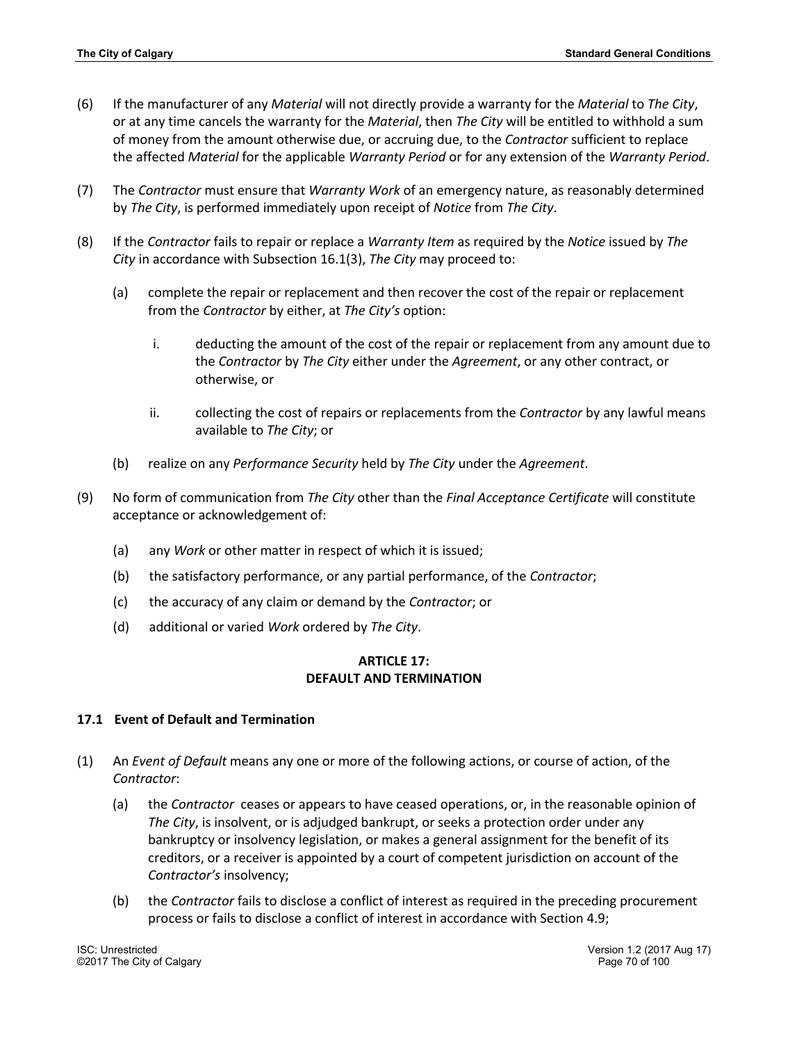(6) If the manufacturer of any *Material* will not directly provide a warranty for the *Material* to *The City*, or at any time cancels the warranty for the *Material*, then *The City* will be entitled to withhold a sum of money from the amount otherwise due, or accruing due, to the *Contractor* sufficient to replace the affected *Material* for the applicable *Warranty Period* or for any extension of the *Warranty Period*.

(7) The *Contractor* must ensure that *Warranty Work* of an emergency nature, as reasonably determined by *The City*, is performed immediately upon receipt of *Notice* from *The City*.

(8) If the *Contractor* fails to repair or replace a *Warranty Item* as required by the *Notice* issued by *The City* in accordance with Subsection 16.1(3), *The City* may proceed to:

   (a) complete the repair or replacement and then recover the cost of the repair or replacement from the *Contractor* by either, at *The City's* option:

      i. deducting the amount of the cost of the repair or replacement from any amount due to the *Contractor* by *The City* either under the *Agreement*, or any other contract, or otherwise, or

      ii. collecting the cost of repairs or replacements from the *Contractor* by any lawful means available to *The City*; or

   (b) realize on any *Performance Security* held by *The City* under the *Agreement*.

(9) No form of communication from *The City* other than the *Final Acceptance Certificate* will constitute acceptance or acknowledgement of:

   (a) any *Work* or other matter in respect of which it is issued;

   (b) the satisfactory performance, or any partial performance, of the *Contractor*;

   (c) the accuracy of any claim or demand by the *Contractor*; or

   (d) additional or varied *Work* ordered by *The City*.

## ARTICLE 17: DEFAULT AND TERMINATION

### 17.1 Event of Default and Termination

(1) An *Event of Default* means any one or more of the following actions, or course of action, of the *Contractor*:

   (a) the *Contractor* ceases or appears to have ceased operations, or, in the reasonable opinion of *The City*, is insolvent, or is adjudged bankrupt, or seeks a protection order under any bankruptcy or insolvency legislation, or makes a general assignment for the benefit of its creditors, or a receiver is appointed by a court of competent jurisdiction on account of the *Contractor's* insolvency;

   (b) the *Contractor* fails to disclose a conflict of interest as required in the preceding procurement process or fails to disclose a conflict of interest in accordance with Section 4.9;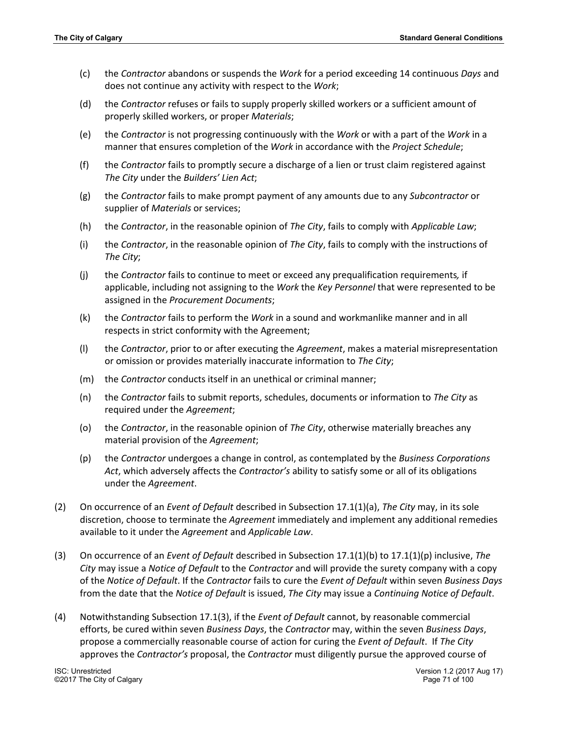- (c) the *Contractor* abandons or suspends the *Work* for a period exceeding 14 continuous *Days* and does not continue any activity with respect to the *Work*;
- (d) the *Contractor* refuses or fails to supply properly skilled workers or a sufficient amount of properly skilled workers, or proper *Materials*;
- (e) the *Contractor* is not progressing continuously with the *Work* or with a part of the *Work* in a manner that ensures completion of the *Work* in accordance with the *Project Schedule*;
- (f) the *Contractor* fails to promptly secure a discharge of a lien or trust claim registered against *The City* under the *Builders' Lien Act*;
- (g) the *Contractor* fails to make prompt payment of any amounts due to any *Subcontractor* or supplier of *Materials* or services;
- (h) the *Contractor*, in the reasonable opinion of *The City*, fails to comply with *Applicable Law*;
- (i) the *Contractor*, in the reasonable opinion of *The City*, fails to comply with the instructions of *The City*;
- (j) the *Contractor* fails to continue to meet or exceed any prequalification requirements, if applicable, including not assigning to the *Work* the *Key Personnel* that were represented to be assigned in the *Procurement Documents*;
- (k) the *Contractor* fails to perform the *Work* in a sound and workmanlike manner and in all respects in strict conformity with the Agreement;
- (l) the *Contractor*, prior to or after executing the *Agreement*, makes a material misrepresentation or omission or provides materially inaccurate information to *The City*;
- (m) the *Contractor* conducts itself in an unethical or criminal manner;
- (n) the *Contractor* fails to submit reports, schedules, documents or information to *The City* as required under the *Agreement*;
- (o) the *Contractor*, in the reasonable opinion of *The City*, otherwise materially breaches any material provision of the *Agreement*;
- (p) the *Contractor* undergoes a change in control, as contemplated by the *Business Corporations Act*, which adversely affects the *Contractor's* ability to satisfy some or all of its obligations under the *Agreement*.

(2) On occurrence of an *Event of Default* described in Subsection 17.1(1)(a), *The City* may, in its sole discretion, choose to terminate the *Agreement* immediately and implement any additional remedies available to it under the *Agreement* and *Applicable Law*.

(3) On occurrence of an *Event of Default* described in Subsection 17.1(1)(b) to 17.1(1)(p) inclusive, *The City* may issue a *Notice of Default* to the *Contractor* and will provide the surety company with a copy of the *Notice of Default*. If the *Contractor* fails to cure the *Event of Default* within seven *Business Days* from the date that the *Notice of Default* is issued, *The City* may issue a *Continuing Notice of Default*.

(4) Notwithstanding Subsection 17.1(3), if the *Event of Default* cannot, by reasonable commercial efforts, be cured within seven *Business Days*, the *Contractor* may, within the seven *Business Days*, propose a commercially reasonable course of action for curing the *Event of Default*. If *The City* approves the *Contractor's* proposal, the *Contractor* must diligently pursue the approved course of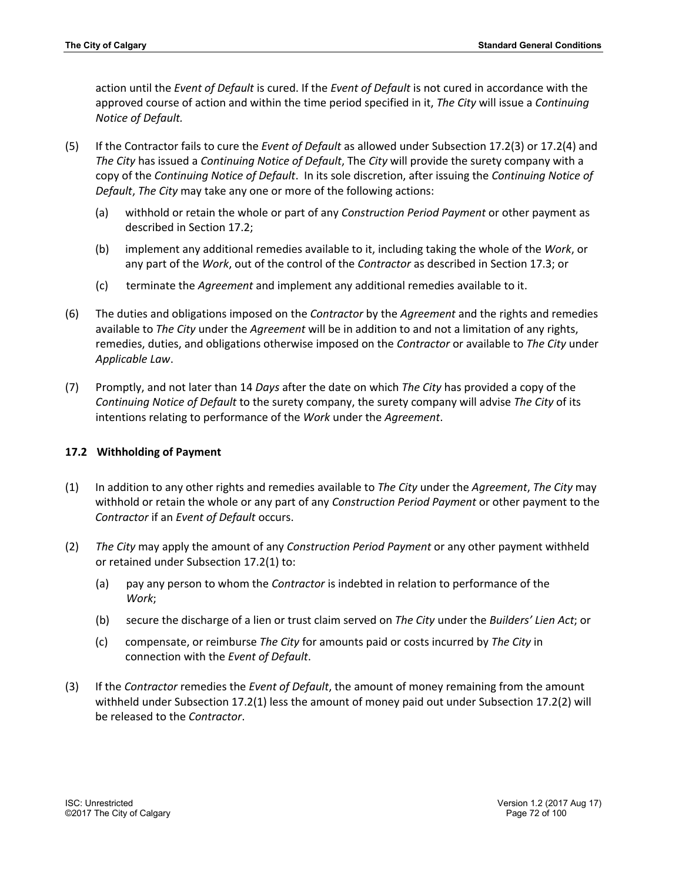action until the *Event of Default* is cured. If the *Event of Default* is not cured in accordance with the approved course of action and within the time period specified in it, *The City* will issue a *Continuing Notice of Default.*

(5) If the Contractor fails to cure the *Event of Default* as allowed under Subsection 17.2(3) or 17.2(4) and *The City* has issued a *Continuing Notice of Default*, The *City* will provide the surety company with a copy of the *Continuing Notice of Default*. In its sole discretion, after issuing the *Continuing Notice of Default*, *The City* may take any one or more of the following actions:

  (a) withhold or retain the whole or part of any *Construction Period Payment* or other payment as described in Section 17.2;

  (b) implement any additional remedies available to it, including taking the whole of the *Work*, or any part of the *Work*, out of the control of the *Contractor* as described in Section 17.3; or

  (c) terminate the *Agreement* and implement any additional remedies available to it.

(6) The duties and obligations imposed on the *Contractor* by the *Agreement* and the rights and remedies available to *The City* under the *Agreement* will be in addition to and not a limitation of any rights, remedies, duties, and obligations otherwise imposed on the *Contractor* or available to *The City* under *Applicable Law*.

(7) Promptly, and not later than 14 *Days* after the date on which *The City* has provided a copy of the *Continuing Notice of Default* to the surety company, the surety company will advise *The City* of its intentions relating to performance of the *Work* under the *Agreement*.

### 17.2 Withholding of Payment

(1) In addition to any other rights and remedies available to *The City* under the *Agreement*, *The City* may withhold or retain the whole or any part of any *Construction Period Payment* or other payment to the *Contractor* if an *Event of Default* occurs.

(2) *The City* may apply the amount of any *Construction Period Payment* or any other payment withheld or retained under Subsection 17.2(1) to:

  (a) pay any person to whom the *Contractor* is indebted in relation to performance of the *Work*;

  (b) secure the discharge of a lien or trust claim served on *The City* under the *Builders' Lien Act*; or

  (c) compensate, or reimburse *The City* for amounts paid or costs incurred by *The City* in connection with the *Event of Default*.

(3) If the *Contractor* remedies the *Event of Default*, the amount of money remaining from the amount withheld under Subsection 17.2(1) less the amount of money paid out under Subsection 17.2(2) will be released to the *Contractor*.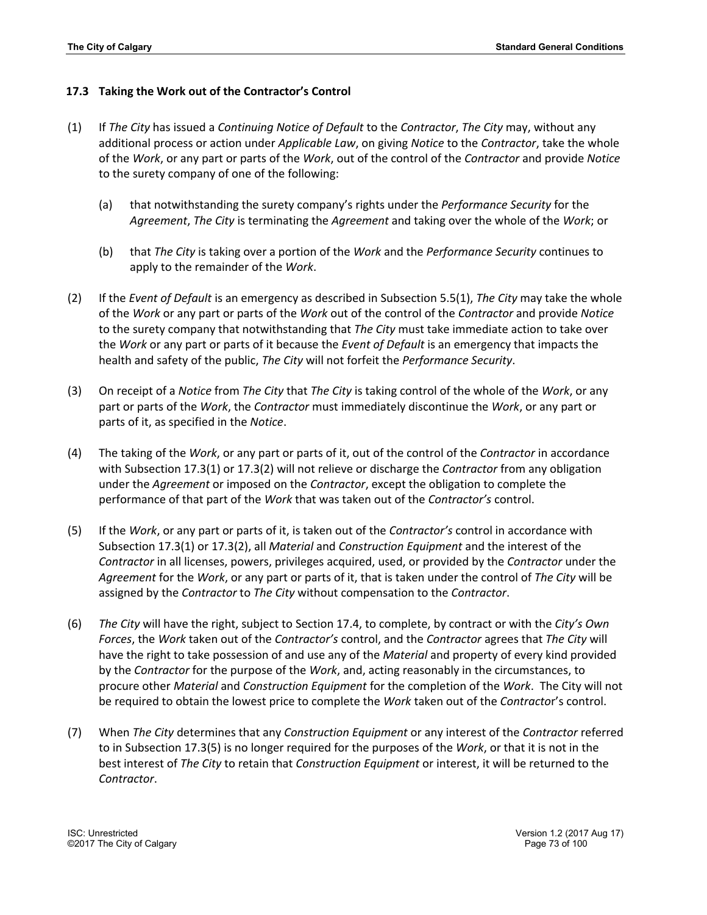### 17.3 Taking the Work out of the Contractor's Control

(1) If *The City* has issued a *Continuing Notice of Default* to the *Contractor*, *The City* may, without any additional process or action under *Applicable Law*, on giving *Notice* to the *Contractor*, take the whole of the *Work*, or any part or parts of the *Work*, out of the control of the *Contractor* and provide *Notice* to the surety company of one of the following:

   (a) that notwithstanding the surety company's rights under the *Performance Security* for the *Agreement*, *The City* is terminating the *Agreement* and taking over the whole of the *Work*; or

   (b) that *The City* is taking over a portion of the *Work* and the *Performance Security* continues to apply to the remainder of the *Work*.

(2) If the *Event of Default* is an emergency as described in Subsection 5.5(1), *The City* may take the whole of the *Work* or any part or parts of the *Work* out of the control of the *Contractor* and provide *Notice* to the surety company that notwithstanding that *The City* must take immediate action to take over the *Work* or any part or parts of it because the *Event of Default* is an emergency that impacts the health and safety of the public, *The City* will not forfeit the *Performance Security*.

(3) On receipt of a *Notice* from *The City* that *The City* is taking control of the whole of the *Work*, or any part or parts of the *Work*, the *Contractor* must immediately discontinue the *Work*, or any part or parts of it, as specified in the *Notice*.

(4) The taking of the *Work*, or any part or parts of it, out of the control of the *Contractor* in accordance with Subsection 17.3(1) or 17.3(2) will not relieve or discharge the *Contractor* from any obligation under the *Agreement* or imposed on the *Contractor*, except the obligation to complete the performance of that part of the *Work* that was taken out of the *Contractor's* control.

(5) If the *Work*, or any part or parts of it, is taken out of the *Contractor's* control in accordance with Subsection 17.3(1) or 17.3(2), all *Material* and *Construction Equipment* and the interest of the *Contractor* in all licenses, powers, privileges acquired, used, or provided by the *Contractor* under the *Agreement* for the *Work*, or any part or parts of it, that is taken under the control of *The City* will be assigned by the *Contractor* to *The City* without compensation to the *Contractor*.

(6) *The City* will have the right, subject to Section 17.4, to complete, by contract or with the *City's Own Forces*, the *Work* taken out of the *Contractor's* control, and the *Contractor* agrees that *The City* will have the right to take possession of and use any of the *Material* and property of every kind provided by the *Contractor* for the purpose of the *Work*, and, acting reasonably in the circumstances, to procure other *Material* and *Construction Equipment* for the completion of the *Work*. The City will not be required to obtain the lowest price to complete the *Work* taken out of the *Contractor*'s control.

(7) When *The City* determines that any *Construction Equipment* or any interest of the *Contractor* referred to in Subsection 17.3(5) is no longer required for the purposes of the *Work*, or that it is not in the best interest of *The City* to retain that *Construction Equipment* or interest, it will be returned to the *Contractor*.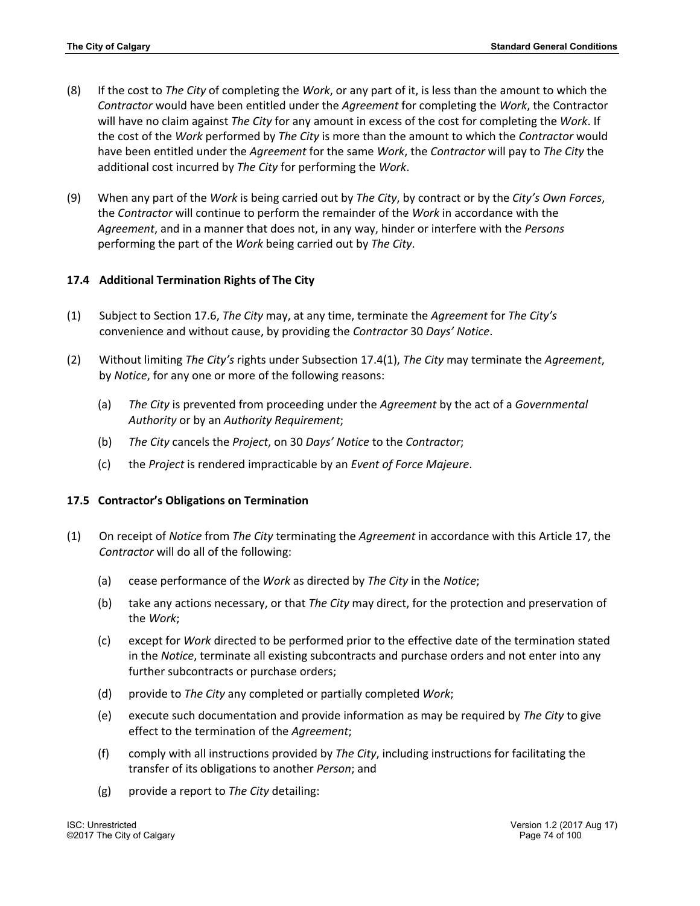(8) If the cost to *The City* of completing the *Work*, or any part of it, is less than the amount to which the *Contractor* would have been entitled under the *Agreement* for completing the *Work*, the Contractor will have no claim against *The City* for any amount in excess of the cost for completing the *Work*. If the cost of the *Work* performed by *The City* is more than the amount to which the *Contractor* would have been entitled under the *Agreement* for the same *Work*, the *Contractor* will pay to *The City* the additional cost incurred by *The City* for performing the *Work*.

(9) When any part of the *Work* is being carried out by *The City*, by contract or by the *City's Own Forces*, the *Contractor* will continue to perform the remainder of the *Work* in accordance with the *Agreement*, and in a manner that does not, in any way, hinder or interfere with the *Persons* performing the part of the *Work* being carried out by *The City*.

### 17.4 Additional Termination Rights of The City

(1) Subject to Section 17.6, *The City* may, at any time, terminate the *Agreement* for *The City's* convenience and without cause, by providing the *Contractor* 30 *Days' Notice*.

(2) Without limiting *The City's* rights under Subsection 17.4(1), *The City* may terminate the *Agreement*, by *Notice*, for any one or more of the following reasons:

   (a) *The City* is prevented from proceeding under the *Agreement* by the act of a *Governmental Authority* or by an *Authority Requirement*;

   (b) *The City* cancels the *Project*, on 30 *Days' Notice* to the *Contractor*;

   (c) the *Project* is rendered impracticable by an *Event of Force Majeure*.

### 17.5 Contractor's Obligations on Termination

(1) On receipt of *Notice* from *The City* terminating the *Agreement* in accordance with this Article 17, the *Contractor* will do all of the following:

   (a) cease performance of the *Work* as directed by *The City* in the *Notice*;

   (b) take any actions necessary, or that *The City* may direct, for the protection and preservation of the *Work*;

   (c) except for *Work* directed to be performed prior to the effective date of the termination stated in the *Notice*, terminate all existing subcontracts and purchase orders and not enter into any further subcontracts or purchase orders;

   (d) provide to *The City* any completed or partially completed *Work*;

   (e) execute such documentation and provide information as may be required by *The City* to give effect to the termination of the *Agreement*;

   (f) comply with all instructions provided by *The City*, including instructions for facilitating the transfer of its obligations to another *Person*; and

   (g) provide a report to *The City* detailing: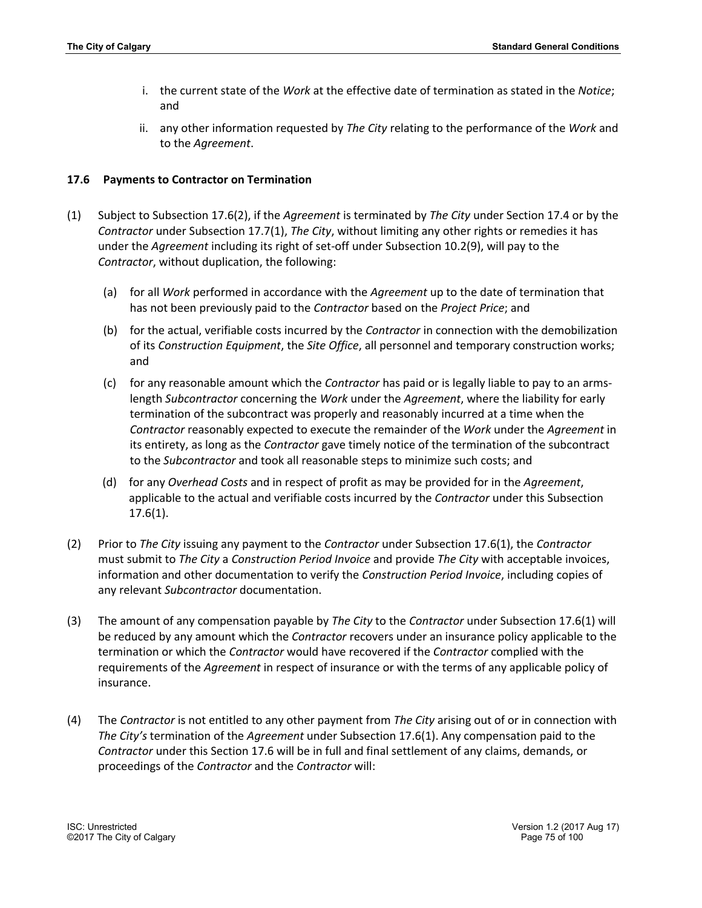i. the current state of the *Work* at the effective date of termination as stated in the *Notice*; and

ii. any other information requested by *The City* relating to the performance of the *Work* and to the *Agreement*.

### 17.6 Payments to Contractor on Termination

(1) Subject to Subsection 17.6(2), if the *Agreement* is terminated by *The City* under Section 17.4 or by the *Contractor* under Subsection 17.7(1), *The City*, without limiting any other rights or remedies it has under the *Agreement* including its right of set-off under Subsection 10.2(9), will pay to the *Contractor*, without duplication, the following:

(a) for all *Work* performed in accordance with the *Agreement* up to the date of termination that has not been previously paid to the *Contractor* based on the *Project Price*; and

(b) for the actual, verifiable costs incurred by the *Contractor* in connection with the demobilization of its *Construction Equipment*, the *Site Office*, all personnel and temporary construction works; and

(c) for any reasonable amount which the *Contractor* has paid or is legally liable to pay to an arms-length *Subcontractor* concerning the *Work* under the *Agreement*, where the liability for early termination of the subcontract was properly and reasonably incurred at a time when the *Contractor* reasonably expected to execute the remainder of the *Work* under the *Agreement* in its entirety, as long as the *Contractor* gave timely notice of the termination of the subcontract to the *Subcontractor* and took all reasonable steps to minimize such costs; and

(d) for any *Overhead Costs* and in respect of profit as may be provided for in the *Agreement*, applicable to the actual and verifiable costs incurred by the *Contractor* under this Subsection 17.6(1).

(2) Prior to *The City* issuing any payment to the *Contractor* under Subsection 17.6(1), the *Contractor* must submit to *The City* a *Construction Period Invoice* and provide *The City* with acceptable invoices, information and other documentation to verify the *Construction Period Invoice*, including copies of any relevant *Subcontractor* documentation.

(3) The amount of any compensation payable by *The City* to the *Contractor* under Subsection 17.6(1) will be reduced by any amount which the *Contractor* recovers under an insurance policy applicable to the termination or which the *Contractor* would have recovered if the *Contractor* complied with the requirements of the *Agreement* in respect of insurance or with the terms of any applicable policy of insurance.

(4) The *Contractor* is not entitled to any other payment from *The City* arising out of or in connection with *The City's* termination of the *Agreement* under Subsection 17.6(1). Any compensation paid to the *Contractor* under this Section 17.6 will be in full and final settlement of any claims, demands, or proceedings of the *Contractor* and the *Contractor* will: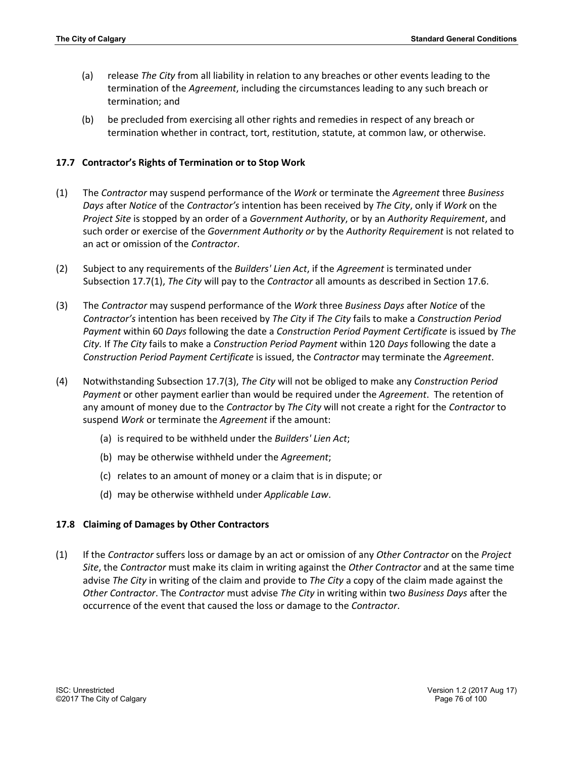(a) release *The City* from all liability in relation to any breaches or other events leading to the termination of the *Agreement*, including the circumstances leading to any such breach or termination; and

(b) be precluded from exercising all other rights and remedies in respect of any breach or termination whether in contract, tort, restitution, statute, at common law, or otherwise.

### 17.7 Contractor's Rights of Termination or to Stop Work

(1) The *Contractor* may suspend performance of the *Work* or terminate the *Agreement* three *Business Days* after *Notice* of the *Contractor's* intention has been received by *The City*, only if *Work* on the *Project Site* is stopped by an order of a *Government Authority*, or by an *Authority Requirement*, and such order or exercise of the *Government Authority or* by the *Authority Requirement* is not related to an act or omission of the *Contractor*.

(2) Subject to any requirements of the *Builders' Lien Act*, if the *Agreement* is terminated under Subsection 17.7(1), *The City* will pay to the *Contractor* all amounts as described in Section 17.6.

(3) The *Contractor* may suspend performance of the *Work* three *Business Days* after *Notice* of the *Contractor's* intention has been received by *The City* if *The City* fails to make a *Construction Period Payment* within 60 *Days* following the date a *Construction Period Payment Certificate* is issued by *The City.* If *The City* fails to make a *Construction Period Payment* within 120 *Days* following the date a *Construction Period Payment Certificate* is issued, the *Contractor* may terminate the *Agreement*.

(4) Notwithstanding Subsection 17.7(3), *The City* will not be obliged to make any *Construction Period Payment* or other payment earlier than would be required under the *Agreement*. The retention of any amount of money due to the *Contractor* by *The City* will not create a right for the *Contractor* to suspend *Work* or terminate the *Agreement* if the amount:

   (a) is required to be withheld under the *Builders' Lien Act*;

   (b) may be otherwise withheld under the *Agreement*;

   (c) relates to an amount of money or a claim that is in dispute; or

   (d) may be otherwise withheld under *Applicable Law*.

### 17.8 Claiming of Damages by Other Contractors

(1) If the *Contractor* suffers loss or damage by an act or omission of any *Other Contractor* on the *Project Site*, the *Contractor* must make its claim in writing against the *Other Contractor* and at the same time advise *The City* in writing of the claim and provide to *The City* a copy of the claim made against the *Other Contractor*. The *Contractor* must advise *The City* in writing within two *Business Days* after the occurrence of the event that caused the loss or damage to the *Contractor*.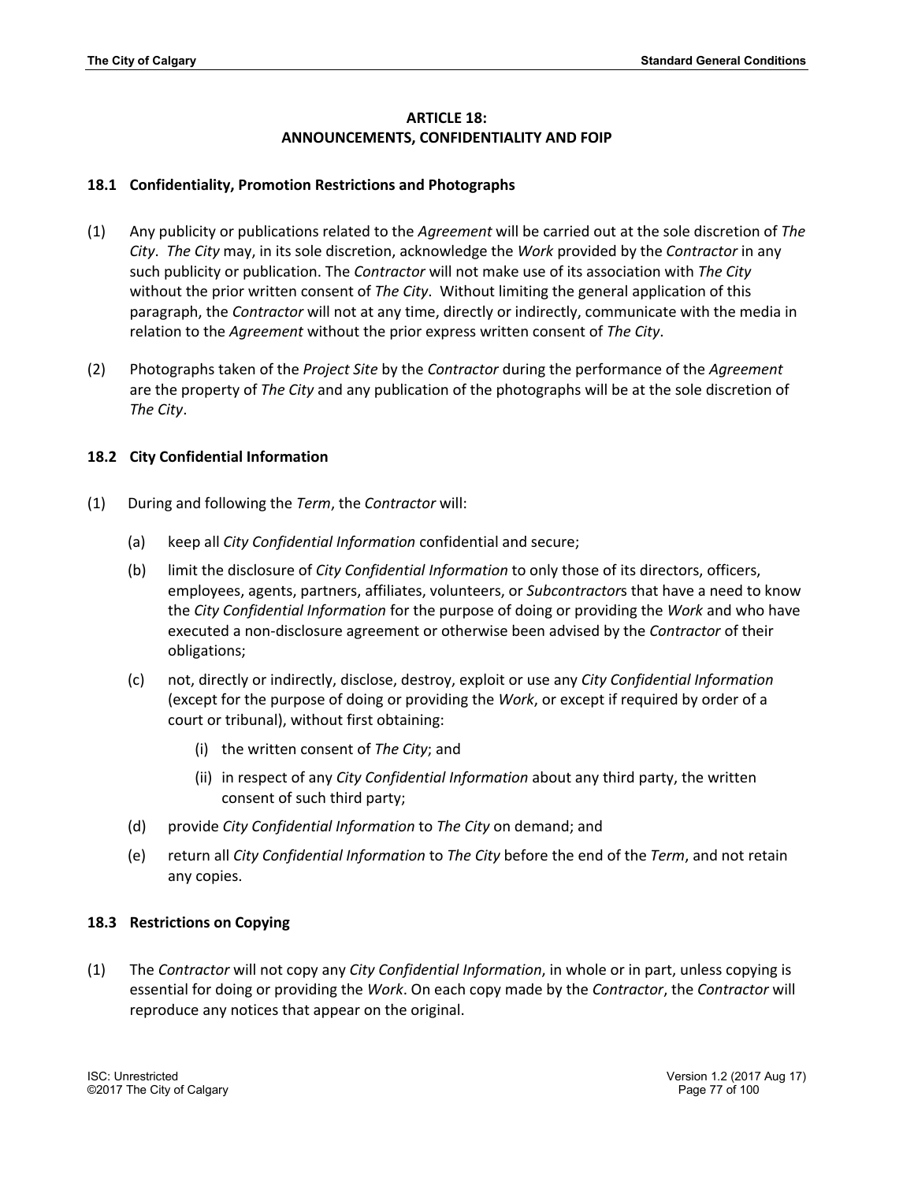## ARTICLE 18: ANNOUNCEMENTS, CONFIDENTIALITY AND FOIP

### 18.1 Confidentiality, Promotion Restrictions and Photographs

(1) Any publicity or publications related to the *Agreement* will be carried out at the sole discretion of *The City*. *The City* may, in its sole discretion, acknowledge the *Work* provided by the *Contractor* in any such publicity or publication. The *Contractor* will not make use of its association with *The City* without the prior written consent of *The City*. Without limiting the general application of this paragraph, the *Contractor* will not at any time, directly or indirectly, communicate with the media in relation to the *Agreement* without the prior express written consent of *The City*.

(2) Photographs taken of the *Project Site* by the *Contractor* during the performance of the *Agreement* are the property of *The City* and any publication of the photographs will be at the sole discretion of *The City*.

### 18.2 City Confidential Information

(1) During and following the *Term*, the *Contractor* will:

- (a) keep all *City Confidential Information* confidential and secure;
- (b) limit the disclosure of *City Confidential Information* to only those of its directors, officers, employees, agents, partners, affiliates, volunteers, or *Subcontractor*s that have a need to know the *City Confidential Information* for the purpose of doing or providing the *Work* and who have executed a non-disclosure agreement or otherwise been advised by the *Contractor* of their obligations;
- (c) not, directly or indirectly, disclose, destroy, exploit or use any *City Confidential Information* (except for the purpose of doing or providing the *Work*, or except if required by order of a court or tribunal), without first obtaining:
  - (i) the written consent of *The City*; and
  - (ii) in respect of any *City Confidential Information* about any third party, the written consent of such third party;
- (d) provide *City Confidential Information* to *The City* on demand; and
- (e) return all *City Confidential Information* to *The City* before the end of the *Term*, and not retain any copies.

### 18.3 Restrictions on Copying

(1) The *Contractor* will not copy any *City Confidential Information*, in whole or in part, unless copying is essential for doing or providing the *Work*. On each copy made by the *Contractor*, the *Contractor* will reproduce any notices that appear on the original.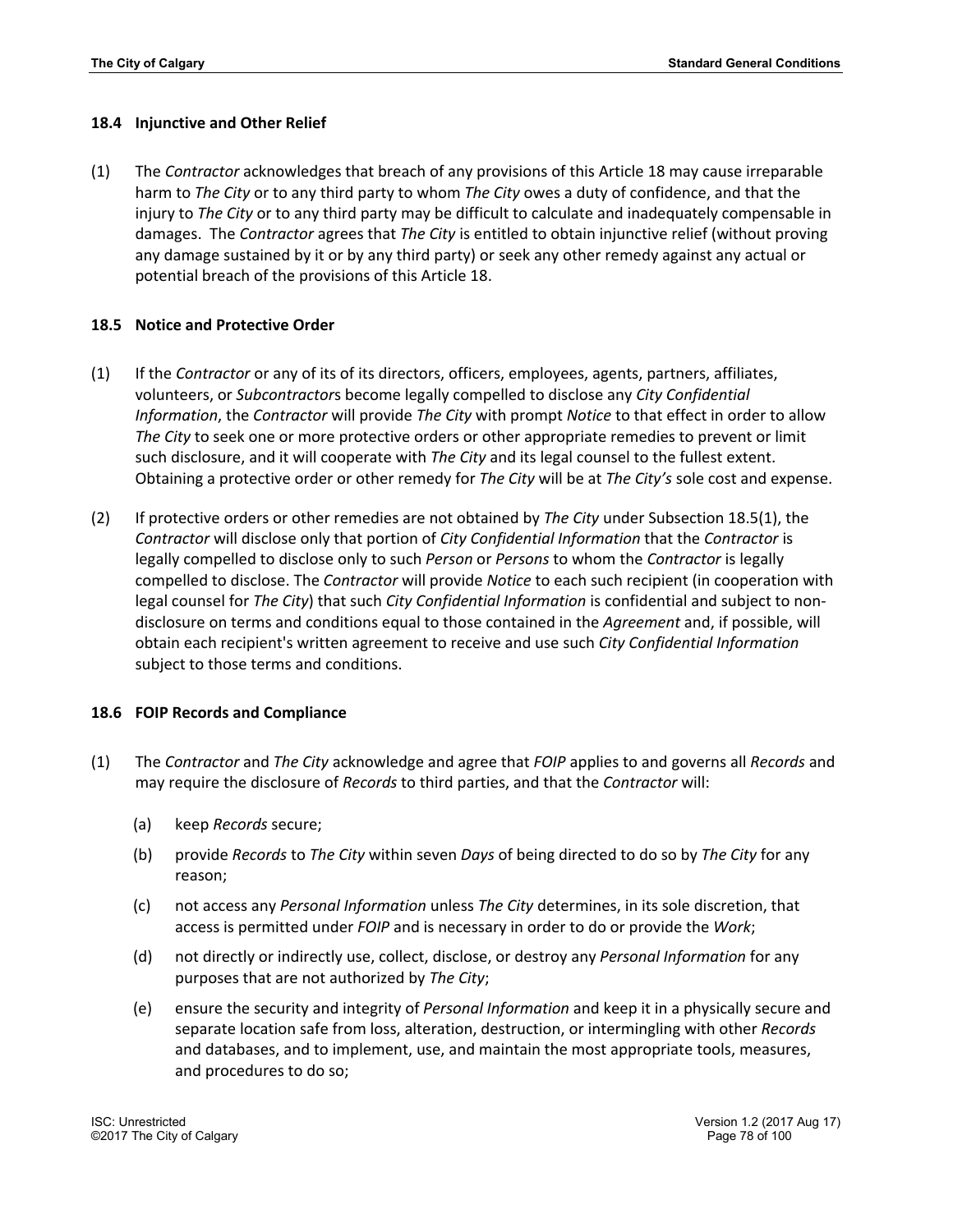### 18.4 Injunctive and Other Relief

(1) The *Contractor* acknowledges that breach of any provisions of this Article 18 may cause irreparable harm to *The City* or to any third party to whom *The City* owes a duty of confidence, and that the injury to *The City* or to any third party may be difficult to calculate and inadequately compensable in damages. The *Contractor* agrees that *The City* is entitled to obtain injunctive relief (without proving any damage sustained by it or by any third party) or seek any other remedy against any actual or potential breach of the provisions of this Article 18.

### 18.5 Notice and Protective Order

(1) If the *Contractor* or any of its of its directors, officers, employees, agents, partners, affiliates, volunteers, or *Subcontractor*s become legally compelled to disclose any *City Confidential Information*, the *Contractor* will provide *The City* with prompt *Notice* to that effect in order to allow *The City* to seek one or more protective orders or other appropriate remedies to prevent or limit such disclosure, and it will cooperate with *The City* and its legal counsel to the fullest extent. Obtaining a protective order or other remedy for *The City* will be at *The City's* sole cost and expense.

(2) If protective orders or other remedies are not obtained by *The City* under Subsection 18.5(1), the *Contractor* will disclose only that portion of *City Confidential Information* that the *Contractor* is legally compelled to disclose only to such *Person* or *Persons* to whom the *Contractor* is legally compelled to disclose. The *Contractor* will provide *Notice* to each such recipient (in cooperation with legal counsel for *The City*) that such *City Confidential Information* is confidential and subject to non-disclosure on terms and conditions equal to those contained in the *Agreement* and, if possible, will obtain each recipient's written agreement to receive and use such *City Confidential Information* subject to those terms and conditions.

### 18.6 FOIP Records and Compliance

(1) The *Contractor* and *The City* acknowledge and agree that *FOIP* applies to and governs all *Records* and may require the disclosure of *Records* to third parties, and that the *Contractor* will:

   (a) keep *Records* secure;

   (b) provide *Records* to *The City* within seven *Days* of being directed to do so by *The City* for any reason;

   (c) not access any *Personal Information* unless *The City* determines, in its sole discretion, that access is permitted under *FOIP* and is necessary in order to do or provide the *Work*;

   (d) not directly or indirectly use, collect, disclose, or destroy any *Personal Information* for any purposes that are not authorized by *The City*;

   (e) ensure the security and integrity of *Personal Information* and keep it in a physically secure and separate location safe from loss, alteration, destruction, or intermingling with other *Records* and databases, and to implement, use, and maintain the most appropriate tools, measures, and procedures to do so;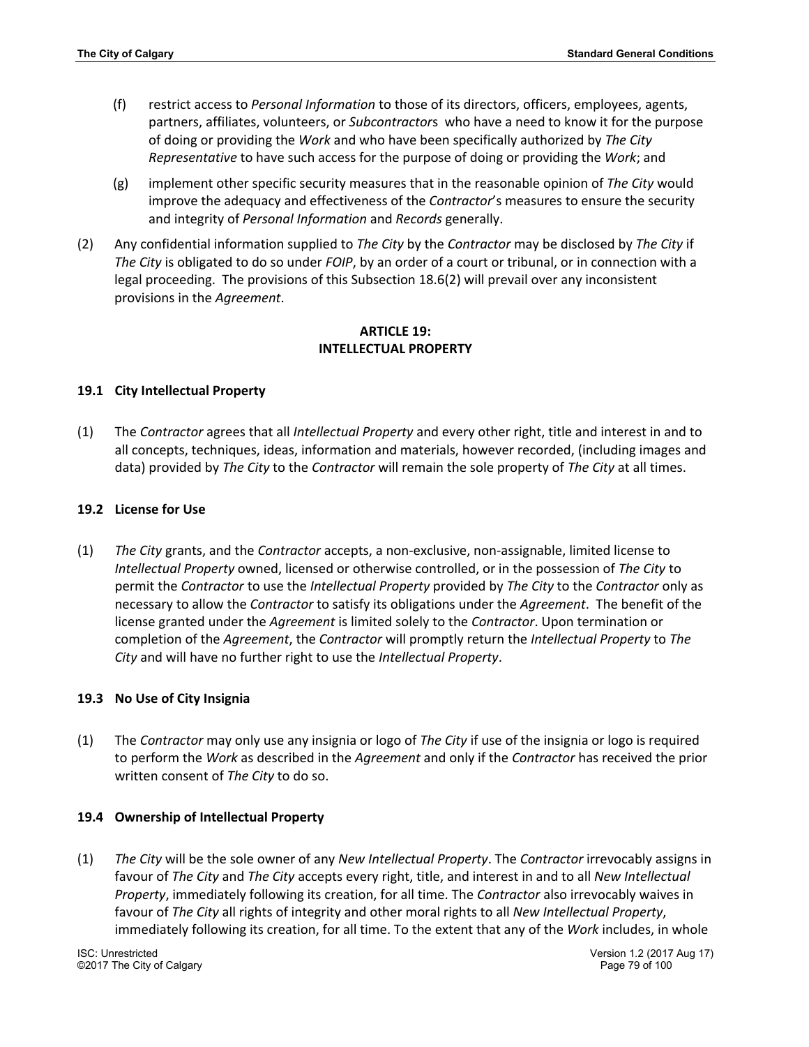(f) restrict access to *Personal Information* to those of its directors, officers, employees, agents, partners, affiliates, volunteers, or *Subcontractor*s who have a need to know it for the purpose of doing or providing the *Work* and who have been specifically authorized by *The City Representative* to have such access for the purpose of doing or providing the *Work*; and

(g) implement other specific security measures that in the reasonable opinion of *The City* would improve the adequacy and effectiveness of the *Contractor*'s measures to ensure the security and integrity of *Personal Information* and *Records* generally.

(2) Any confidential information supplied to *The City* by the *Contractor* may be disclosed by *The City* if *The City* is obligated to do so under *FOIP*, by an order of a court or tribunal, or in connection with a legal proceeding. The provisions of this Subsection 18.6(2) will prevail over any inconsistent provisions in the *Agreement*.

## ARTICLE 19: INTELLECTUAL PROPERTY

### 19.1 City Intellectual Property

(1) The *Contractor* agrees that all *Intellectual Property* and every other right, title and interest in and to all concepts, techniques, ideas, information and materials, however recorded, (including images and data) provided by *The City* to the *Contractor* will remain the sole property of *The City* at all times.

### 19.2 License for Use

(1) *The City* grants, and the *Contractor* accepts, a non-exclusive, non-assignable, limited license to *Intellectual Property* owned, licensed or otherwise controlled, or in the possession of *The City* to permit the *Contractor* to use the *Intellectual Property* provided by *The City* to the *Contractor* only as necessary to allow the *Contractor* to satisfy its obligations under the *Agreement*. The benefit of the license granted under the *Agreement* is limited solely to the *Contractor*. Upon termination or completion of the *Agreement*, the *Contractor* will promptly return the *Intellectual Property* to *The City* and will have no further right to use the *Intellectual Property*.

### 19.3 No Use of City Insignia

(1) The *Contractor* may only use any insignia or logo of *The City* if use of the insignia or logo is required to perform the *Work* as described in the *Agreement* and only if the *Contractor* has received the prior written consent of *The City* to do so.

### 19.4 Ownership of Intellectual Property

(1) *The City* will be the sole owner of any *New Intellectual Property*. The *Contractor* irrevocably assigns in favour of *The City* and *The City* accepts every right, title, and interest in and to all *New Intellectual Property*, immediately following its creation, for all time. The *Contractor* also irrevocably waives in favour of *The City* all rights of integrity and other moral rights to all *New Intellectual Property*, immediately following its creation, for all time. To the extent that any of the *Work* includes, in whole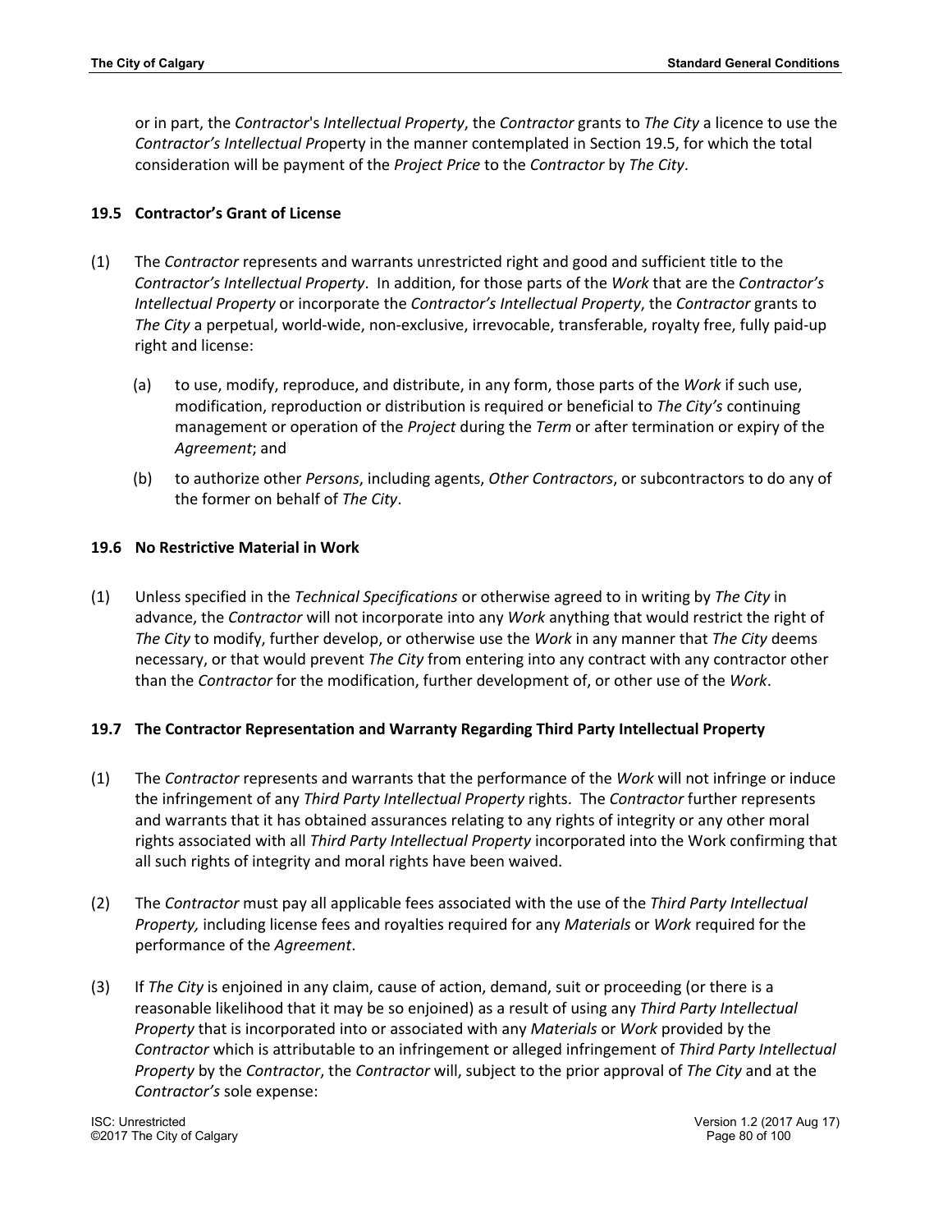or in part, the *Contractor*'s *Intellectual Property*, the *Contractor* grants to *The City* a licence to use the *Contractor's Intellectual Pro*perty in the manner contemplated in Section 19.5, for which the total consideration will be payment of the *Project Price* to the *Contractor* by *The City*.

### 19.5 Contractor's Grant of License

(1) The *Contractor* represents and warrants unrestricted right and good and sufficient title to the *Contractor's Intellectual Property*. In addition, for those parts of the *Work* that are the *Contractor's Intellectual Property* or incorporate the *Contractor's Intellectual Property*, the *Contractor* grants to *The City* a perpetual, world-wide, non-exclusive, irrevocable, transferable, royalty free, fully paid-up right and license:

   (a) to use, modify, reproduce, and distribute, in any form, those parts of the *Work* if such use, modification, reproduction or distribution is required or beneficial to *The City's* continuing management or operation of the *Project* during the *Term* or after termination or expiry of the *Agreement*; and

   (b) to authorize other *Persons*, including agents, *Other Contractors*, or subcontractors to do any of the former on behalf of *The City*.

### 19.6 No Restrictive Material in Work

(1) Unless specified in the *Technical Specifications* or otherwise agreed to in writing by *The City* in advance, the *Contractor* will not incorporate into any *Work* anything that would restrict the right of *The City* to modify, further develop, or otherwise use the *Work* in any manner that *The City* deems necessary, or that would prevent *The City* from entering into any contract with any contractor other than the *Contractor* for the modification, further development of, or other use of the *Work*.

### 19.7 The Contractor Representation and Warranty Regarding Third Party Intellectual Property

(1) The *Contractor* represents and warrants that the performance of the *Work* will not infringe or induce the infringement of any *Third Party Intellectual Property* rights. The *Contractor* further represents and warrants that it has obtained assurances relating to any rights of integrity or any other moral rights associated with all *Third Party Intellectual Property* incorporated into the Work confirming that all such rights of integrity and moral rights have been waived.

(2) The *Contractor* must pay all applicable fees associated with the use of the *Third Party Intellectual Property,* including license fees and royalties required for any *Materials* or *Work* required for the performance of the *Agreement*.

(3) If *The City* is enjoined in any claim, cause of action, demand, suit or proceeding (or there is a reasonable likelihood that it may be so enjoined) as a result of using any *Third Party Intellectual Property* that is incorporated into or associated with any *Materials* or *Work* provided by the *Contractor* which is attributable to an infringement or alleged infringement of *Third Party Intellectual Property* by the *Contractor*, the *Contractor* will, subject to the prior approval of *The City* and at the *Contractor's* sole expense: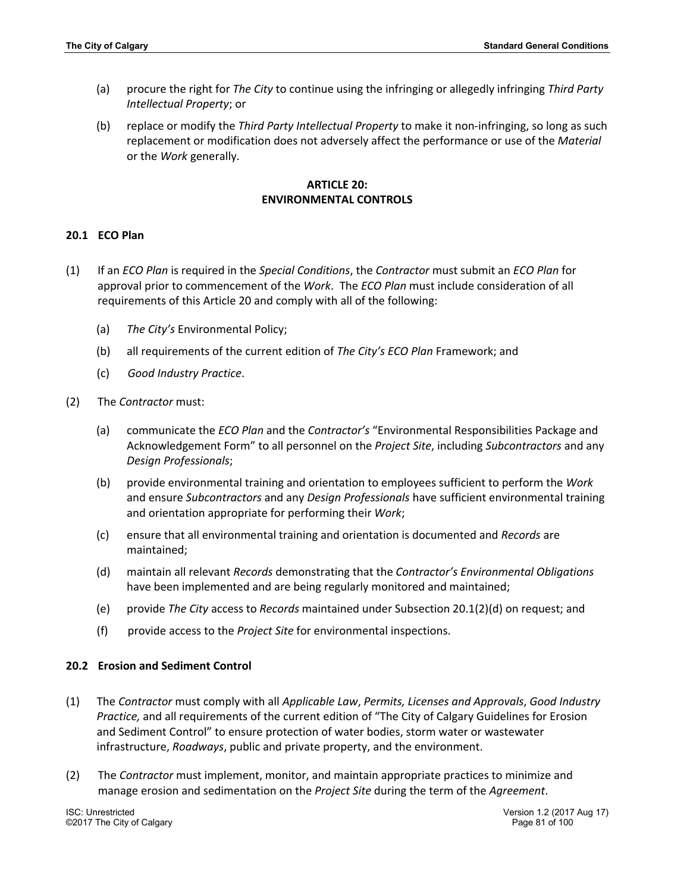(a) procure the right for *The City* to continue using the infringing or allegedly infringing *Third Party Intellectual Property*; or

(b) replace or modify the *Third Party Intellectual Property* to make it non-infringing, so long as such replacement or modification does not adversely affect the performance or use of the *Material* or the *Work* generally.

## ARTICLE 20: ENVIRONMENTAL CONTROLS

### 20.1 ECO Plan

(1) If an *ECO Plan* is required in the *Special Conditions*, the *Contractor* must submit an *ECO Plan* for approval prior to commencement of the *Work*. The *ECO Plan* must include consideration of all requirements of this Article 20 and comply with all of the following:

(a) *The City's* Environmental Policy;

(b) all requirements of the current edition of *The City's ECO Plan* Framework; and

(c) *Good Industry Practice*.

(2) The *Contractor* must:

(a) communicate the *ECO Plan* and the *Contractor's* "Environmental Responsibilities Package and Acknowledgement Form" to all personnel on the *Project Site*, including *Subcontractors* and any *Design Professionals*;

(b) provide environmental training and orientation to employees sufficient to perform the *Work* and ensure *Subcontractors* and any *Design Professionals* have sufficient environmental training and orientation appropriate for performing their *Work*;

(c) ensure that all environmental training and orientation is documented and *Records* are maintained;

(d) maintain all relevant *Records* demonstrating that the *Contractor's Environmental Obligations* have been implemented and are being regularly monitored and maintained;

(e) provide *The City* access to *Records* maintained under Subsection 20.1(2)(d) on request; and

(f) provide access to the *Project Site* for environmental inspections.

### 20.2 Erosion and Sediment Control

(1) The *Contractor* must comply with all *Applicable Law*, *Permits, Licenses and Approvals*, *Good Industry Practice,* and all requirements of the current edition of "The City of Calgary Guidelines for Erosion and Sediment Control" to ensure protection of water bodies, storm water or wastewater infrastructure, *Roadways*, public and private property, and the environment.

(2) The *Contractor* must implement, monitor, and maintain appropriate practices to minimize and manage erosion and sedimentation on the *Project Site* during the term of the *Agreement*.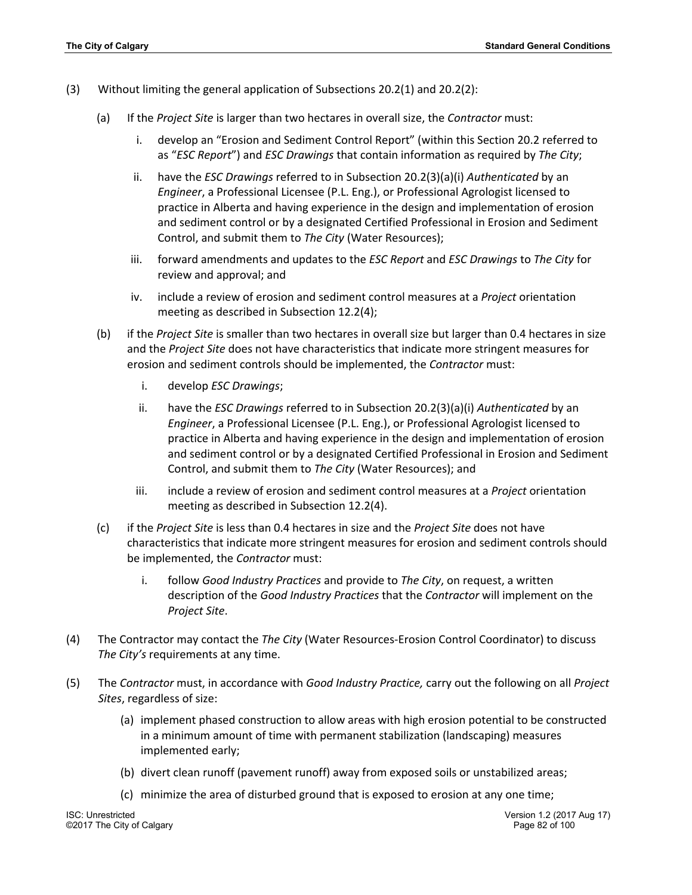(3) Without limiting the general application of Subsections 20.2(1) and 20.2(2):

  (a) If the *Project Site* is larger than two hectares in overall size, the *Contractor* must:

    i. develop an "Erosion and Sediment Control Report" (within this Section 20.2 referred to as "*ESC Report*") and *ESC Drawings* that contain information as required by *The City*;

    ii. have the *ESC Drawings* referred to in Subsection 20.2(3)(a)(i) *Authenticated* by an *Engineer*, a Professional Licensee (P.L. Eng.), or Professional Agrologist licensed to practice in Alberta and having experience in the design and implementation of erosion and sediment control or by a designated Certified Professional in Erosion and Sediment Control, and submit them to *The City* (Water Resources);

    iii. forward amendments and updates to the *ESC Report* and *ESC Drawings* to *The City* for review and approval; and

    iv. include a review of erosion and sediment control measures at a *Project* orientation meeting as described in Subsection 12.2(4);

  (b) if the *Project Site* is smaller than two hectares in overall size but larger than 0.4 hectares in size and the *Project Site* does not have characteristics that indicate more stringent measures for erosion and sediment controls should be implemented, the *Contractor* must:

    i. develop *ESC Drawings*;

    ii. have the *ESC Drawings* referred to in Subsection 20.2(3)(a)(i) *Authenticated* by an *Engineer*, a Professional Licensee (P.L. Eng.), or Professional Agrologist licensed to practice in Alberta and having experience in the design and implementation of erosion and sediment control or by a designated Certified Professional in Erosion and Sediment Control, and submit them to *The City* (Water Resources); and

    iii. include a review of erosion and sediment control measures at a *Project* orientation meeting as described in Subsection 12.2(4).

  (c) if the *Project Site* is less than 0.4 hectares in size and the *Project Site* does not have characteristics that indicate more stringent measures for erosion and sediment controls should be implemented, the *Contractor* must:

    i. follow *Good Industry Practices* and provide to *The City*, on request, a written description of the *Good Industry Practices* that the *Contractor* will implement on the *Project Site*.

(4) The Contractor may contact the *The City* (Water Resources-Erosion Control Coordinator) to discuss *The City's* requirements at any time.

(5) The *Contractor* must, in accordance with *Good Industry Practice,* carry out the following on all *Project Sites*, regardless of size:

  (a) implement phased construction to allow areas with high erosion potential to be constructed in a minimum amount of time with permanent stabilization (landscaping) measures implemented early;

  (b) divert clean runoff (pavement runoff) away from exposed soils or unstabilized areas;

  (c) minimize the area of disturbed ground that is exposed to erosion at any one time;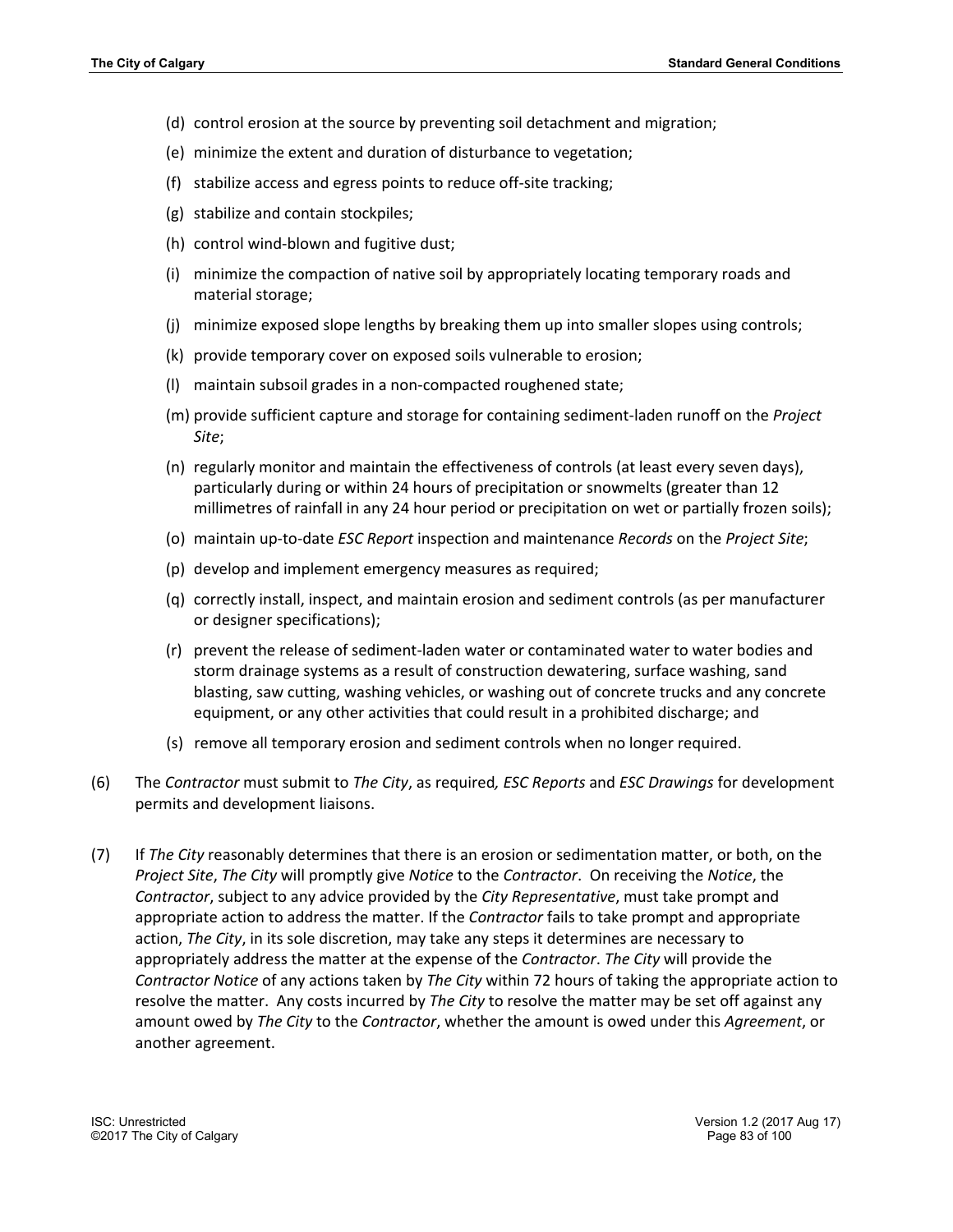(d) control erosion at the source by preventing soil detachment and migration;

(e) minimize the extent and duration of disturbance to vegetation;

(f) stabilize access and egress points to reduce off-site tracking;

(g) stabilize and contain stockpiles;

(h) control wind-blown and fugitive dust;

(i) minimize the compaction of native soil by appropriately locating temporary roads and material storage;

(j) minimize exposed slope lengths by breaking them up into smaller slopes using controls;

(k) provide temporary cover on exposed soils vulnerable to erosion;

(l) maintain subsoil grades in a non-compacted roughened state;

(m) provide sufficient capture and storage for containing sediment-laden runoff on the *Project Site*;

(n) regularly monitor and maintain the effectiveness of controls (at least every seven days), particularly during or within 24 hours of precipitation or snowmelts (greater than 12 millimetres of rainfall in any 24 hour period or precipitation on wet or partially frozen soils);

(o) maintain up-to-date *ESC Report* inspection and maintenance *Records* on the *Project Site*;

(p) develop and implement emergency measures as required;

(q) correctly install, inspect, and maintain erosion and sediment controls (as per manufacturer or designer specifications);

(r) prevent the release of sediment-laden water or contaminated water to water bodies and storm drainage systems as a result of construction dewatering, surface washing, sand blasting, saw cutting, washing vehicles, or washing out of concrete trucks and any concrete equipment, or any other activities that could result in a prohibited discharge; and

(s) remove all temporary erosion and sediment controls when no longer required.

(6) The *Contractor* must submit to *The City*, as required*, ESC Reports* and *ESC Drawings* for development permits and development liaisons.

(7) If *The City* reasonably determines that there is an erosion or sedimentation matter, or both, on the *Project Site*, *The City* will promptly give *Notice* to the *Contractor*. On receiving the *Notice*, the *Contractor*, subject to any advice provided by the *City Representative*, must take prompt and appropriate action to address the matter. If the *Contractor* fails to take prompt and appropriate action, *The City*, in its sole discretion, may take any steps it determines are necessary to appropriately address the matter at the expense of the *Contractor*. *The City* will provide the *Contractor Notice* of any actions taken by *The City* within 72 hours of taking the appropriate action to resolve the matter. Any costs incurred by *The City* to resolve the matter may be set off against any amount owed by *The City* to the *Contractor*, whether the amount is owed under this *Agreement*, or another agreement.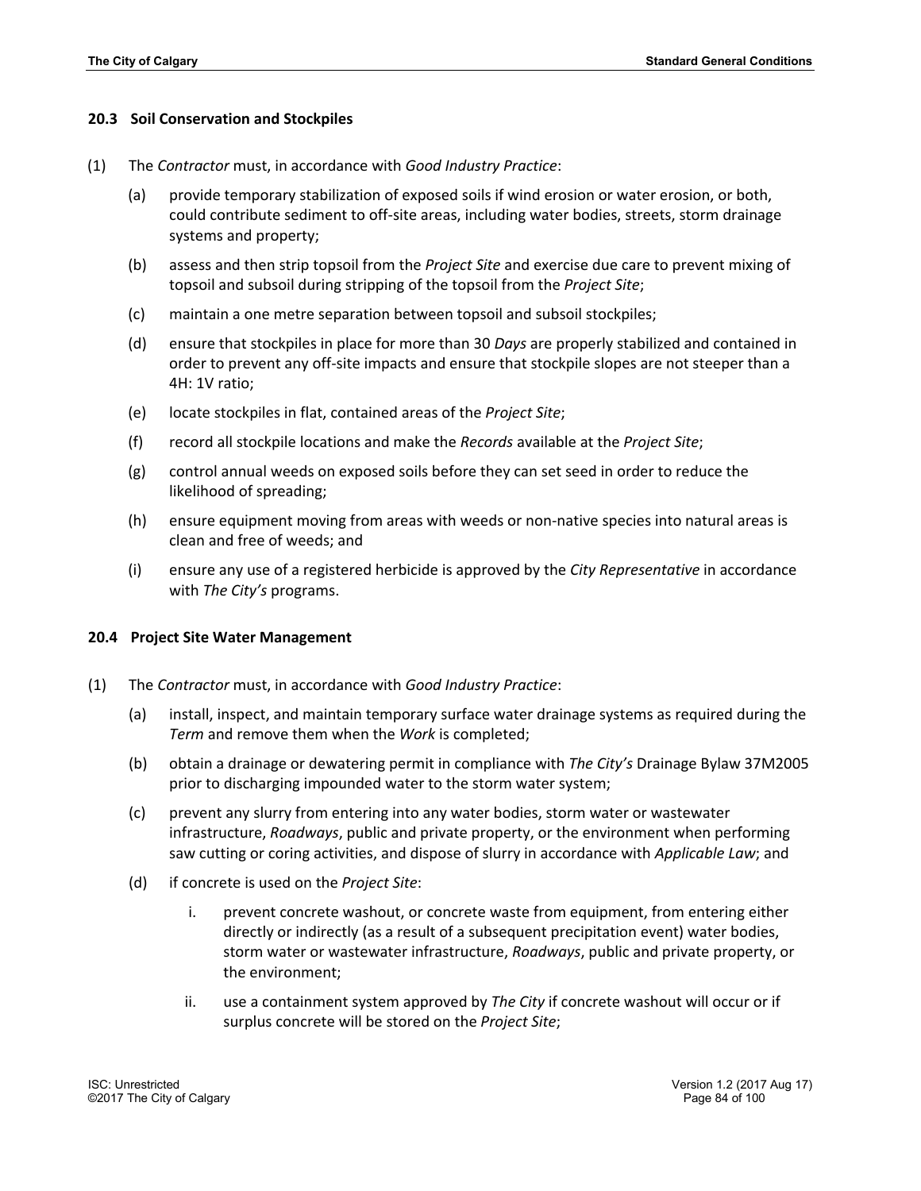### 20.3 Soil Conservation and Stockpiles

(1) The *Contractor* must, in accordance with *Good Industry Practice*:

- (a) provide temporary stabilization of exposed soils if wind erosion or water erosion, or both, could contribute sediment to off-site areas, including water bodies, streets, storm drainage systems and property;
- (b) assess and then strip topsoil from the *Project Site* and exercise due care to prevent mixing of topsoil and subsoil during stripping of the topsoil from the *Project Site*;
- (c) maintain a one metre separation between topsoil and subsoil stockpiles;
- (d) ensure that stockpiles in place for more than 30 *Days* are properly stabilized and contained in order to prevent any off-site impacts and ensure that stockpile slopes are not steeper than a 4H: 1V ratio;
- (e) locate stockpiles in flat, contained areas of the *Project Site*;
- (f) record all stockpile locations and make the *Records* available at the *Project Site*;
- (g) control annual weeds on exposed soils before they can set seed in order to reduce the likelihood of spreading;
- (h) ensure equipment moving from areas with weeds or non-native species into natural areas is clean and free of weeds; and
- (i) ensure any use of a registered herbicide is approved by the *City Representative* in accordance with *The City's* programs.

### 20.4 Project Site Water Management

(1) The *Contractor* must, in accordance with *Good Industry Practice*:

- (a) install, inspect, and maintain temporary surface water drainage systems as required during the *Term* and remove them when the *Work* is completed;
- (b) obtain a drainage or dewatering permit in compliance with *The City's* Drainage Bylaw 37M2005 prior to discharging impounded water to the storm water system;
- (c) prevent any slurry from entering into any water bodies, storm water or wastewater infrastructure, *Roadways*, public and private property, or the environment when performing saw cutting or coring activities, and dispose of slurry in accordance with *Applicable Law*; and
- (d) if concrete is used on the *Project Site*:
  - i. prevent concrete washout, or concrete waste from equipment, from entering either directly or indirectly (as a result of a subsequent precipitation event) water bodies, storm water or wastewater infrastructure, *Roadways*, public and private property, or the environment;
  - ii. use a containment system approved by *The City* if concrete washout will occur or if surplus concrete will be stored on the *Project Site*;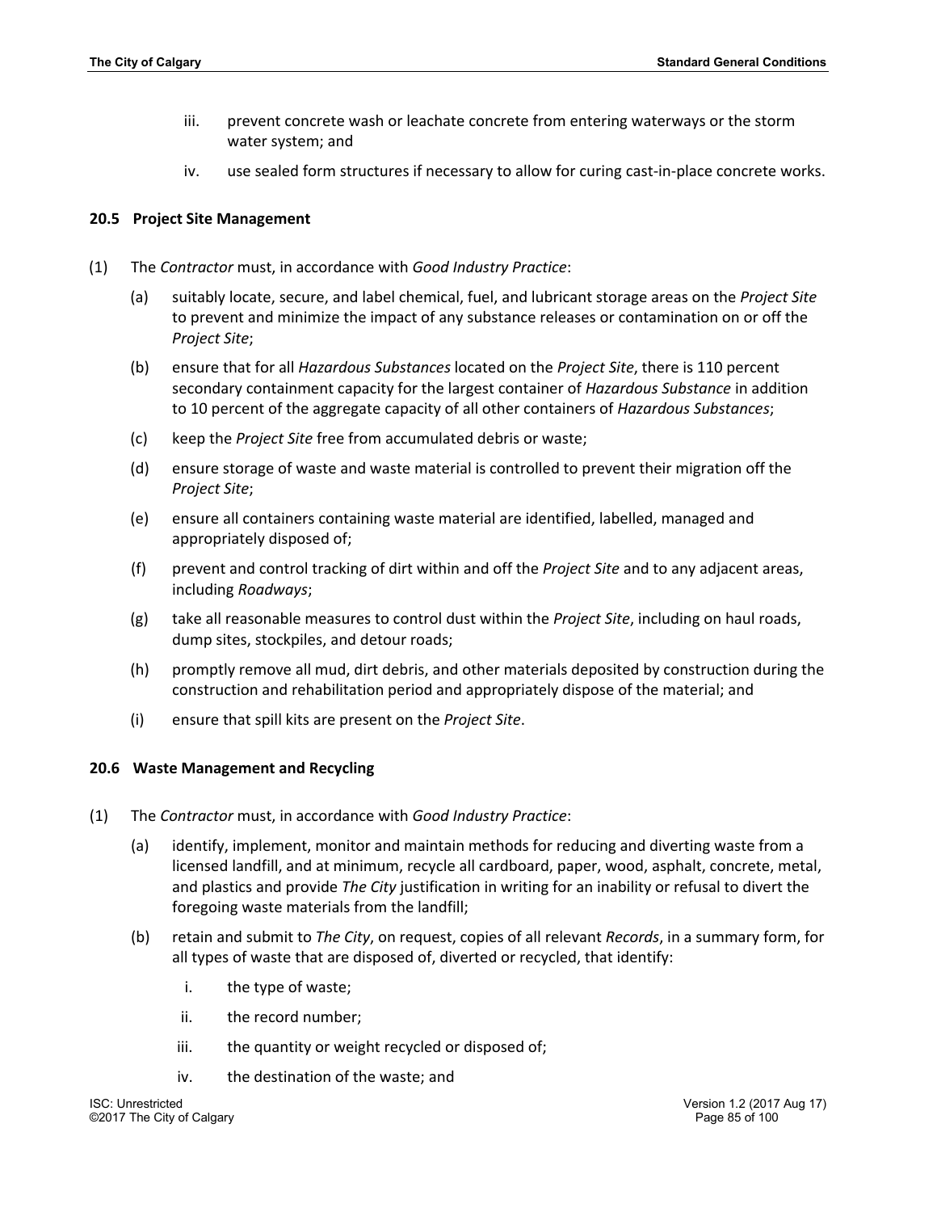iii. prevent concrete wash or leachate concrete from entering waterways or the storm water system; and

iv. use sealed form structures if necessary to allow for curing cast-in-place concrete works.

### 20.5 Project Site Management

(1) The *Contractor* must, in accordance with *Good Industry Practice*:

(a) suitably locate, secure, and label chemical, fuel, and lubricant storage areas on the *Project Site* to prevent and minimize the impact of any substance releases or contamination on or off the *Project Site*;

(b) ensure that for all *Hazardous Substances* located on the *Project Site*, there is 110 percent secondary containment capacity for the largest container of *Hazardous Substance* in addition to 10 percent of the aggregate capacity of all other containers of *Hazardous Substances*;

(c) keep the *Project Site* free from accumulated debris or waste;

(d) ensure storage of waste and waste material is controlled to prevent their migration off the *Project Site*;

(e) ensure all containers containing waste material are identified, labelled, managed and appropriately disposed of;

(f) prevent and control tracking of dirt within and off the *Project Site* and to any adjacent areas, including *Roadways*;

(g) take all reasonable measures to control dust within the *Project Site*, including on haul roads, dump sites, stockpiles, and detour roads;

(h) promptly remove all mud, dirt debris, and other materials deposited by construction during the construction and rehabilitation period and appropriately dispose of the material; and

(i) ensure that spill kits are present on the *Project Site*.

### 20.6 Waste Management and Recycling

(1) The *Contractor* must, in accordance with *Good Industry Practice*:

(a) identify, implement, monitor and maintain methods for reducing and diverting waste from a licensed landfill, and at minimum, recycle all cardboard, paper, wood, asphalt, concrete, metal, and plastics and provide *The City* justification in writing for an inability or refusal to divert the foregoing waste materials from the landfill;

(b) retain and submit to *The City*, on request, copies of all relevant *Records*, in a summary form, for all types of waste that are disposed of, diverted or recycled, that identify:

i. the type of waste;

ii. the record number;

iii. the quantity or weight recycled or disposed of;

iv. the destination of the waste; and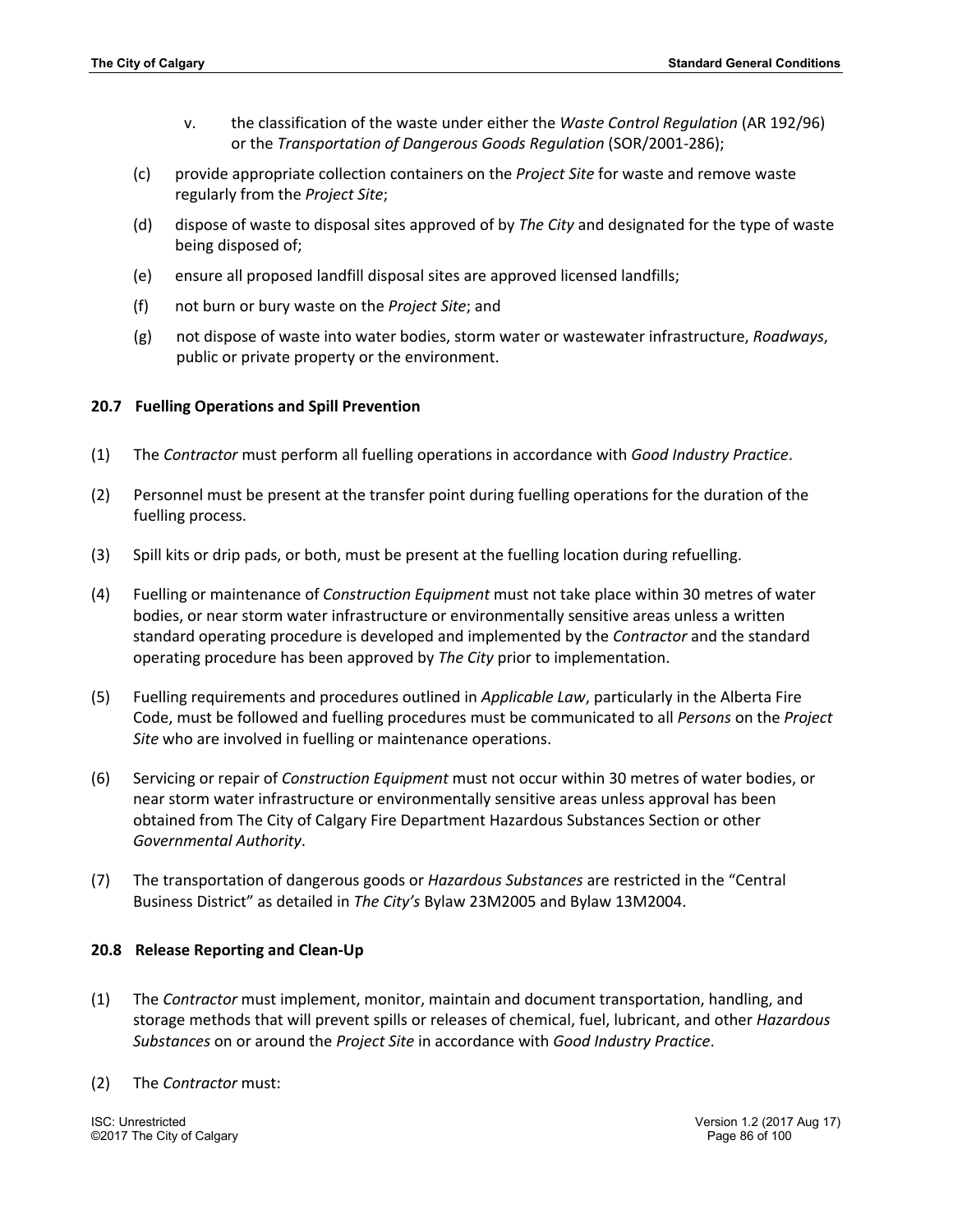v. the classification of the waste under either the *Waste Control Regulation* (AR 192/96) or the *Transportation of Dangerous Goods Regulation* (SOR/2001-286);

(c) provide appropriate collection containers on the *Project Site* for waste and remove waste regularly from the *Project Site*;

(d) dispose of waste to disposal sites approved of by *The City* and designated for the type of waste being disposed of;

(e) ensure all proposed landfill disposal sites are approved licensed landfills;

(f) not burn or bury waste on the *Project Site*; and

(g) not dispose of waste into water bodies, storm water or wastewater infrastructure, *Roadways*, public or private property or the environment.

### 20.7 Fuelling Operations and Spill Prevention

(1) The *Contractor* must perform all fuelling operations in accordance with *Good Industry Practice*.

(2) Personnel must be present at the transfer point during fuelling operations for the duration of the fuelling process.

(3) Spill kits or drip pads, or both, must be present at the fuelling location during refuelling.

(4) Fuelling or maintenance of *Construction Equipment* must not take place within 30 metres of water bodies, or near storm water infrastructure or environmentally sensitive areas unless a written standard operating procedure is developed and implemented by the *Contractor* and the standard operating procedure has been approved by *The City* prior to implementation.

(5) Fuelling requirements and procedures outlined in *Applicable Law*, particularly in the Alberta Fire Code, must be followed and fuelling procedures must be communicated to all *Persons* on the *Project Site* who are involved in fuelling or maintenance operations.

(6) Servicing or repair of *Construction Equipment* must not occur within 30 metres of water bodies, or near storm water infrastructure or environmentally sensitive areas unless approval has been obtained from The City of Calgary Fire Department Hazardous Substances Section or other *Governmental Authority*.

(7) The transportation of dangerous goods or *Hazardous Substances* are restricted in the "Central Business District" as detailed in *The City's* Bylaw 23M2005 and Bylaw 13M2004.

### 20.8 Release Reporting and Clean-Up

(1) The *Contractor* must implement, monitor, maintain and document transportation, handling, and storage methods that will prevent spills or releases of chemical, fuel, lubricant, and other *Hazardous Substances* on or around the *Project Site* in accordance with *Good Industry Practice*.

(2) The *Contractor* must: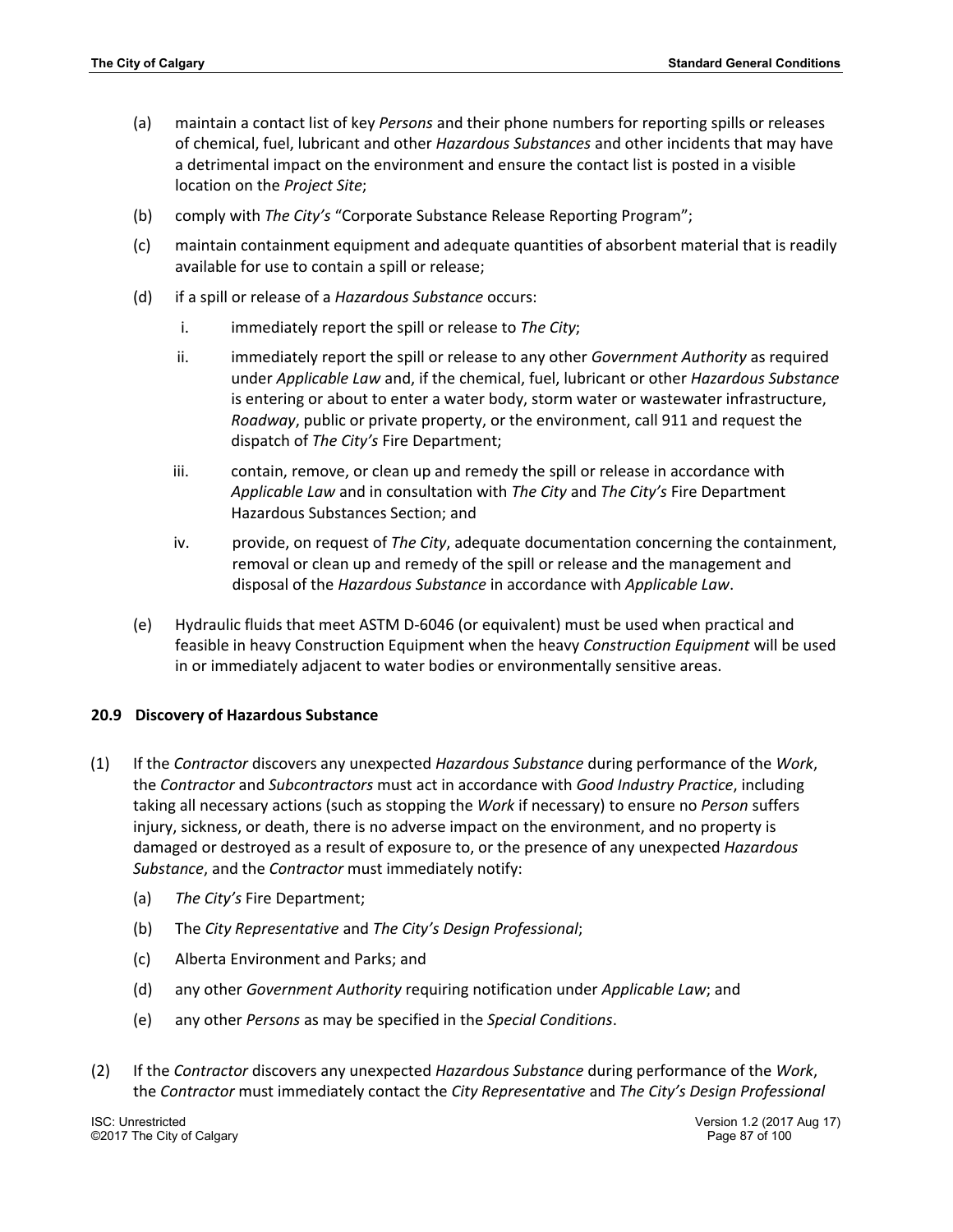(a) maintain a contact list of key *Persons* and their phone numbers for reporting spills or releases of chemical, fuel, lubricant and other *Hazardous Substances* and other incidents that may have a detrimental impact on the environment and ensure the contact list is posted in a visible location on the *Project Site*;

(b) comply with *The City's* "Corporate Substance Release Reporting Program";

(c) maintain containment equipment and adequate quantities of absorbent material that is readily available for use to contain a spill or release;

(d) if a spill or release of a *Hazardous Substance* occurs:

   i. immediately report the spill or release to *The City*;

   ii. immediately report the spill or release to any other *Government Authority* as required under *Applicable Law* and, if the chemical, fuel, lubricant or other *Hazardous Substance* is entering or about to enter a water body, storm water or wastewater infrastructure, *Roadway*, public or private property, or the environment, call 911 and request the dispatch of *The City's* Fire Department;

   iii. contain, remove, or clean up and remedy the spill or release in accordance with *Applicable Law* and in consultation with *The City* and *The City's* Fire Department Hazardous Substances Section; and

   iv. provide, on request of *The City*, adequate documentation concerning the containment, removal or clean up and remedy of the spill or release and the management and disposal of the *Hazardous Substance* in accordance with *Applicable Law*.

(e) Hydraulic fluids that meet ASTM D-6046 (or equivalent) must be used when practical and feasible in heavy Construction Equipment when the heavy *Construction Equipment* will be used in or immediately adjacent to water bodies or environmentally sensitive areas.

### 20.9 Discovery of Hazardous Substance

(1) If the *Contractor* discovers any unexpected *Hazardous Substance* during performance of the *Work*, the *Contractor* and *Subcontractors* must act in accordance with *Good Industry Practice*, including taking all necessary actions (such as stopping the *Work* if necessary) to ensure no *Person* suffers injury, sickness, or death, there is no adverse impact on the environment, and no property is damaged or destroyed as a result of exposure to, or the presence of any unexpected *Hazardous Substance*, and the *Contractor* must immediately notify:

   (a) *The City's* Fire Department;

   (b) The *City Representative* and *The City's Design Professional*;

   (c) Alberta Environment and Parks; and

   (d) any other *Government Authority* requiring notification under *Applicable Law*; and

   (e) any other *Persons* as may be specified in the *Special Conditions*.

(2) If the *Contractor* discovers any unexpected *Hazardous Substance* during performance of the *Work*, the *Contractor* must immediately contact the *City Representative* and *The City's Design Professional*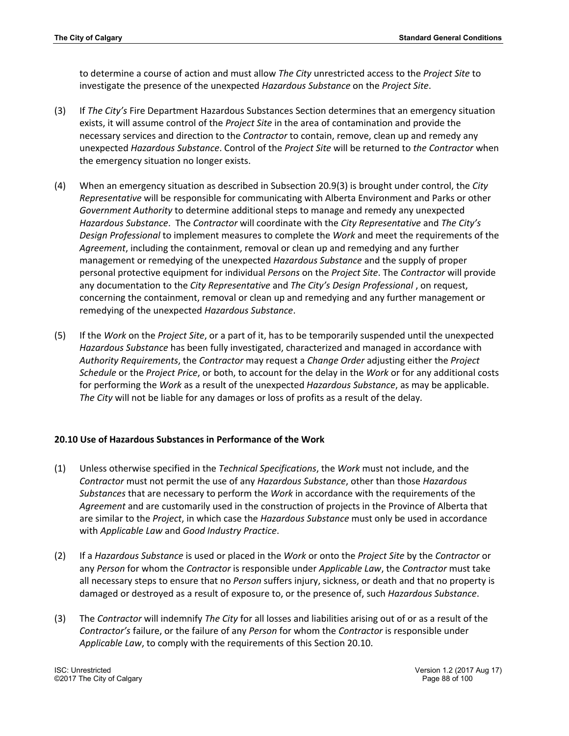to determine a course of action and must allow *The City* unrestricted access to the *Project Site* to investigate the presence of the unexpected *Hazardous Substance* on the *Project Site*.

(3) If *The City's* Fire Department Hazardous Substances Section determines that an emergency situation exists, it will assume control of the *Project Site* in the area of contamination and provide the necessary services and direction to the *Contractor* to contain, remove, clean up and remedy any unexpected *Hazardous Substance*. Control of the *Project Site* will be returned to *the Contractor* when the emergency situation no longer exists.

(4) When an emergency situation as described in Subsection 20.9(3) is brought under control, the *City Representative* will be responsible for communicating with Alberta Environment and Parks or other *Government Authority* to determine additional steps to manage and remedy any unexpected *Hazardous Substance*. The *Contractor* will coordinate with the *City Representative* and *The City's Design Professional* to implement measures to complete the *Work* and meet the requirements of the *Agreement*, including the containment, removal or clean up and remedying and any further management or remedying of the unexpected *Hazardous Substance* and the supply of proper personal protective equipment for individual *Persons* on the *Project Site*. The *Contractor* will provide any documentation to the *City Representative* and *The City's Design Professional* , on request, concerning the containment, removal or clean up and remedying and any further management or remedying of the unexpected *Hazardous Substance*.

(5) If the *Work* on the *Project Site*, or a part of it, has to be temporarily suspended until the unexpected *Hazardous Substance* has been fully investigated, characterized and managed in accordance with *Authority Requirements*, the *Contractor* may request a *Change Order* adjusting either the *Project Schedule* or the *Project Price*, or both, to account for the delay in the *Work* or for any additional costs for performing the *Work* as a result of the unexpected *Hazardous Substance*, as may be applicable. *The City* will not be liable for any damages or loss of profits as a result of the delay.

### 20.10 Use of Hazardous Substances in Performance of the Work

(1) Unless otherwise specified in the *Technical Specifications*, the *Work* must not include, and the *Contractor* must not permit the use of any *Hazardous Substance*, other than those *Hazardous Substances* that are necessary to perform the *Work* in accordance with the requirements of the *Agreement* and are customarily used in the construction of projects in the Province of Alberta that are similar to the *Project*, in which case the *Hazardous Substance* must only be used in accordance with *Applicable Law* and *Good Industry Practice*.

(2) If a *Hazardous Substance* is used or placed in the *Work* or onto the *Project Site* by the *Contractor* or any *Person* for whom the *Contractor* is responsible under *Applicable Law*, the *Contractor* must take all necessary steps to ensure that no *Person* suffers injury, sickness, or death and that no property is damaged or destroyed as a result of exposure to, or the presence of, such *Hazardous Substance*.

(3) The *Contractor* will indemnify *The City* for all losses and liabilities arising out of or as a result of the *Contractor's* failure, or the failure of any *Person* for whom the *Contractor* is responsible under *Applicable Law*, to comply with the requirements of this Section 20.10.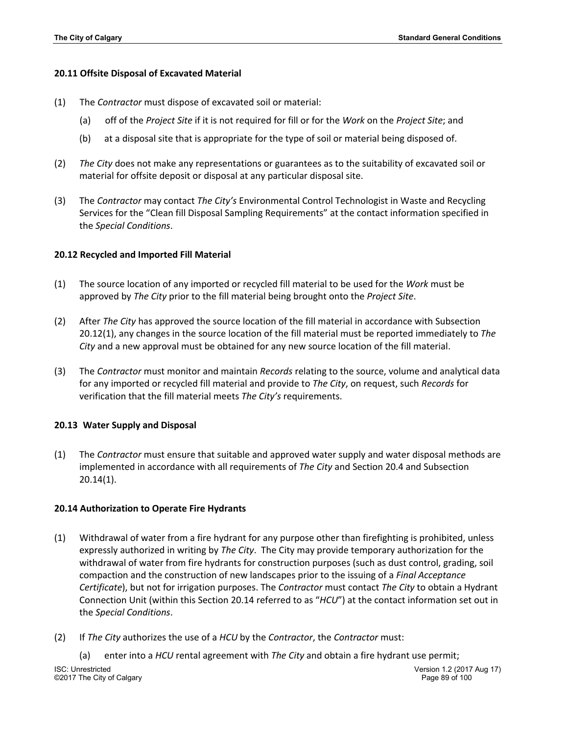### 20.11 Offsite Disposal of Excavated Material

(1) The *Contractor* must dispose of excavated soil or material:

(a) off of the *Project Site* if it is not required for fill or for the *Work* on the *Project Site*; and

(b) at a disposal site that is appropriate for the type of soil or material being disposed of.

(2) *The City* does not make any representations or guarantees as to the suitability of excavated soil or material for offsite deposit or disposal at any particular disposal site.

(3) The *Contractor* may contact *The City's* Environmental Control Technologist in Waste and Recycling Services for the "Clean fill Disposal Sampling Requirements" at the contact information specified in the *Special Conditions*.

### 20.12 Recycled and Imported Fill Material

(1) The source location of any imported or recycled fill material to be used for the *Work* must be approved by *The City* prior to the fill material being brought onto the *Project Site*.

(2) After *The City* has approved the source location of the fill material in accordance with Subsection 20.12(1), any changes in the source location of the fill material must be reported immediately to *The City* and a new approval must be obtained for any new source location of the fill material.

(3) The *Contractor* must monitor and maintain *Records* relating to the source, volume and analytical data for any imported or recycled fill material and provide to *The City*, on request, such *Records* for verification that the fill material meets *The City's* requirements.

### 20.13 Water Supply and Disposal

(1) The *Contractor* must ensure that suitable and approved water supply and water disposal methods are implemented in accordance with all requirements of *The City* and Section 20.4 and Subsection 20.14(1).

### 20.14 Authorization to Operate Fire Hydrants

(1) Withdrawal of water from a fire hydrant for any purpose other than firefighting is prohibited, unless expressly authorized in writing by *The City*. The City may provide temporary authorization for the withdrawal of water from fire hydrants for construction purposes (such as dust control, grading, soil compaction and the construction of new landscapes prior to the issuing of a *Final Acceptance Certificate*), but not for irrigation purposes. The *Contractor* must contact *The City* to obtain a Hydrant Connection Unit (within this Section 20.14 referred to as "*HCU*") at the contact information set out in the *Special Conditions*.

(2) If *The City* authorizes the use of a *HCU* by the *Contractor*, the *Contractor* must:

(a) enter into a *HCU* rental agreement with *The City* and obtain a fire hydrant use permit;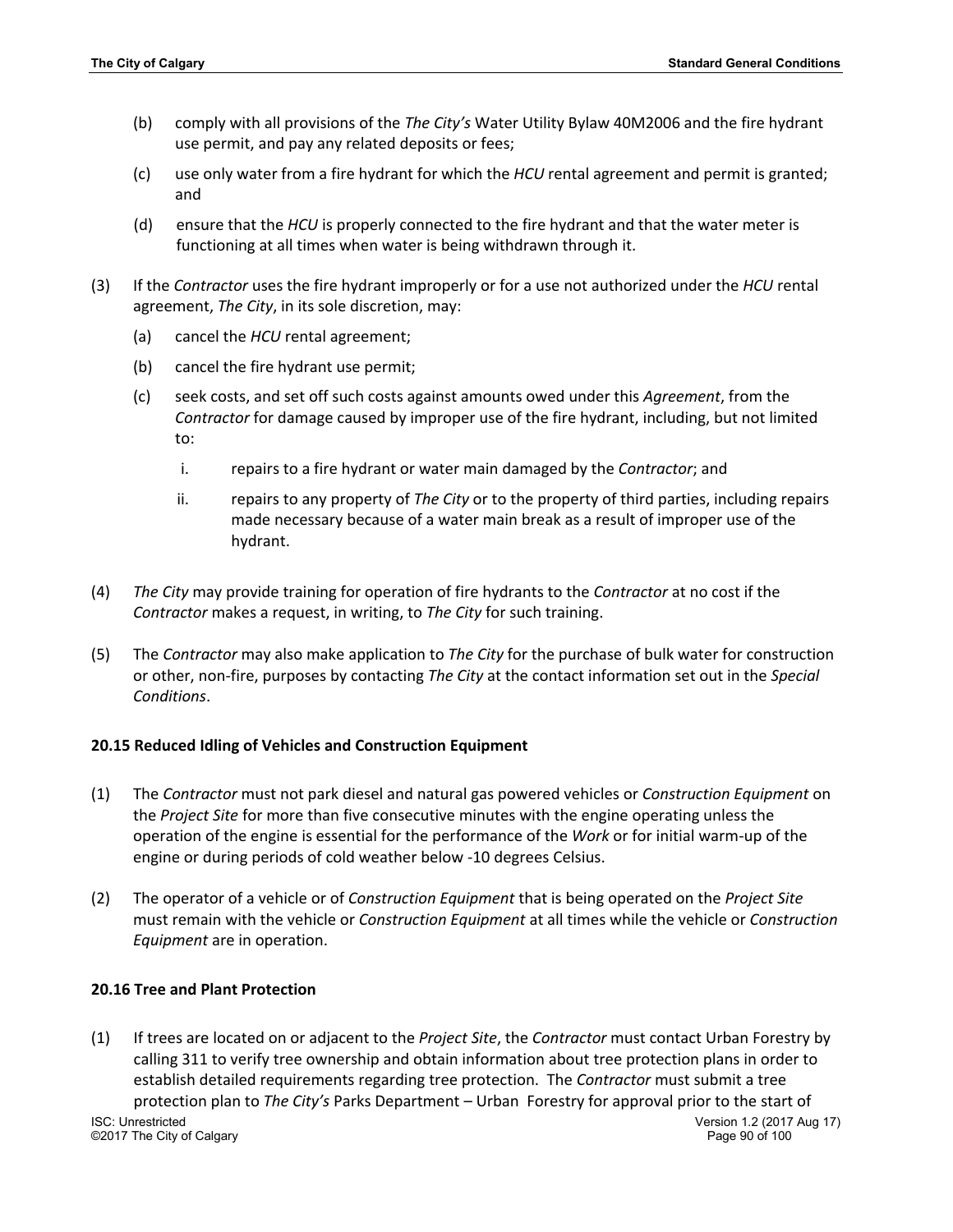(b) comply with all provisions of the *The City's* Water Utility Bylaw 40M2006 and the fire hydrant use permit, and pay any related deposits or fees;

(c) use only water from a fire hydrant for which the *HCU* rental agreement and permit is granted; and

(d) ensure that the *HCU* is properly connected to the fire hydrant and that the water meter is functioning at all times when water is being withdrawn through it.

(3) If the *Contractor* uses the fire hydrant improperly or for a use not authorized under the *HCU* rental agreement, *The City*, in its sole discretion, may:

(a) cancel the *HCU* rental agreement;

(b) cancel the fire hydrant use permit;

(c) seek costs, and set off such costs against amounts owed under this *Agreement*, from the *Contractor* for damage caused by improper use of the fire hydrant, including, but not limited to:

i. repairs to a fire hydrant or water main damaged by the *Contractor*; and

ii. repairs to any property of *The City* or to the property of third parties, including repairs made necessary because of a water main break as a result of improper use of the hydrant.

(4) *The City* may provide training for operation of fire hydrants to the *Contractor* at no cost if the *Contractor* makes a request, in writing, to *The City* for such training.

(5) The *Contractor* may also make application to *The City* for the purchase of bulk water for construction or other, non-fire, purposes by contacting *The City* at the contact information set out in the *Special Conditions*.

### 20.15 Reduced Idling of Vehicles and Construction Equipment

(1) The *Contractor* must not park diesel and natural gas powered vehicles or *Construction Equipment* on the *Project Site* for more than five consecutive minutes with the engine operating unless the operation of the engine is essential for the performance of the *Work* or for initial warm-up of the engine or during periods of cold weather below -10 degrees Celsius.

(2) The operator of a vehicle or of *Construction Equipment* that is being operated on the *Project Site* must remain with the vehicle or *Construction Equipment* at all times while the vehicle or *Construction Equipment* are in operation.

### 20.16 Tree and Plant Protection

(1) If trees are located on or adjacent to the *Project Site*, the *Contractor* must contact Urban Forestry by calling 311 to verify tree ownership and obtain information about tree protection plans in order to establish detailed requirements regarding tree protection. The *Contractor* must submit a tree protection plan to *The City's* Parks Department – Urban Forestry for approval prior to the start of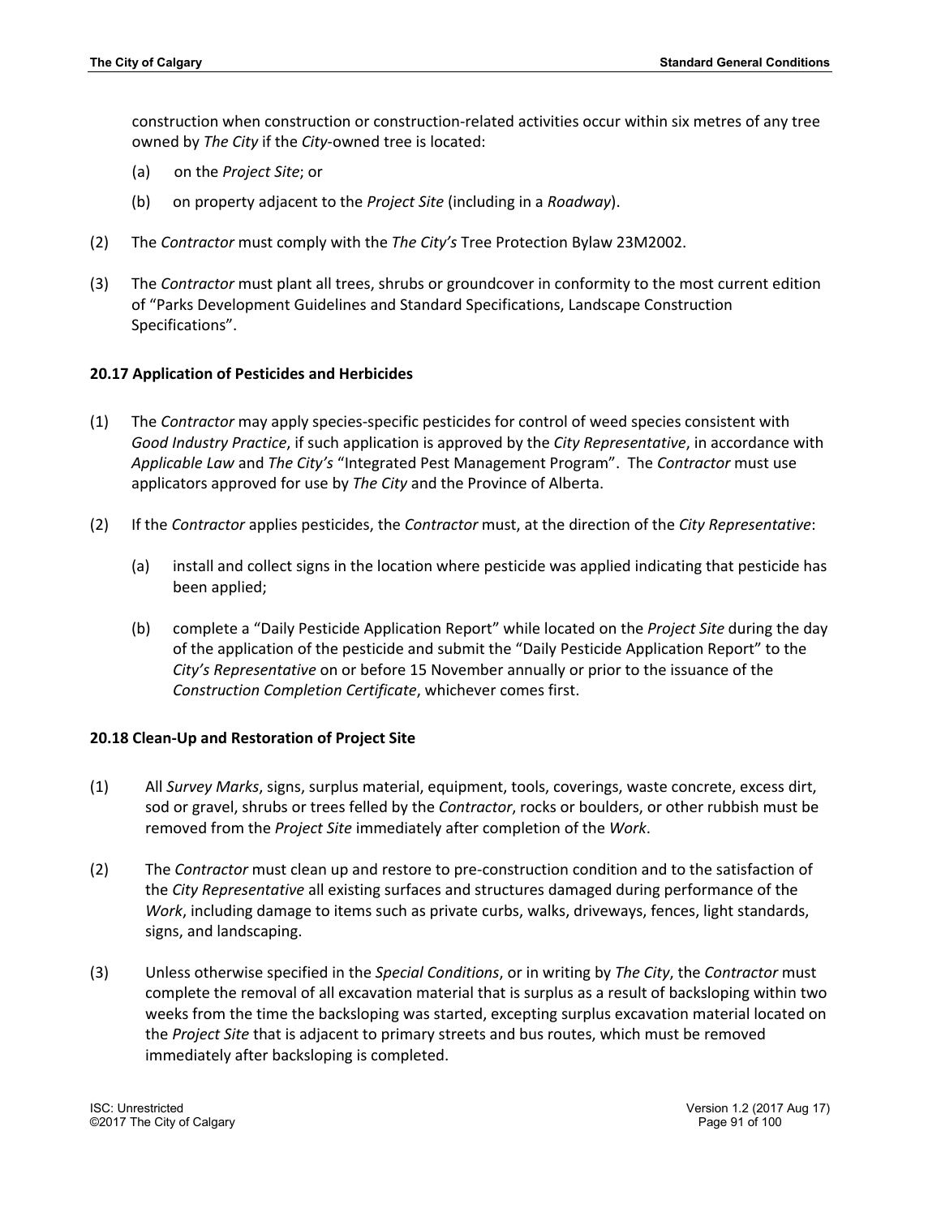construction when construction or construction-related activities occur within six metres of any tree owned by *The City* if the *City*-owned tree is located:

(a) on the *Project Site*; or

(b) on property adjacent to the *Project Site* (including in a *Roadway*).

(2) The *Contractor* must comply with the *The City's* Tree Protection Bylaw 23M2002.

(3) The *Contractor* must plant all trees, shrubs or groundcover in conformity to the most current edition of "Parks Development Guidelines and Standard Specifications, Landscape Construction Specifications".

### 20.17 Application of Pesticides and Herbicides

(1) The *Contractor* may apply species-specific pesticides for control of weed species consistent with *Good Industry Practice*, if such application is approved by the *City Representative*, in accordance with *Applicable Law* and *The City's* "Integrated Pest Management Program". The *Contractor* must use applicators approved for use by *The City* and the Province of Alberta.

(2) If the *Contractor* applies pesticides, the *Contractor* must, at the direction of the *City Representative*:

(a) install and collect signs in the location where pesticide was applied indicating that pesticide has been applied;

(b) complete a "Daily Pesticide Application Report" while located on the *Project Site* during the day of the application of the pesticide and submit the "Daily Pesticide Application Report" to the *City's Representative* on or before 15 November annually or prior to the issuance of the *Construction Completion Certificate*, whichever comes first.

### 20.18 Clean-Up and Restoration of Project Site

(1) All *Survey Marks*, signs, surplus material, equipment, tools, coverings, waste concrete, excess dirt, sod or gravel, shrubs or trees felled by the *Contractor*, rocks or boulders, or other rubbish must be removed from the *Project Site* immediately after completion of the *Work*.

(2) The *Contractor* must clean up and restore to pre-construction condition and to the satisfaction of the *City Representative* all existing surfaces and structures damaged during performance of the *Work*, including damage to items such as private curbs, walks, driveways, fences, light standards, signs, and landscaping.

(3) Unless otherwise specified in the *Special Conditions*, or in writing by *The City*, the *Contractor* must complete the removal of all excavation material that is surplus as a result of backsloping within two weeks from the time the backsloping was started, excepting surplus excavation material located on the *Project Site* that is adjacent to primary streets and bus routes, which must be removed immediately after backsloping is completed.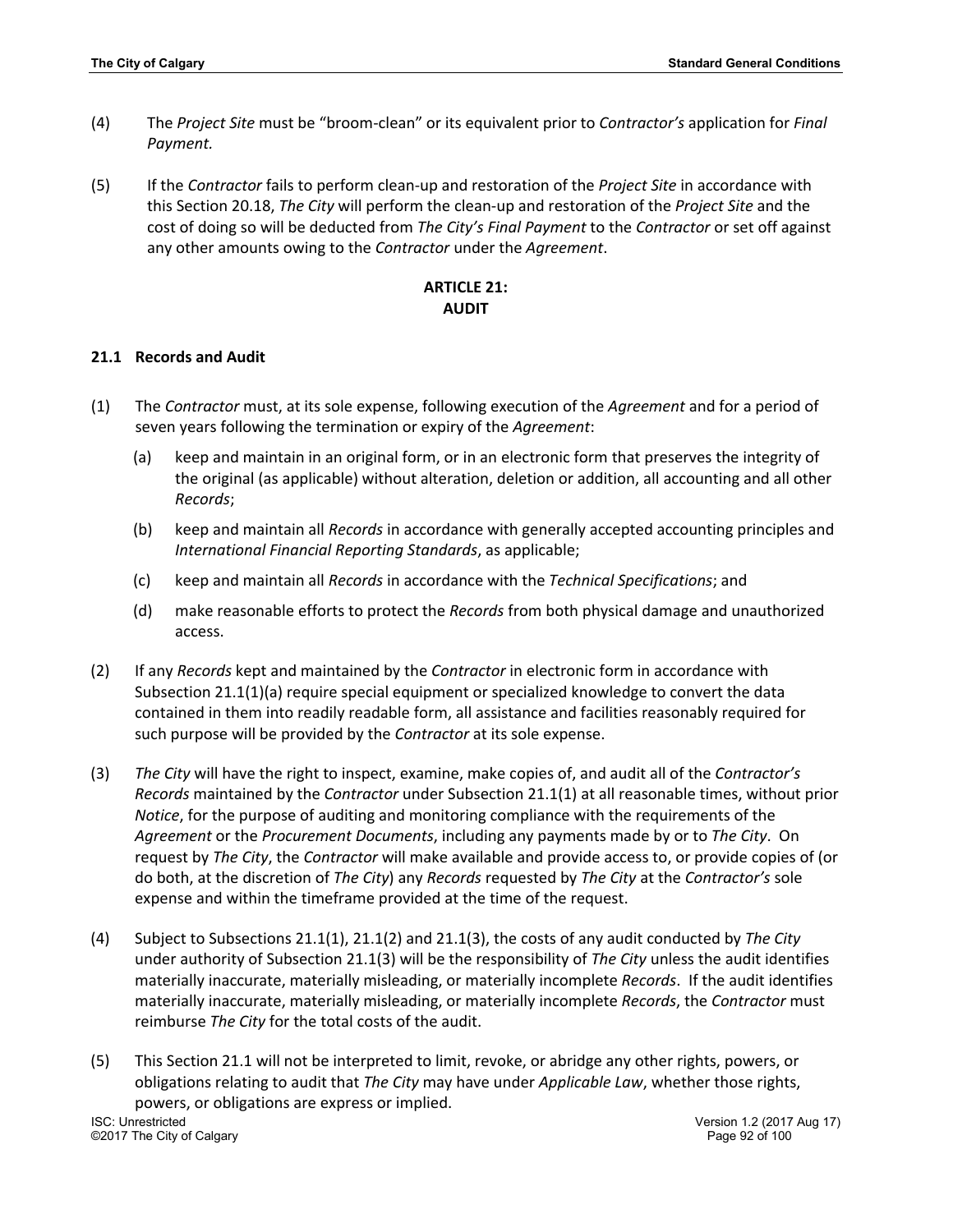(4) The *Project Site* must be "broom-clean" or its equivalent prior to *Contractor's* application for *Final Payment.*

(5) If the *Contractor* fails to perform clean-up and restoration of the *Project Site* in accordance with this Section 20.18, *The City* will perform the clean-up and restoration of the *Project Site* and the cost of doing so will be deducted from *The City's Final Payment* to the *Contractor* or set off against any other amounts owing to the *Contractor* under the *Agreement*.

## ARTICLE 21:
## AUDIT

### 21.1 Records and Audit

(1) The *Contractor* must, at its sole expense, following execution of the *Agreement* and for a period of seven years following the termination or expiry of the *Agreement*:

   (a) keep and maintain in an original form, or in an electronic form that preserves the integrity of the original (as applicable) without alteration, deletion or addition, all accounting and all other *Records*;

   (b) keep and maintain all *Records* in accordance with generally accepted accounting principles and *International Financial Reporting Standards*, as applicable;

   (c) keep and maintain all *Records* in accordance with the *Technical Specifications*; and

   (d) make reasonable efforts to protect the *Records* from both physical damage and unauthorized access.

(2) If any *Records* kept and maintained by the *Contractor* in electronic form in accordance with Subsection 21.1(1)(a) require special equipment or specialized knowledge to convert the data contained in them into readily readable form, all assistance and facilities reasonably required for such purpose will be provided by the *Contractor* at its sole expense.

(3) *The City* will have the right to inspect, examine, make copies of, and audit all of the *Contractor's Records* maintained by the *Contractor* under Subsection 21.1(1) at all reasonable times, without prior *Notice*, for the purpose of auditing and monitoring compliance with the requirements of the *Agreement* or the *Procurement Documents*, including any payments made by or to *The City*. On request by *The City*, the *Contractor* will make available and provide access to, or provide copies of (or do both, at the discretion of *The City*) any *Records* requested by *The City* at the *Contractor's* sole expense and within the timeframe provided at the time of the request.

(4) Subject to Subsections 21.1(1), 21.1(2) and 21.1(3), the costs of any audit conducted by *The City* under authority of Subsection 21.1(3) will be the responsibility of *The City* unless the audit identifies materially inaccurate, materially misleading, or materially incomplete *Records*. If the audit identifies materially inaccurate, materially misleading, or materially incomplete *Records*, the *Contractor* must reimburse *The City* for the total costs of the audit.

(5) This Section 21.1 will not be interpreted to limit, revoke, or abridge any other rights, powers, or obligations relating to audit that *The City* may have under *Applicable Law*, whether those rights, powers, or obligations are express or implied.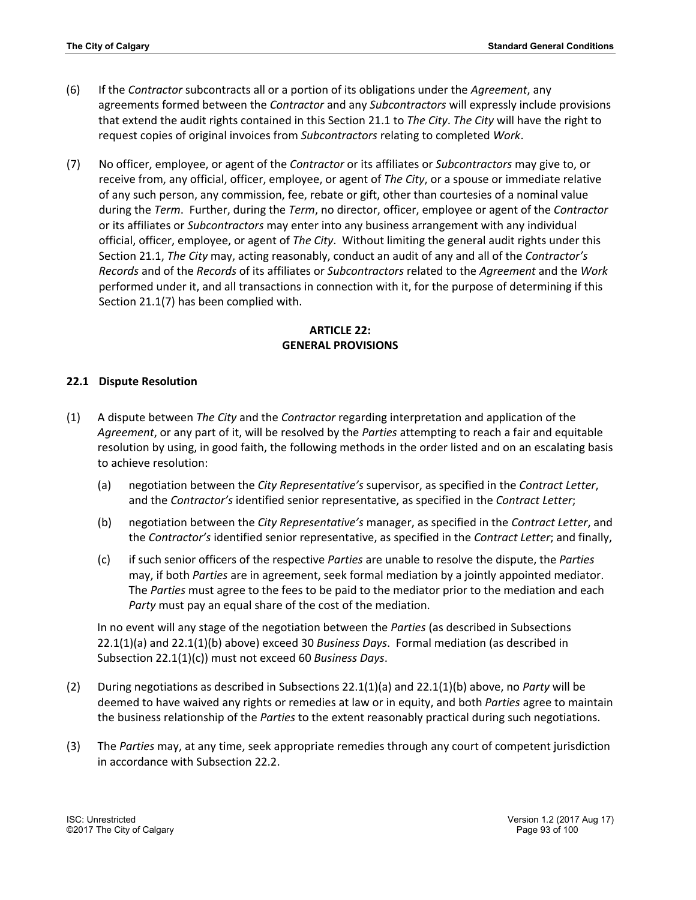(6) If the *Contractor* subcontracts all or a portion of its obligations under the *Agreement*, any agreements formed between the *Contractor* and any *Subcontractors* will expressly include provisions that extend the audit rights contained in this Section 21.1 to *The City*. *The City* will have the right to request copies of original invoices from *Subcontractors* relating to completed *Work*.

(7) No officer, employee, or agent of the *Contractor* or its affiliates or *Subcontractors* may give to, or receive from, any official, officer, employee, or agent of *The City*, or a spouse or immediate relative of any such person, any commission, fee, rebate or gift, other than courtesies of a nominal value during the *Term*. Further, during the *Term*, no director, officer, employee or agent of the *Contractor* or its affiliates or *Subcontractors* may enter into any business arrangement with any individual official, officer, employee, or agent of *The City*. Without limiting the general audit rights under this Section 21.1, *The City* may, acting reasonably, conduct an audit of any and all of the *Contractor's Records* and of the *Records* of its affiliates or *Subcontractors* related to the *Agreement* and the *Work* performed under it, and all transactions in connection with it, for the purpose of determining if this Section 21.1(7) has been complied with.

## ARTICLE 22: GENERAL PROVISIONS

### 22.1 Dispute Resolution

(1) A dispute between *The City* and the *Contractor* regarding interpretation and application of the *Agreement*, or any part of it, will be resolved by the *Parties* attempting to reach a fair and equitable resolution by using, in good faith, the following methods in the order listed and on an escalating basis to achieve resolution:

  (a) negotiation between the *City Representative's* supervisor, as specified in the *Contract Letter*, and the *Contractor's* identified senior representative, as specified in the *Contract Letter*;

  (b) negotiation between the *City Representative's* manager, as specified in the *Contract Letter*, and the *Contractor's* identified senior representative, as specified in the *Contract Letter*; and finally,

  (c) if such senior officers of the respective *Parties* are unable to resolve the dispute, the *Parties* may, if both *Parties* are in agreement, seek formal mediation by a jointly appointed mediator. The *Parties* must agree to the fees to be paid to the mediator prior to the mediation and each *Party* must pay an equal share of the cost of the mediation.

  In no event will any stage of the negotiation between the *Parties* (as described in Subsections 22.1(1)(a) and 22.1(1)(b) above) exceed 30 *Business Days*. Formal mediation (as described in Subsection 22.1(1)(c)) must not exceed 60 *Business Days*.

(2) During negotiations as described in Subsections 22.1(1)(a) and 22.1(1)(b) above, no *Party* will be deemed to have waived any rights or remedies at law or in equity, and both *Parties* agree to maintain the business relationship of the *Parties* to the extent reasonably practical during such negotiations.

(3) The *Parties* may, at any time, seek appropriate remedies through any court of competent jurisdiction in accordance with Subsection 22.2.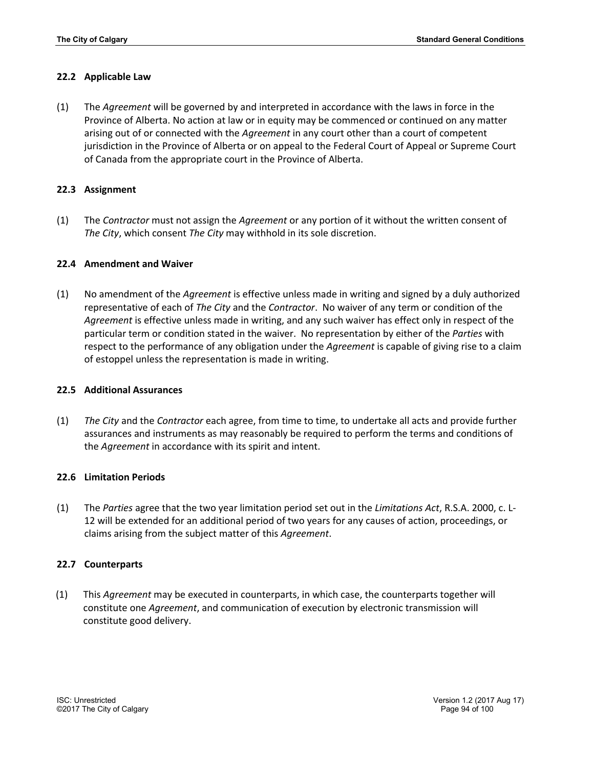### 22.2 Applicable Law

(1) The *Agreement* will be governed by and interpreted in accordance with the laws in force in the Province of Alberta. No action at law or in equity may be commenced or continued on any matter arising out of or connected with the *Agreement* in any court other than a court of competent jurisdiction in the Province of Alberta or on appeal to the Federal Court of Appeal or Supreme Court of Canada from the appropriate court in the Province of Alberta.

### 22.3 Assignment

(1) The *Contractor* must not assign the *Agreement* or any portion of it without the written consent of *The City*, which consent *The City* may withhold in its sole discretion.

### 22.4 Amendment and Waiver

(1) No amendment of the *Agreement* is effective unless made in writing and signed by a duly authorized representative of each of *The City* and the *Contractor*. No waiver of any term or condition of the *Agreement* is effective unless made in writing, and any such waiver has effect only in respect of the particular term or condition stated in the waiver. No representation by either of the *Parties* with respect to the performance of any obligation under the *Agreement* is capable of giving rise to a claim of estoppel unless the representation is made in writing.

### 22.5 Additional Assurances

(1) *The City* and the *Contractor* each agree, from time to time, to undertake all acts and provide further assurances and instruments as may reasonably be required to perform the terms and conditions of the *Agreement* in accordance with its spirit and intent.

### 22.6 Limitation Periods

(1) The *Parties* agree that the two year limitation period set out in the *Limitations Act*, R.S.A. 2000, c. L-12 will be extended for an additional period of two years for any causes of action, proceedings, or claims arising from the subject matter of this *Agreement*.

### 22.7 Counterparts

(1) This *Agreement* may be executed in counterparts, in which case, the counterparts together will constitute one *Agreement*, and communication of execution by electronic transmission will constitute good delivery.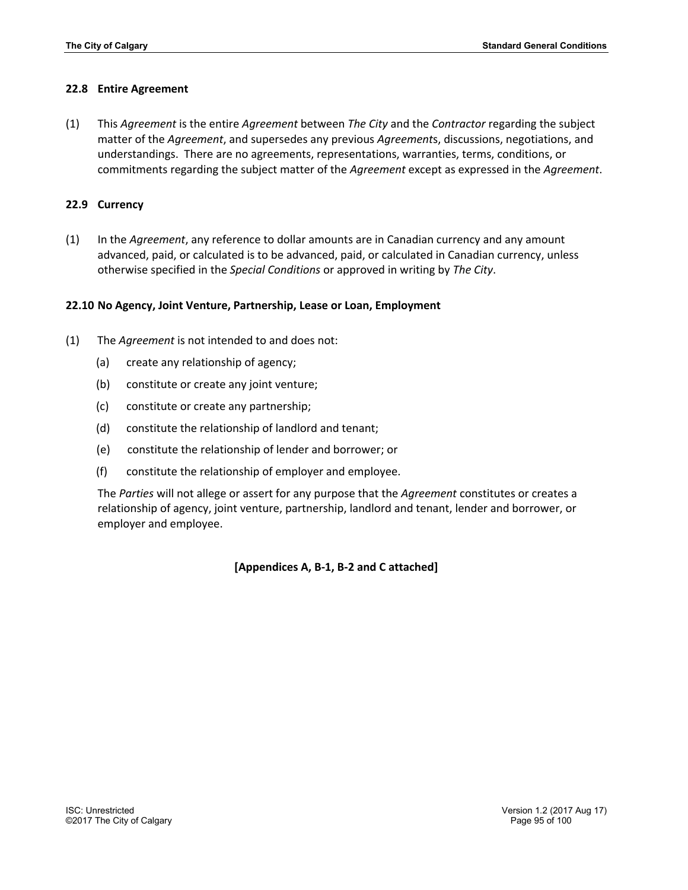### 22.8 Entire Agreement

(1) This *Agreement* is the entire *Agreement* between *The City* and the *Contractor* regarding the subject matter of the *Agreement*, and supersedes any previous *Agreement*s, discussions, negotiations, and understandings. There are no agreements, representations, warranties, terms, conditions, or commitments regarding the subject matter of the *Agreement* except as expressed in the *Agreement*.

### 22.9 Currency

(1) In the *Agreement*, any reference to dollar amounts are in Canadian currency and any amount advanced, paid, or calculated is to be advanced, paid, or calculated in Canadian currency, unless otherwise specified in the *Special Conditions* or approved in writing by *The City*.

### 22.10 No Agency, Joint Venture, Partnership, Lease or Loan, Employment

(1) The *Agreement* is not intended to and does not:

- (a) create any relationship of agency;
- (b) constitute or create any joint venture;
- (c) constitute or create any partnership;
- (d) constitute the relationship of landlord and tenant;
- (e) constitute the relationship of lender and borrower; or
- (f) constitute the relationship of employer and employee.

The *Parties* will not allege or assert for any purpose that the *Agreement* constitutes or creates a relationship of agency, joint venture, partnership, landlord and tenant, lender and borrower, or employer and employee.

**[Appendices A, B-1, B-2 and C attached]**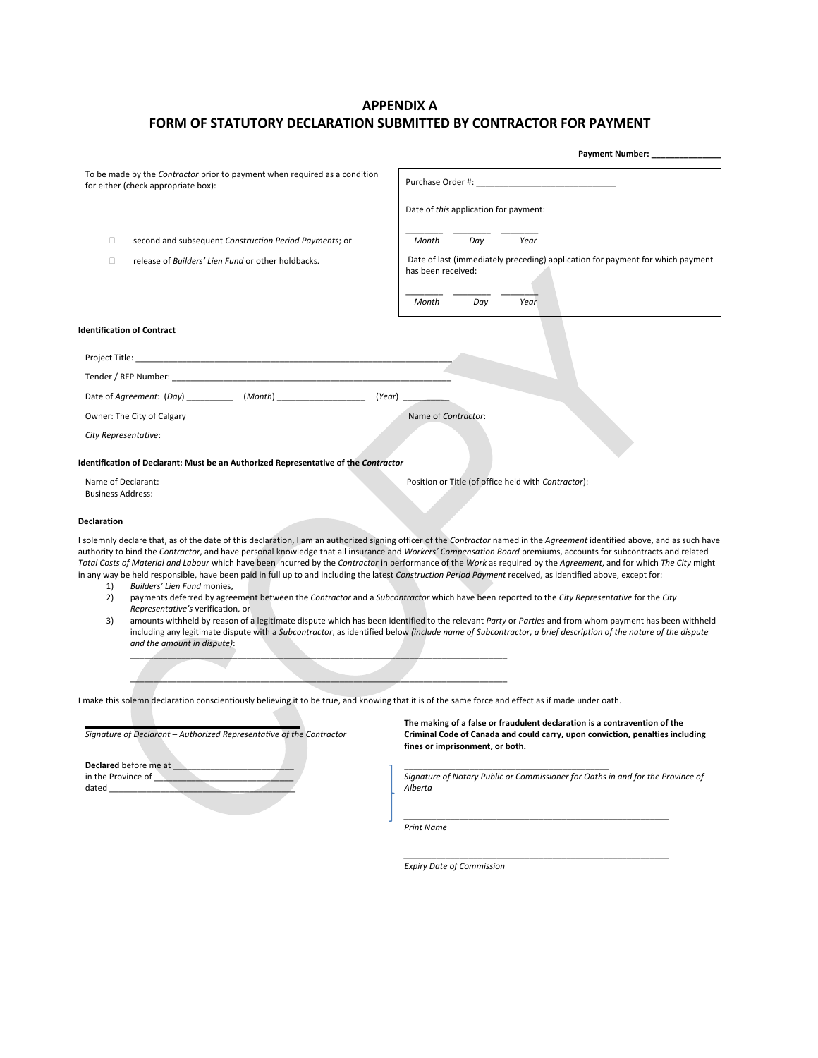# APPENDIX A
# FORM OF STATUTORY DECLARATION SUBMITTED BY CONTRACTOR FOR PAYMENT

**Payment Number: _______________**

To be made by the *Contractor* prior to payment when required as a condition for either (check appropriate box):

- ☐ second and subsequent *Construction Period Payments*; or
- ☐ release of *Builders' Lien Fund* or other holdbacks.

Purchase Order #: ______________________________

Date of *this* application for payment:

________ ________ ________
*Month* *Day* *Year*

Date of last (immediately preceding) application for payment for which payment has been received:

________ ________ ________
*Month* *Day* *Year*

**Identification of Contract**

Project Title: ______________________________________________________________________

Tender / RFP Number: _______________________________________________________________

Date of *Agreement*: (*Day*) __________ (*Month*) ___________________ (*Year*) __________

Owner: The City of Calgary

Name of *Contractor*:

*City Representative*:

**Identification of Declarant: Must be an Authorized Representative of the *Contractor***

Name of Declarant:

Position or Title (of office held with *Contractor*):

Business Address:

**Declaration**

I solemnly declare that, as of the date of this declaration, I am an authorized signing officer of the *Contractor* named in the *Agreement* identified above, and as such have authority to bind the *Contractor*, and have personal knowledge that all insurance and *Workers' Compensation Board* premiums, accounts for subcontracts and related *Total Costs of Material and Labour* which have been incurred by the *Contractor* in performance of the *Work* as required by the *Agreement*, and for which *The City* might in any way be held responsible, have been paid in full up to and including the latest *Construction Period Payment* received, as identified above, except for:

1) *Builders' Lien Fund* monies,
2) payments deferred by agreement between the *Contractor* and a *Subcontractor* which have been reported to the *City Representative* for the *City Representative's* verification, or
3) amounts withheld by reason of a legitimate dispute which has been identified to the relevant *Party* or *Parties* and from whom payment has been withheld including any legitimate dispute with a *Subcontractor*, as identified below *(include name of Subcontractor, a brief description of the nature of the dispute and the amount in dispute)*:

   ________________________________________________________________________________

   ________________________________________________________________________________

I make this solemn declaration conscientiously believing it to be true, and knowing that it is of the same force and effect as if made under oath.

______________________________________
*Signature of Declarant – Authorized Representative of the Contractor*

**The making of a false or fraudulent declaration is a contravention of the Criminal Code of Canada and could carry, upon conviction, penalties including fines or imprisonment, or both.**

**Declared** before me at __________________________
in the Province of ______________________________
dated ________________________________________

______________________________________________
*Signature of Notary Public or Commissioner for Oaths in and for the Province of Alberta*

__________________________________________________________
*Print Name*

__________________________________________________________
*Expiry Date of Commission*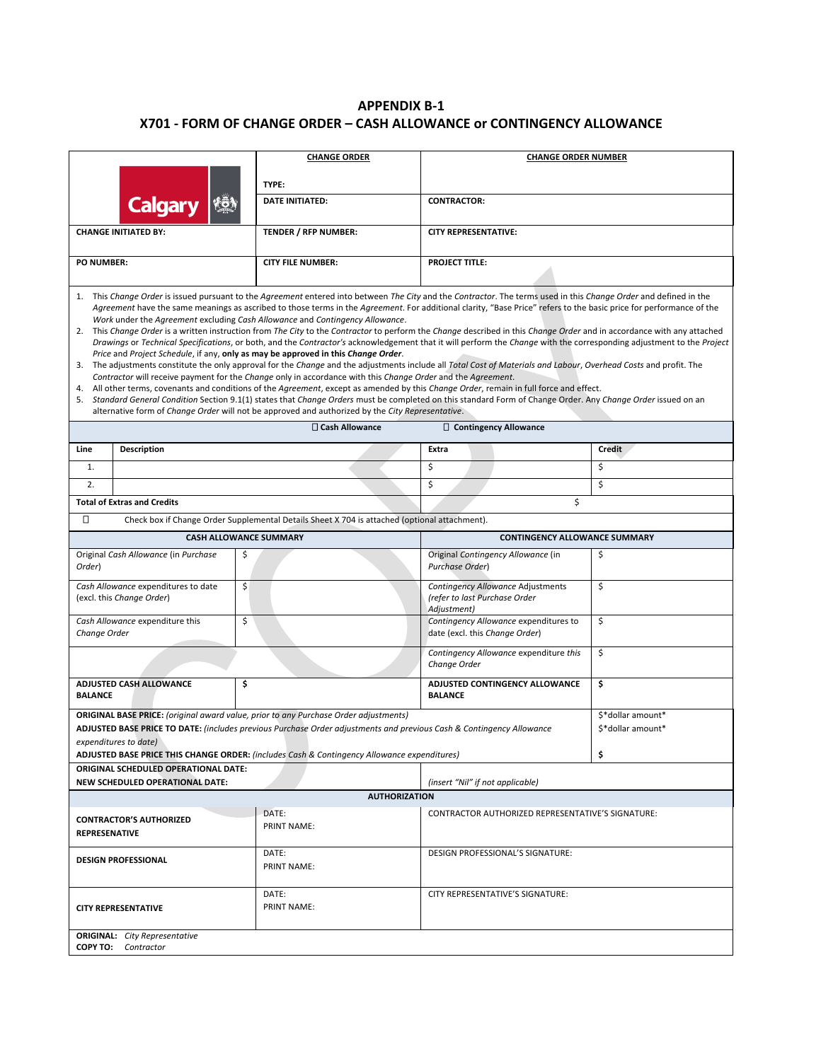# APPENDIX B-1
## X701 - FORM OF CHANGE ORDER – CASH ALLOWANCE or CONTINGENCY ALLOWANCE

| Calgary | **CHANGE ORDER**<br><br>**TYPE:** | **CHANGE ORDER NUMBER** |
|---|---|---|
| | **DATE INITIATED:** | **CONTRACTOR:** |
| **CHANGE INITIATED BY:** | **TENDER / RFP NUMBER:** | **CITY REPRESENTATIVE:** |
| **PO NUMBER:** | **CITY FILE NUMBER:** | **PROJECT TITLE:** |

1. This *Change Order* is issued pursuant to the *Agreement* entered into between *The City* and the *Contractor*. The terms used in this *Change Order* and defined in the *Agreement* have the same meanings as ascribed to those terms in the *Agreement*. For additional clarity, "Base Price" refers to the basic price for performance of the *Work* under the *Agreement* excluding *Cash Allowance* and *Contingency Allowance*.
2. This *Change Order* is a written instruction from *The City* to the *Contractor* to perform the *Change* described in this *Change Order* and in accordance with any attached *Drawings* or *Technical Specifications*, or both, and the *Contractor's* acknowledgement that it will perform the *Change* with the corresponding adjustment to the *Project Price* and *Project Schedule*, if any, **only as may be approved in this *Change Order***.
3. The adjustments constitute the only approval for the *Change* and the adjustments include all *Total Cost of Materials and Labour*, *Overhead Costs* and profit. The *Contractor* will receive payment for the *Change* only in accordance with this *Change Order* and the *Agreement*.
4. All other terms, covenants and conditions of the *Agreement*, except as amended by this *Change Order*, remain in full force and effect.
5. *Standard General Condition* Section 9.1(1) states that *Change Orders* must be completed on this standard Form of Change Order. Any *Change Order* issued on an alternative form of *Change Order* will not be approved and authorized by the *City Representative*.

☐ **Cash Allowance** ☐ **Contingency Allowance**

| Line | Description | Extra | Credit |
|---|---|---|---|
| 1. | | $ | $ |
| 2. | | $ | $ |
| **Total of Extras and Credits** | | $ | |

☐ Check box if Change Order Supplemental Details Sheet X 704 is attached (optional attachment).

| **CASH ALLOWANCE SUMMARY** | | **CONTINGENCY ALLOWANCE SUMMARY** | |
|---|---|---|---|
| Original *Cash Allowance* (in *Purchase Order*) | $ | Original *Contingency Allowance* (in *Purchase Order*) | $ |
| *Cash Allowance* expenditures to date (excl. this *Change Order*) | $ | *Contingency Allowance* Adjustments (*refer to last Purchase Order Adjustment*) | $ |
| *Cash Allowance* expenditure this *Change Order* | $ | *Contingency Allowance* expenditures to date (excl. this *Change Order*) | $ |
| | | *Contingency Allowance* expenditure this *Change Order* | $ |
| **ADJUSTED CASH ALLOWANCE BALANCE** | **$** | **ADJUSTED CONTINGENCY ALLOWANCE BALANCE** | **$** |

| | |
|---|---|
| **ORIGINAL BASE PRICE:** *(original award value, prior to any Purchase Order adjustments)* | $\*dollar amount\* |
| **ADJUSTED BASE PRICE TO DATE:** *(includes previous Purchase Order adjustments and previous Cash & Contingency Allowance expenditures to date)* | $\*dollar amount\* |
| **ADJUSTED BASE PRICE THIS CHANGE ORDER:** *(includes Cash & Contingency Allowance expenditures)* | **$** |
| **ORIGINAL SCHEDULED OPERATIONAL DATE:**<br>**NEW SCHEDULED OPERATIONAL DATE:** | *(insert "Nil" if not applicable)* |

**AUTHORIZATION**

| | | |
|---|---|---|
| **CONTRACTOR'S AUTHORIZED REPRESENATIVE** | DATE:<br>PRINT NAME: | CONTRACTOR AUTHORIZED REPRESENTATIVE'S SIGNATURE: |
| **DESIGN PROFESSIONAL** | DATE:<br>PRINT NAME: | DESIGN PROFESSIONAL'S SIGNATURE: |
| **CITY REPRESENTATIVE** | DATE:<br>PRINT NAME: | CITY REPRESENTATIVE'S SIGNATURE: |

**ORIGINAL:** *City Representative*
**COPY TO:** *Contractor*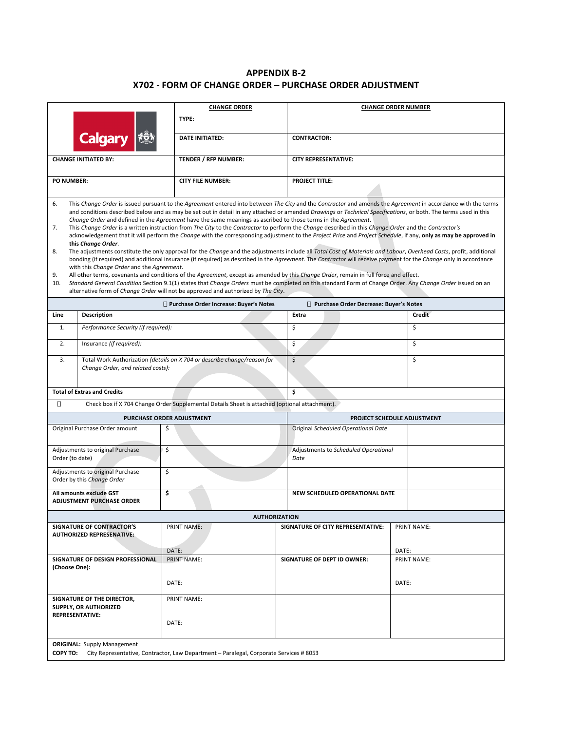# APPENDIX B-2
## X702 - FORM OF CHANGE ORDER – PURCHASE ORDER ADJUSTMENT

| | CHANGE ORDER | CHANGE ORDER NUMBER |
|---|---|---|
| Calgary | TYPE: | |
| | DATE INITIATED: | CONTRACTOR: |
| CHANGE INITIATED BY: | TENDER / RFP NUMBER: | CITY REPRESENTATIVE: |
| PO NUMBER: | CITY FILE NUMBER: | PROJECT TITLE: |

6. This *Change Order* is issued pursuant to the *Agreement* entered into between *The City* and the *Contractor* and amends the *Agreement* in accordance with the terms and conditions described below and as may be set out in detail in any attached or amended *Drawings* or *Technical Specifications*, or both. The terms used in this *Change Order* and defined in the *Agreement* have the same meanings as ascribed to those terms in the *Agreement*.
7. This *Change Order* is a written instruction from *The City* to the *Contractor* to perform the *Change* described in this *Change Order* and the *Contractor's* acknowledgement that it will perform the *Change* with the corresponding adjustment to the *Project Price* and *Project Schedule*, if any, **only as may be approved in this *Change Order***.
8. The adjustments constitute the only approval for the *Change* and the adjustments include all *Total Cost of Materials and Labour*, *Overhead Costs*, profit, additional bonding (if required) and additional insurance (if required) as described in the *Agreement*. The *Contractor* will receive payment for the *Change* only in accordance with this *Change Order* and the *Agreement*.
9. All other terms, covenants and conditions of the *Agreement*, except as amended by this *Change Order*, remain in full force and effect.
10. *Standard General Condition* Section 9.1(1) states that *Change Orders* must be completed on this standard Form of Change Order. Any *Change Order* issued on an alternative form of *Change Order* will not be approved and authorized by *The City*.

| | ☐ Purchase Order Increase: Buyer's Notes | ☐ Purchase Order Decrease: Buyer's Notes | |
|---|---|---|---|
| **Line** | **Description** | **Extra** | **Credit** |
| 1. | *Performance Security (if required):* | $ | $ |
| 2. | Insurance *(if required):* | $ | $ |
| 3. | Total Work Authorization *(details on X 704 or describe change/reason for Change Order, and related costs):* | $ | $ |
| **Total of Extras and Credits** | | **$** | |

☐ Check box if X 704 Change Order Supplemental Details Sheet is attached (optional attachment).

| PURCHASE ORDER ADJUSTMENT | | PROJECT SCHEDULE ADJUSTMENT | |
|---|---|---|---|
| Original Purchase Order amount | $ | Original *Scheduled Operational Date* | |
| Adjustments to original Purchase Order (to date) | $ | Adjustments to *Scheduled Operational Date* | |
| Adjustments to original Purchase Order by this *Change Order* | $ | | |
| **All amounts exclude GST ADJUSTMENT PURCHASE ORDER** | **$** | **NEW SCHEDULED OPERATIONAL DATE** | |

| AUTHORIZATION | | | |
|---|---|---|---|
| **SIGNATURE OF CONTRACTOR'S AUTHORIZED REPRESENATIVE:** | PRINT NAME:<br><br>DATE: | **SIGNATURE OF CITY REPRESENTATIVE:** | PRINT NAME:<br><br>DATE: |
| **SIGNATURE OF DESIGN PROFESSIONAL (Choose One):** | PRINT NAME:<br><br>DATE: | **SIGNATURE OF DEPT ID OWNER:** | PRINT NAME:<br><br>DATE: |
| **SIGNATURE OF THE DIRECTOR, SUPPLY, OR AUTHORIZED REPRESENTATIVE:** | PRINT NAME:<br><br>DATE: | | |

**ORIGINAL:** Supply Management
**COPY TO:** City Representative, Contractor, Law Department – Paralegal, Corporate Services # 8053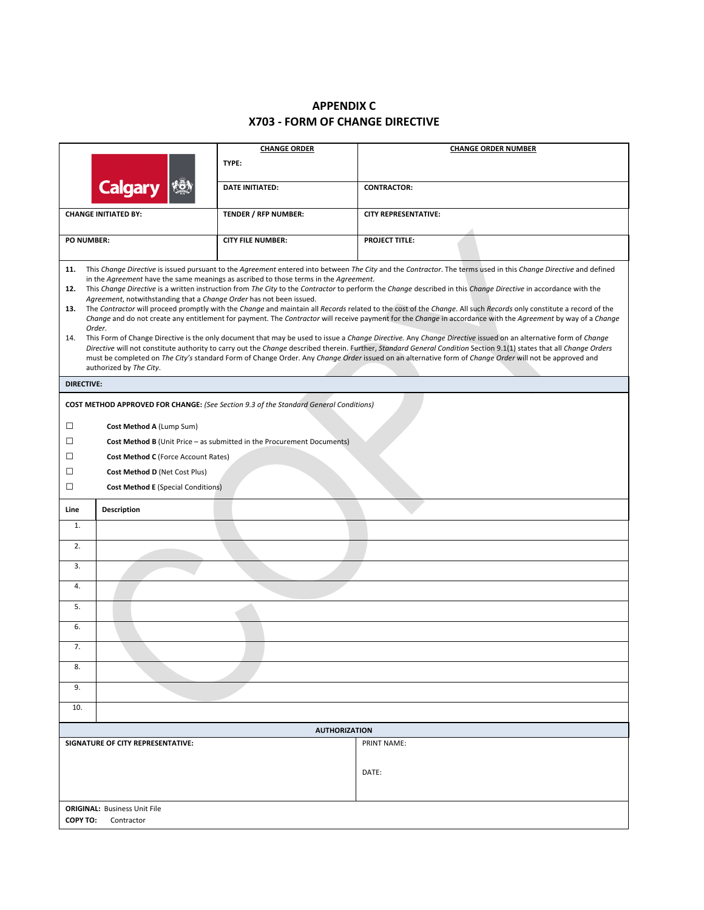# APPENDIX C
# X703 - FORM OF CHANGE DIRECTIVE

| Calgary | **CHANGE ORDER** TYPE: | **CHANGE ORDER NUMBER** |
|---|---|---|
| | **DATE INITIATED:** | **CONTRACTOR:** |
| **CHANGE INITIATED BY:** | **TENDER / RFP NUMBER:** | **CITY REPRESENTATIVE:** |
| **PO NUMBER:** | **CITY FILE NUMBER:** | **PROJECT TITLE:** |

**11.** This *Change Directive* is issued pursuant to the *Agreement* entered into between *The City* and the *Contractor*. The terms used in this *Change Directive* and defined in the *Agreement* have the same meanings as ascribed to those terms in the *Agreement*.

**12.** This *Change Directive* is a written instruction from *The City* to the *Contractor* to perform the *Change* described in this *Change Directive* in accordance with the *Agreement*, notwithstanding that a *Change Order* has not been issued.

**13.** The *Contractor* will proceed promptly with the *Change* and maintain all *Records* related to the cost of the *Change*. All such *Records* only constitute a record of the *Change* and do not create any entitlement for payment. The *Contractor* will receive payment for the *Change* in accordance with the *Agreement* by way of a *Change Order*.

14. This Form of Change Directive is the only document that may be used to issue a *Change Directive*. Any *Change Directive* issued on an alternative form of *Change Directive* will not constitute authority to carry out the *Change* described therein. Further, *Standard General Condition* Section 9.1(1) states that all *Change Orders* must be completed on *The City's* standard Form of Change Order. Any *Change Order* issued on an alternative form of *Change Order* will not be approved and authorized by *The City*.

**DIRECTIVE:**

**COST METHOD APPROVED FOR CHANGE:** *(See Section 9.3 of the Standard General Conditions)*

☐ **Cost Method A** (Lump Sum)

☐ **Cost Method B** (Unit Price – as submitted in the Procurement Documents)

☐ **Cost Method C** (Force Account Rates)

☐ **Cost Method D** (Net Cost Plus)

☐ **Cost Method E** (Special Conditions)

| Line | Description |
|---|---|
| 1. | |
| 2. | |
| 3. | |
| 4. | |
| 5. | |
| 6. | |
| 7. | |
| 8. | |
| 9. | |
| 10. | |

**AUTHORIZATION**

| **SIGNATURE OF CITY REPRESENTATIVE:** | PRINT NAME: <br> DATE: |
|---|---|

**ORIGINAL:** Business Unit File
**COPY TO:** Contractor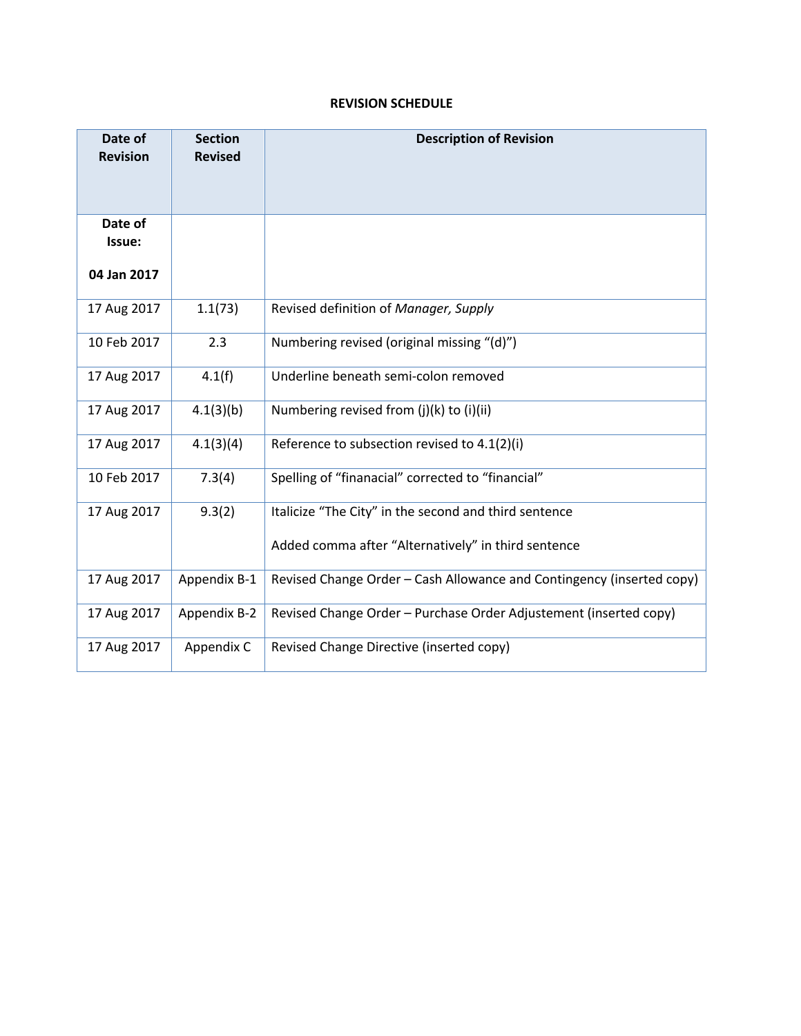**REVISION SCHEDULE**

| Date of Revision | Section Revised | Description of Revision |
|---|---|---|
| **Date of Issue:**<br><br>**04 Jan 2017** | | |
| 17 Aug 2017 | 1.1(73) | Revised definition of *Manager, Supply* |
| 10 Feb 2017 | 2.3 | Numbering revised (original missing “(d)”) |
| 17 Aug 2017 | 4.1(f) | Underline beneath semi-colon removed |
| 17 Aug 2017 | 4.1(3)(b) | Numbering revised from (j)(k) to (i)(ii) |
| 17 Aug 2017 | 4.1(3)(4) | Reference to subsection revised to 4.1(2)(i) |
| 10 Feb 2017 | 7.3(4) | Spelling of “finanacial” corrected to “financial” |
| 17 Aug 2017 | 9.3(2) | Italicize “The City” in the second and third sentence<br><br>Added comma after “Alternatively” in third sentence |
| 17 Aug 2017 | Appendix B-1 | Revised Change Order – Cash Allowance and Contingency (inserted copy) |
| 17 Aug 2017 | Appendix B-2 | Revised Change Order – Purchase Order Adjustement (inserted copy) |
| 17 Aug 2017 | Appendix C | Revised Change Directive (inserted copy) |